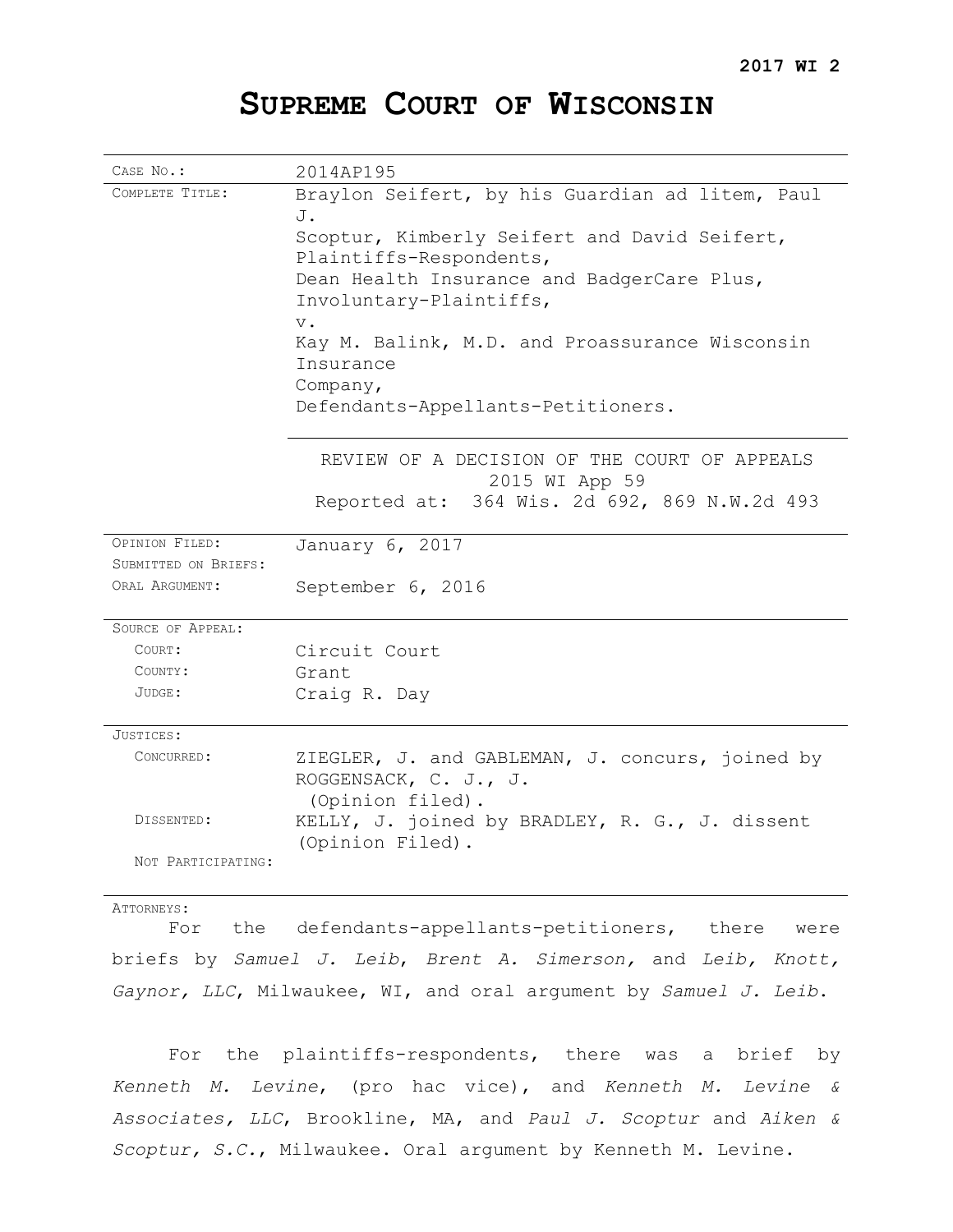**2017 WI 2**

# SUPREME COURT OF WISCONSIN

| | |
|---|---|
| CASE NO.: | 2014AP195 |
| COMPLETE TITLE: | Braylon Seifert, by his Guardian ad litem, Paul J. Scoptur, Kimberly Seifert and David Seifert, Plaintiffs-Respondents, Dean Health Insurance and BadgerCare Plus, Involuntary-Plaintiffs, v. Kay M. Balink, M.D. and Proassurance Wisconsin Insurance Company, Defendants-Appellants-Petitioners. |
| | REVIEW OF A DECISION OF THE COURT OF APPEALS 2015 WI App 59 Reported at: 364 Wis. 2d 692, 869 N.W.2d 493 |
| OPINION FILED: | January 6, 2017 |
| SUBMITTED ON BRIEFS: | |
| ORAL ARGUMENT: | September 6, 2016 |
| SOURCE OF APPEAL: | |
| COURT: | Circuit Court |
| COUNTY: | Grant |
| JUDGE: | Craig R. Day |
| JUSTICES: | |
| CONCURRED: | ZIEGLER, J. and GABLEMAN, J. concurs, joined by ROGGENSACK, C. J., J. (Opinion filed). |
| DISSENTED: | KELLY, J. joined by BRADLEY, R. G., J. dissent (Opinion Filed). |
| NOT PARTICIPATING: | |

ATTORNEYS:

For the defendants-appellants-petitioners, there were briefs by *Samuel J. Leib*, *Brent A. Simerson*, and *Leib, Knott, Gaynor, LLC*, Milwaukee, WI, and oral argument by *Samuel J. Leib*.

For the plaintiffs-respondents, there was a brief by *Kenneth M. Levine*, (pro hac vice), and *Kenneth M. Levine & Associates, LLC*, Brookline, MA, and *Paul J. Scoptur* and *Aiken & Scoptur, S.C.*, Milwaukee. Oral argument by Kenneth M. Levine.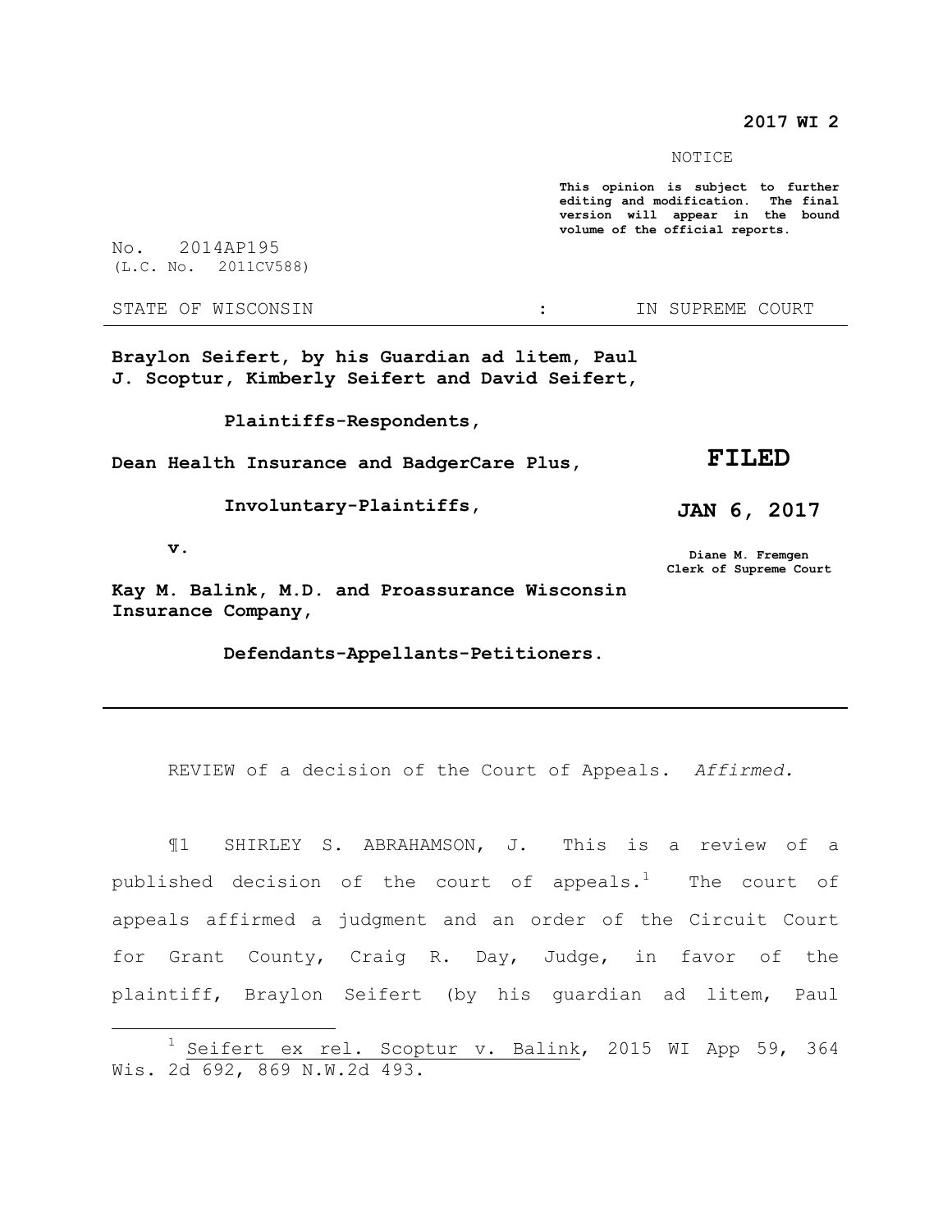**2017 WI 2**

NOTICE

**This opinion is subject to further editing and modification. The final version will appear in the bound volume of the official reports.**

No. 2014AP195
(L.C. No. 2011CV588)

STATE OF WISCONSIN : IN SUPREME COURT

---

**Braylon Seifert, by his Guardian ad litem, Paul J. Scoptur, Kimberly Seifert and David Seifert,**

**Plaintiffs-Respondents,**

**Dean Health Insurance and BadgerCare Plus,**

**Involuntary-Plaintiffs,**

**v.**

**Kay M. Balink, M.D. and Proassurance Wisconsin Insurance Company,**

**Defendants-Appellants-Petitioners.**

**FILED**

**JAN 6, 2017**

**Diane M. Fremgen**
**Clerk of Supreme Court**

---

REVIEW of a decision of the Court of Appeals. *Affirmed.*

¶1 SHIRLEY S. ABRAHAMSON, J. This is a review of a published decision of the court of appeals.[1] The court of appeals affirmed a judgment and an order of the Circuit Court for Grant County, Craig R. Day, Judge, in favor of the plaintiff, Braylon Seifert (by his guardian ad litem, Paul

---

[1] Seifert ex rel. Scoptur v. Balink, 2015 WI App 59, 364 Wis. 2d 692, 869 N.W.2d 493.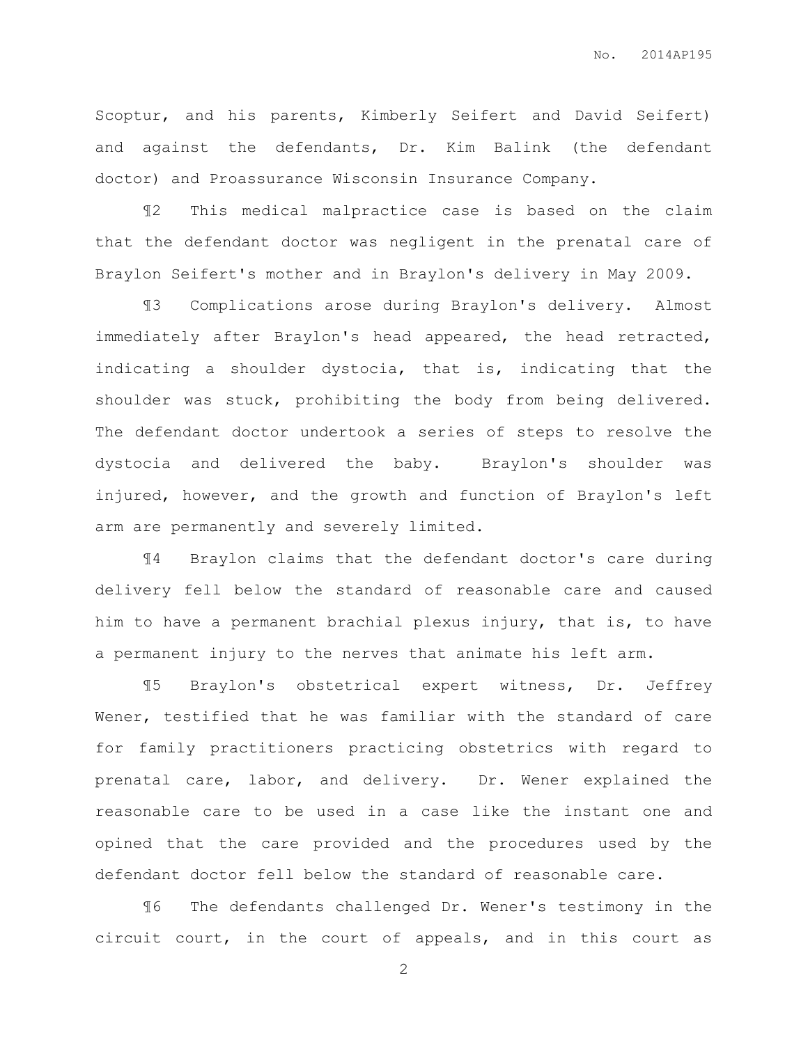Scoptur, and his parents, Kimberly Seifert and David Seifert) and against the defendants, Dr. Kim Balink (the defendant doctor) and Proassurance Wisconsin Insurance Company.

¶2 This medical malpractice case is based on the claim that the defendant doctor was negligent in the prenatal care of Braylon Seifert's mother and in Braylon's delivery in May 2009.

¶3 Complications arose during Braylon's delivery. Almost immediately after Braylon's head appeared, the head retracted, indicating a shoulder dystocia, that is, indicating that the shoulder was stuck, prohibiting the body from being delivered. The defendant doctor undertook a series of steps to resolve the dystocia and delivered the baby. Braylon's shoulder was injured, however, and the growth and function of Braylon's left arm are permanently and severely limited.

¶4 Braylon claims that the defendant doctor's care during delivery fell below the standard of reasonable care and caused him to have a permanent brachial plexus injury, that is, to have a permanent injury to the nerves that animate his left arm.

¶5 Braylon's obstetrical expert witness, Dr. Jeffrey Wener, testified that he was familiar with the standard of care for family practitioners practicing obstetrics with regard to prenatal care, labor, and delivery. Dr. Wener explained the reasonable care to be used in a case like the instant one and opined that the care provided and the procedures used by the defendant doctor fell below the standard of reasonable care.

¶6 The defendants challenged Dr. Wener's testimony in the circuit court, in the court of appeals, and in this court as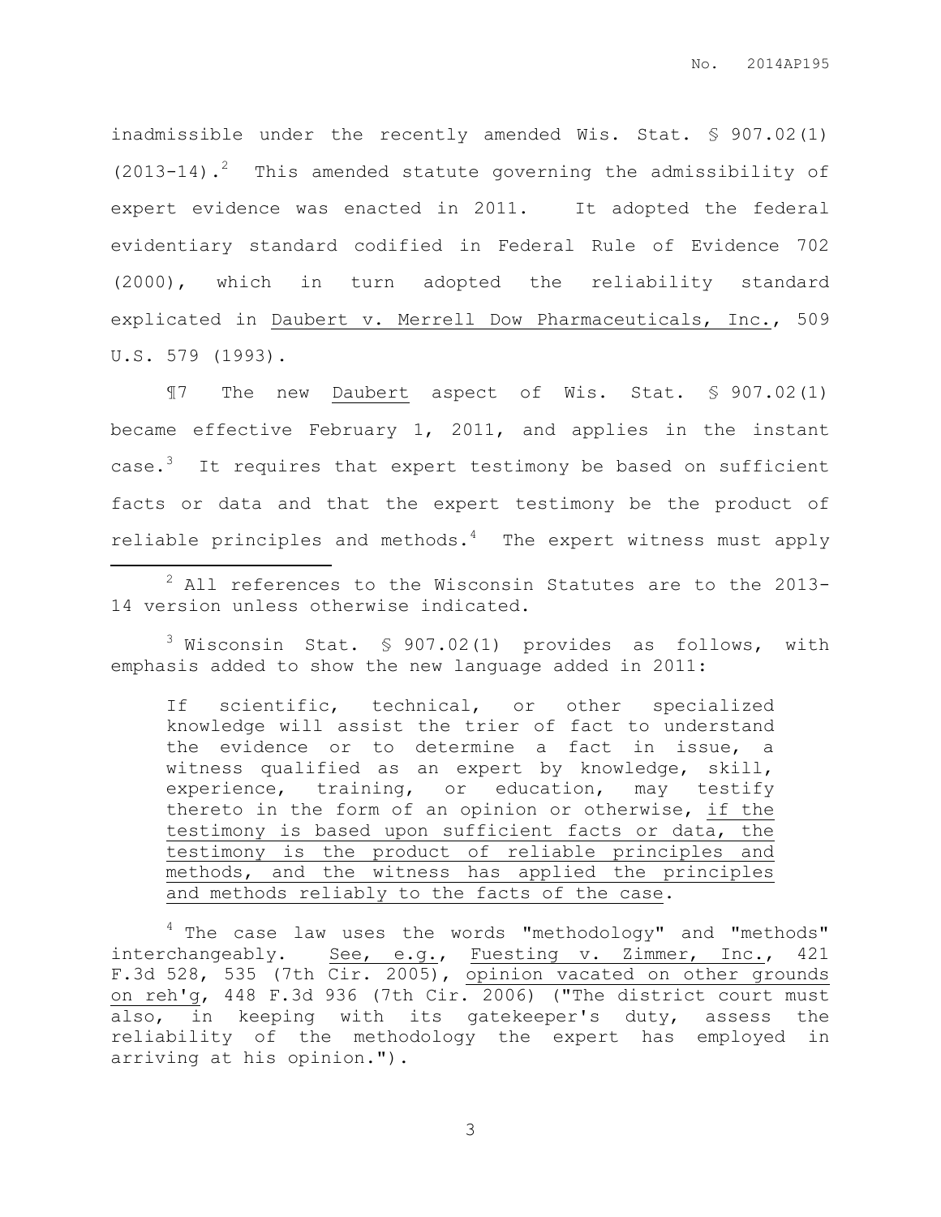inadmissible under the recently amended Wis. Stat. § 907.02(1) (2013-14).[2] This amended statute governing the admissibility of expert evidence was enacted in 2011. It adopted the federal evidentiary standard codified in Federal Rule of Evidence 702 (2000), which in turn adopted the reliability standard explicated in Daubert v. Merrell Dow Pharmaceuticals, Inc., 509 U.S. 579 (1993).

¶7 The new Daubert aspect of Wis. Stat. § 907.02(1) became effective February 1, 2011, and applies in the instant case.[3] It requires that expert testimony be based on sufficient facts or data and that the expert testimony be the product of reliable principles and methods.[4] The expert witness must apply

---

[2] All references to the Wisconsin Statutes are to the 2013-14 version unless otherwise indicated.

[3] Wisconsin Stat. § 907.02(1) provides as follows, with emphasis added to show the new language added in 2011:

> If scientific, technical, or other specialized knowledge will assist the trier of fact to understand the evidence or to determine a fact in issue, a witness qualified as an expert by knowledge, skill, experience, training, or education, may testify thereto in the form of an opinion or otherwise, <u>if the testimony is based upon sufficient facts or data, the testimony is the product of reliable principles and methods, and the witness has applied the principles and methods reliably to the facts of the case</u>.

[4] The case law uses the words "methodology" and "methods" interchangeably. See, e.g., Fuesting v. Zimmer, Inc., 421 F.3d 528, 535 (7th Cir. 2005), opinion vacated on other grounds on reh'g, 448 F.3d 936 (7th Cir. 2006) ("The district court must also, in keeping with its gatekeeper's duty, assess the reliability of the methodology the expert has employed in arriving at his opinion.").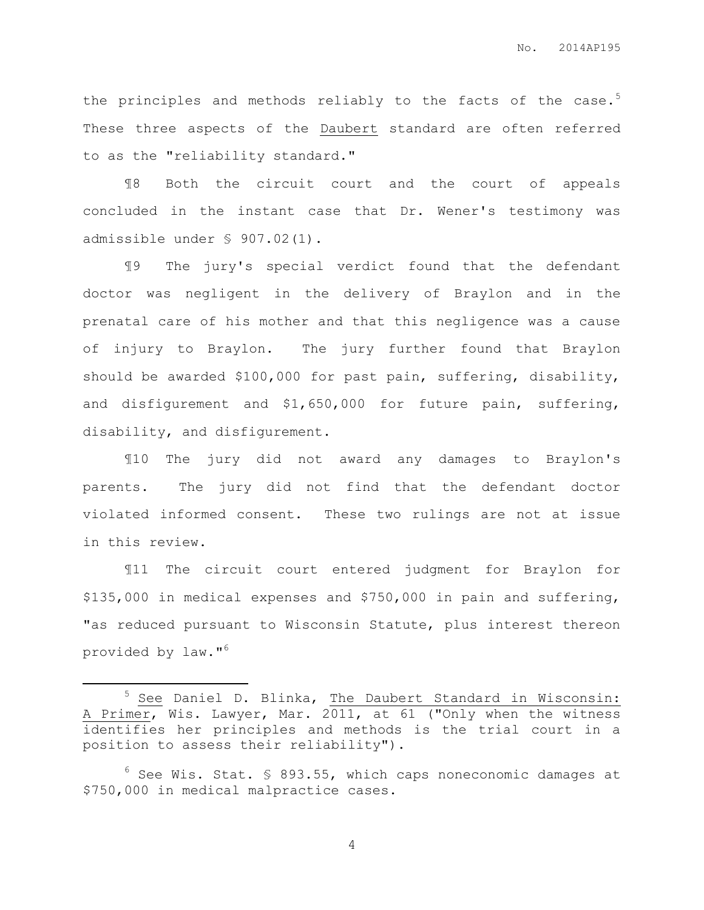the principles and methods reliably to the facts of the case.[5] These three aspects of the Daubert standard are often referred to as the "reliability standard."

¶8 Both the circuit court and the court of appeals concluded in the instant case that Dr. Wener's testimony was admissible under § 907.02(1).

¶9 The jury's special verdict found that the defendant doctor was negligent in the delivery of Braylon and in the prenatal care of his mother and that this negligence was a cause of injury to Braylon. The jury further found that Braylon should be awarded $100,000 for past pain, suffering, disability, and disfigurement and $1,650,000 for future pain, suffering, disability, and disfigurement.

¶10 The jury did not award any damages to Braylon's parents. The jury did not find that the defendant doctor violated informed consent. These two rulings are not at issue in this review.

¶11 The circuit court entered judgment for Braylon for $135,000 in medical expenses and $750,000 in pain and suffering, "as reduced pursuant to Wisconsin Statute, plus interest thereon provided by law."[6]

---

[5] See Daniel D. Blinka, The Daubert Standard in Wisconsin: A Primer, Wis. Lawyer, Mar. 2011, at 61 ("Only when the witness identifies her principles and methods is the trial court in a position to assess their reliability").

[6] See Wis. Stat. § 893.55, which caps noneconomic damages at $750,000 in medical malpractice cases.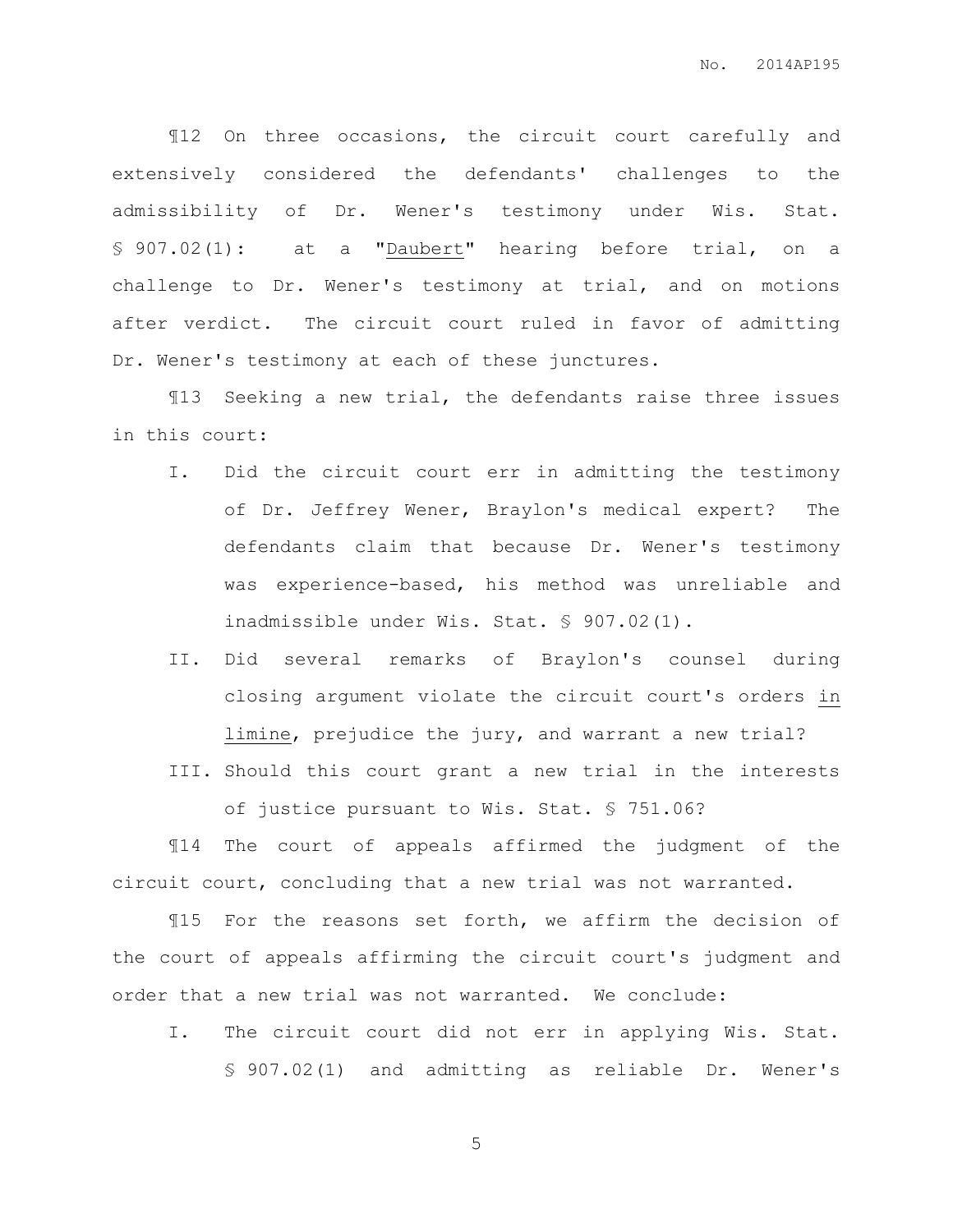¶12 On three occasions, the circuit court carefully and extensively considered the defendants' challenges to the admissibility of Dr. Wener's testimony under Wis. Stat. § 907.02(1): at a "Daubert" hearing before trial, on a challenge to Dr. Wener's testimony at trial, and on motions after verdict. The circuit court ruled in favor of admitting Dr. Wener's testimony at each of these junctures.

¶13 Seeking a new trial, the defendants raise three issues in this court:

I. Did the circuit court err in admitting the testimony of Dr. Jeffrey Wener, Braylon's medical expert? The defendants claim that because Dr. Wener's testimony was experience-based, his method was unreliable and inadmissible under Wis. Stat. § 907.02(1).

II. Did several remarks of Braylon's counsel during closing argument violate the circuit court's orders in limine, prejudice the jury, and warrant a new trial?

III. Should this court grant a new trial in the interests of justice pursuant to Wis. Stat. § 751.06?

¶14 The court of appeals affirmed the judgment of the circuit court, concluding that a new trial was not warranted.

¶15 For the reasons set forth, we affirm the decision of the court of appeals affirming the circuit court's judgment and order that a new trial was not warranted. We conclude:

I. The circuit court did not err in applying Wis. Stat. § 907.02(1) and admitting as reliable Dr. Wener's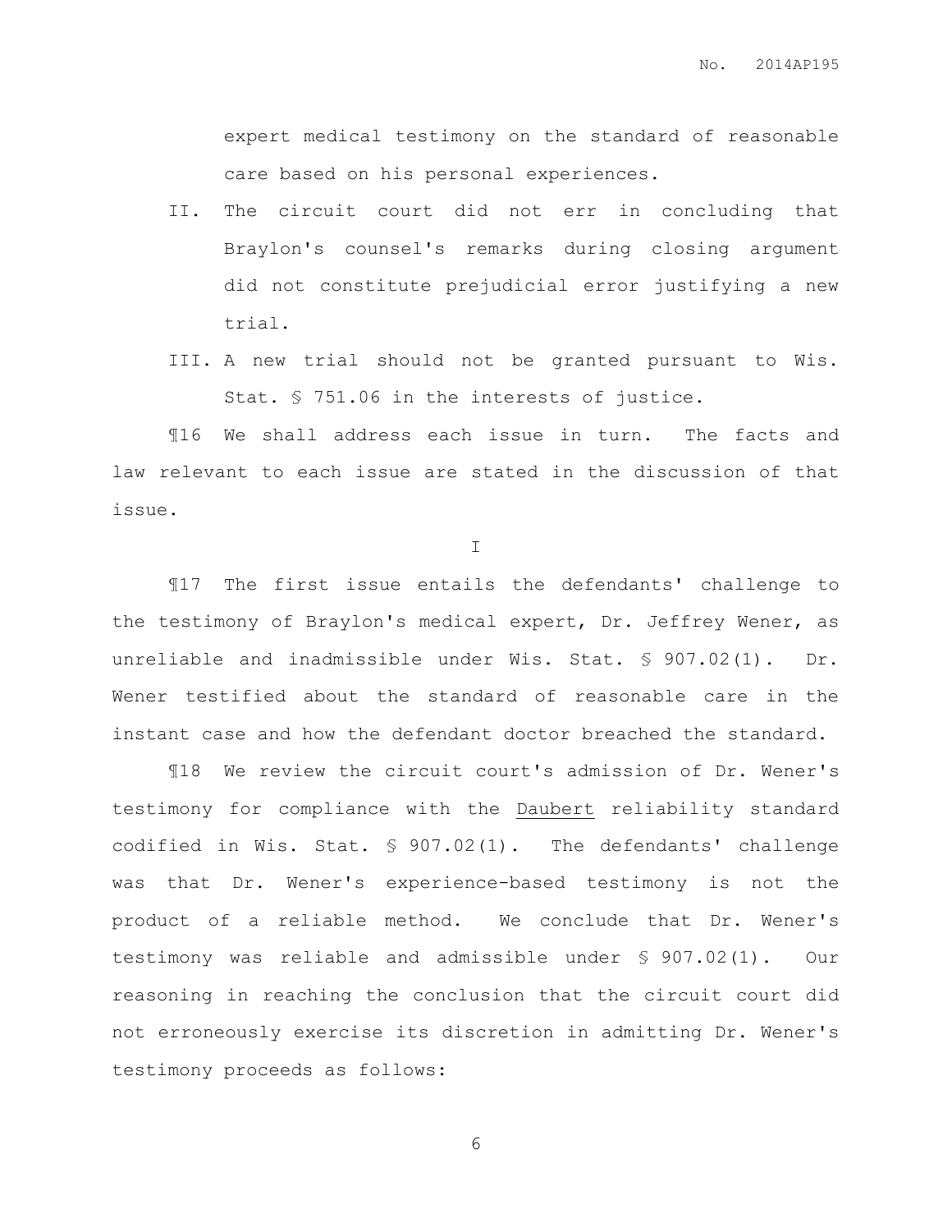expert medical testimony on the standard of reasonable care based on his personal experiences.

II. The circuit court did not err in concluding that Braylon's counsel's remarks during closing argument did not constitute prejudicial error justifying a new trial.

III. A new trial should not be granted pursuant to Wis. Stat. § 751.06 in the interests of justice.

¶16 We shall address each issue in turn. The facts and law relevant to each issue are stated in the discussion of that issue.

I

¶17 The first issue entails the defendants' challenge to the testimony of Braylon's medical expert, Dr. Jeffrey Wener, as unreliable and inadmissible under Wis. Stat. § 907.02(1). Dr. Wener testified about the standard of reasonable care in the instant case and how the defendant doctor breached the standard.

¶18 We review the circuit court's admission of Dr. Wener's testimony for compliance with the Daubert reliability standard codified in Wis. Stat. § 907.02(1). The defendants' challenge was that Dr. Wener's experience-based testimony is not the product of a reliable method. We conclude that Dr. Wener's testimony was reliable and admissible under § 907.02(1). Our reasoning in reaching the conclusion that the circuit court did not erroneously exercise its discretion in admitting Dr. Wener's testimony proceeds as follows: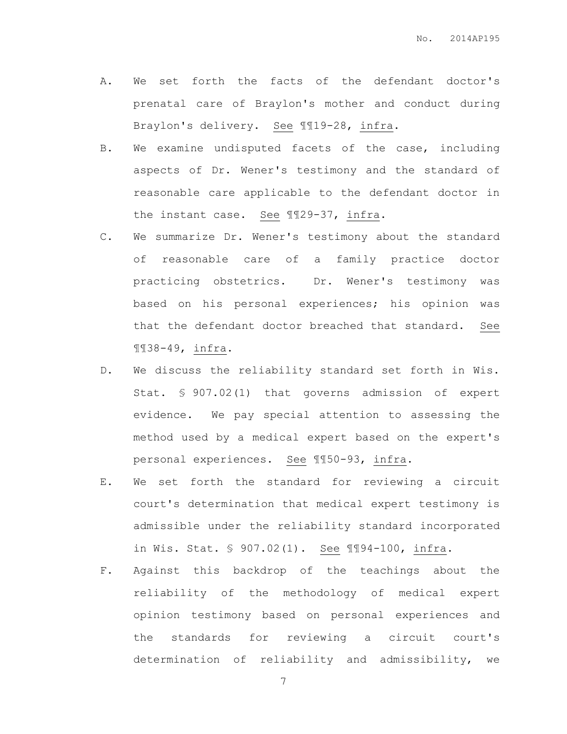A. We set forth the facts of the defendant doctor's prenatal care of Braylon's mother and conduct during Braylon's delivery. See ¶¶19-28, infra.

B. We examine undisputed facets of the case, including aspects of Dr. Wener's testimony and the standard of reasonable care applicable to the defendant doctor in the instant case. See ¶¶29-37, infra.

C. We summarize Dr. Wener's testimony about the standard of reasonable care of a family practice doctor practicing obstetrics. Dr. Wener's testimony was based on his personal experiences; his opinion was that the defendant doctor breached that standard. See ¶¶38-49, infra.

D. We discuss the reliability standard set forth in Wis. Stat. § 907.02(1) that governs admission of expert evidence. We pay special attention to assessing the method used by a medical expert based on the expert's personal experiences. See ¶¶50-93, infra.

E. We set forth the standard for reviewing a circuit court's determination that medical expert testimony is admissible under the reliability standard incorporated in Wis. Stat. § 907.02(1). See ¶¶94-100, infra.

F. Against this backdrop of the teachings about the reliability of the methodology of medical expert opinion testimony based on personal experiences and the standards for reviewing a circuit court's determination of reliability and admissibility, we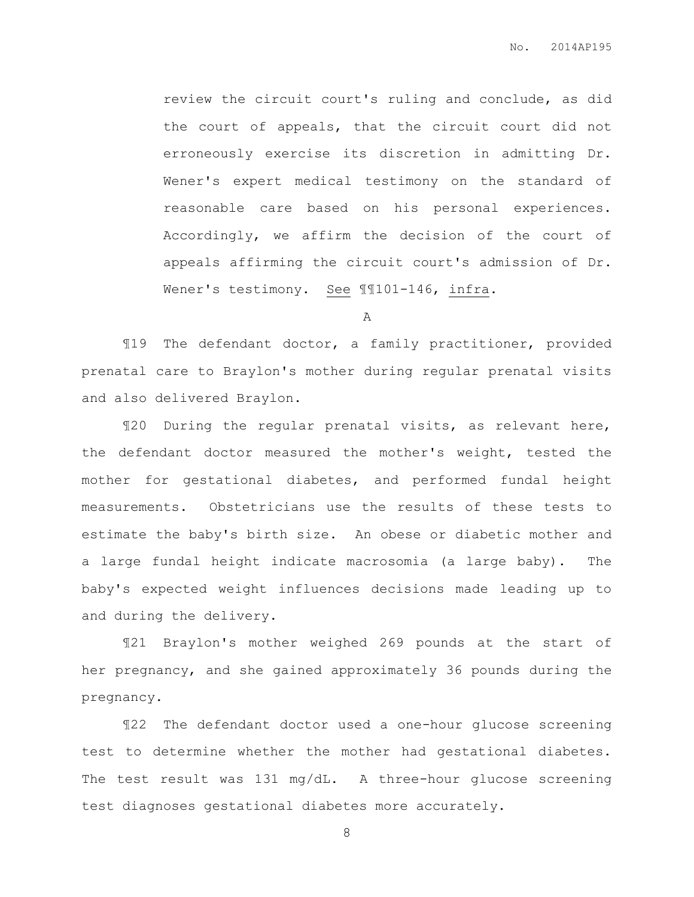review the circuit court's ruling and conclude, as did the court of appeals, that the circuit court did not erroneously exercise its discretion in admitting Dr. Wener's expert medical testimony on the standard of reasonable care based on his personal experiences. Accordingly, we affirm the decision of the court of appeals affirming the circuit court's admission of Dr. Wener's testimony. See ¶¶101-146, infra.

A

¶19 The defendant doctor, a family practitioner, provided prenatal care to Braylon's mother during regular prenatal visits and also delivered Braylon.

¶20 During the regular prenatal visits, as relevant here, the defendant doctor measured the mother's weight, tested the mother for gestational diabetes, and performed fundal height measurements. Obstetricians use the results of these tests to estimate the baby's birth size. An obese or diabetic mother and a large fundal height indicate macrosomia (a large baby). The baby's expected weight influences decisions made leading up to and during the delivery.

¶21 Braylon's mother weighed 269 pounds at the start of her pregnancy, and she gained approximately 36 pounds during the pregnancy.

¶22 The defendant doctor used a one-hour glucose screening test to determine whether the mother had gestational diabetes. The test result was 131 mg/dL. A three-hour glucose screening test diagnoses gestational diabetes more accurately.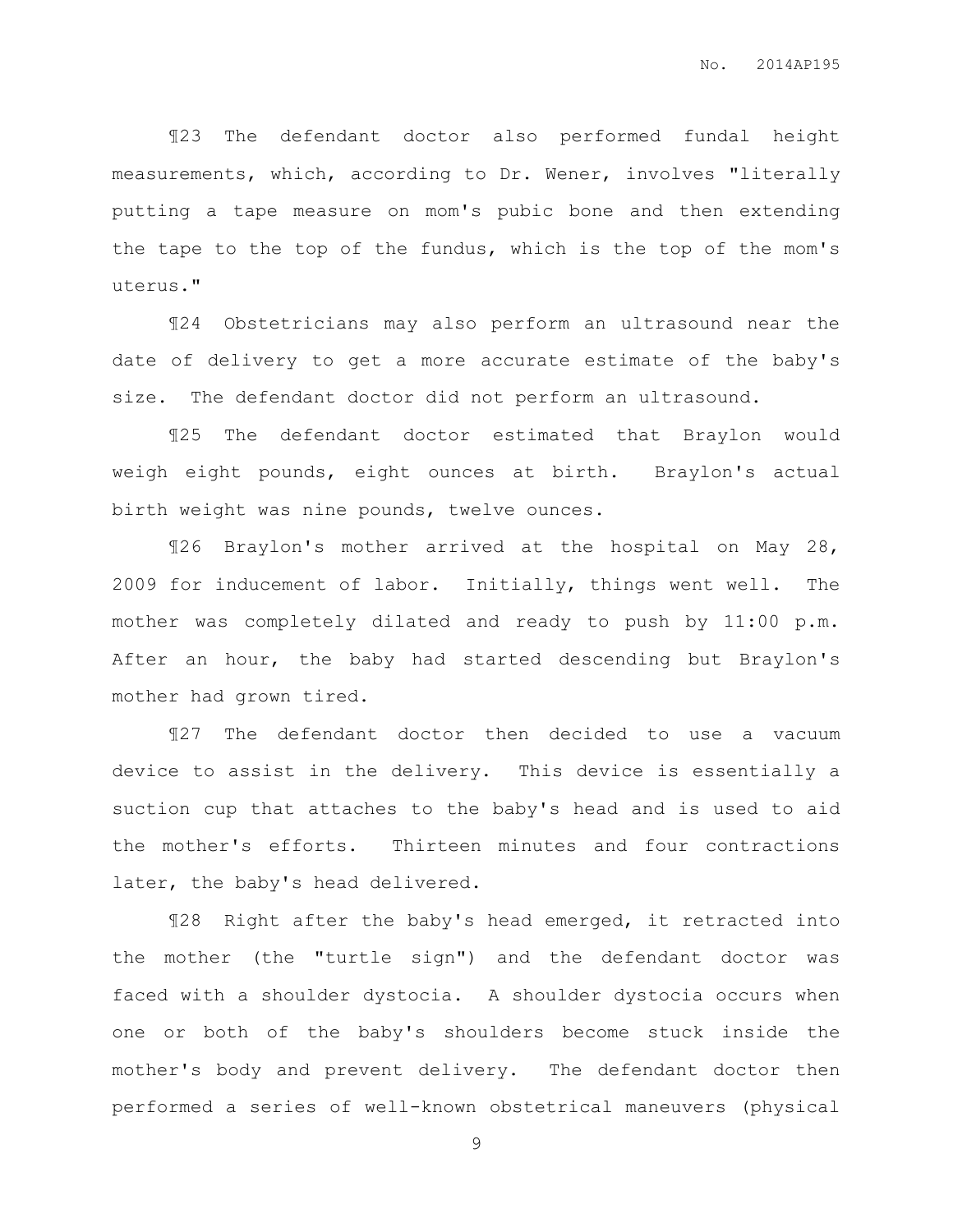¶23 The defendant doctor also performed fundal height measurements, which, according to Dr. Wener, involves "literally putting a tape measure on mom's pubic bone and then extending the tape to the top of the fundus, which is the top of the mom's uterus."

¶24 Obstetricians may also perform an ultrasound near the date of delivery to get a more accurate estimate of the baby's size. The defendant doctor did not perform an ultrasound.

¶25 The defendant doctor estimated that Braylon would weigh eight pounds, eight ounces at birth. Braylon's actual birth weight was nine pounds, twelve ounces.

¶26 Braylon's mother arrived at the hospital on May 28, 2009 for inducement of labor. Initially, things went well. The mother was completely dilated and ready to push by 11:00 p.m. After an hour, the baby had started descending but Braylon's mother had grown tired.

¶27 The defendant doctor then decided to use a vacuum device to assist in the delivery. This device is essentially a suction cup that attaches to the baby's head and is used to aid the mother's efforts. Thirteen minutes and four contractions later, the baby's head delivered.

¶28 Right after the baby's head emerged, it retracted into the mother (the "turtle sign") and the defendant doctor was faced with a shoulder dystocia. A shoulder dystocia occurs when one or both of the baby's shoulders become stuck inside the mother's body and prevent delivery. The defendant doctor then performed a series of well-known obstetrical maneuvers (physical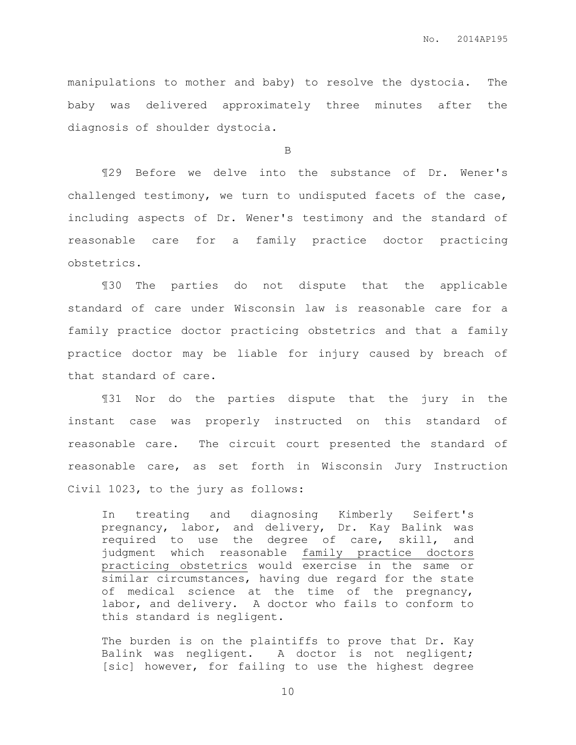manipulations to mother and baby) to resolve the dystocia. The baby was delivered approximately three minutes after the diagnosis of shoulder dystocia.

B

¶29 Before we delve into the substance of Dr. Wener's challenged testimony, we turn to undisputed facets of the case, including aspects of Dr. Wener's testimony and the standard of reasonable care for a family practice doctor practicing obstetrics.

¶30 The parties do not dispute that the applicable standard of care under Wisconsin law is reasonable care for a family practice doctor practicing obstetrics and that a family practice doctor may be liable for injury caused by breach of that standard of care.

¶31 Nor do the parties dispute that the jury in the instant case was properly instructed on this standard of reasonable care. The circuit court presented the standard of reasonable care, as set forth in Wisconsin Jury Instruction Civil 1023, to the jury as follows:

> In treating and diagnosing Kimberly Seifert's pregnancy, labor, and delivery, Dr. Kay Balink was required to use the degree of care, skill, and judgment which reasonable <u>family practice doctors practicing obstetrics</u> would exercise in the same or similar circumstances, having due regard for the state of medical science at the time of the pregnancy, labor, and delivery. A doctor who fails to conform to this standard is negligent.
>
> The burden is on the plaintiffs to prove that Dr. Kay Balink was negligent. A doctor is not negligent; [sic] however, for failing to use the highest degree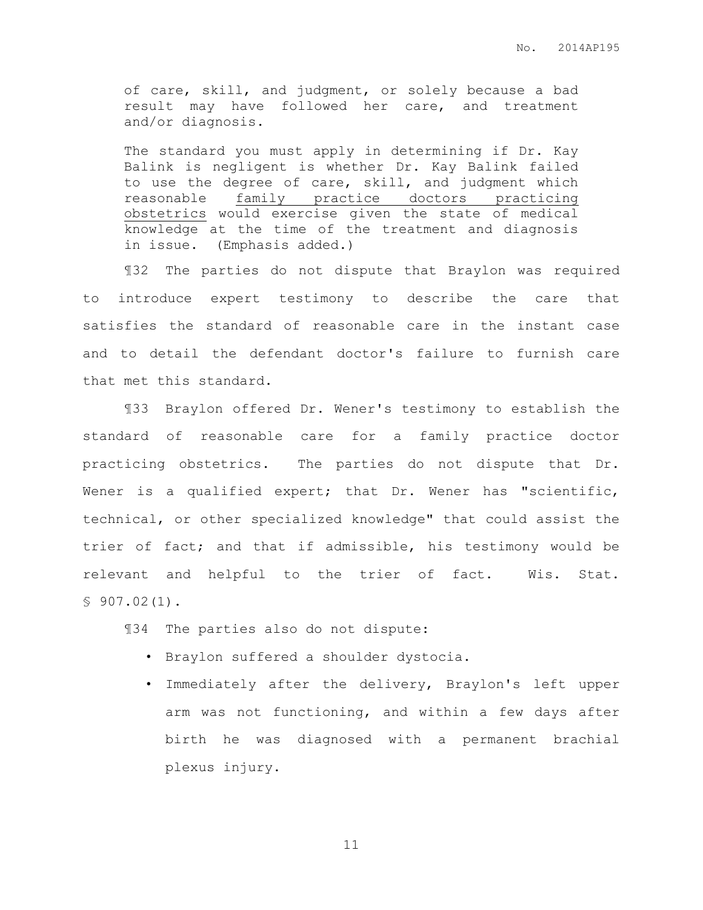> of care, skill, and judgment, or solely because a bad result may have followed her care, and treatment and/or diagnosis.
>
> The standard you must apply in determining if Dr. Kay Balink is negligent is whether Dr. Kay Balink failed to use the degree of care, skill, and judgment which reasonable <u>family practice doctors practicing obstetrics</u> would exercise given the state of medical knowledge at the time of the treatment and diagnosis in issue. (Emphasis added.)

¶32 The parties do not dispute that Braylon was required to introduce expert testimony to describe the care that satisfies the standard of reasonable care in the instant case and to detail the defendant doctor's failure to furnish care that met this standard.

¶33 Braylon offered Dr. Wener's testimony to establish the standard of reasonable care for a family practice doctor practicing obstetrics. The parties do not dispute that Dr. Wener is a qualified expert; that Dr. Wener has "scientific, technical, or other specialized knowledge" that could assist the trier of fact; and that if admissible, his testimony would be relevant and helpful to the trier of fact. Wis. Stat. § 907.02(1).

¶34 The parties also do not dispute:

- Braylon suffered a shoulder dystocia.
- Immediately after the delivery, Braylon's left upper arm was not functioning, and within a few days after birth he was diagnosed with a permanent brachial plexus injury.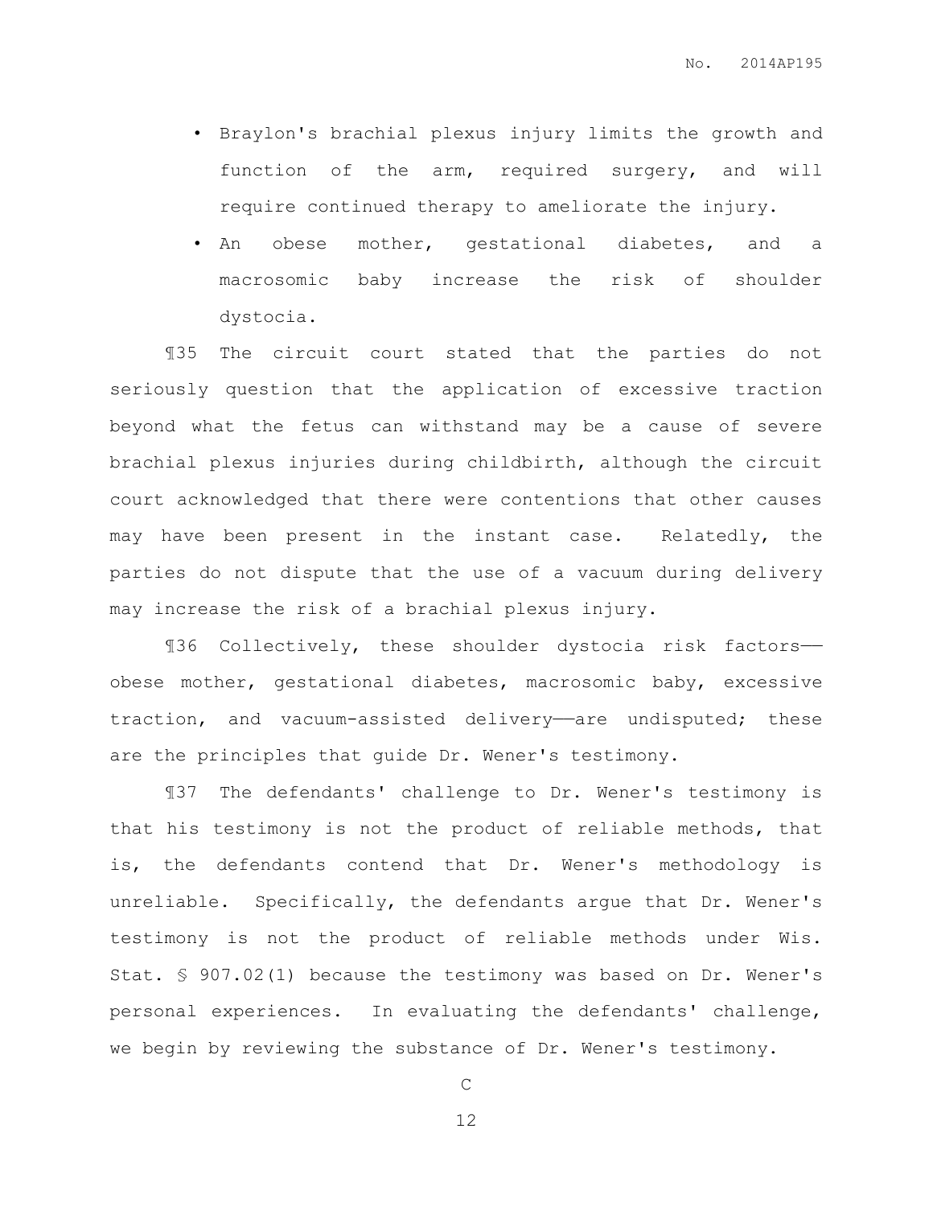- Braylon's brachial plexus injury limits the growth and function of the arm, required surgery, and will require continued therapy to ameliorate the injury.
- An obese mother, gestational diabetes, and a macrosomic baby increase the risk of shoulder dystocia.

¶35 The circuit court stated that the parties do not seriously question that the application of excessive traction beyond what the fetus can withstand may be a cause of severe brachial plexus injuries during childbirth, although the circuit court acknowledged that there were contentions that other causes may have been present in the instant case. Relatedly, the parties do not dispute that the use of a vacuum during delivery may increase the risk of a brachial plexus injury.

¶36 Collectively, these shoulder dystocia risk factors——obese mother, gestational diabetes, macrosomic baby, excessive traction, and vacuum-assisted delivery——are undisputed; these are the principles that guide Dr. Wener's testimony.

¶37 The defendants' challenge to Dr. Wener's testimony is that his testimony is not the product of reliable methods, that is, the defendants contend that Dr. Wener's methodology is unreliable. Specifically, the defendants argue that Dr. Wener's testimony is not the product of reliable methods under Wis. Stat. § 907.02(1) because the testimony was based on Dr. Wener's personal experiences. In evaluating the defendants' challenge, we begin by reviewing the substance of Dr. Wener's testimony.

C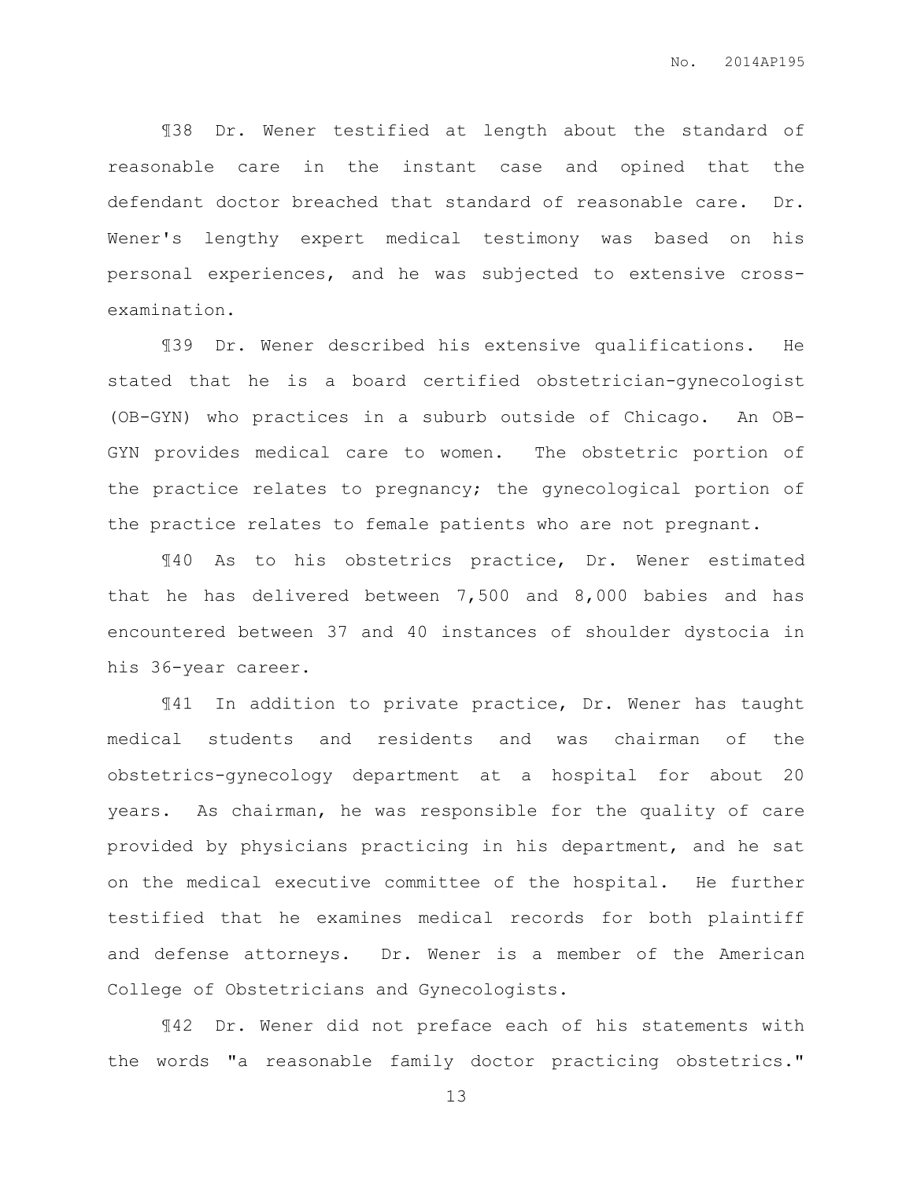¶38 Dr. Wener testified at length about the standard of reasonable care in the instant case and opined that the defendant doctor breached that standard of reasonable care. Dr. Wener's lengthy expert medical testimony was based on his personal experiences, and he was subjected to extensive cross-examination.

¶39 Dr. Wener described his extensive qualifications. He stated that he is a board certified obstetrician-gynecologist (OB-GYN) who practices in a suburb outside of Chicago. An OB-GYN provides medical care to women. The obstetric portion of the practice relates to pregnancy; the gynecological portion of the practice relates to female patients who are not pregnant.

¶40 As to his obstetrics practice, Dr. Wener estimated that he has delivered between 7,500 and 8,000 babies and has encountered between 37 and 40 instances of shoulder dystocia in his 36-year career.

¶41 In addition to private practice, Dr. Wener has taught medical students and residents and was chairman of the obstetrics-gynecology department at a hospital for about 20 years. As chairman, he was responsible for the quality of care provided by physicians practicing in his department, and he sat on the medical executive committee of the hospital. He further testified that he examines medical records for both plaintiff and defense attorneys. Dr. Wener is a member of the American College of Obstetricians and Gynecologists.

¶42 Dr. Wener did not preface each of his statements with the words "a reasonable family doctor practicing obstetrics."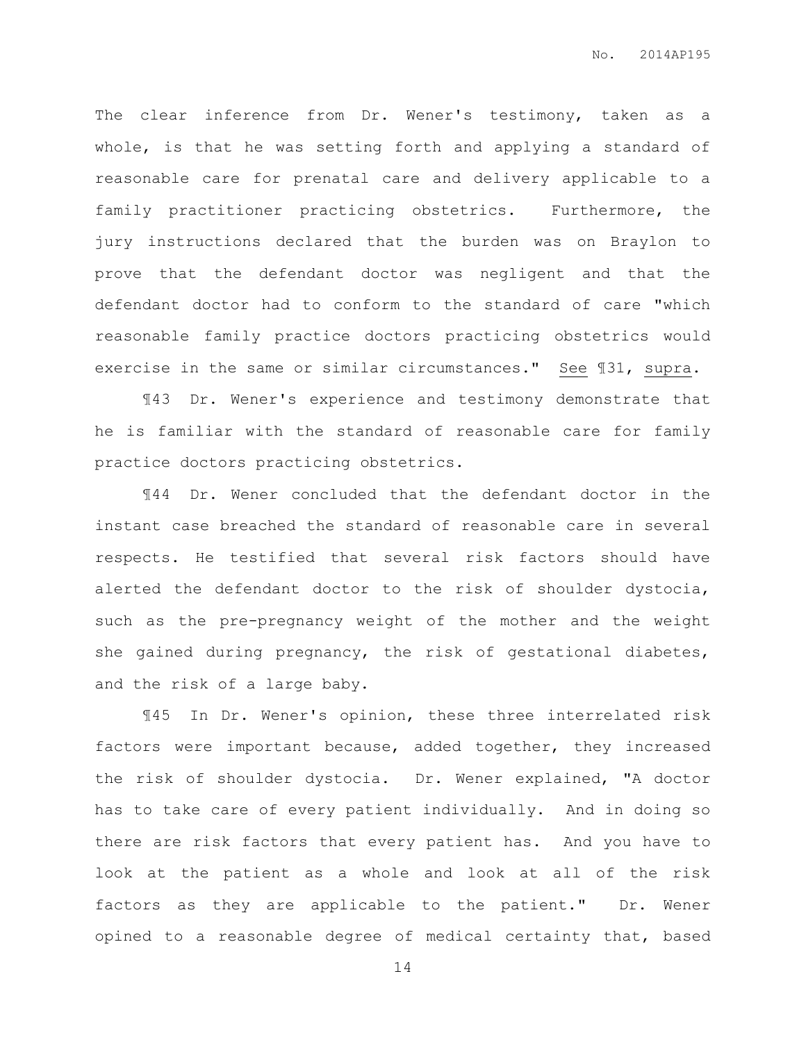The clear inference from Dr. Wener's testimony, taken as a whole, is that he was setting forth and applying a standard of reasonable care for prenatal care and delivery applicable to a family practitioner practicing obstetrics. Furthermore, the jury instructions declared that the burden was on Braylon to prove that the defendant doctor was negligent and that the defendant doctor had to conform to the standard of care "which reasonable family practice doctors practicing obstetrics would exercise in the same or similar circumstances." See ¶31, supra.

¶43 Dr. Wener's experience and testimony demonstrate that he is familiar with the standard of reasonable care for family practice doctors practicing obstetrics.

¶44 Dr. Wener concluded that the defendant doctor in the instant case breached the standard of reasonable care in several respects. He testified that several risk factors should have alerted the defendant doctor to the risk of shoulder dystocia, such as the pre-pregnancy weight of the mother and the weight she gained during pregnancy, the risk of gestational diabetes, and the risk of a large baby.

¶45 In Dr. Wener's opinion, these three interrelated risk factors were important because, added together, they increased the risk of shoulder dystocia. Dr. Wener explained, "A doctor has to take care of every patient individually. And in doing so there are risk factors that every patient has. And you have to look at the patient as a whole and look at all of the risk factors as they are applicable to the patient." Dr. Wener opined to a reasonable degree of medical certainty that, based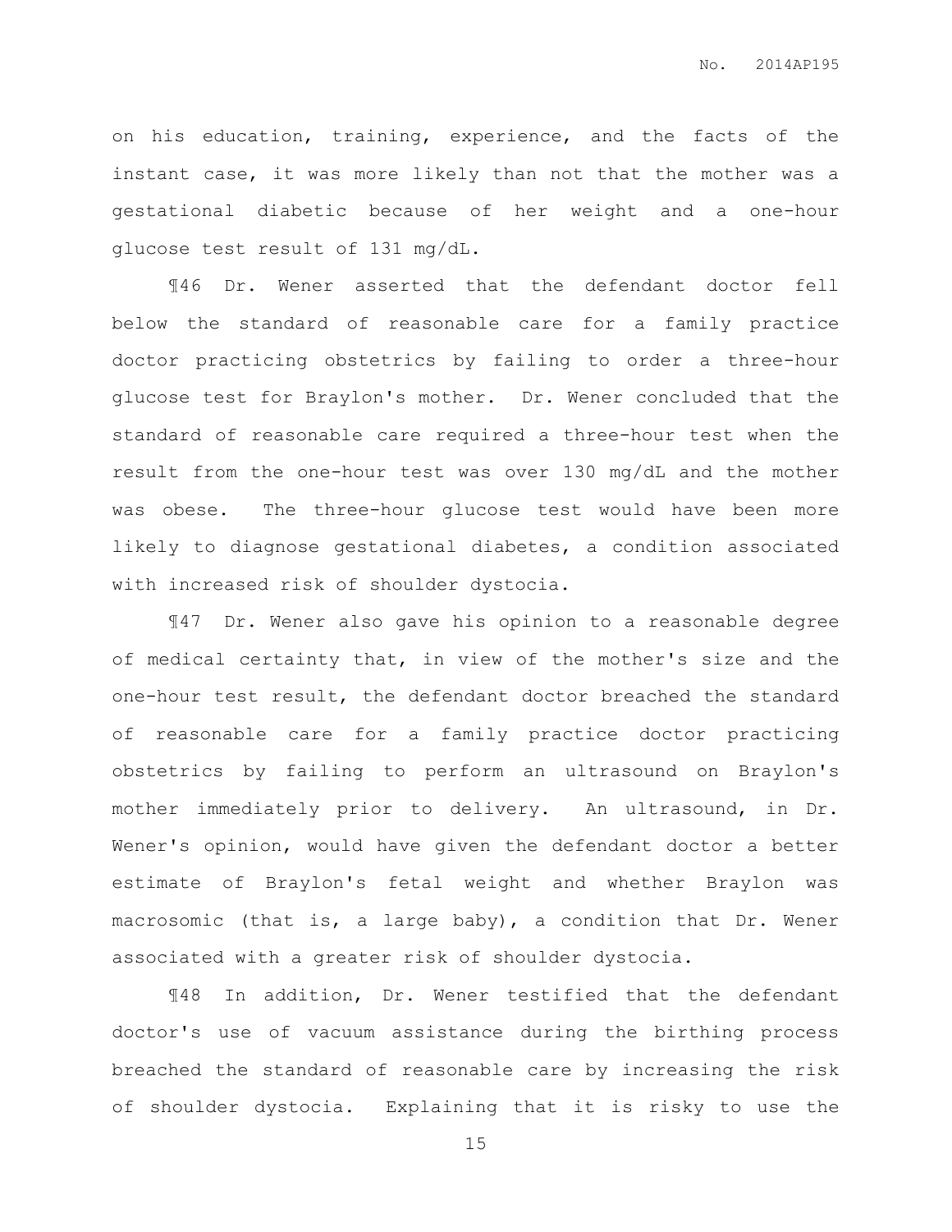on his education, training, experience, and the facts of the instant case, it was more likely than not that the mother was a gestational diabetic because of her weight and a one-hour glucose test result of 131 mg/dL.

¶46 Dr. Wener asserted that the defendant doctor fell below the standard of reasonable care for a family practice doctor practicing obstetrics by failing to order a three-hour glucose test for Braylon's mother. Dr. Wener concluded that the standard of reasonable care required a three-hour test when the result from the one-hour test was over 130 mg/dL and the mother was obese. The three-hour glucose test would have been more likely to diagnose gestational diabetes, a condition associated with increased risk of shoulder dystocia.

¶47 Dr. Wener also gave his opinion to a reasonable degree of medical certainty that, in view of the mother's size and the one-hour test result, the defendant doctor breached the standard of reasonable care for a family practice doctor practicing obstetrics by failing to perform an ultrasound on Braylon's mother immediately prior to delivery. An ultrasound, in Dr. Wener's opinion, would have given the defendant doctor a better estimate of Braylon's fetal weight and whether Braylon was macrosomic (that is, a large baby), a condition that Dr. Wener associated with a greater risk of shoulder dystocia.

¶48 In addition, Dr. Wener testified that the defendant doctor's use of vacuum assistance during the birthing process breached the standard of reasonable care by increasing the risk of shoulder dystocia. Explaining that it is risky to use the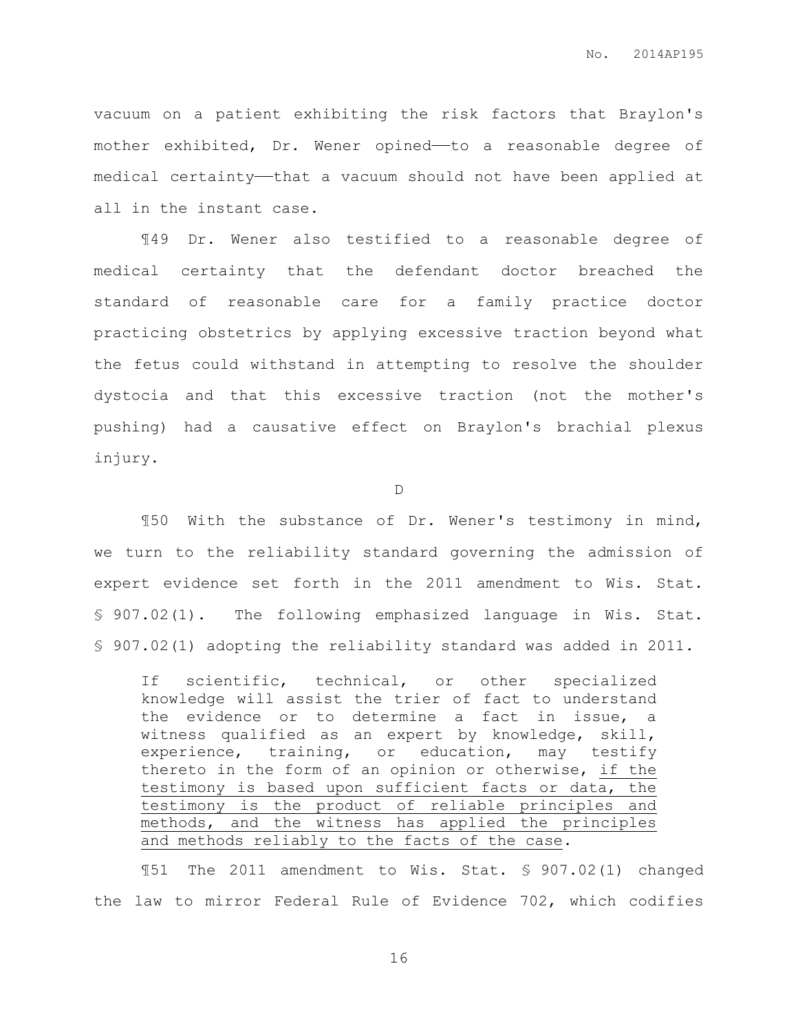vacuum on a patient exhibiting the risk factors that Braylon's mother exhibited, Dr. Wener opined——to a reasonable degree of medical certainty——that a vacuum should not have been applied at all in the instant case.

¶49 Dr. Wener also testified to a reasonable degree of medical certainty that the defendant doctor breached the standard of reasonable care for a family practice doctor practicing obstetrics by applying excessive traction beyond what the fetus could withstand in attempting to resolve the shoulder dystocia and that this excessive traction (not the mother's pushing) had a causative effect on Braylon's brachial plexus injury.

D

¶50 With the substance of Dr. Wener's testimony in mind, we turn to the reliability standard governing the admission of expert evidence set forth in the 2011 amendment to Wis. Stat. § 907.02(1). The following emphasized language in Wis. Stat. § 907.02(1) adopting the reliability standard was added in 2011.

> If scientific, technical, or other specialized knowledge will assist the trier of fact to understand the evidence or to determine a fact in issue, a witness qualified as an expert by knowledge, skill, experience, training, or education, may testify thereto in the form of an opinion or otherwise, <u>if the testimony is based upon sufficient facts or data, the testimony is the product of reliable principles and methods, and the witness has applied the principles and methods reliably to the facts of the case</u>.

¶51 The 2011 amendment to Wis. Stat. § 907.02(1) changed the law to mirror Federal Rule of Evidence 702, which codifies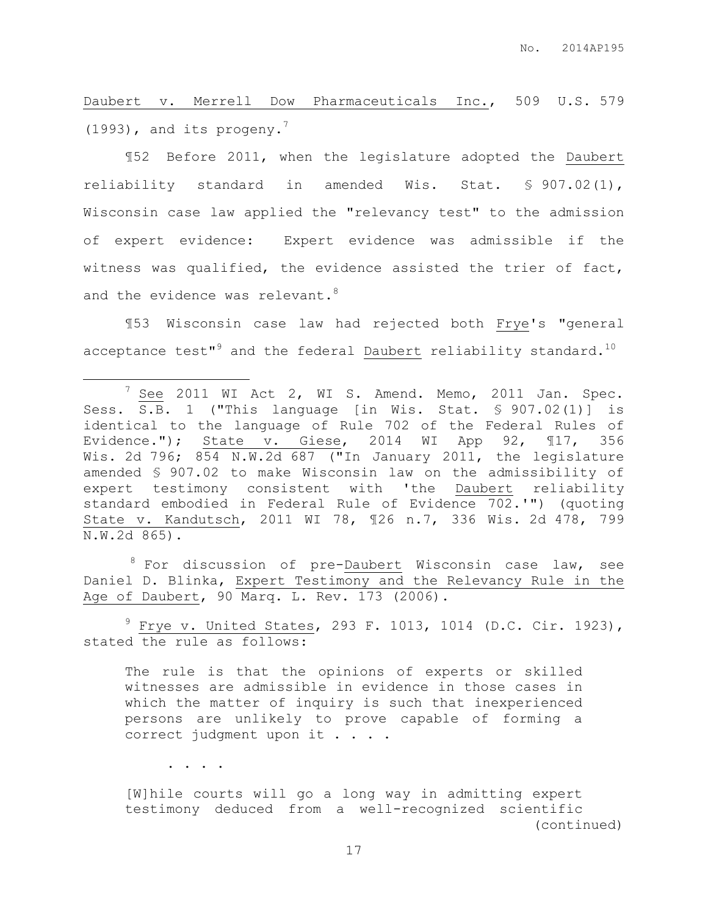Daubert v. Merrell Dow Pharmaceuticals Inc., 509 U.S. 579 (1993), and its progeny.[7]

¶52 Before 2011, when the legislature adopted the Daubert reliability standard in amended Wis. Stat. § 907.02(1), Wisconsin case law applied the "relevancy test" to the admission of expert evidence: Expert evidence was admissible if the witness was qualified, the evidence assisted the trier of fact, and the evidence was relevant.[8]

¶53 Wisconsin case law had rejected both Frye's "general acceptance test"[9] and the federal Daubert reliability standard.[10]

---

[7] See 2011 WI Act 2, WI S. Amend. Memo, 2011 Jan. Spec. Sess. S.B. 1 ("This language [in Wis. Stat. § 907.02(1)] is identical to the language of Rule 702 of the Federal Rules of Evidence."); State v. Giese, 2014 WI App 92, ¶17, 356 Wis. 2d 796; 854 N.W.2d 687 ("In January 2011, the legislature amended § 907.02 to make Wisconsin law on the admissibility of expert testimony consistent with 'the Daubert reliability standard embodied in Federal Rule of Evidence 702.'") (quoting State v. Kandutsch, 2011 WI 78, ¶26 n.7, 336 Wis. 2d 478, 799 N.W.2d 865).

[8] For discussion of pre-Daubert Wisconsin case law, see Daniel D. Blinka, Expert Testimony and the Relevancy Rule in the Age of Daubert, 90 Marq. L. Rev. 173 (2006).

[9] Frye v. United States, 293 F. 1013, 1014 (D.C. Cir. 1923), stated the rule as follows:

> The rule is that the opinions of experts or skilled witnesses are admissible in evidence in those cases in which the matter of inquiry is such that inexperienced persons are unlikely to prove capable of forming a correct judgment upon it . . . .
>
> . . . .
>
> [W]hile courts will go a long way in admitting expert testimony deduced from a well-recognized scientific

(continued)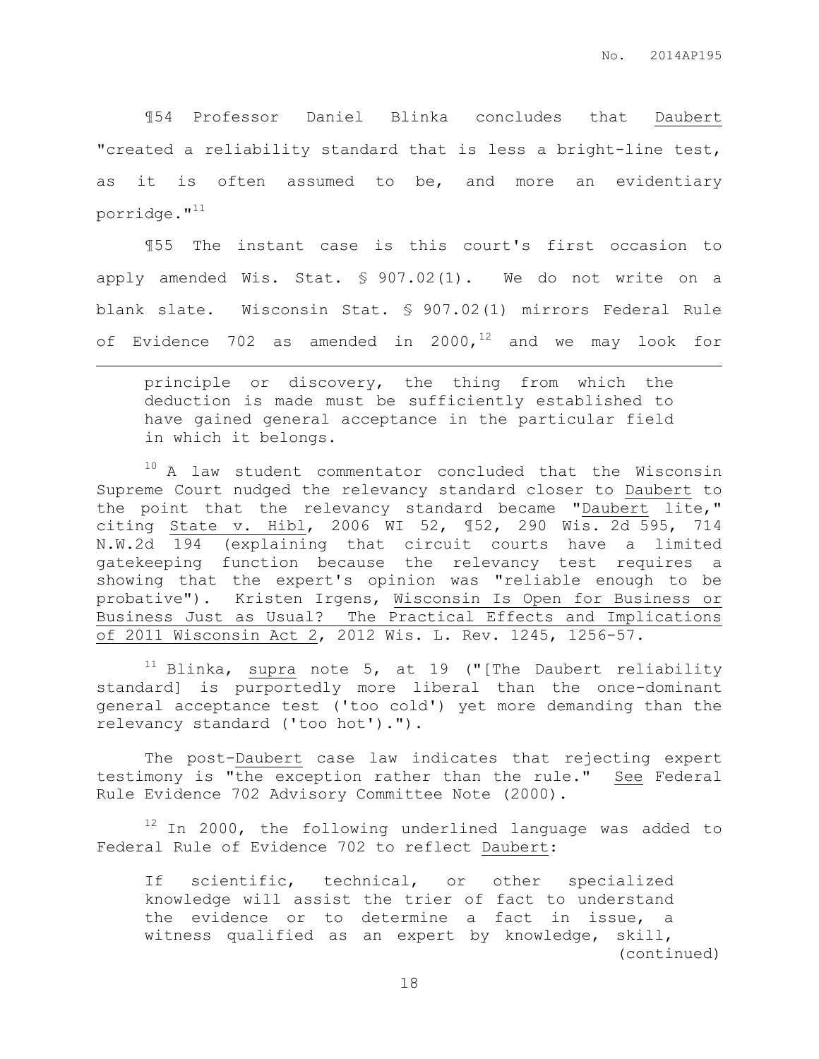¶54 Professor Daniel Blinka concludes that Daubert "created a reliability standard that is less a bright-line test, as it is often assumed to be, and more an evidentiary porridge."[11]

¶55 The instant case is this court's first occasion to apply amended Wis. Stat. § 907.02(1). We do not write on a blank slate. Wisconsin Stat. § 907.02(1) mirrors Federal Rule of Evidence 702 as amended in 2000,[12] and we may look for

---

> principle or discovery, the thing from which the deduction is made must be sufficiently established to have gained general acceptance in the particular field in which it belongs.

[10] A law student commentator concluded that the Wisconsin Supreme Court nudged the relevancy standard closer to Daubert to the point that the relevancy standard became "Daubert lite," citing State v. Hibl, 2006 WI 52, ¶52, 290 Wis. 2d 595, 714 N.W.2d 194 (explaining that circuit courts have a limited gatekeeping function because the relevancy test requires a showing that the expert's opinion was "reliable enough to be probative"). Kristen Irgens, Wisconsin Is Open for Business or Business Just as Usual? The Practical Effects and Implications of 2011 Wisconsin Act 2, 2012 Wis. L. Rev. 1245, 1256-57.

[11] Blinka, supra note 5, at 19 ("[The Daubert reliability standard] is purportedly more liberal than the once-dominant general acceptance test ('too cold') yet more demanding than the relevancy standard ('too hot').").

The post-Daubert case law indicates that rejecting expert testimony is "the exception rather than the rule." See Federal Rule Evidence 702 Advisory Committee Note (2000).

[12] In 2000, the following underlined language was added to Federal Rule of Evidence 702 to reflect Daubert:

> If scientific, technical, or other specialized knowledge will assist the trier of fact to understand the evidence or to determine a fact in issue, a witness qualified as an expert by knowledge, skill, (continued)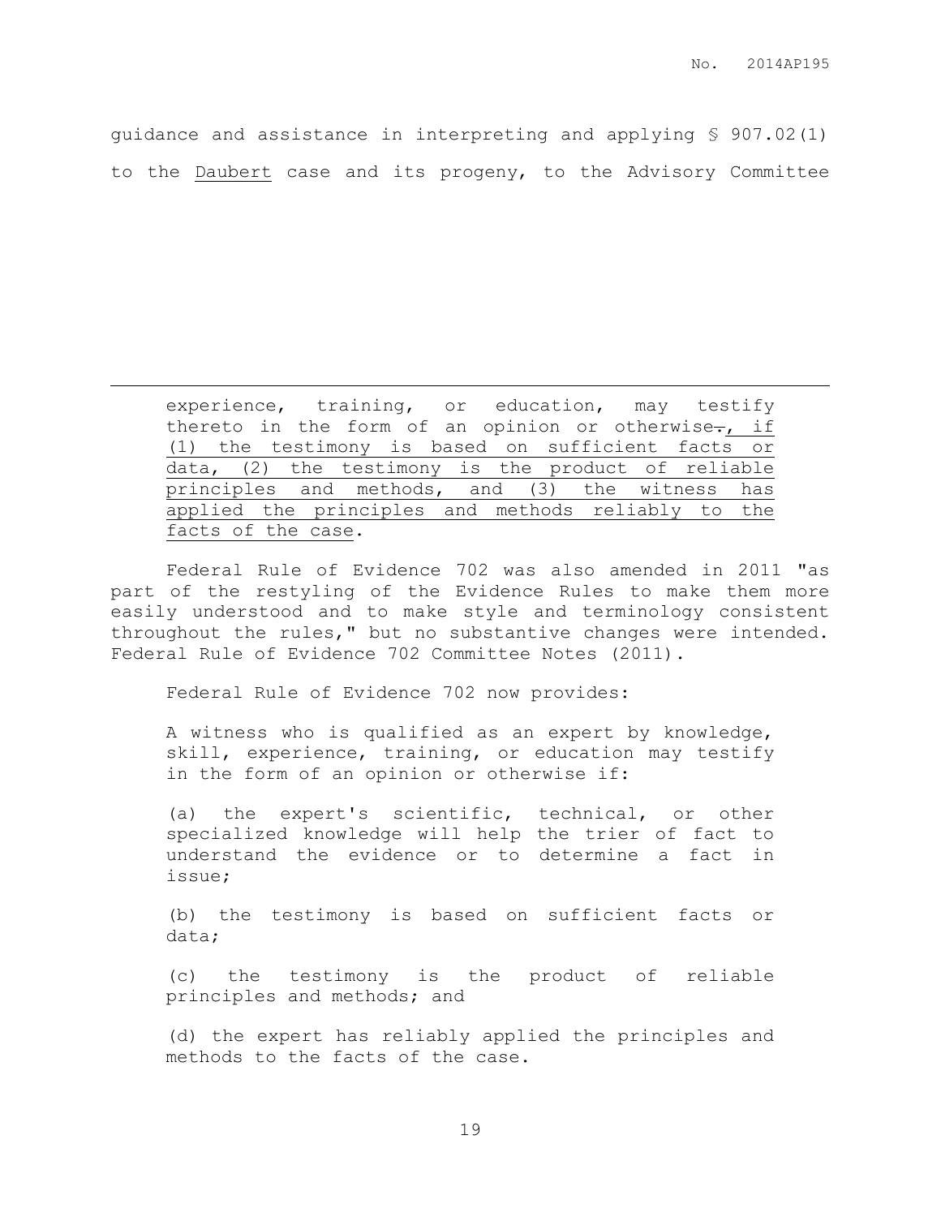guidance and assistance in interpreting and applying § 907.02(1) to the Daubert case and its progeny, to the Advisory Committee

---

> experience, training, or education, may testify thereto in the form of an opinion or otherwise~~.~~<u>, if (1) the testimony is based on sufficient facts or data, (2) the testimony is the product of reliable principles and methods, and (3) the witness has applied the principles and methods reliably to the facts of the case</u>.

Federal Rule of Evidence 702 was also amended in 2011 "as part of the restyling of the Evidence Rules to make them more easily understood and to make style and terminology consistent throughout the rules," but no substantive changes were intended. Federal Rule of Evidence 702 Committee Notes (2011).

Federal Rule of Evidence 702 now provides:

> A witness who is qualified as an expert by knowledge, skill, experience, training, or education may testify in the form of an opinion or otherwise if:
>
> (a) the expert's scientific, technical, or other specialized knowledge will help the trier of fact to understand the evidence or to determine a fact in issue;
>
> (b) the testimony is based on sufficient facts or data;
>
> (c) the testimony is the product of reliable principles and methods; and
>
> (d) the expert has reliably applied the principles and methods to the facts of the case.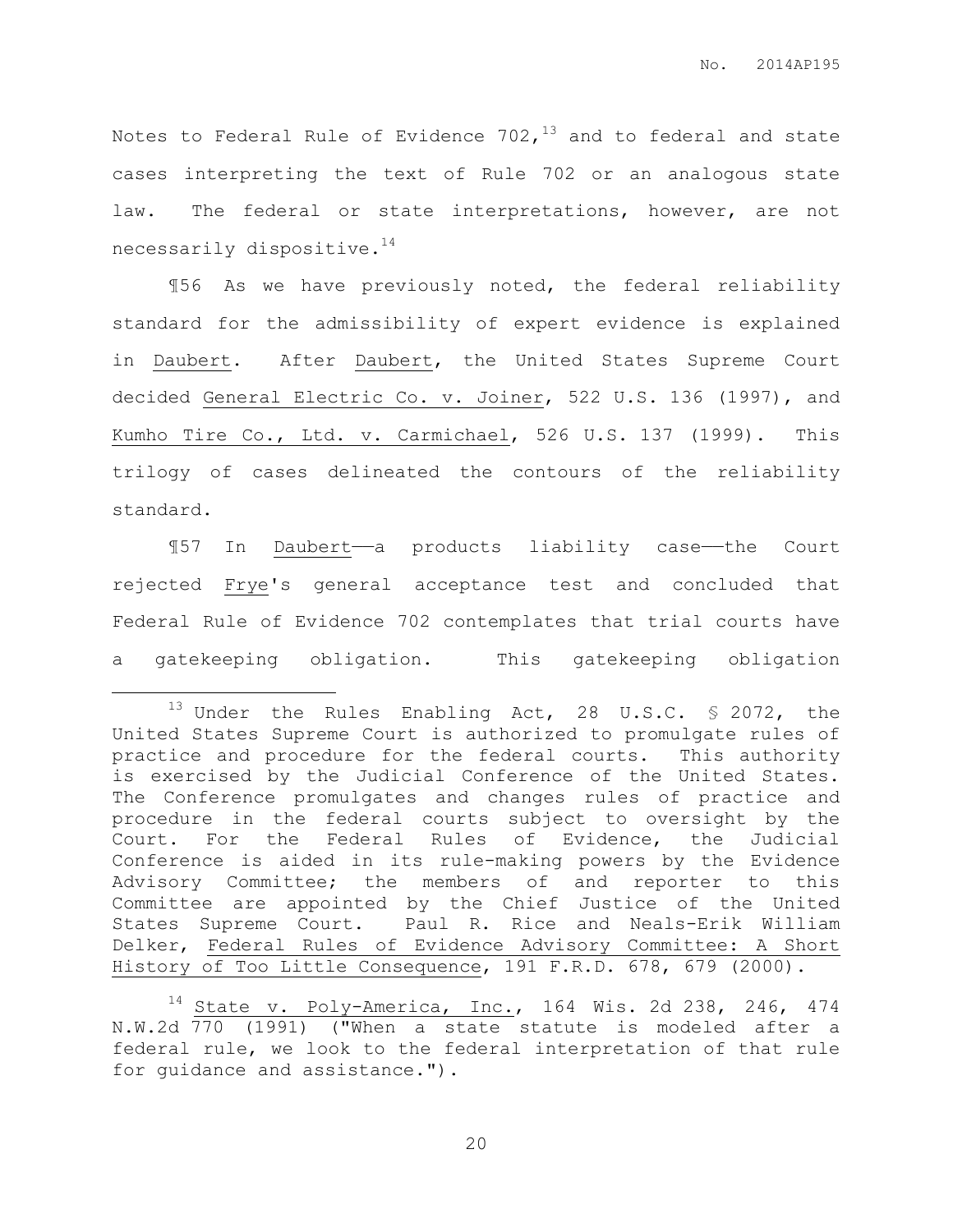Notes to Federal Rule of Evidence 702,[13] and to federal and state cases interpreting the text of Rule 702 or an analogous state law. The federal or state interpretations, however, are not necessarily dispositive.[14]

¶56 As we have previously noted, the federal reliability standard for the admissibility of expert evidence is explained in Daubert. After Daubert, the United States Supreme Court decided General Electric Co. v. Joiner, 522 U.S. 136 (1997), and Kumho Tire Co., Ltd. v. Carmichael, 526 U.S. 137 (1999). This trilogy of cases delineated the contours of the reliability standard.

¶57 In Daubert——a products liability case——the Court rejected Frye's general acceptance test and concluded that Federal Rule of Evidence 702 contemplates that trial courts have a gatekeeping obligation. This gatekeeping obligation

---

[13] Under the Rules Enabling Act, 28 U.S.C. § 2072, the United States Supreme Court is authorized to promulgate rules of practice and procedure for the federal courts. This authority is exercised by the Judicial Conference of the United States. The Conference promulgates and changes rules of practice and procedure in the federal courts subject to oversight by the Court. For the Federal Rules of Evidence, the Judicial Conference is aided in its rule-making powers by the Evidence Advisory Committee; the members of and reporter to this Committee are appointed by the Chief Justice of the United States Supreme Court. Paul R. Rice and Neals-Erik William Delker, Federal Rules of Evidence Advisory Committee: A Short History of Too Little Consequence, 191 F.R.D. 678, 679 (2000).

[14] State v. Poly-America, Inc., 164 Wis. 2d 238, 246, 474 N.W.2d 770 (1991) ("When a state statute is modeled after a federal rule, we look to the federal interpretation of that rule for guidance and assistance.").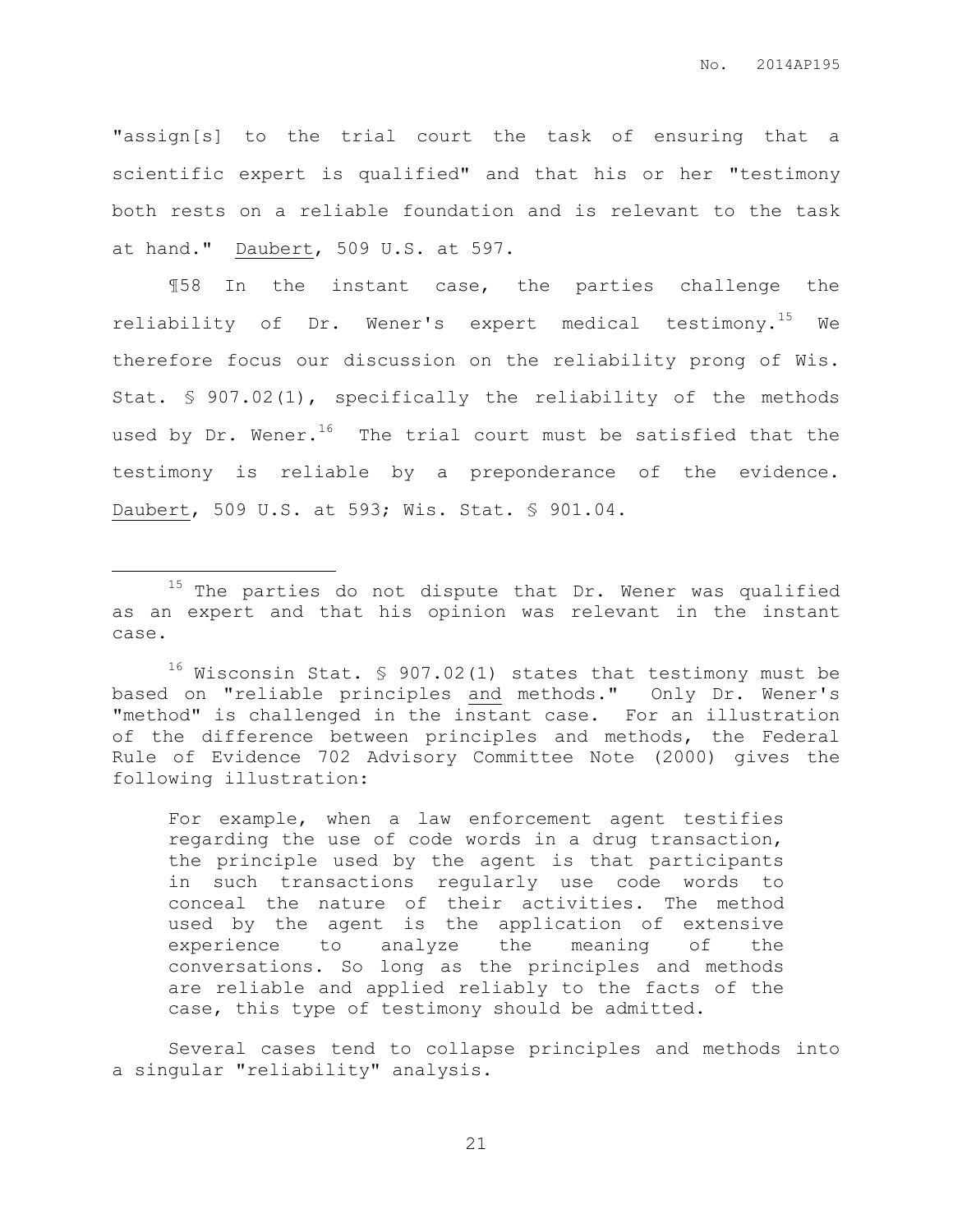"assign[s] to the trial court the task of ensuring that a scientific expert is qualified" and that his or her "testimony both rests on a reliable foundation and is relevant to the task at hand." Daubert, 509 U.S. at 597.

¶58 In the instant case, the parties challenge the reliability of Dr. Wener's expert medical testimony.[15] We therefore focus our discussion on the reliability prong of Wis. Stat. § 907.02(1), specifically the reliability of the methods used by Dr. Wener.[16] The trial court must be satisfied that the testimony is reliable by a preponderance of the evidence. Daubert, 509 U.S. at 593; Wis. Stat. § 901.04.

---

[15] The parties do not dispute that Dr. Wener was qualified as an expert and that his opinion was relevant in the instant case.

[16] Wisconsin Stat. § 907.02(1) states that testimony must be based on "reliable principles and methods." Only Dr. Wener's "method" is challenged in the instant case. For an illustration of the difference between principles and methods, the Federal Rule of Evidence 702 Advisory Committee Note (2000) gives the following illustration:

> For example, when a law enforcement agent testifies regarding the use of code words in a drug transaction, the principle used by the agent is that participants in such transactions regularly use code words to conceal the nature of their activities. The method used by the agent is the application of extensive experience to analyze the meaning of the conversations. So long as the principles and methods are reliable and applied reliably to the facts of the case, this type of testimony should be admitted.

Several cases tend to collapse principles and methods into a singular "reliability" analysis.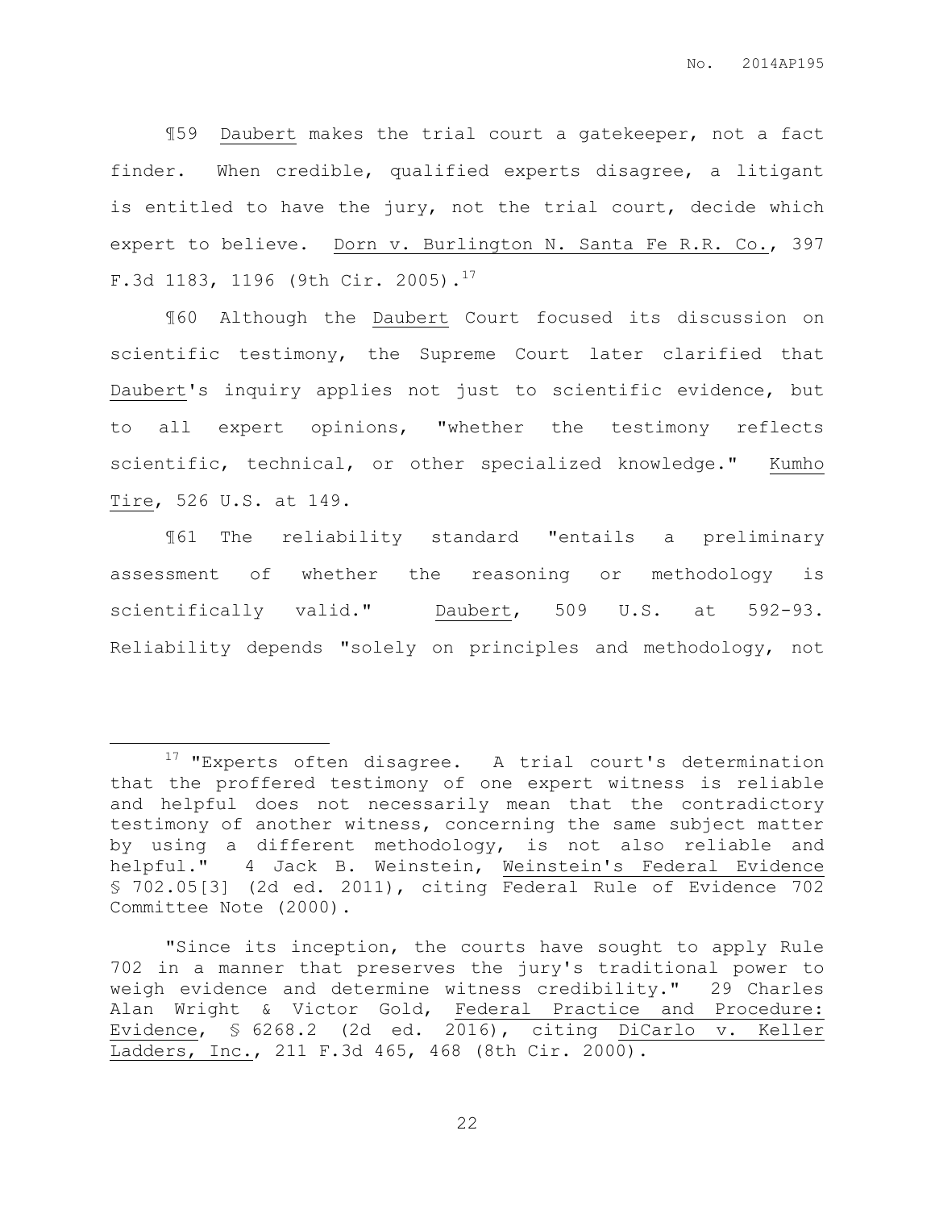¶59 Daubert makes the trial court a gatekeeper, not a fact finder. When credible, qualified experts disagree, a litigant is entitled to have the jury, not the trial court, decide which expert to believe. Dorn v. Burlington N. Santa Fe R.R. Co., 397 F.3d 1183, 1196 (9th Cir. 2005).[17]

¶60 Although the Daubert Court focused its discussion on scientific testimony, the Supreme Court later clarified that Daubert's inquiry applies not just to scientific evidence, but to all expert opinions, "whether the testimony reflects scientific, technical, or other specialized knowledge." Kumho Tire, 526 U.S. at 149.

¶61 The reliability standard "entails a preliminary assessment of whether the reasoning or methodology is scientifically valid." Daubert, 509 U.S. at 592-93. Reliability depends "solely on principles and methodology, not

---

[17] "Experts often disagree. A trial court's determination that the proffered testimony of one expert witness is reliable and helpful does not necessarily mean that the contradictory testimony of another witness, concerning the same subject matter by using a different methodology, is not also reliable and helpful." 4 Jack B. Weinstein, Weinstein's Federal Evidence § 702.05[3] (2d ed. 2011), citing Federal Rule of Evidence 702 Committee Note (2000).

"Since its inception, the courts have sought to apply Rule 702 in a manner that preserves the jury's traditional power to weigh evidence and determine witness credibility." 29 Charles Alan Wright & Victor Gold, Federal Practice and Procedure: Evidence, § 6268.2 (2d ed. 2016), citing DiCarlo v. Keller Ladders, Inc., 211 F.3d 465, 468 (8th Cir. 2000).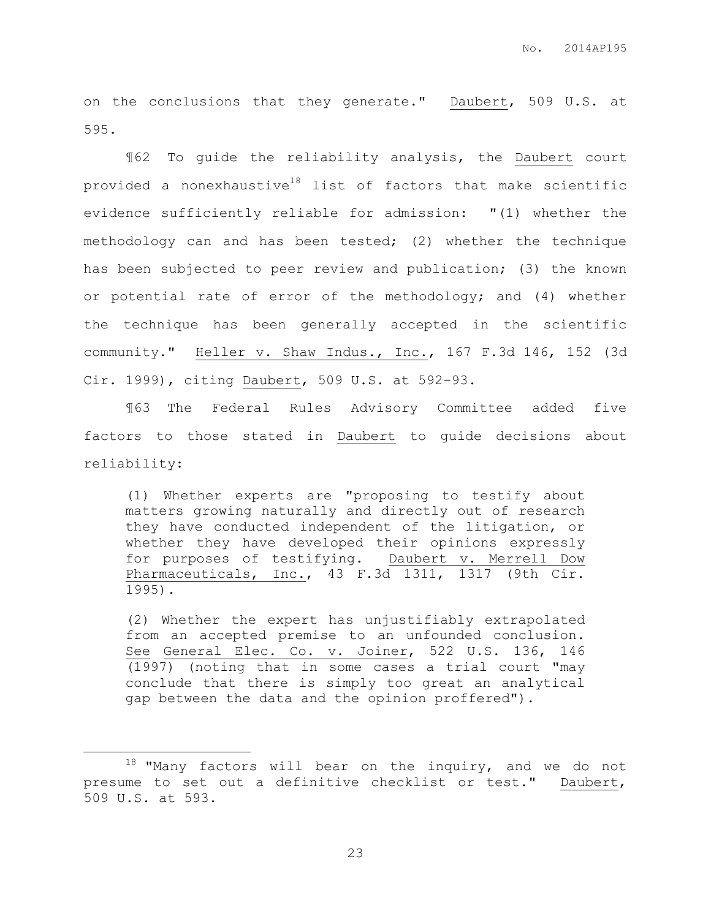on the conclusions that they generate." Daubert, 509 U.S. at 595.

¶62 To guide the reliability analysis, the Daubert court provided a nonexhaustive[18] list of factors that make scientific evidence sufficiently reliable for admission: "(1) whether the methodology can and has been tested; (2) whether the technique has been subjected to peer review and publication; (3) the known or potential rate of error of the methodology; and (4) whether the technique has been generally accepted in the scientific community." Heller v. Shaw Indus., Inc., 167 F.3d 146, 152 (3d Cir. 1999), citing Daubert, 509 U.S. at 592-93.

¶63 The Federal Rules Advisory Committee added five factors to those stated in Daubert to guide decisions about reliability:

> (1) Whether experts are "proposing to testify about matters growing naturally and directly out of research they have conducted independent of the litigation, or whether they have developed their opinions expressly for purposes of testifying. Daubert v. Merrell Dow Pharmaceuticals, Inc., 43 F.3d 1311, 1317 (9th Cir. 1995).
>
> (2) Whether the expert has unjustifiably extrapolated from an accepted premise to an unfounded conclusion. See General Elec. Co. v. Joiner, 522 U.S. 136, 146 (1997) (noting that in some cases a trial court "may conclude that there is simply too great an analytical gap between the data and the opinion proffered").

---

[18] "Many factors will bear on the inquiry, and we do not presume to set out a definitive checklist or test." Daubert, 509 U.S. at 593.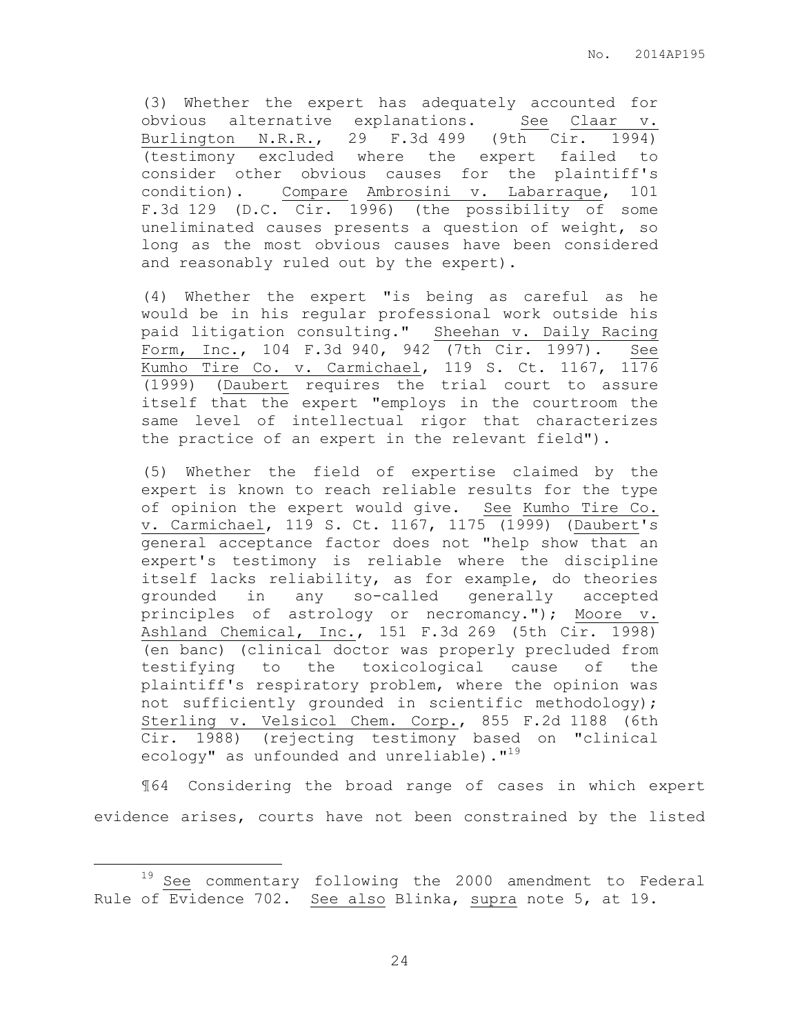(3) Whether the expert has adequately accounted for obvious alternative explanations. See Claar v. Burlington N.R.R., 29 F.3d 499 (9th Cir. 1994) (testimony excluded where the expert failed to consider other obvious causes for the plaintiff's condition). Compare Ambrosini v. Labarraque, 101 F.3d 129 (D.C. Cir. 1996) (the possibility of some uneliminated causes presents a question of weight, so long as the most obvious causes have been considered and reasonably ruled out by the expert).

(4) Whether the expert "is being as careful as he would be in his regular professional work outside his paid litigation consulting." Sheehan v. Daily Racing Form, Inc., 104 F.3d 940, 942 (7th Cir. 1997). See Kumho Tire Co. v. Carmichael, 119 S. Ct. 1167, 1176 (1999) (Daubert requires the trial court to assure itself that the expert "employs in the courtroom the same level of intellectual rigor that characterizes the practice of an expert in the relevant field").

(5) Whether the field of expertise claimed by the expert is known to reach reliable results for the type of opinion the expert would give. See Kumho Tire Co. v. Carmichael, 119 S. Ct. 1167, 1175 (1999) (Daubert's general acceptance factor does not "help show that an expert's testimony is reliable where the discipline itself lacks reliability, as for example, do theories grounded in any so-called generally accepted principles of astrology or necromancy."); Moore v. Ashland Chemical, Inc., 151 F.3d 269 (5th Cir. 1998) (en banc) (clinical doctor was properly precluded from testifying to the toxicological cause of the plaintiff's respiratory problem, where the opinion was not sufficiently grounded in scientific methodology); Sterling v. Velsicol Chem. Corp., 855 F.2d 1188 (6th Cir. 1988) (rejecting testimony based on "clinical ecology" as unfounded and unreliable)."[19]

¶64 Considering the broad range of cases in which expert evidence arises, courts have not been constrained by the listed

---

[19] See commentary following the 2000 amendment to Federal Rule of Evidence 702. See also Blinka, supra note 5, at 19.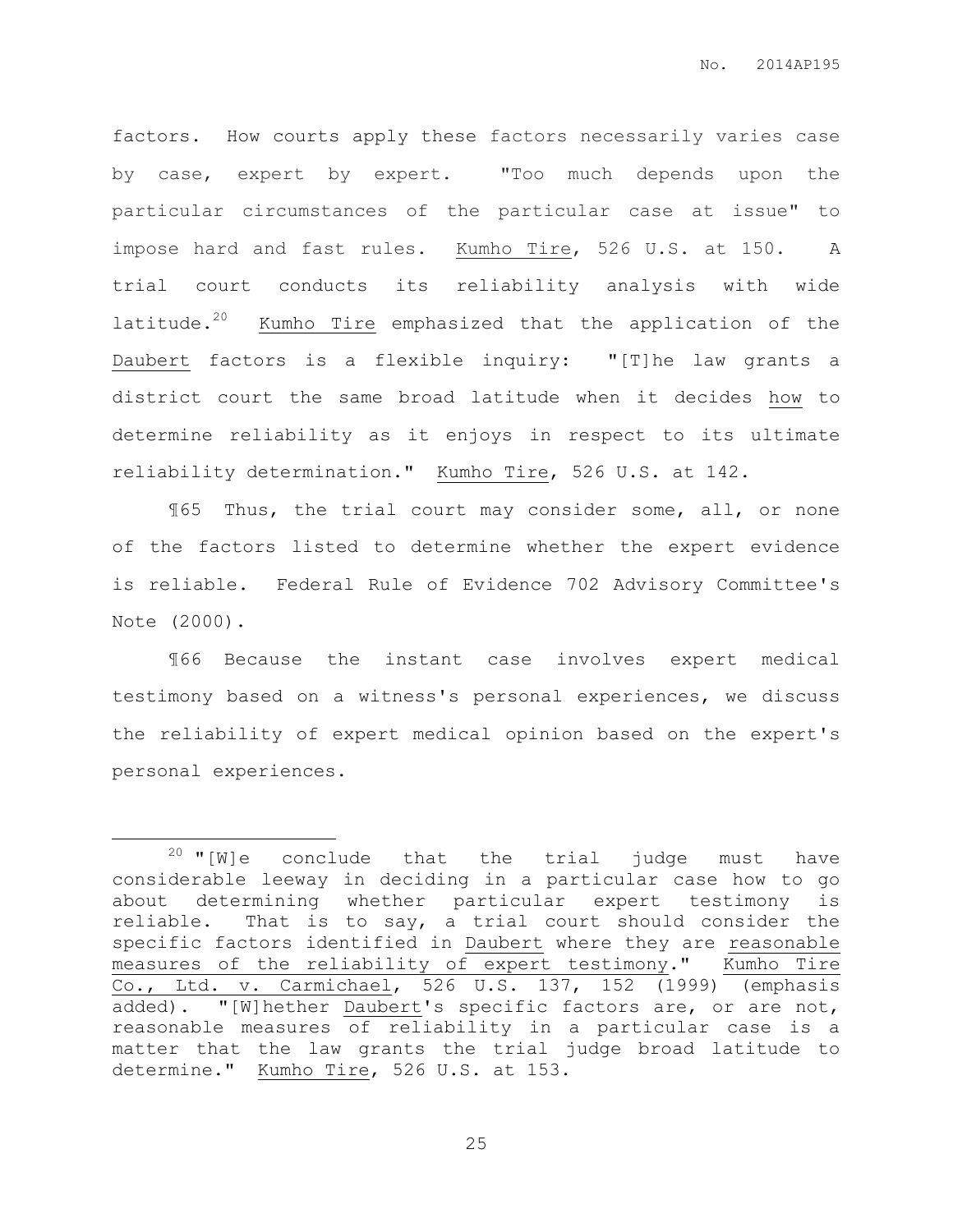factors. How courts apply these factors necessarily varies case by case, expert by expert. "Too much depends upon the particular circumstances of the particular case at issue" to impose hard and fast rules. Kumho Tire, 526 U.S. at 150. A trial court conducts its reliability analysis with wide latitude.[20] Kumho Tire emphasized that the application of the Daubert factors is a flexible inquiry: "[T]he law grants a district court the same broad latitude when it decides how to determine reliability as it enjoys in respect to its ultimate reliability determination." Kumho Tire, 526 U.S. at 142.

¶65 Thus, the trial court may consider some, all, or none of the factors listed to determine whether the expert evidence is reliable. Federal Rule of Evidence 702 Advisory Committee's Note (2000).

¶66 Because the instant case involves expert medical testimony based on a witness's personal experiences, we discuss the reliability of expert medical opinion based on the expert's personal experiences.

---

[20] "[W]e conclude that the trial judge must have considerable leeway in deciding in a particular case how to go about determining whether particular expert testimony is reliable. That is to say, a trial court should consider the specific factors identified in Daubert where they are reasonable measures of the reliability of expert testimony." Kumho Tire Co., Ltd. v. Carmichael, 526 U.S. 137, 152 (1999) (emphasis added). "[W]hether Daubert's specific factors are, or are not, reasonable measures of reliability in a particular case is a matter that the law grants the trial judge broad latitude to determine." Kumho Tire, 526 U.S. at 153.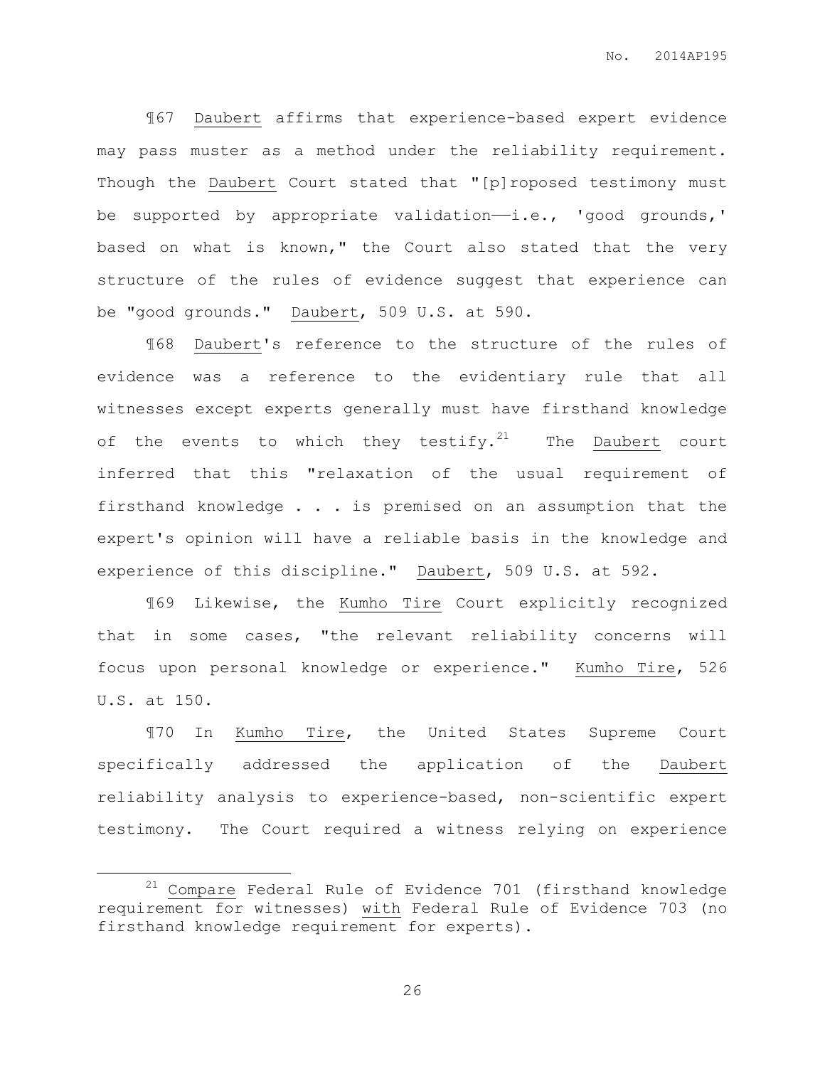¶67 Daubert affirms that experience-based expert evidence may pass muster as a method under the reliability requirement. Though the Daubert Court stated that "[p]roposed testimony must be supported by appropriate validation——i.e., 'good grounds,' based on what is known," the Court also stated that the very structure of the rules of evidence suggest that experience can be "good grounds." Daubert, 509 U.S. at 590.

¶68 Daubert's reference to the structure of the rules of evidence was a reference to the evidentiary rule that all witnesses except experts generally must have firsthand knowledge of the events to which they testify.[21] The Daubert court inferred that this "relaxation of the usual requirement of firsthand knowledge . . . is premised on an assumption that the expert's opinion will have a reliable basis in the knowledge and experience of this discipline." Daubert, 509 U.S. at 592.

¶69 Likewise, the Kumho Tire Court explicitly recognized that in some cases, "the relevant reliability concerns will focus upon personal knowledge or experience." Kumho Tire, 526 U.S. at 150.

¶70 In Kumho Tire, the United States Supreme Court specifically addressed the application of the Daubert reliability analysis to experience-based, non-scientific expert testimony. The Court required a witness relying on experience

---

[21] Compare Federal Rule of Evidence 701 (firsthand knowledge requirement for witnesses) with Federal Rule of Evidence 703 (no firsthand knowledge requirement for experts).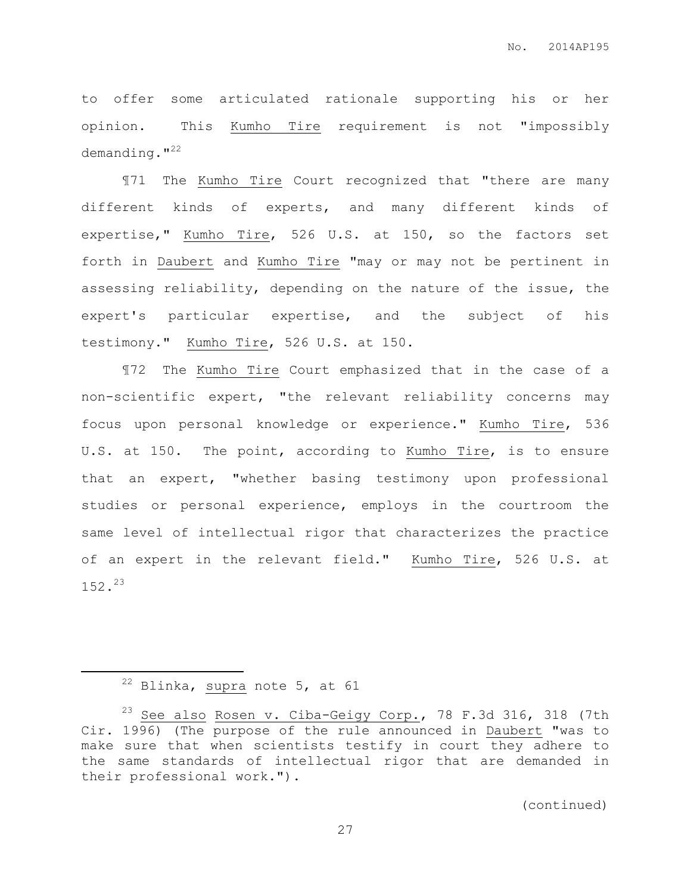to offer some articulated rationale supporting his or her opinion. This Kumho Tire requirement is not "impossibly demanding."[22]

¶71 The Kumho Tire Court recognized that "there are many different kinds of experts, and many different kinds of expertise," Kumho Tire, 526 U.S. at 150, so the factors set forth in Daubert and Kumho Tire "may or may not be pertinent in assessing reliability, depending on the nature of the issue, the expert's particular expertise, and the subject of his testimony." Kumho Tire, 526 U.S. at 150.

¶72 The Kumho Tire Court emphasized that in the case of a non-scientific expert, "the relevant reliability concerns may focus upon personal knowledge or experience." Kumho Tire, 536 U.S. at 150. The point, according to Kumho Tire, is to ensure that an expert, "whether basing testimony upon professional studies or personal experience, employs in the courtroom the same level of intellectual rigor that characterizes the practice of an expert in the relevant field." Kumho Tire, 526 U.S. at 152.[23]

---

[22] Blinka, supra note 5, at 61

[23] See also Rosen v. Ciba-Geigy Corp., 78 F.3d 316, 318 (7th Cir. 1996) (The purpose of the rule announced in Daubert "was to make sure that when scientists testify in court they adhere to the same standards of intellectual rigor that are demanded in their professional work.").

(continued)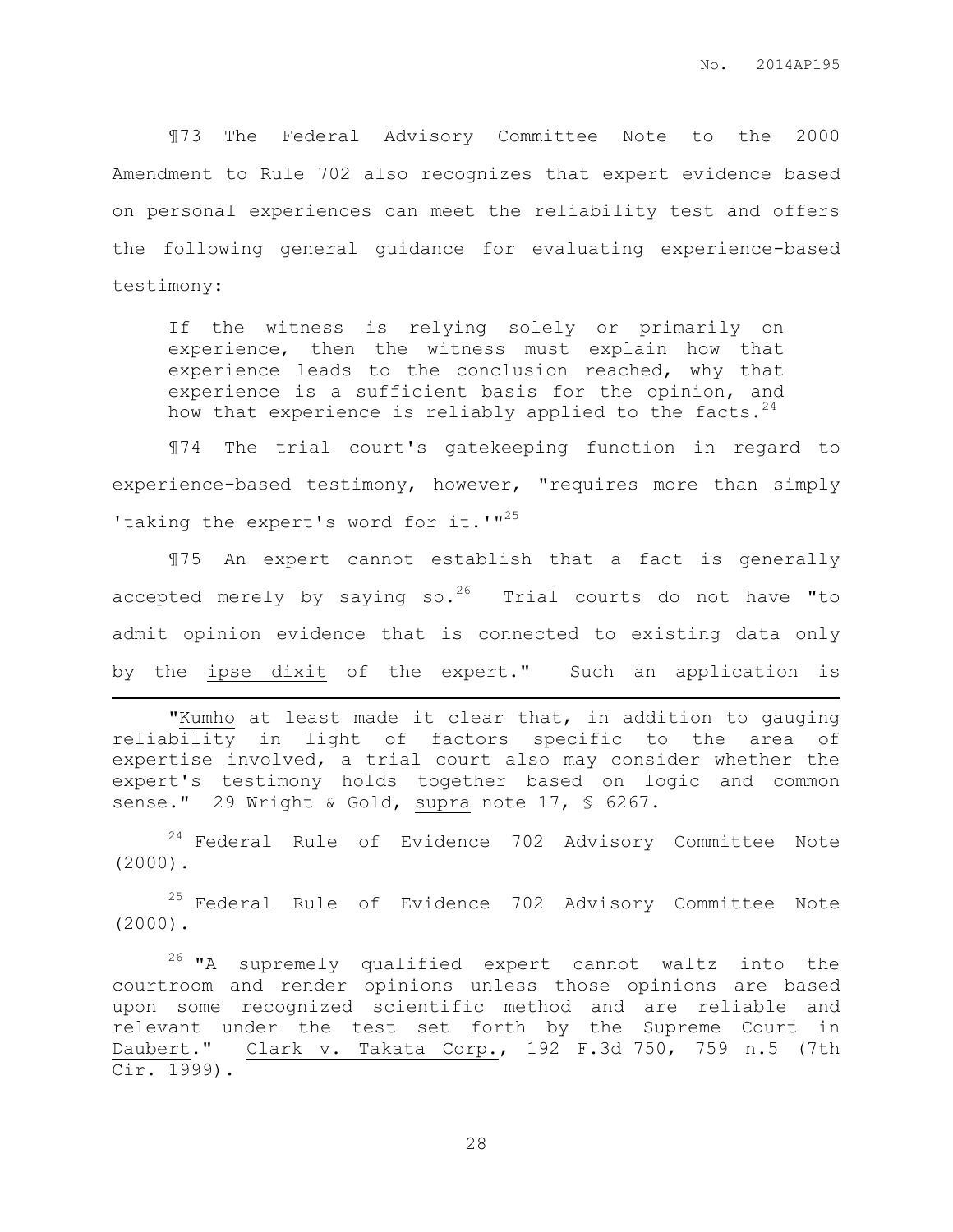¶73 The Federal Advisory Committee Note to the 2000 Amendment to Rule 702 also recognizes that expert evidence based on personal experiences can meet the reliability test and offers the following general guidance for evaluating experience-based testimony:

> If the witness is relying solely or primarily on experience, then the witness must explain how that experience leads to the conclusion reached, why that experience is a sufficient basis for the opinion, and how that experience is reliably applied to the facts.[24]

¶74 The trial court's gatekeeping function in regard to experience-based testimony, however, "requires more than simply 'taking the expert's word for it.'"[25]

¶75 An expert cannot establish that a fact is generally accepted merely by saying so.[26] Trial courts do not have "to admit opinion evidence that is connected to existing data only by the ipse dixit of the expert." Such an application is

---

"Kumho at least made it clear that, in addition to gauging reliability in light of factors specific to the area of expertise involved, a trial court also may consider whether the expert's testimony holds together based on logic and common sense." 29 Wright & Gold, supra note 17, § 6267.

[24] Federal Rule of Evidence 702 Advisory Committee Note (2000).

[25] Federal Rule of Evidence 702 Advisory Committee Note (2000).

[26] "A supremely qualified expert cannot waltz into the courtroom and render opinions unless those opinions are based upon some recognized scientific method and are reliable and relevant under the test set forth by the Supreme Court in Daubert." Clark v. Takata Corp., 192 F.3d 750, 759 n.5 (7th Cir. 1999).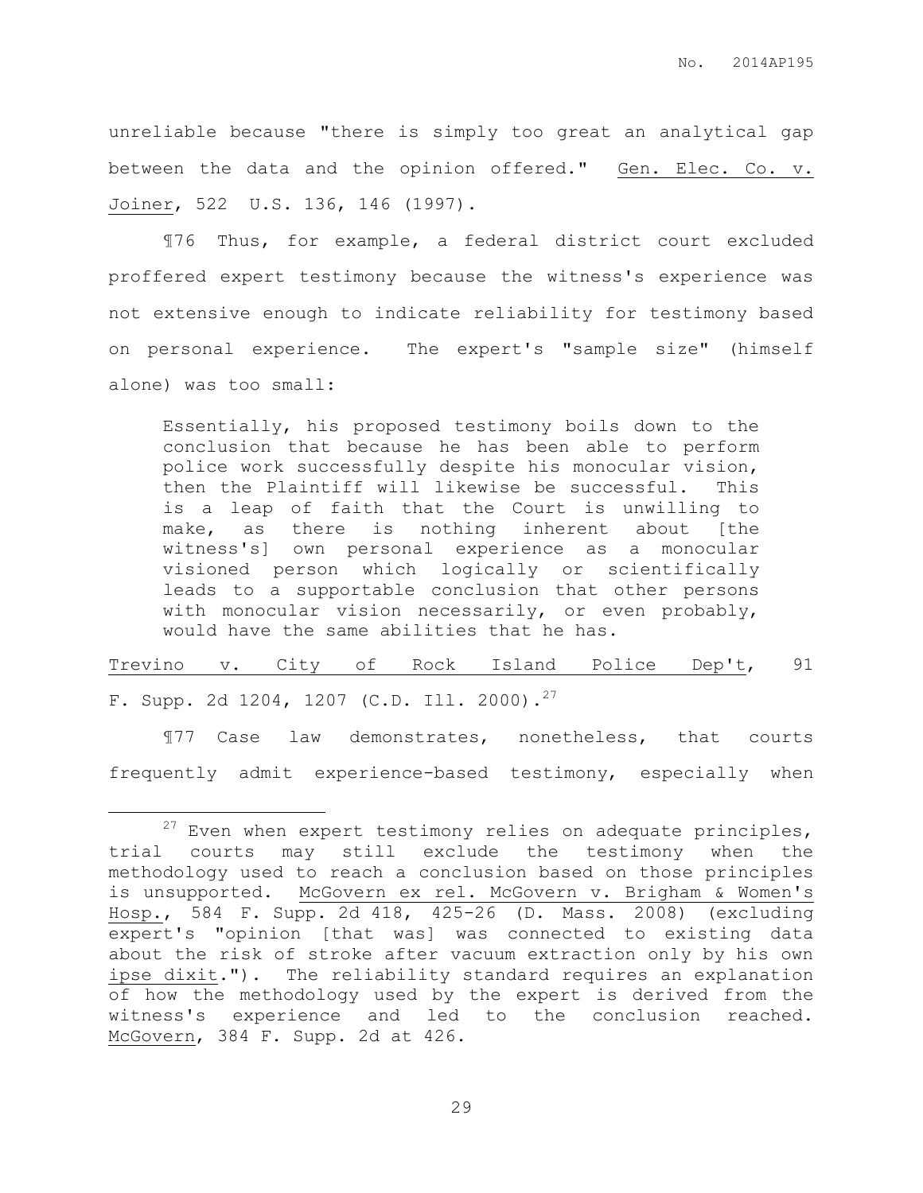unreliable because "there is simply too great an analytical gap between the data and the opinion offered." Gen. Elec. Co. v. Joiner, 522 U.S. 136, 146 (1997).

¶76 Thus, for example, a federal district court excluded proffered expert testimony because the witness's experience was not extensive enough to indicate reliability for testimony based on personal experience. The expert's "sample size" (himself alone) was too small:

> Essentially, his proposed testimony boils down to the conclusion that because he has been able to perform police work successfully despite his monocular vision, then the Plaintiff will likewise be successful. This is a leap of faith that the Court is unwilling to make, as there is nothing inherent about [the witness's] own personal experience as a monocular visioned person which logically or scientifically leads to a supportable conclusion that other persons with monocular vision necessarily, or even probably, would have the same abilities that he has.

Trevino v. City of Rock Island Police Dep't, 91 F. Supp. 2d 1204, 1207 (C.D. Ill. 2000).[27]

¶77 Case law demonstrates, nonetheless, that courts frequently admit experience-based testimony, especially when

---

[27] Even when expert testimony relies on adequate principles, trial courts may still exclude the testimony when the methodology used to reach a conclusion based on those principles is unsupported. McGovern ex rel. McGovern v. Brigham & Women's Hosp., 584 F. Supp. 2d 418, 425-26 (D. Mass. 2008) (excluding expert's "opinion [that was] was connected to existing data about the risk of stroke after vacuum extraction only by his own ipse dixit."). The reliability standard requires an explanation of how the methodology used by the expert is derived from the witness's experience and led to the conclusion reached. McGovern, 384 F. Supp. 2d at 426.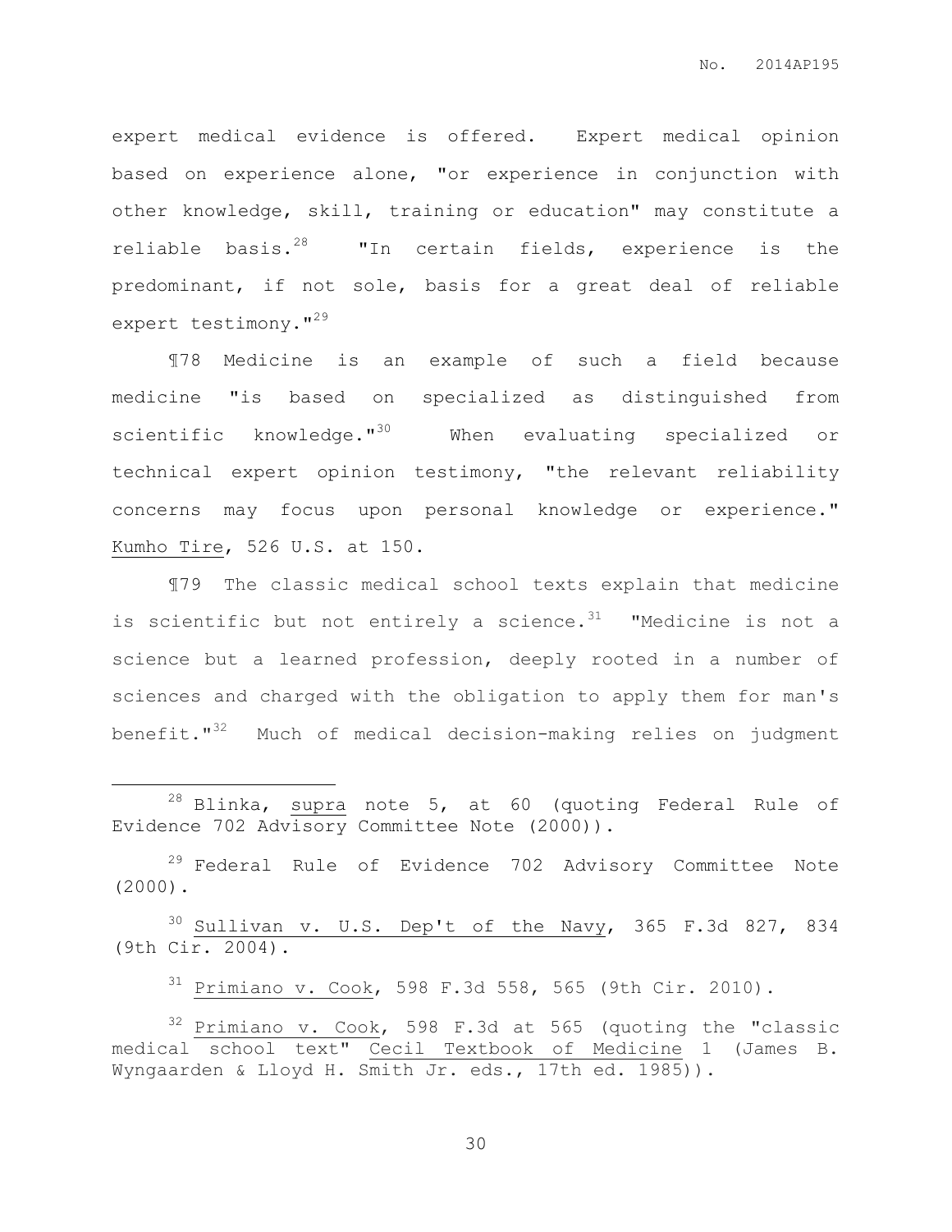expert medical evidence is offered. Expert medical opinion based on experience alone, "or experience in conjunction with other knowledge, skill, training or education" may constitute a reliable basis.[28] "In certain fields, experience is the predominant, if not sole, basis for a great deal of reliable expert testimony."[29]

¶78 Medicine is an example of such a field because medicine "is based on specialized as distinguished from scientific knowledge."[30] When evaluating specialized or technical expert opinion testimony, "the relevant reliability concerns may focus upon personal knowledge or experience." Kumho Tire, 526 U.S. at 150.

¶79 The classic medical school texts explain that medicine is scientific but not entirely a science.[31] "Medicine is not a science but a learned profession, deeply rooted in a number of sciences and charged with the obligation to apply them for man's benefit."[32] Much of medical decision-making relies on judgment

---

[28] Blinka, supra note 5, at 60 (quoting Federal Rule of Evidence 702 Advisory Committee Note (2000)).

[29] Federal Rule of Evidence 702 Advisory Committee Note (2000).

[30] Sullivan v. U.S. Dep't of the Navy, 365 F.3d 827, 834 (9th Cir. 2004).

[31] Primiano v. Cook, 598 F.3d 558, 565 (9th Cir. 2010).

[32] Primiano v. Cook, 598 F.3d at 565 (quoting the "classic medical school text" Cecil Textbook of Medicine 1 (James B. Wyngaarden & Lloyd H. Smith Jr. eds., 17th ed. 1985)).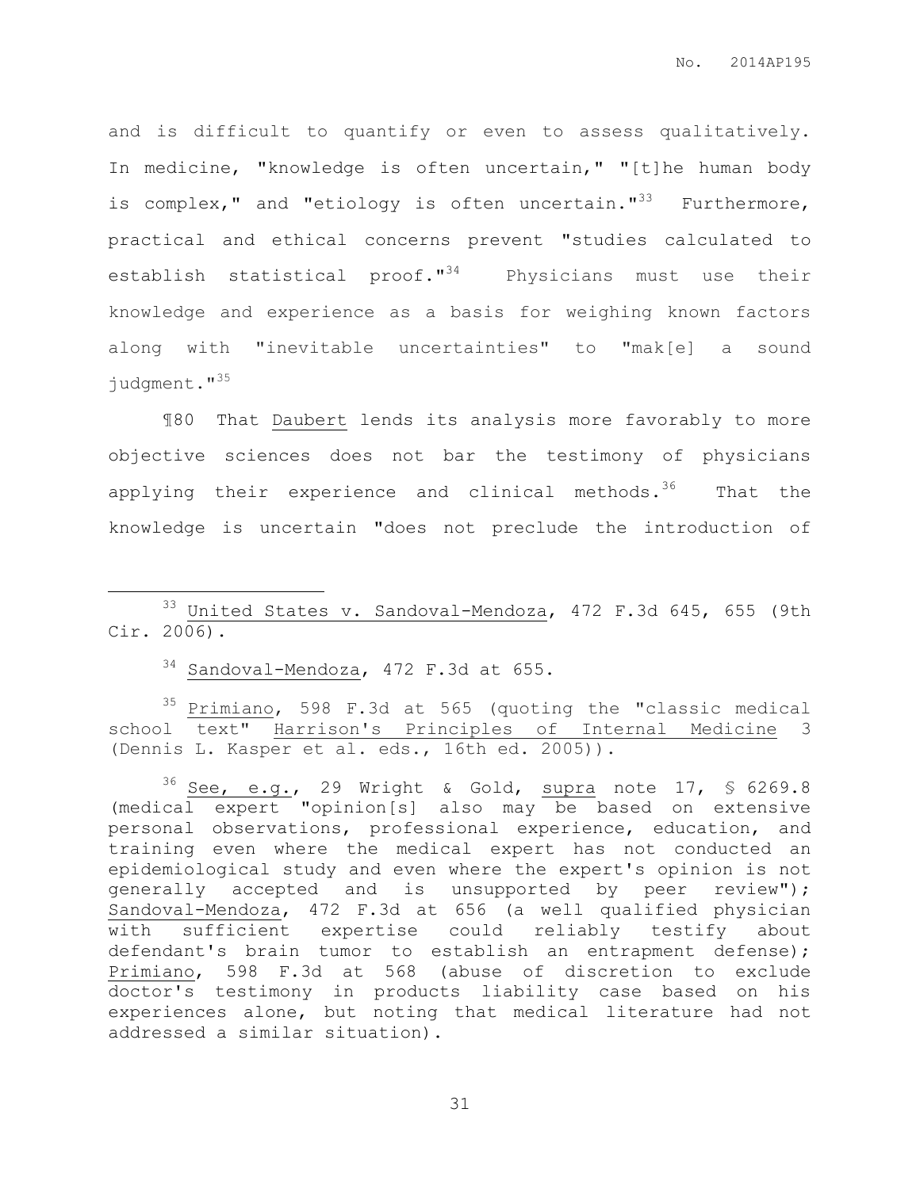and is difficult to quantify or even to assess qualitatively. In medicine, "knowledge is often uncertain," "[t]he human body is complex," and "etiology is often uncertain."[33] Furthermore, practical and ethical concerns prevent "studies calculated to establish statistical proof."[34] Physicians must use their knowledge and experience as a basis for weighing known factors along with "inevitable uncertainties" to "mak[e] a sound judgment."[35]

¶80 That Daubert lends its analysis more favorably to more objective sciences does not bar the testimony of physicians applying their experience and clinical methods.[36] That the knowledge is uncertain "does not preclude the introduction of

---

[33] United States v. Sandoval-Mendoza, 472 F.3d 645, 655 (9th Cir. 2006).

[34] Sandoval-Mendoza, 472 F.3d at 655.

[35] Primiano, 598 F.3d at 565 (quoting the "classic medical school text" Harrison's Principles of Internal Medicine 3 (Dennis L. Kasper et al. eds., 16th ed. 2005)).

[36] See, e.g., 29 Wright & Gold, supra note 17, § 6269.8 (medical expert "opinion[s] also may be based on extensive personal observations, professional experience, education, and training even where the medical expert has not conducted an epidemiological study and even where the expert's opinion is not generally accepted and is unsupported by peer review"); Sandoval-Mendoza, 472 F.3d at 656 (a well qualified physician with sufficient expertise could reliably testify about defendant's brain tumor to establish an entrapment defense); Primiano, 598 F.3d at 568 (abuse of discretion to exclude doctor's testimony in products liability case based on his experiences alone, but noting that medical literature had not addressed a similar situation).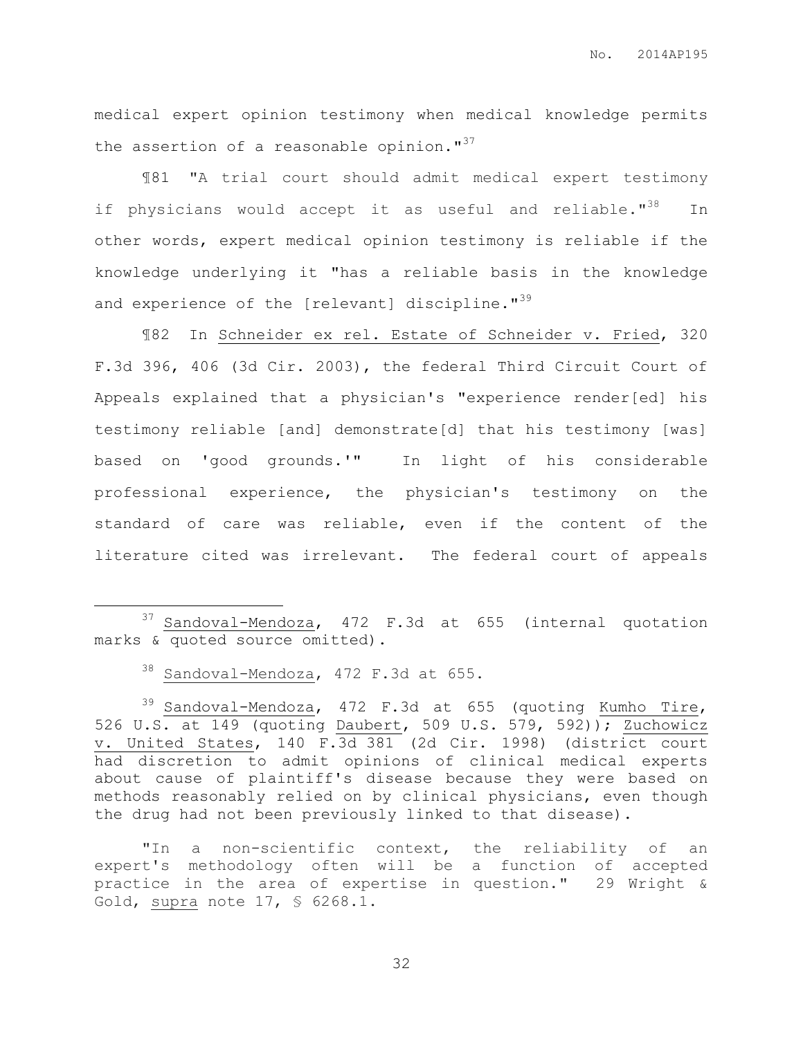medical expert opinion testimony when medical knowledge permits the assertion of a reasonable opinion."[37]

¶81 "A trial court should admit medical expert testimony if physicians would accept it as useful and reliable."[38] In other words, expert medical opinion testimony is reliable if the knowledge underlying it "has a reliable basis in the knowledge and experience of the [relevant] discipline."[39]

¶82 In Schneider ex rel. Estate of Schneider v. Fried, 320 F.3d 396, 406 (3d Cir. 2003), the federal Third Circuit Court of Appeals explained that a physician's "experience render[ed] his testimony reliable [and] demonstrate[d] that his testimony [was] based on 'good grounds.'" In light of his considerable professional experience, the physician's testimony on the standard of care was reliable, even if the content of the literature cited was irrelevant. The federal court of appeals

---

[37] Sandoval-Mendoza, 472 F.3d at 655 (internal quotation marks & quoted source omitted).

[38] Sandoval-Mendoza, 472 F.3d at 655.

[39] Sandoval-Mendoza, 472 F.3d at 655 (quoting Kumho Tire, 526 U.S. at 149 (quoting Daubert, 509 U.S. 579, 592)); Zuchowicz v. United States, 140 F.3d 381 (2d Cir. 1998) (district court had discretion to admit opinions of clinical medical experts about cause of plaintiff's disease because they were based on methods reasonably relied on by clinical physicians, even though the drug had not been previously linked to that disease).

"In a non-scientific context, the reliability of an expert's methodology often will be a function of accepted practice in the area of expertise in question." 29 Wright & Gold, supra note 17, § 6268.1.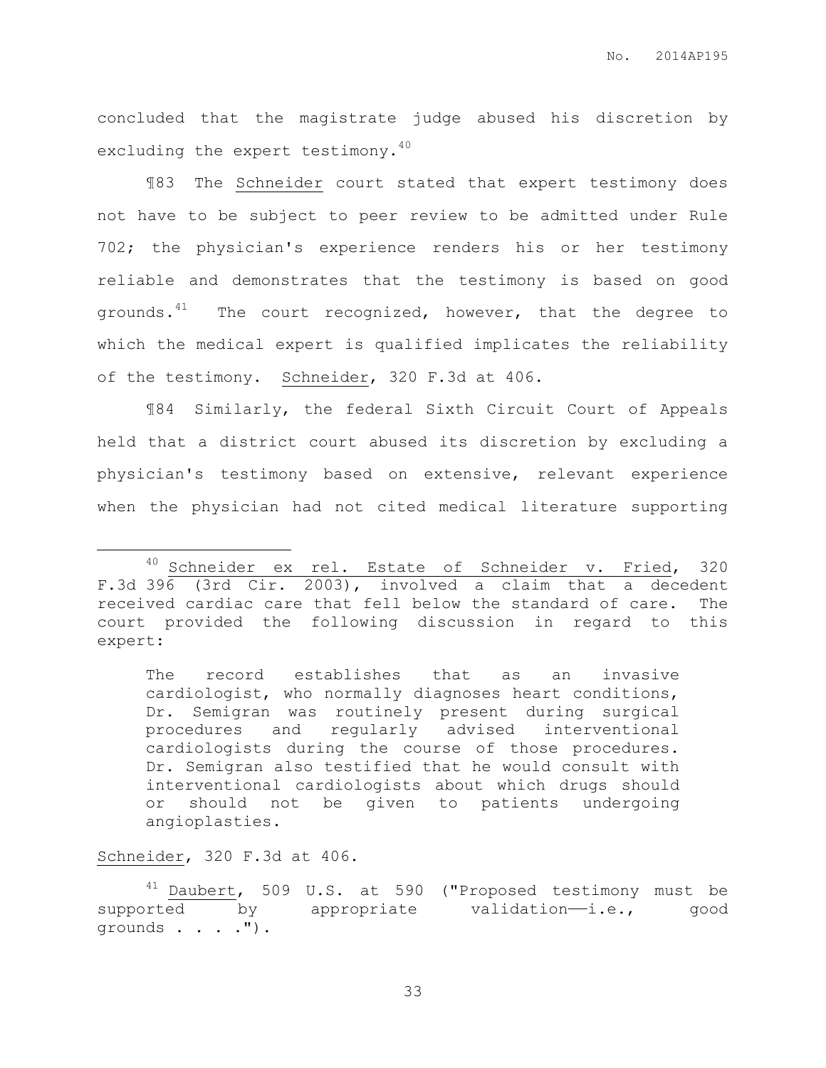concluded that the magistrate judge abused his discretion by excluding the expert testimony.[40]

¶83 The Schneider court stated that expert testimony does not have to be subject to peer review to be admitted under Rule 702; the physician's experience renders his or her testimony reliable and demonstrates that the testimony is based on good grounds.[41] The court recognized, however, that the degree to which the medical expert is qualified implicates the reliability of the testimony. Schneider, 320 F.3d at 406.

¶84 Similarly, the federal Sixth Circuit Court of Appeals held that a district court abused its discretion by excluding a physician's testimony based on extensive, relevant experience when the physician had not cited medical literature supporting

---

[40] Schneider ex rel. Estate of Schneider v. Fried, 320 F.3d 396 (3rd Cir. 2003), involved a claim that a decedent received cardiac care that fell below the standard of care. The court provided the following discussion in regard to this expert:

> The record establishes that as an invasive cardiologist, who normally diagnoses heart conditions, Dr. Semigran was routinely present during surgical procedures and regularly advised interventional cardiologists during the course of those procedures. Dr. Semigran also testified that he would consult with interventional cardiologists about which drugs should or should not be given to patients undergoing angioplasties.

Schneider, 320 F.3d at 406.

[41] Daubert, 509 U.S. at 590 ("Proposed testimony must be supported by appropriate validation——i.e., good grounds . . . .").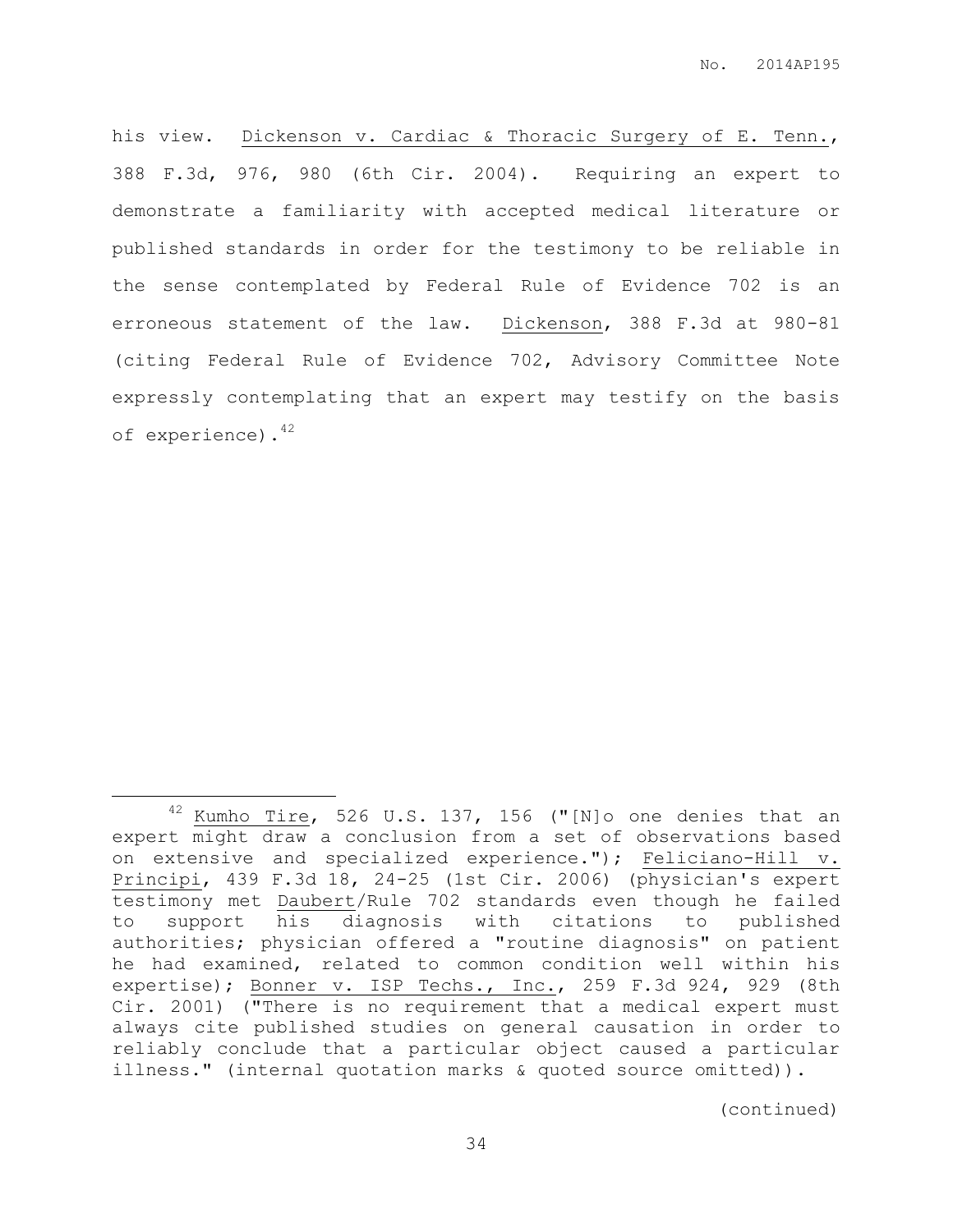his view. Dickenson v. Cardiac & Thoracic Surgery of E. Tenn., 388 F.3d, 976, 980 (6th Cir. 2004). Requiring an expert to demonstrate a familiarity with accepted medical literature or published standards in order for the testimony to be reliable in the sense contemplated by Federal Rule of Evidence 702 is an erroneous statement of the law. Dickenson, 388 F.3d at 980-81 (citing Federal Rule of Evidence 702, Advisory Committee Note expressly contemplating that an expert may testify on the basis of experience).[42]

---

[42] Kumho Tire, 526 U.S. 137, 156 ("[N]o one denies that an expert might draw a conclusion from a set of observations based on extensive and specialized experience."); Feliciano-Hill v. Principi, 439 F.3d 18, 24-25 (1st Cir. 2006) (physician's expert testimony met Daubert/Rule 702 standards even though he failed to support his diagnosis with citations to published authorities; physician offered a "routine diagnosis" on patient he had examined, related to common condition well within his expertise); Bonner v. ISP Techs., Inc., 259 F.3d 924, 929 (8th Cir. 2001) ("There is no requirement that a medical expert must always cite published studies on general causation in order to reliably conclude that a particular object caused a particular illness." (internal quotation marks & quoted source omitted)).

(continued)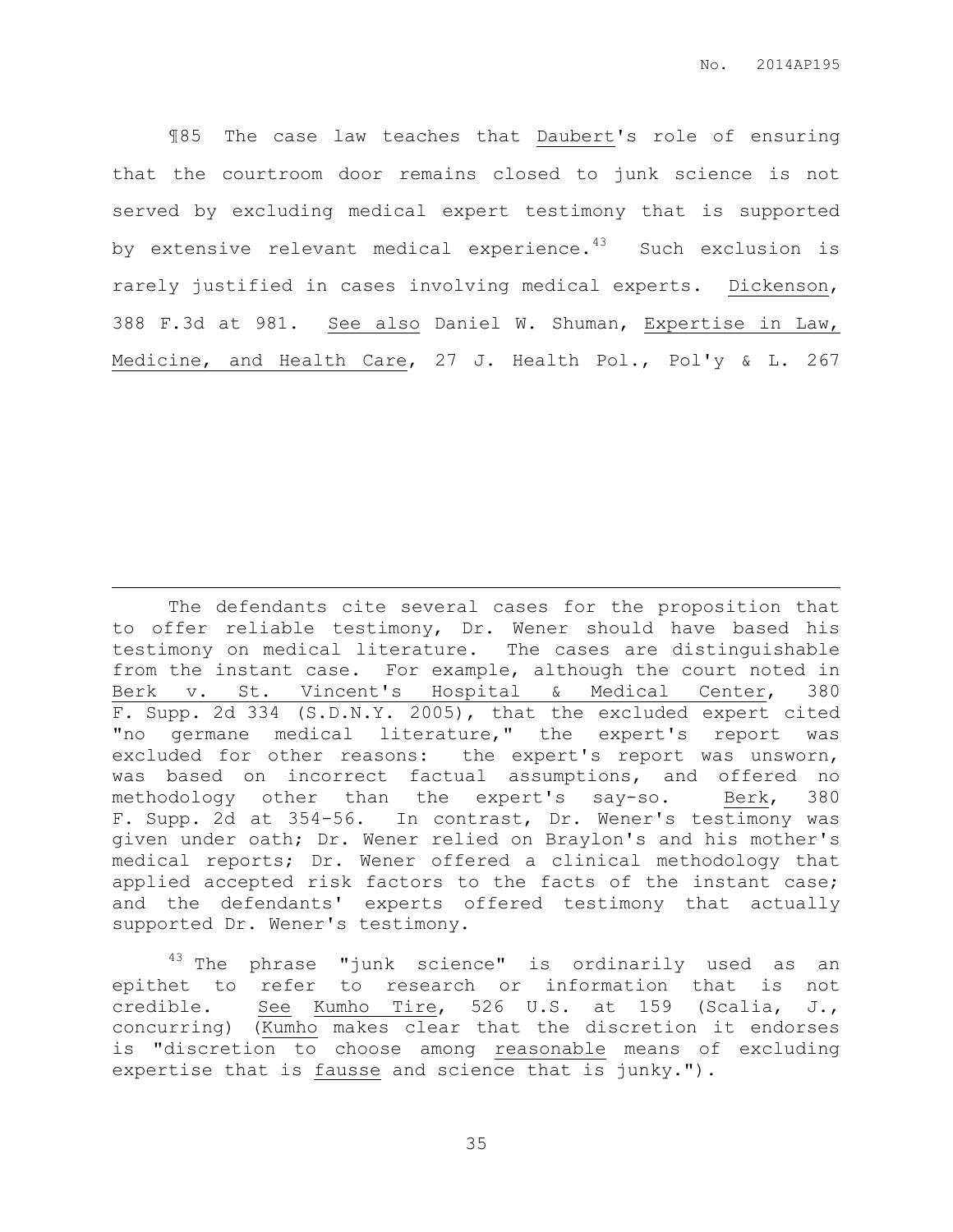¶85 The case law teaches that Daubert's role of ensuring that the courtroom door remains closed to junk science is not served by excluding medical expert testimony that is supported by extensive relevant medical experience.[43] Such exclusion is rarely justified in cases involving medical experts. Dickenson, 388 F.3d at 981. See also Daniel W. Shuman, Expertise in Law, Medicine, and Health Care, 27 J. Health Pol., Pol'y & L. 267

---

The defendants cite several cases for the proposition that to offer reliable testimony, Dr. Wener should have based his testimony on medical literature. The cases are distinguishable from the instant case. For example, although the court noted in Berk v. St. Vincent's Hospital & Medical Center, 380 F. Supp. 2d 334 (S.D.N.Y. 2005), that the excluded expert cited "no germane medical literature," the expert's report was excluded for other reasons: the expert's report was unsworn, was based on incorrect factual assumptions, and offered no methodology other than the expert's say-so. Berk, 380 F. Supp. 2d at 354-56. In contrast, Dr. Wener's testimony was given under oath; Dr. Wener relied on Braylon's and his mother's medical reports; Dr. Wener offered a clinical methodology that applied accepted risk factors to the facts of the instant case; and the defendants' experts offered testimony that actually supported Dr. Wener's testimony.

[43] The phrase "junk science" is ordinarily used as an epithet to refer to research or information that is not credible. See Kumho Tire, 526 U.S. at 159 (Scalia, J., concurring) (Kumho makes clear that the discretion it endorses is "discretion to choose among reasonable means of excluding expertise that is fausse and science that is junky.").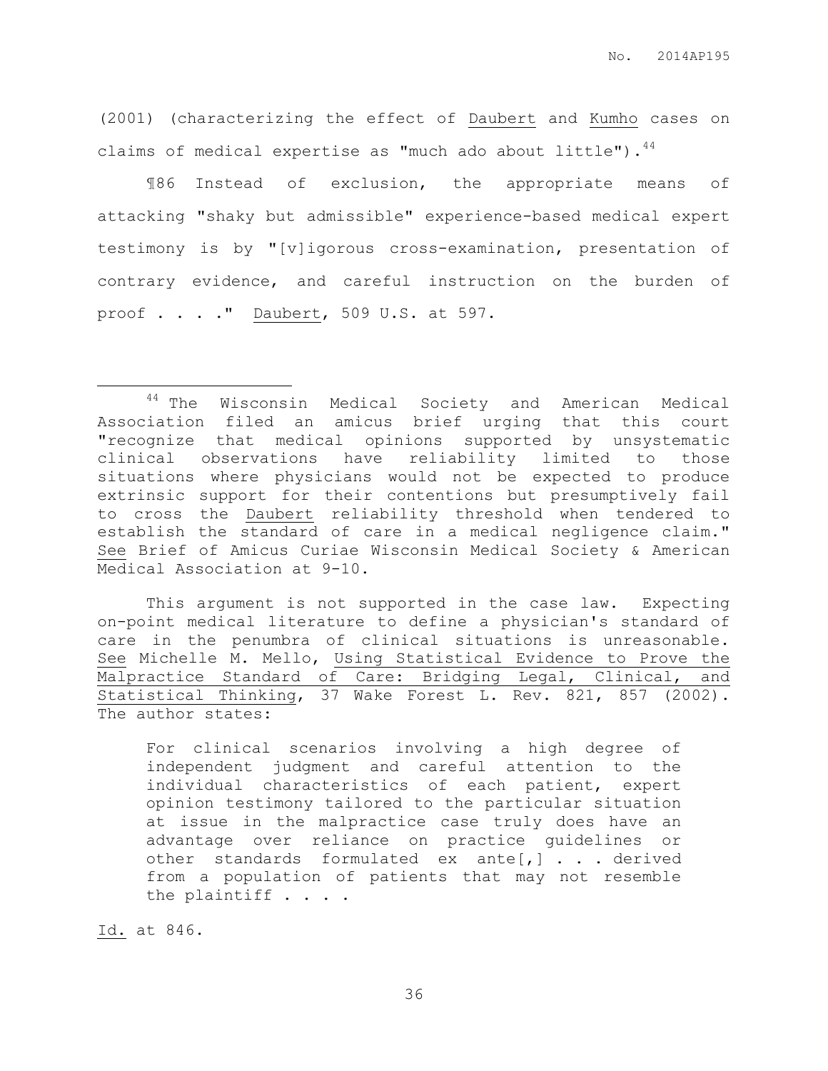(2001) (characterizing the effect of Daubert and Kumho cases on claims of medical expertise as "much ado about little").[44]

¶86 Instead of exclusion, the appropriate means of attacking "shaky but admissible" experience-based medical expert testimony is by "[v]igorous cross-examination, presentation of contrary evidence, and careful instruction on the burden of proof . . . ." Daubert, 509 U.S. at 597.

---

[44] The Wisconsin Medical Society and American Medical Association filed an amicus brief urging that this court "recognize that medical opinions supported by unsystematic clinical observations have reliability limited to those situations where physicians would not be expected to produce extrinsic support for their contentions but presumptively fail to cross the Daubert reliability threshold when tendered to establish the standard of care in a medical negligence claim." See Brief of Amicus Curiae Wisconsin Medical Society & American Medical Association at 9-10.

This argument is not supported in the case law. Expecting on-point medical literature to define a physician's standard of care in the penumbra of clinical situations is unreasonable. See Michelle M. Mello, Using Statistical Evidence to Prove the Malpractice Standard of Care: Bridging Legal, Clinical, and Statistical Thinking, 37 Wake Forest L. Rev. 821, 857 (2002). The author states:

> For clinical scenarios involving a high degree of independent judgment and careful attention to the individual characteristics of each patient, expert opinion testimony tailored to the particular situation at issue in the malpractice case truly does have an advantage over reliance on practice guidelines or other standards formulated ex ante[,] . . . derived from a population of patients that may not resemble the plaintiff . . . .

Id. at 846.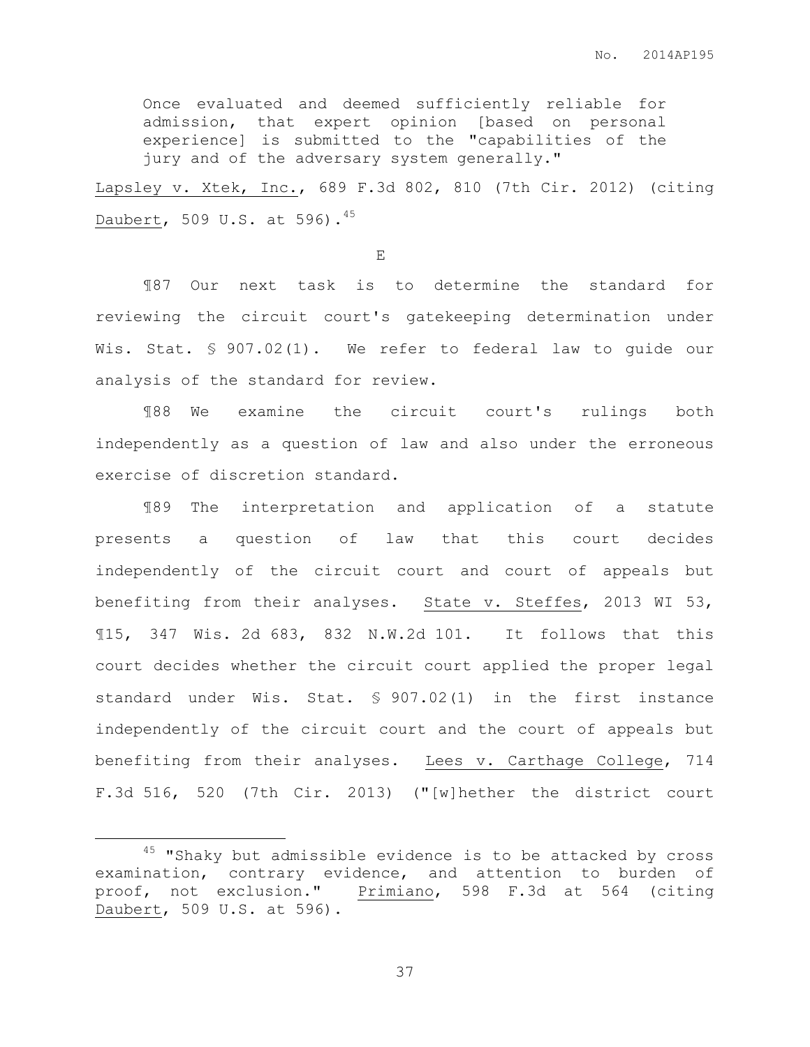> Once evaluated and deemed sufficiently reliable for admission, that expert opinion [based on personal experience] is submitted to the "capabilities of the jury and of the adversary system generally."

Lapsley v. Xtek, Inc., 689 F.3d 802, 810 (7th Cir. 2012) (citing Daubert, 509 U.S. at 596).[45]

E

¶87 Our next task is to determine the standard for reviewing the circuit court's gatekeeping determination under Wis. Stat. § 907.02(1). We refer to federal law to guide our analysis of the standard for review.

¶88 We examine the circuit court's rulings both independently as a question of law and also under the erroneous exercise of discretion standard.

¶89 The interpretation and application of a statute presents a question of law that this court decides independently of the circuit court and court of appeals but benefiting from their analyses. State v. Steffes, 2013 WI 53, ¶15, 347 Wis. 2d 683, 832 N.W.2d 101. It follows that this court decides whether the circuit court applied the proper legal standard under Wis. Stat. § 907.02(1) in the first instance independently of the circuit court and the court of appeals but benefiting from their analyses. Lees v. Carthage College, 714 F.3d 516, 520 (7th Cir. 2013) ("[w]hether the district court

---

[45] "Shaky but admissible evidence is to be attacked by cross examination, contrary evidence, and attention to burden of proof, not exclusion." Primiano, 598 F.3d at 564 (citing Daubert, 509 U.S. at 596).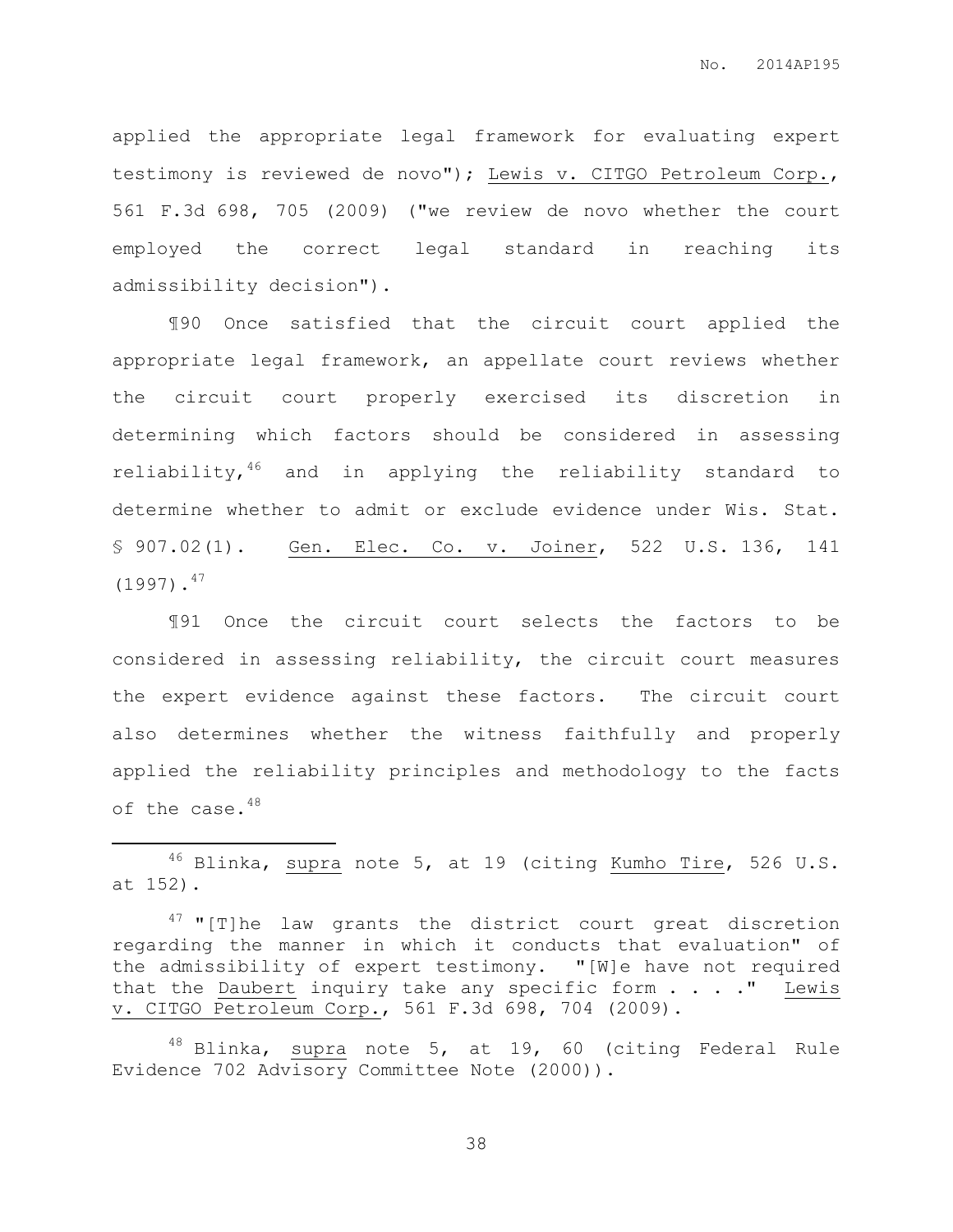applied the appropriate legal framework for evaluating expert testimony is reviewed de novo"); Lewis v. CITGO Petroleum Corp., 561 F.3d 698, 705 (2009) ("we review de novo whether the court employed the correct legal standard in reaching its admissibility decision").

¶90 Once satisfied that the circuit court applied the appropriate legal framework, an appellate court reviews whether the circuit court properly exercised its discretion in determining which factors should be considered in assessing reliability,[46] and in applying the reliability standard to determine whether to admit or exclude evidence under Wis. Stat. § 907.02(1). Gen. Elec. Co. v. Joiner, 522 U.S. 136, 141 (1997).[47]

¶91 Once the circuit court selects the factors to be considered in assessing reliability, the circuit court measures the expert evidence against these factors. The circuit court also determines whether the witness faithfully and properly applied the reliability principles and methodology to the facts of the case.[48]

---

[46] Blinka, supra note 5, at 19 (citing Kumho Tire, 526 U.S. at 152).

[47] "[T]he law grants the district court great discretion regarding the manner in which it conducts that evaluation" of the admissibility of expert testimony. "[W]e have not required that the Daubert inquiry take any specific form . . . ." Lewis v. CITGO Petroleum Corp., 561 F.3d 698, 704 (2009).

[48] Blinka, supra note 5, at 19, 60 (citing Federal Rule Evidence 702 Advisory Committee Note (2000)).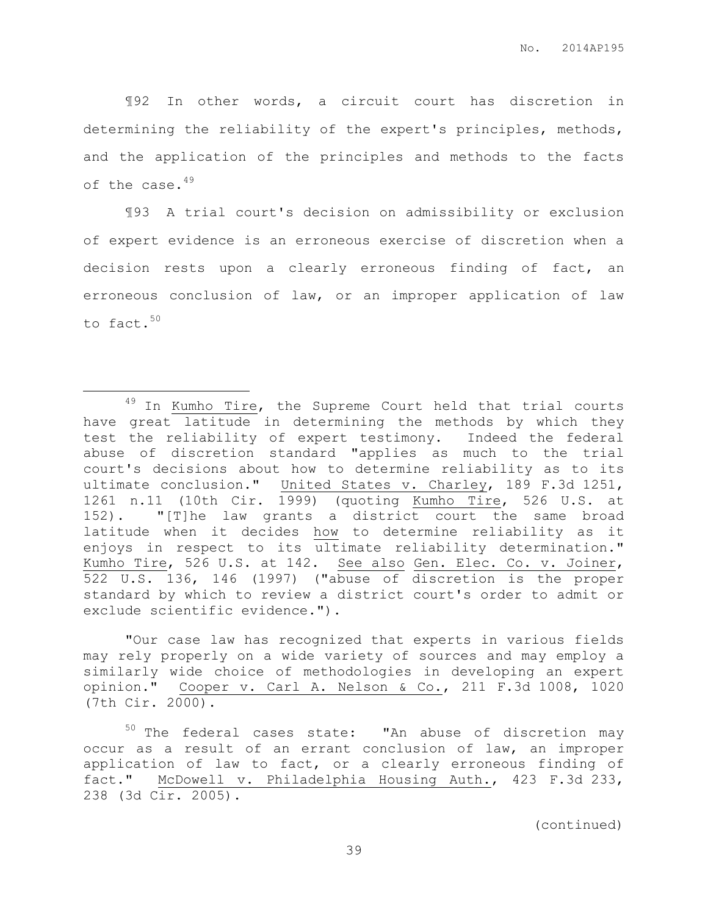¶92 In other words, a circuit court has discretion in determining the reliability of the expert's principles, methods, and the application of the principles and methods to the facts of the case.[49]

¶93 A trial court's decision on admissibility or exclusion of expert evidence is an erroneous exercise of discretion when a decision rests upon a clearly erroneous finding of fact, an erroneous conclusion of law, or an improper application of law to fact.[50]

---

[49] In Kumho Tire, the Supreme Court held that trial courts have great latitude in determining the methods by which they test the reliability of expert testimony. Indeed the federal abuse of discretion standard "applies as much to the trial court's decisions about how to determine reliability as to its ultimate conclusion." United States v. Charley, 189 F.3d 1251, 1261 n.11 (10th Cir. 1999) (quoting Kumho Tire, 526 U.S. at 152). "[T]he law grants a district court the same broad latitude when it decides how to determine reliability as it enjoys in respect to its ultimate reliability determination." Kumho Tire, 526 U.S. at 142. See also Gen. Elec. Co. v. Joiner, 522 U.S. 136, 146 (1997) ("abuse of discretion is the proper standard by which to review a district court's order to admit or exclude scientific evidence.").

"Our case law has recognized that experts in various fields may rely properly on a wide variety of sources and may employ a similarly wide choice of methodologies in developing an expert opinion." Cooper v. Carl A. Nelson & Co., 211 F.3d 1008, 1020 (7th Cir. 2000).

[50] The federal cases state: "An abuse of discretion may occur as a result of an errant conclusion of law, an improper application of law to fact, or a clearly erroneous finding of fact." McDowell v. Philadelphia Housing Auth., 423 F.3d 233, 238 (3d Cir. 2005).

(continued)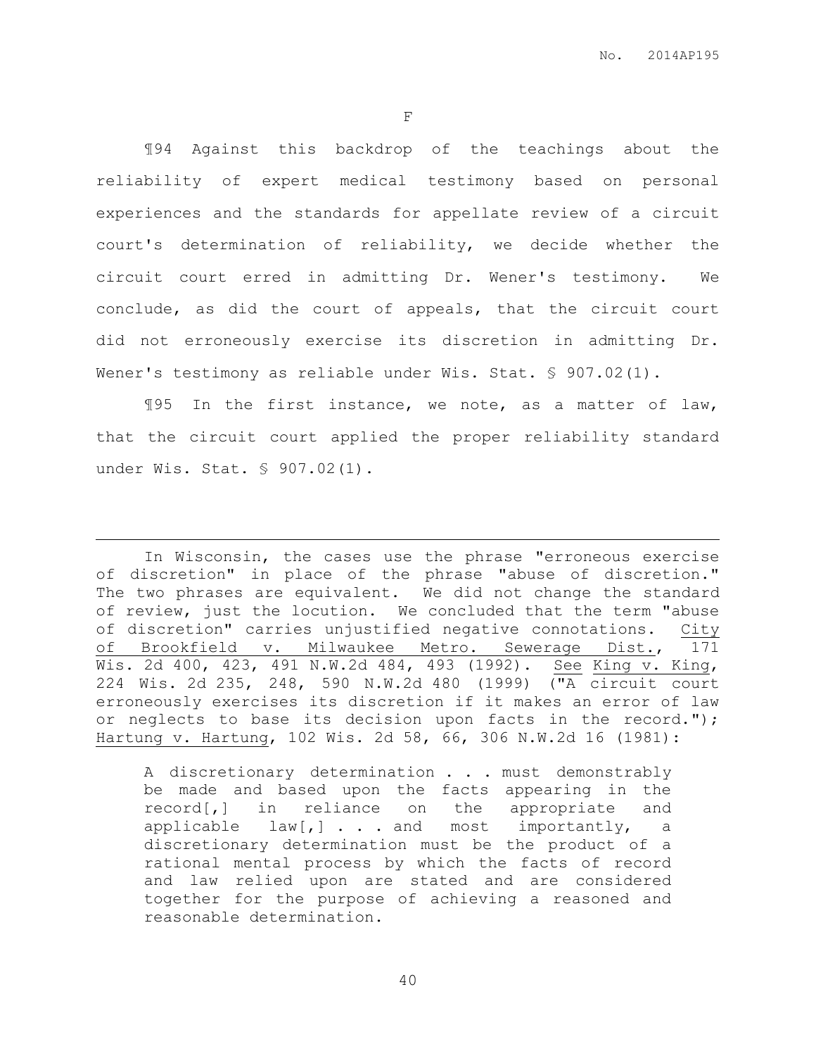### F

¶94 Against this backdrop of the teachings about the reliability of expert medical testimony based on personal experiences and the standards for appellate review of a circuit court's determination of reliability, we decide whether the circuit court erred in admitting Dr. Wener's testimony. We conclude, as did the court of appeals, that the circuit court did not erroneously exercise its discretion in admitting Dr. Wener's testimony as reliable under Wis. Stat. § 907.02(1).

¶95 In the first instance, we note, as a matter of law, that the circuit court applied the proper reliability standard under Wis. Stat. § 907.02(1).

---

In Wisconsin, the cases use the phrase "erroneous exercise of discretion" in place of the phrase "abuse of discretion." The two phrases are equivalent. We did not change the standard of review, just the locution. We concluded that the term "abuse of discretion" carries unjustified negative connotations. City of Brookfield v. Milwaukee Metro. Sewerage Dist., 171 Wis. 2d 400, 423, 491 N.W.2d 484, 493 (1992). See King v. King, 224 Wis. 2d 235, 248, 590 N.W.2d 480 (1999) ("A circuit court erroneously exercises its discretion if it makes an error of law or neglects to base its decision upon facts in the record."); Hartung v. Hartung, 102 Wis. 2d 58, 66, 306 N.W.2d 16 (1981):

> A discretionary determination . . . must demonstrably be made and based upon the facts appearing in the record[,] in reliance on the appropriate and applicable law[,] . . . and most importantly, a discretionary determination must be the product of a rational mental process by which the facts of record and law relied upon are stated and are considered together for the purpose of achieving a reasoned and reasonable determination.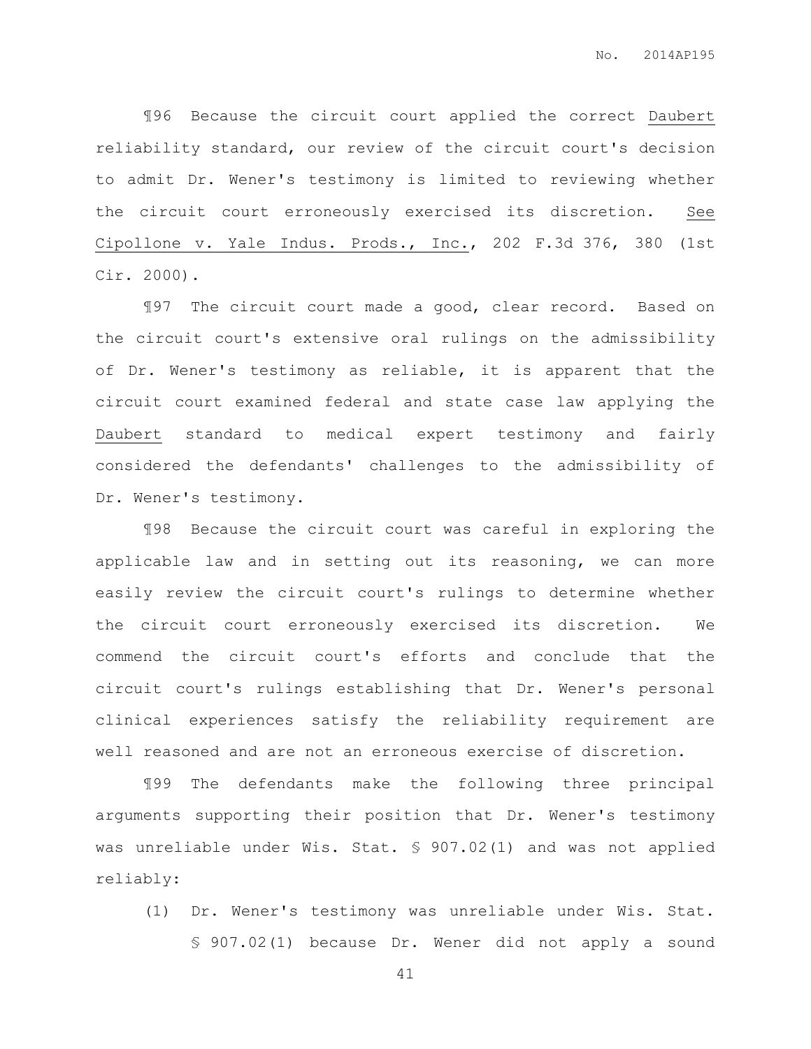¶96 Because the circuit court applied the correct Daubert reliability standard, our review of the circuit court's decision to admit Dr. Wener's testimony is limited to reviewing whether the circuit court erroneously exercised its discretion. See Cipollone v. Yale Indus. Prods., Inc., 202 F.3d 376, 380 (1st Cir. 2000).

¶97 The circuit court made a good, clear record. Based on the circuit court's extensive oral rulings on the admissibility of Dr. Wener's testimony as reliable, it is apparent that the circuit court examined federal and state case law applying the Daubert standard to medical expert testimony and fairly considered the defendants' challenges to the admissibility of Dr. Wener's testimony.

¶98 Because the circuit court was careful in exploring the applicable law and in setting out its reasoning, we can more easily review the circuit court's rulings to determine whether the circuit court erroneously exercised its discretion. We commend the circuit court's efforts and conclude that the circuit court's rulings establishing that Dr. Wener's personal clinical experiences satisfy the reliability requirement are well reasoned and are not an erroneous exercise of discretion.

¶99 The defendants make the following three principal arguments supporting their position that Dr. Wener's testimony was unreliable under Wis. Stat. § 907.02(1) and was not applied reliably:

(1) Dr. Wener's testimony was unreliable under Wis. Stat. § 907.02(1) because Dr. Wener did not apply a sound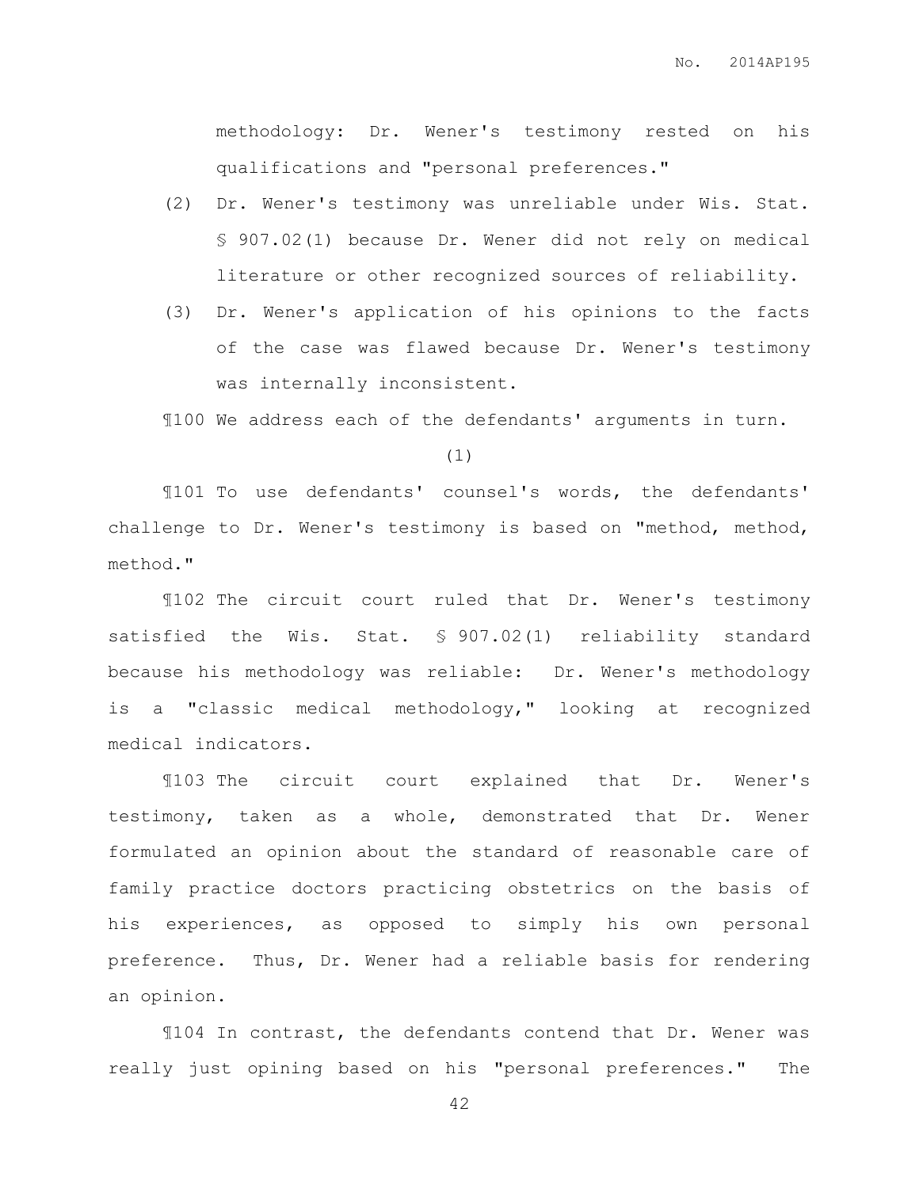methodology: Dr. Wener's testimony rested on his qualifications and "personal preferences."

(2) Dr. Wener's testimony was unreliable under Wis. Stat. § 907.02(1) because Dr. Wener did not rely on medical literature or other recognized sources of reliability.

(3) Dr. Wener's application of his opinions to the facts of the case was flawed because Dr. Wener's testimony was internally inconsistent.

¶100 We address each of the defendants' arguments in turn.

(1)

¶101 To use defendants' counsel's words, the defendants' challenge to Dr. Wener's testimony is based on "method, method, method."

¶102 The circuit court ruled that Dr. Wener's testimony satisfied the Wis. Stat. § 907.02(1) reliability standard because his methodology was reliable: Dr. Wener's methodology is a "classic medical methodology," looking at recognized medical indicators.

¶103 The circuit court explained that Dr. Wener's testimony, taken as a whole, demonstrated that Dr. Wener formulated an opinion about the standard of reasonable care of family practice doctors practicing obstetrics on the basis of his experiences, as opposed to simply his own personal preference. Thus, Dr. Wener had a reliable basis for rendering an opinion.

¶104 In contrast, the defendants contend that Dr. Wener was really just opining based on his "personal preferences." The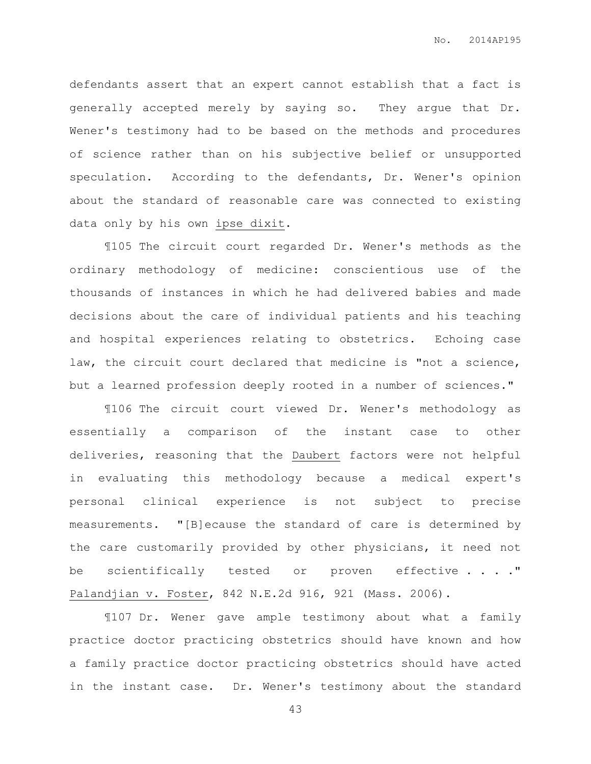defendants assert that an expert cannot establish that a fact is generally accepted merely by saying so. They argue that Dr. Wener's testimony had to be based on the methods and procedures of science rather than on his subjective belief or unsupported speculation. According to the defendants, Dr. Wener's opinion about the standard of reasonable care was connected to existing data only by his own ipse dixit.

¶105 The circuit court regarded Dr. Wener's methods as the ordinary methodology of medicine: conscientious use of the thousands of instances in which he had delivered babies and made decisions about the care of individual patients and his teaching and hospital experiences relating to obstetrics. Echoing case law, the circuit court declared that medicine is "not a science, but a learned profession deeply rooted in a number of sciences."

¶106 The circuit court viewed Dr. Wener's methodology as essentially a comparison of the instant case to other deliveries, reasoning that the Daubert factors were not helpful in evaluating this methodology because a medical expert's personal clinical experience is not subject to precise measurements. "[B]ecause the standard of care is determined by the care customarily provided by other physicians, it need not be scientifically tested or proven effective . . . ." Palandjian v. Foster, 842 N.E.2d 916, 921 (Mass. 2006).

¶107 Dr. Wener gave ample testimony about what a family practice doctor practicing obstetrics should have known and how a family practice doctor practicing obstetrics should have acted in the instant case. Dr. Wener's testimony about the standard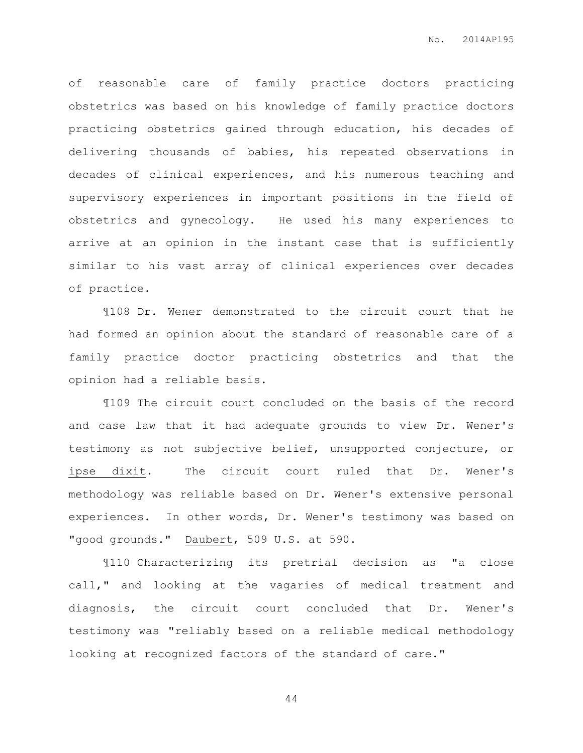of reasonable care of family practice doctors practicing obstetrics was based on his knowledge of family practice doctors practicing obstetrics gained through education, his decades of delivering thousands of babies, his repeated observations in decades of clinical experiences, and his numerous teaching and supervisory experiences in important positions in the field of obstetrics and gynecology. He used his many experiences to arrive at an opinion in the instant case that is sufficiently similar to his vast array of clinical experiences over decades of practice.

¶108 Dr. Wener demonstrated to the circuit court that he had formed an opinion about the standard of reasonable care of a family practice doctor practicing obstetrics and that the opinion had a reliable basis.

¶109 The circuit court concluded on the basis of the record and case law that it had adequate grounds to view Dr. Wener's testimony as not subjective belief, unsupported conjecture, or ipse dixit. The circuit court ruled that Dr. Wener's methodology was reliable based on Dr. Wener's extensive personal experiences. In other words, Dr. Wener's testimony was based on "good grounds." Daubert, 509 U.S. at 590.

¶110 Characterizing its pretrial decision as "a close call," and looking at the vagaries of medical treatment and diagnosis, the circuit court concluded that Dr. Wener's testimony was "reliably based on a reliable medical methodology looking at recognized factors of the standard of care."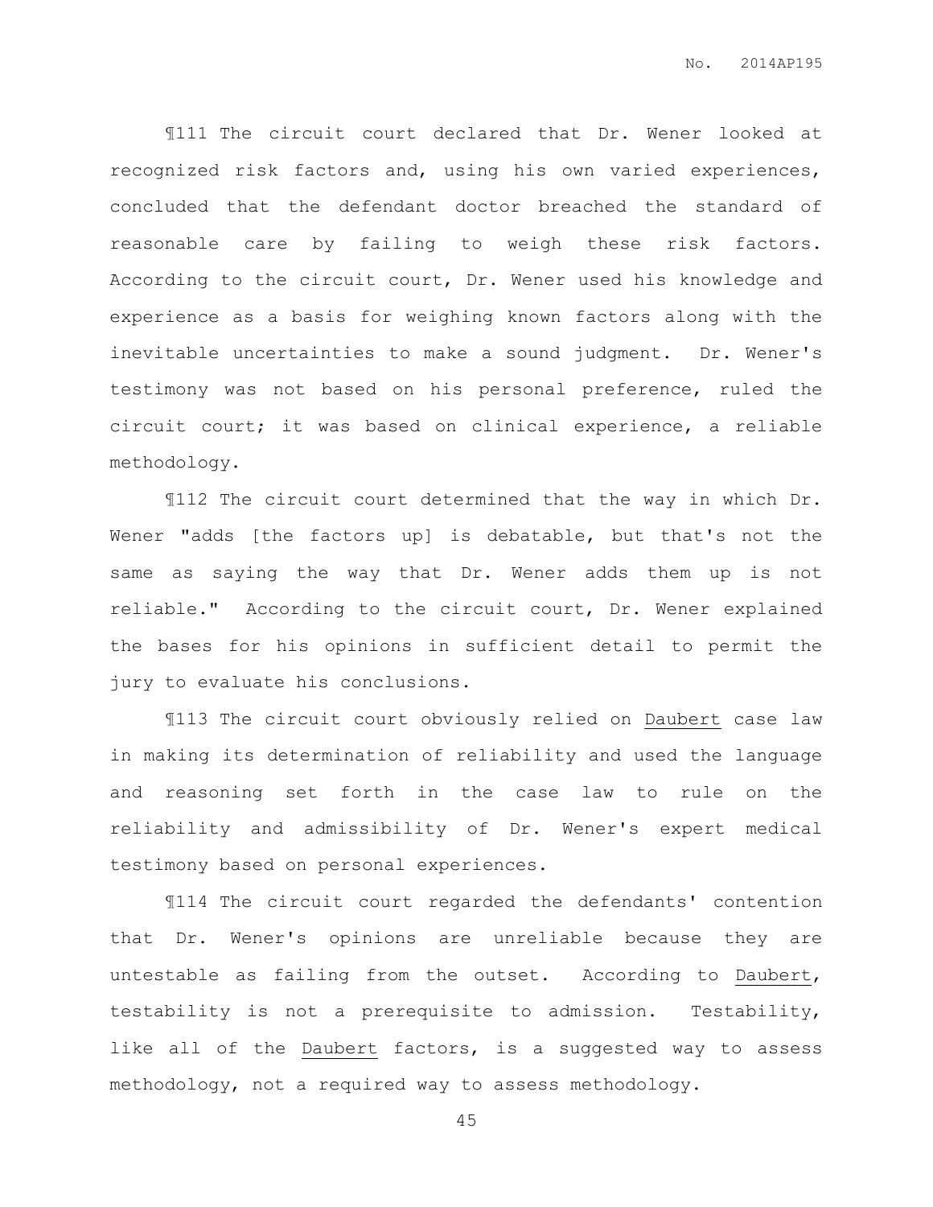¶111 The circuit court declared that Dr. Wener looked at recognized risk factors and, using his own varied experiences, concluded that the defendant doctor breached the standard of reasonable care by failing to weigh these risk factors. According to the circuit court, Dr. Wener used his knowledge and experience as a basis for weighing known factors along with the inevitable uncertainties to make a sound judgment. Dr. Wener's testimony was not based on his personal preference, ruled the circuit court; it was based on clinical experience, a reliable methodology.

¶112 The circuit court determined that the way in which Dr. Wener "adds [the factors up] is debatable, but that's not the same as saying the way that Dr. Wener adds them up is not reliable." According to the circuit court, Dr. Wener explained the bases for his opinions in sufficient detail to permit the jury to evaluate his conclusions.

¶113 The circuit court obviously relied on Daubert case law in making its determination of reliability and used the language and reasoning set forth in the case law to rule on the reliability and admissibility of Dr. Wener's expert medical testimony based on personal experiences.

¶114 The circuit court regarded the defendants' contention that Dr. Wener's opinions are unreliable because they are untestable as failing from the outset. According to Daubert, testability is not a prerequisite to admission. Testability, like all of the Daubert factors, is a suggested way to assess methodology, not a required way to assess methodology.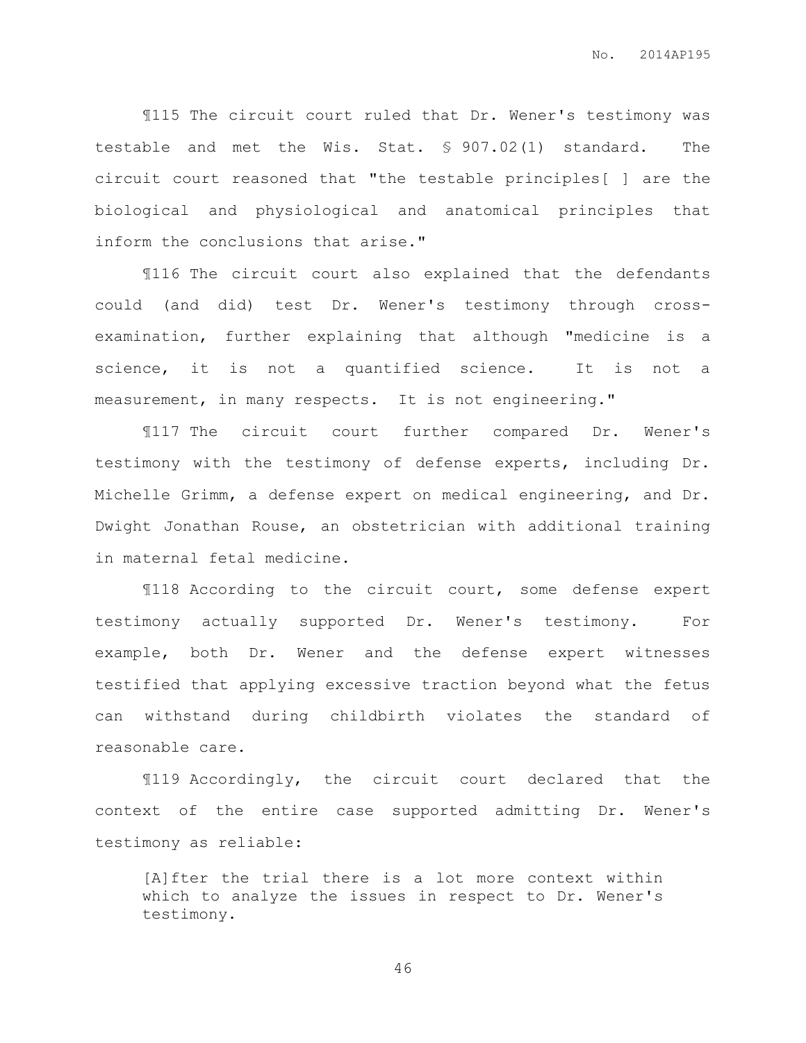¶115 The circuit court ruled that Dr. Wener's testimony was testable and met the Wis. Stat. § 907.02(1) standard. The circuit court reasoned that "the testable principles[ ] are the biological and physiological and anatomical principles that inform the conclusions that arise."

¶116 The circuit court also explained that the defendants could (and did) test Dr. Wener's testimony through cross-examination, further explaining that although "medicine is a science, it is not a quantified science. It is not a measurement, in many respects. It is not engineering."

¶117 The circuit court further compared Dr. Wener's testimony with the testimony of defense experts, including Dr. Michelle Grimm, a defense expert on medical engineering, and Dr. Dwight Jonathan Rouse, an obstetrician with additional training in maternal fetal medicine.

¶118 According to the circuit court, some defense expert testimony actually supported Dr. Wener's testimony. For example, both Dr. Wener and the defense expert witnesses testified that applying excessive traction beyond what the fetus can withstand during childbirth violates the standard of reasonable care.

¶119 Accordingly, the circuit court declared that the context of the entire case supported admitting Dr. Wener's testimony as reliable:

> [A]fter the trial there is a lot more context within which to analyze the issues in respect to Dr. Wener's testimony.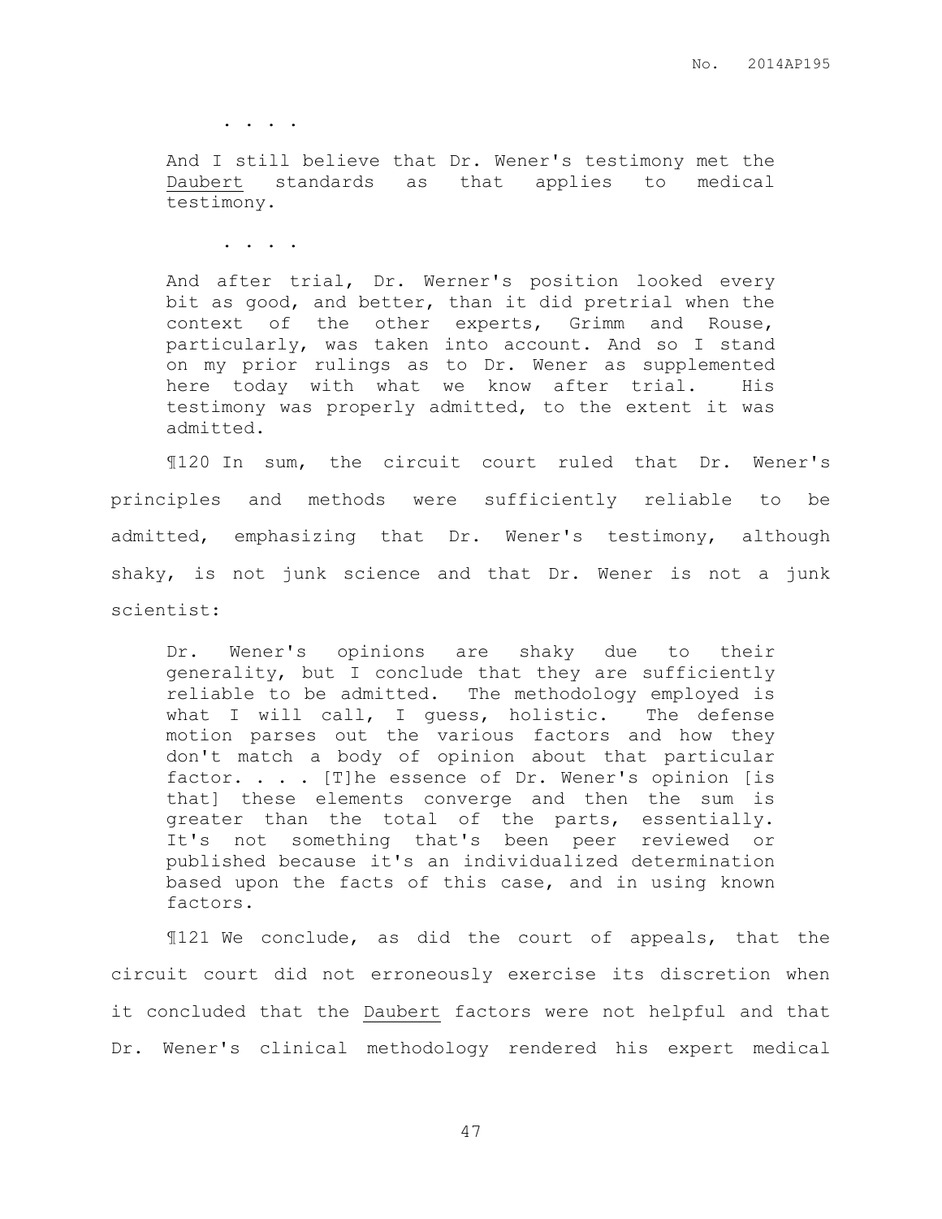. . . .

> And I still believe that Dr. Wener's testimony met the Daubert standards as that applies to medical testimony.
>
> . . . .
>
> And after trial, Dr. Werner's position looked every bit as good, and better, than it did pretrial when the context of the other experts, Grimm and Rouse, particularly, was taken into account. And so I stand on my prior rulings as to Dr. Wener as supplemented here today with what we know after trial. His testimony was properly admitted, to the extent it was admitted.

¶120 In sum, the circuit court ruled that Dr. Wener's principles and methods were sufficiently reliable to be admitted, emphasizing that Dr. Wener's testimony, although shaky, is not junk science and that Dr. Wener is not a junk scientist:

> Dr. Wener's opinions are shaky due to their generality, but I conclude that they are sufficiently reliable to be admitted. The methodology employed is what I will call, I guess, holistic. The defense motion parses out the various factors and how they don't match a body of opinion about that particular factor. . . . [T]he essence of Dr. Wener's opinion [is that] these elements converge and then the sum is greater than the total of the parts, essentially. It's not something that's been peer reviewed or published because it's an individualized determination based upon the facts of this case, and in using known factors.

¶121 We conclude, as did the court of appeals, that the circuit court did not erroneously exercise its discretion when it concluded that the Daubert factors were not helpful and that Dr. Wener's clinical methodology rendered his expert medical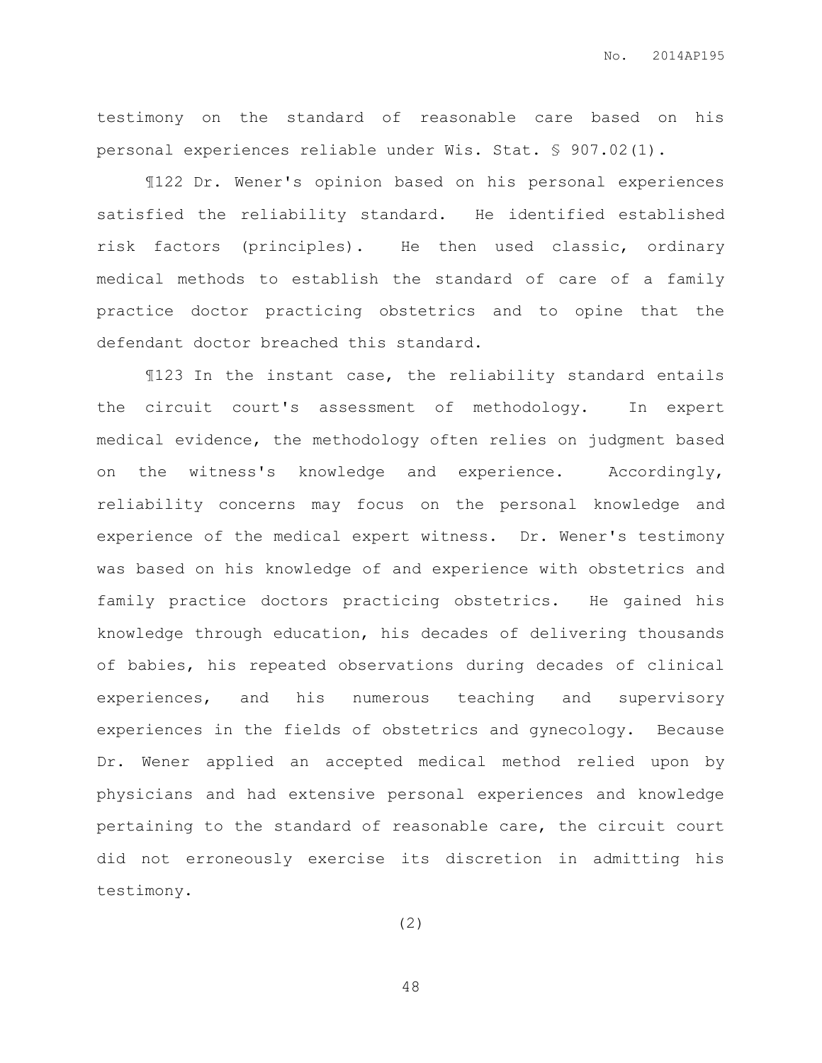testimony on the standard of reasonable care based on his personal experiences reliable under Wis. Stat. § 907.02(1).

¶122 Dr. Wener's opinion based on his personal experiences satisfied the reliability standard. He identified established risk factors (principles). He then used classic, ordinary medical methods to establish the standard of care of a family practice doctor practicing obstetrics and to opine that the defendant doctor breached this standard.

¶123 In the instant case, the reliability standard entails the circuit court's assessment of methodology. In expert medical evidence, the methodology often relies on judgment based on the witness's knowledge and experience. Accordingly, reliability concerns may focus on the personal knowledge and experience of the medical expert witness. Dr. Wener's testimony was based on his knowledge of and experience with obstetrics and family practice doctors practicing obstetrics. He gained his knowledge through education, his decades of delivering thousands of babies, his repeated observations during decades of clinical experiences, and his numerous teaching and supervisory experiences in the fields of obstetrics and gynecology. Because Dr. Wener applied an accepted medical method relied upon by physicians and had extensive personal experiences and knowledge pertaining to the standard of reasonable care, the circuit court did not erroneously exercise its discretion in admitting his testimony.

(2)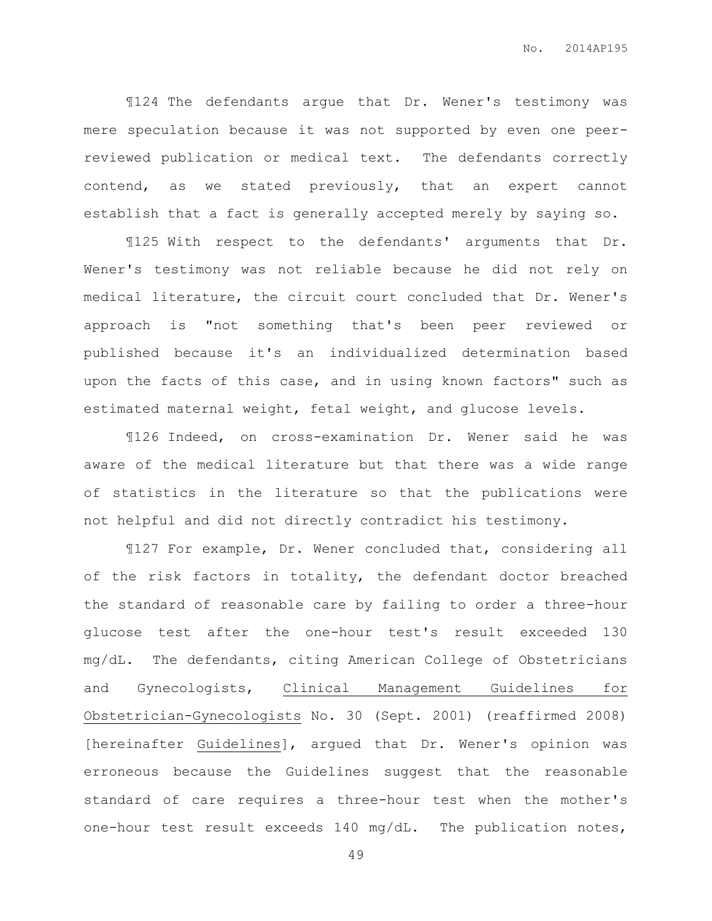¶124 The defendants argue that Dr. Wener's testimony was mere speculation because it was not supported by even one peer-reviewed publication or medical text. The defendants correctly contend, as we stated previously, that an expert cannot establish that a fact is generally accepted merely by saying so.

¶125 With respect to the defendants' arguments that Dr. Wener's testimony was not reliable because he did not rely on medical literature, the circuit court concluded that Dr. Wener's approach is "not something that's been peer reviewed or published because it's an individualized determination based upon the facts of this case, and in using known factors" such as estimated maternal weight, fetal weight, and glucose levels.

¶126 Indeed, on cross-examination Dr. Wener said he was aware of the medical literature but that there was a wide range of statistics in the literature so that the publications were not helpful and did not directly contradict his testimony.

¶127 For example, Dr. Wener concluded that, considering all of the risk factors in totality, the defendant doctor breached the standard of reasonable care by failing to order a three-hour glucose test after the one-hour test's result exceeded 130 mg/dL. The defendants, citing American College of Obstetricians and Gynecologists, <u>Clinical Management Guidelines for Obstetrician-Gynecologists</u> No. 30 (Sept. 2001) (reaffirmed 2008) [hereinafter <u>Guidelines</u>], argued that Dr. Wener's opinion was erroneous because the Guidelines suggest that the reasonable standard of care requires a three-hour test when the mother's one-hour test result exceeds 140 mg/dL. The publication notes,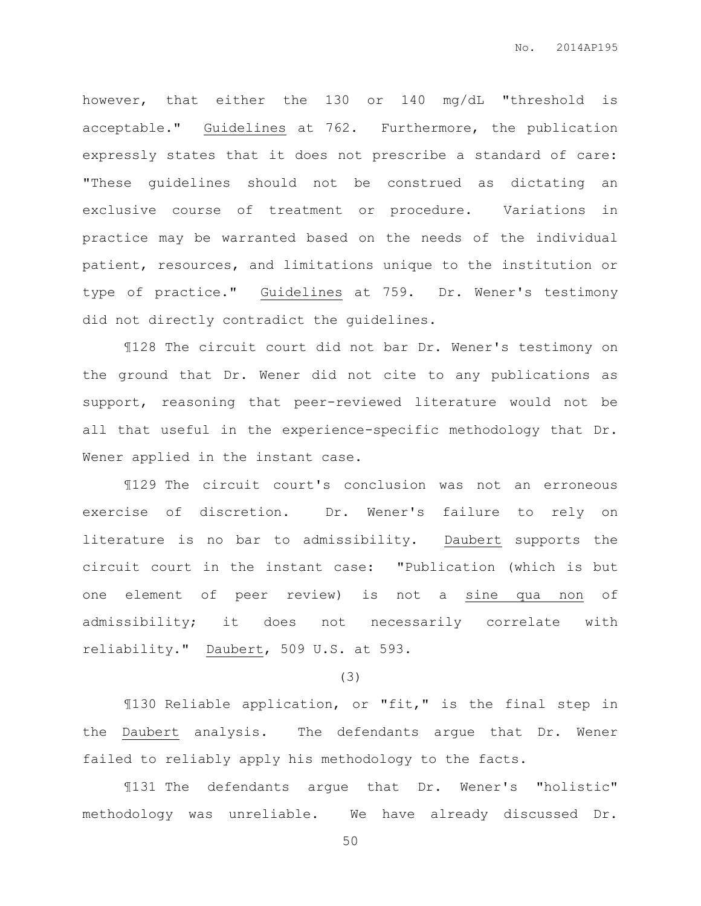however, that either the 130 or 140 mg/dL "threshold is acceptable." Guidelines at 762. Furthermore, the publication expressly states that it does not prescribe a standard of care: "These guidelines should not be construed as dictating an exclusive course of treatment or procedure. Variations in practice may be warranted based on the needs of the individual patient, resources, and limitations unique to the institution or type of practice." Guidelines at 759. Dr. Wener's testimony did not directly contradict the guidelines.

¶128 The circuit court did not bar Dr. Wener's testimony on the ground that Dr. Wener did not cite to any publications as support, reasoning that peer-reviewed literature would not be all that useful in the experience-specific methodology that Dr. Wener applied in the instant case.

¶129 The circuit court's conclusion was not an erroneous exercise of discretion. Dr. Wener's failure to rely on literature is no bar to admissibility. Daubert supports the circuit court in the instant case: "Publication (which is but one element of peer review) is not a sine qua non of admissibility; it does not necessarily correlate with reliability." Daubert, 509 U.S. at 593.

(3)

¶130 Reliable application, or "fit," is the final step in the Daubert analysis. The defendants argue that Dr. Wener failed to reliably apply his methodology to the facts.

¶131 The defendants argue that Dr. Wener's "holistic" methodology was unreliable. We have already discussed Dr.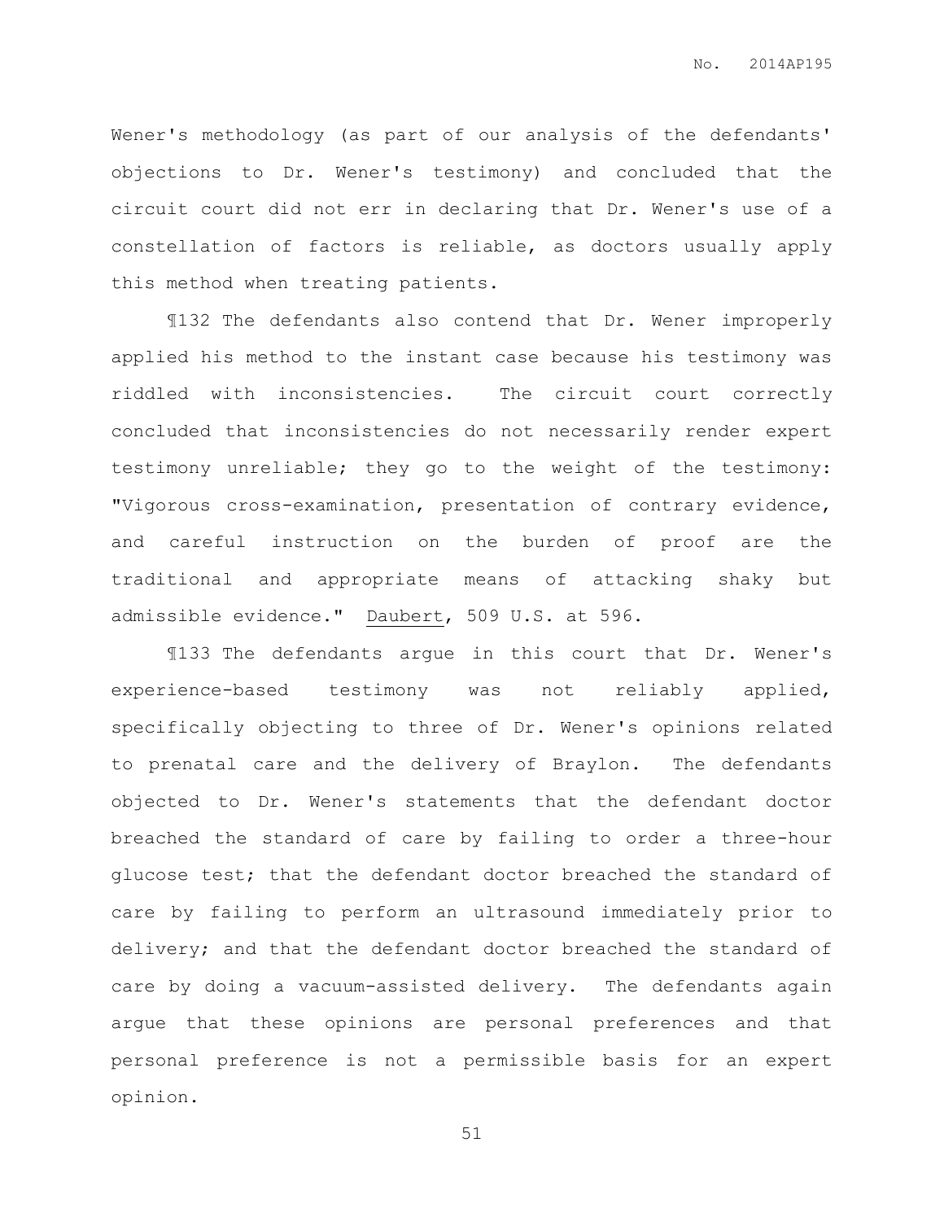Wener's methodology (as part of our analysis of the defendants' objections to Dr. Wener's testimony) and concluded that the circuit court did not err in declaring that Dr. Wener's use of a constellation of factors is reliable, as doctors usually apply this method when treating patients.

¶132 The defendants also contend that Dr. Wener improperly applied his method to the instant case because his testimony was riddled with inconsistencies. The circuit court correctly concluded that inconsistencies do not necessarily render expert testimony unreliable; they go to the weight of the testimony: "Vigorous cross-examination, presentation of contrary evidence, and careful instruction on the burden of proof are the traditional and appropriate means of attacking shaky but admissible evidence." Daubert, 509 U.S. at 596.

¶133 The defendants argue in this court that Dr. Wener's experience-based testimony was not reliably applied, specifically objecting to three of Dr. Wener's opinions related to prenatal care and the delivery of Braylon. The defendants objected to Dr. Wener's statements that the defendant doctor breached the standard of care by failing to order a three-hour glucose test; that the defendant doctor breached the standard of care by failing to perform an ultrasound immediately prior to delivery; and that the defendant doctor breached the standard of care by doing a vacuum-assisted delivery. The defendants again argue that these opinions are personal preferences and that personal preference is not a permissible basis for an expert opinion.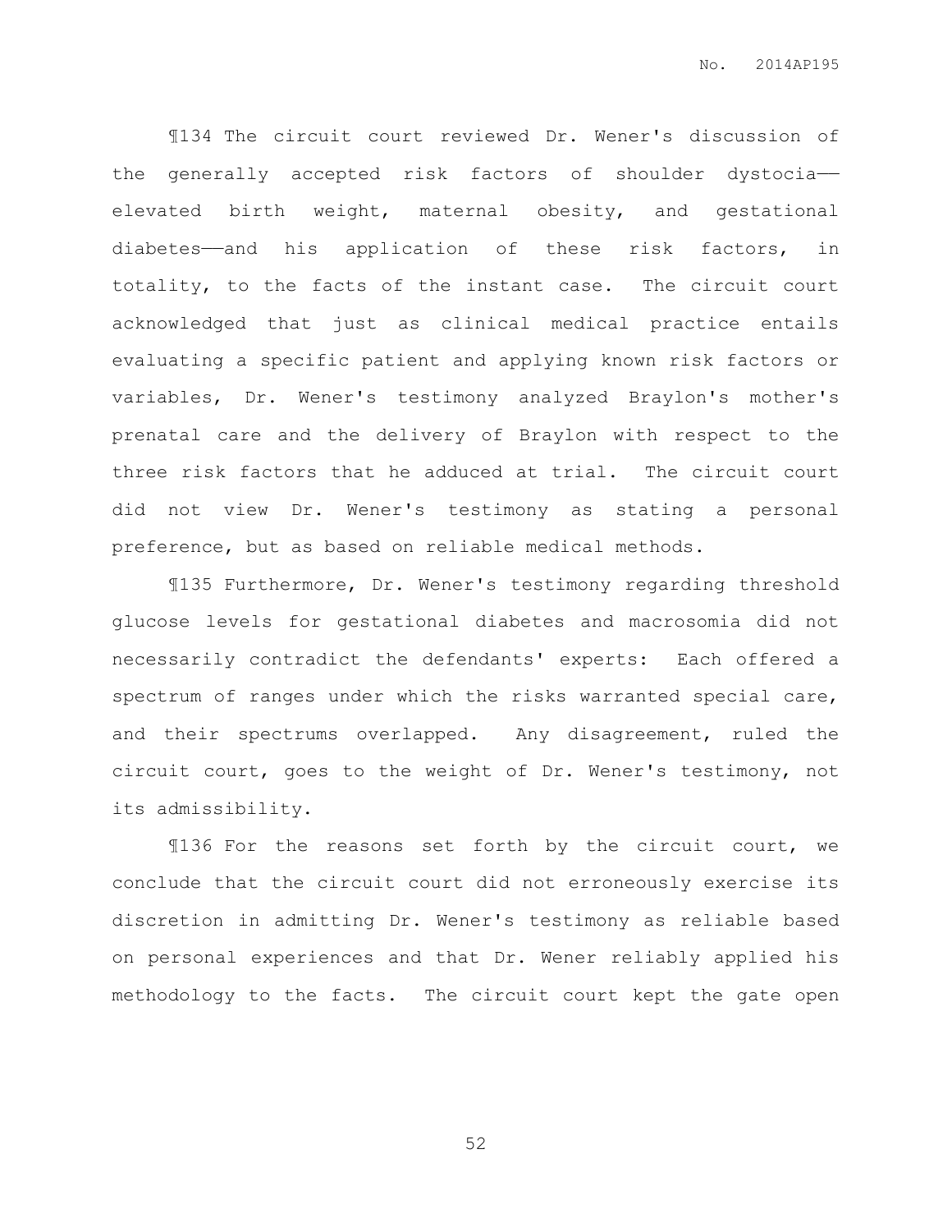¶134 The circuit court reviewed Dr. Wener's discussion of the generally accepted risk factors of shoulder dystocia——elevated birth weight, maternal obesity, and gestational diabetes——and his application of these risk factors, in totality, to the facts of the instant case. The circuit court acknowledged that just as clinical medical practice entails evaluating a specific patient and applying known risk factors or variables, Dr. Wener's testimony analyzed Braylon's mother's prenatal care and the delivery of Braylon with respect to the three risk factors that he adduced at trial. The circuit court did not view Dr. Wener's testimony as stating a personal preference, but as based on reliable medical methods.

¶135 Furthermore, Dr. Wener's testimony regarding threshold glucose levels for gestational diabetes and macrosomia did not necessarily contradict the defendants' experts: Each offered a spectrum of ranges under which the risks warranted special care, and their spectrums overlapped. Any disagreement, ruled the circuit court, goes to the weight of Dr. Wener's testimony, not its admissibility.

¶136 For the reasons set forth by the circuit court, we conclude that the circuit court did not erroneously exercise its discretion in admitting Dr. Wener's testimony as reliable based on personal experiences and that Dr. Wener reliably applied his methodology to the facts. The circuit court kept the gate open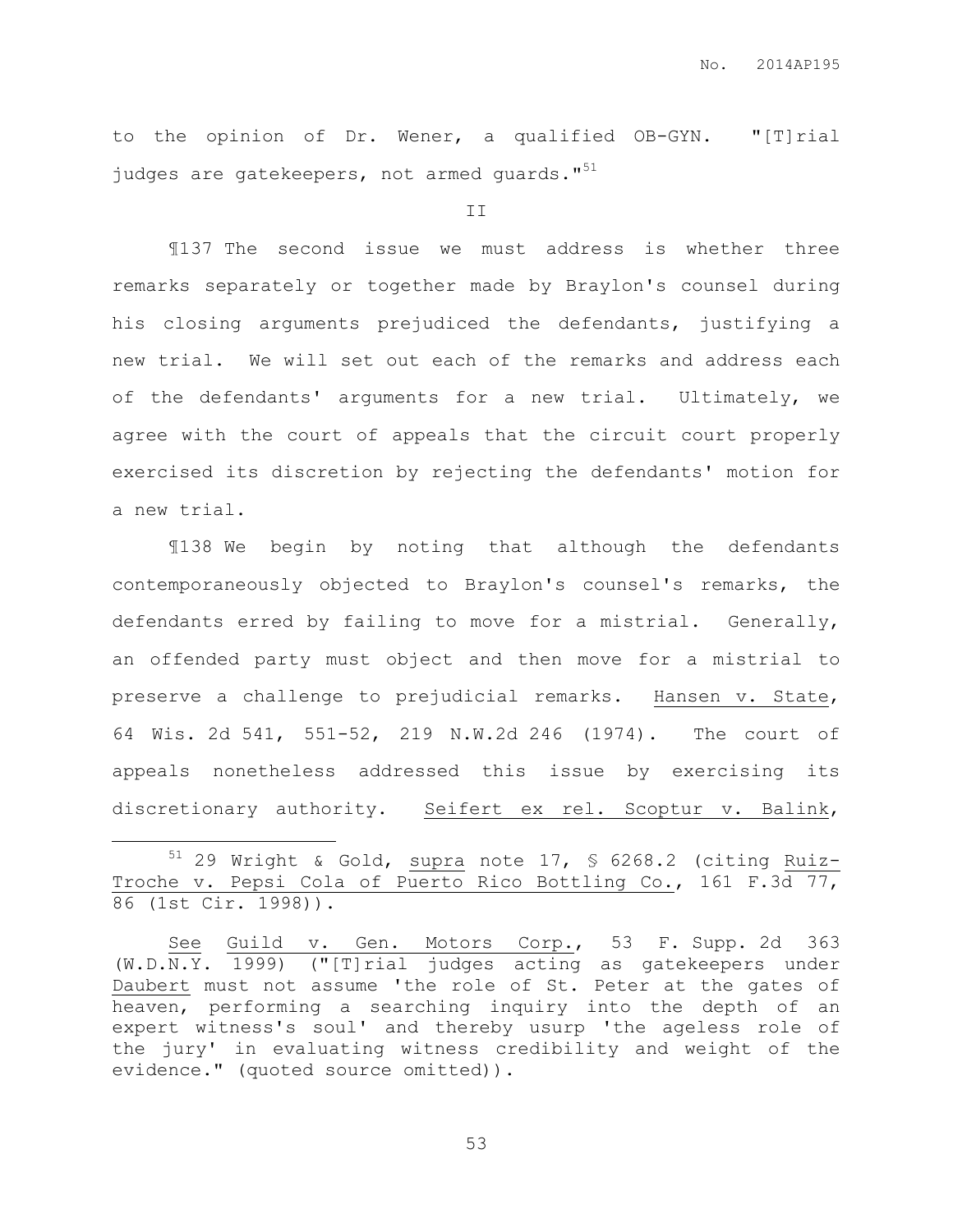to the opinion of Dr. Wener, a qualified OB-GYN. "[T]rial judges are gatekeepers, not armed guards."[51]

II

¶137 The second issue we must address is whether three remarks separately or together made by Braylon's counsel during his closing arguments prejudiced the defendants, justifying a new trial. We will set out each of the remarks and address each of the defendants' arguments for a new trial. Ultimately, we agree with the court of appeals that the circuit court properly exercised its discretion by rejecting the defendants' motion for a new trial.

¶138 We begin by noting that although the defendants contemporaneously objected to Braylon's counsel's remarks, the defendants erred by failing to move for a mistrial. Generally, an offended party must object and then move for a mistrial to preserve a challenge to prejudicial remarks. Hansen v. State, 64 Wis. 2d 541, 551-52, 219 N.W.2d 246 (1974). The court of appeals nonetheless addressed this issue by exercising its discretionary authority. Seifert ex rel. Scoptur v. Balink,

---

[51] 29 Wright & Gold, supra note 17, § 6268.2 (citing Ruiz-Troche v. Pepsi Cola of Puerto Rico Bottling Co., 161 F.3d 77, 86 (1st Cir. 1998)).

See Guild v. Gen. Motors Corp., 53 F. Supp. 2d 363 (W.D.N.Y. 1999) ("[T]rial judges acting as gatekeepers under Daubert must not assume 'the role of St. Peter at the gates of heaven, performing a searching inquiry into the depth of an expert witness's soul' and thereby usurp 'the ageless role of the jury' in evaluating witness credibility and weight of the evidence." (quoted source omitted)).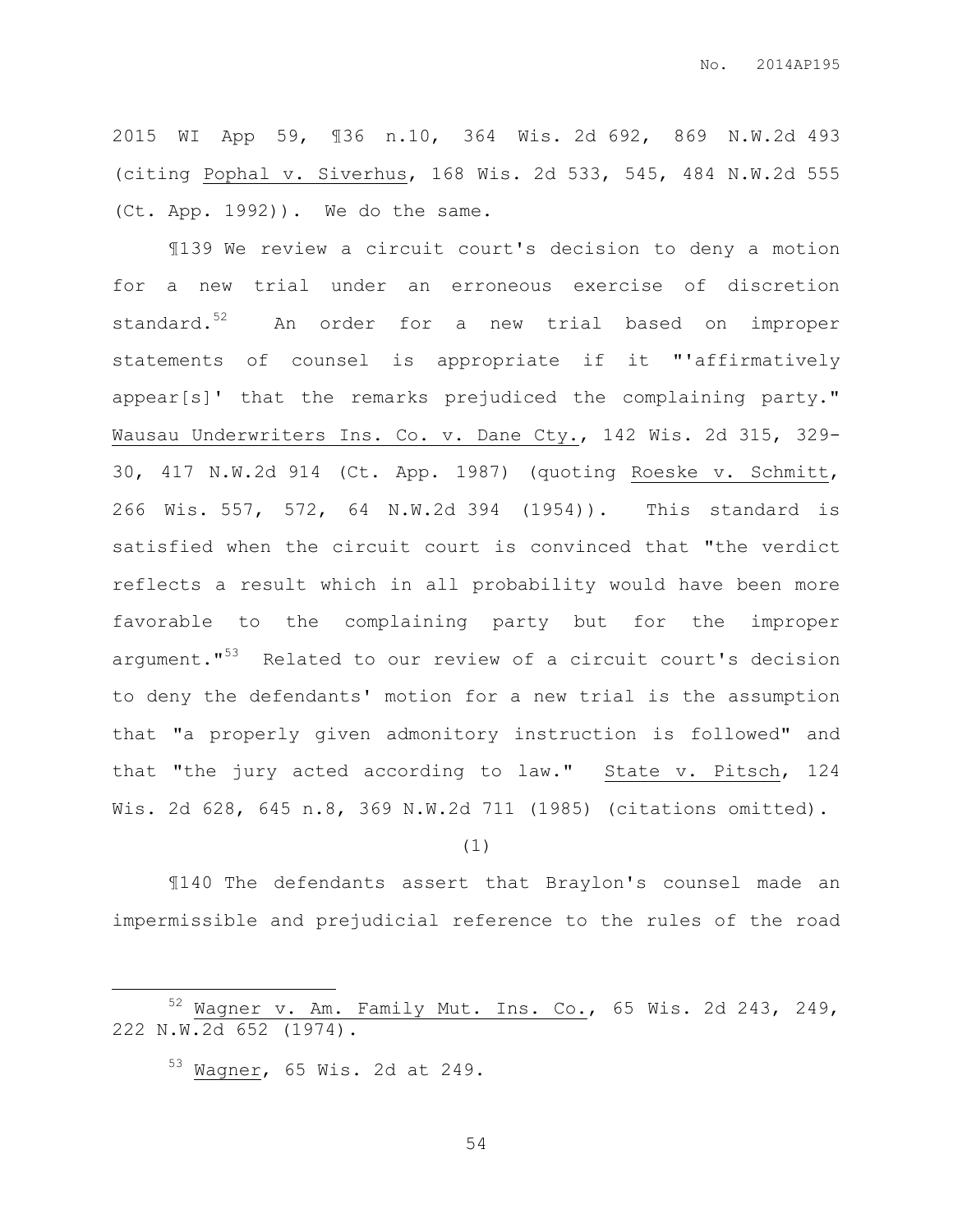2015 WI App 59, ¶36 n.10, 364 Wis. 2d 692, 869 N.W.2d 493 (citing Pophal v. Siverhus, 168 Wis. 2d 533, 545, 484 N.W.2d 555 (Ct. App. 1992)). We do the same.

¶139 We review a circuit court's decision to deny a motion for a new trial under an erroneous exercise of discretion standard.[52] An order for a new trial based on improper statements of counsel is appropriate if it "'affirmatively appear[s]' that the remarks prejudiced the complaining party." Wausau Underwriters Ins. Co. v. Dane Cty., 142 Wis. 2d 315, 329-30, 417 N.W.2d 914 (Ct. App. 1987) (quoting Roeske v. Schmitt, 266 Wis. 557, 572, 64 N.W.2d 394 (1954)). This standard is satisfied when the circuit court is convinced that "the verdict reflects a result which in all probability would have been more favorable to the complaining party but for the improper argument."[53] Related to our review of a circuit court's decision to deny the defendants' motion for a new trial is the assumption that "a properly given admonitory instruction is followed" and that "the jury acted according to law." State v. Pitsch, 124 Wis. 2d 628, 645 n.8, 369 N.W.2d 711 (1985) (citations omitted).

(1)

¶140 The defendants assert that Braylon's counsel made an impermissible and prejudicial reference to the rules of the road

---

[52] Wagner v. Am. Family Mut. Ins. Co., 65 Wis. 2d 243, 249, 222 N.W.2d 652 (1974).

[53] Wagner, 65 Wis. 2d at 249.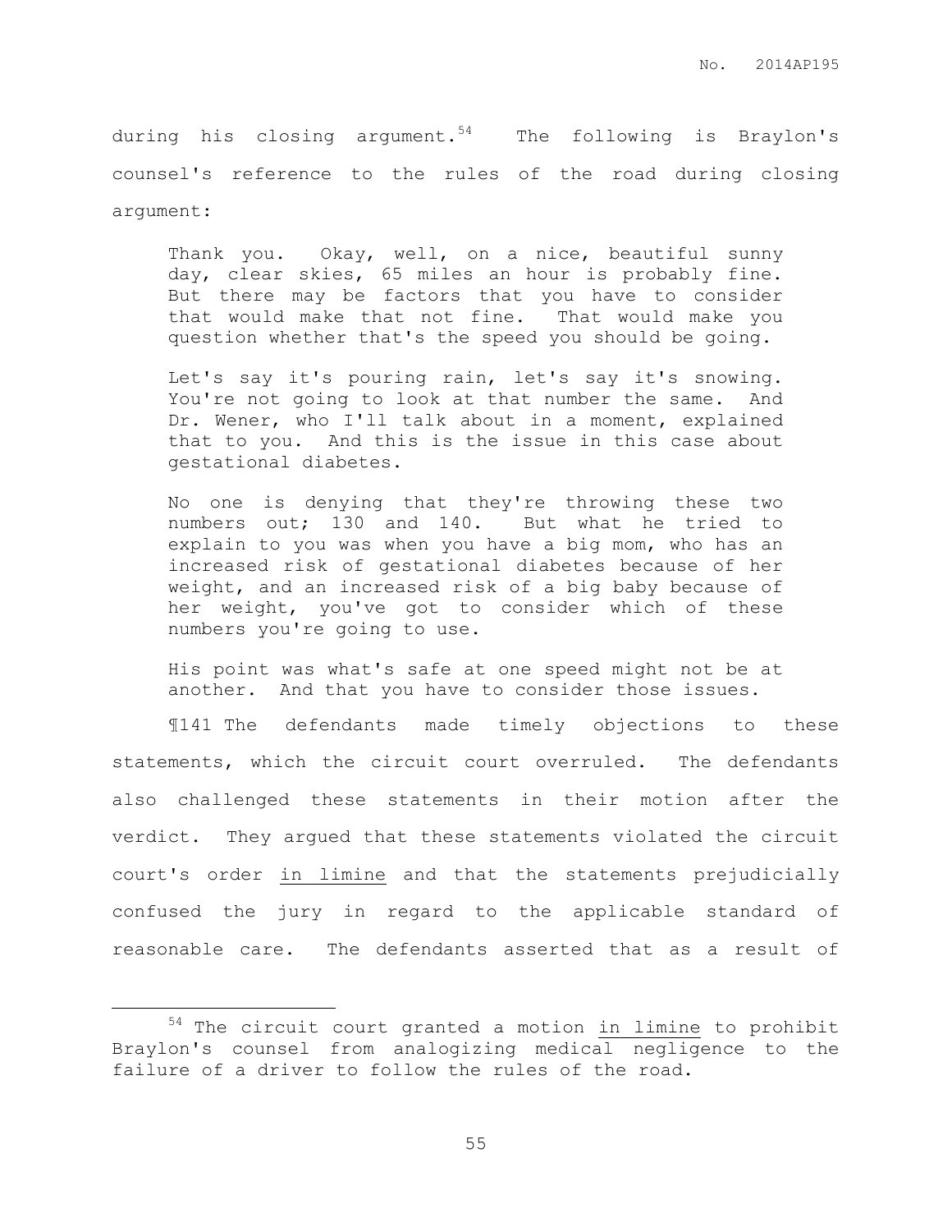during his closing argument.[54] The following is Braylon's counsel's reference to the rules of the road during closing argument:

> Thank you. Okay, well, on a nice, beautiful sunny day, clear skies, 65 miles an hour is probably fine. But there may be factors that you have to consider that would make that not fine. That would make you question whether that's the speed you should be going.
>
> Let's say it's pouring rain, let's say it's snowing. You're not going to look at that number the same. And Dr. Wener, who I'll talk about in a moment, explained that to you. And this is the issue in this case about gestational diabetes.
>
> No one is denying that they're throwing these two numbers out; 130 and 140. But what he tried to explain to you was when you have a big mom, who has an increased risk of gestational diabetes because of her weight, and an increased risk of a big baby because of her weight, you've got to consider which of these numbers you're going to use.
>
> His point was what's safe at one speed might not be at another. And that you have to consider those issues.

¶141 The defendants made timely objections to these statements, which the circuit court overruled. The defendants also challenged these statements in their motion after the verdict. They argued that these statements violated the circuit court's order in limine and that the statements prejudicially confused the jury in regard to the applicable standard of reasonable care. The defendants asserted that as a result of

---

[54] The circuit court granted a motion in limine to prohibit Braylon's counsel from analogizing medical negligence to the failure of a driver to follow the rules of the road.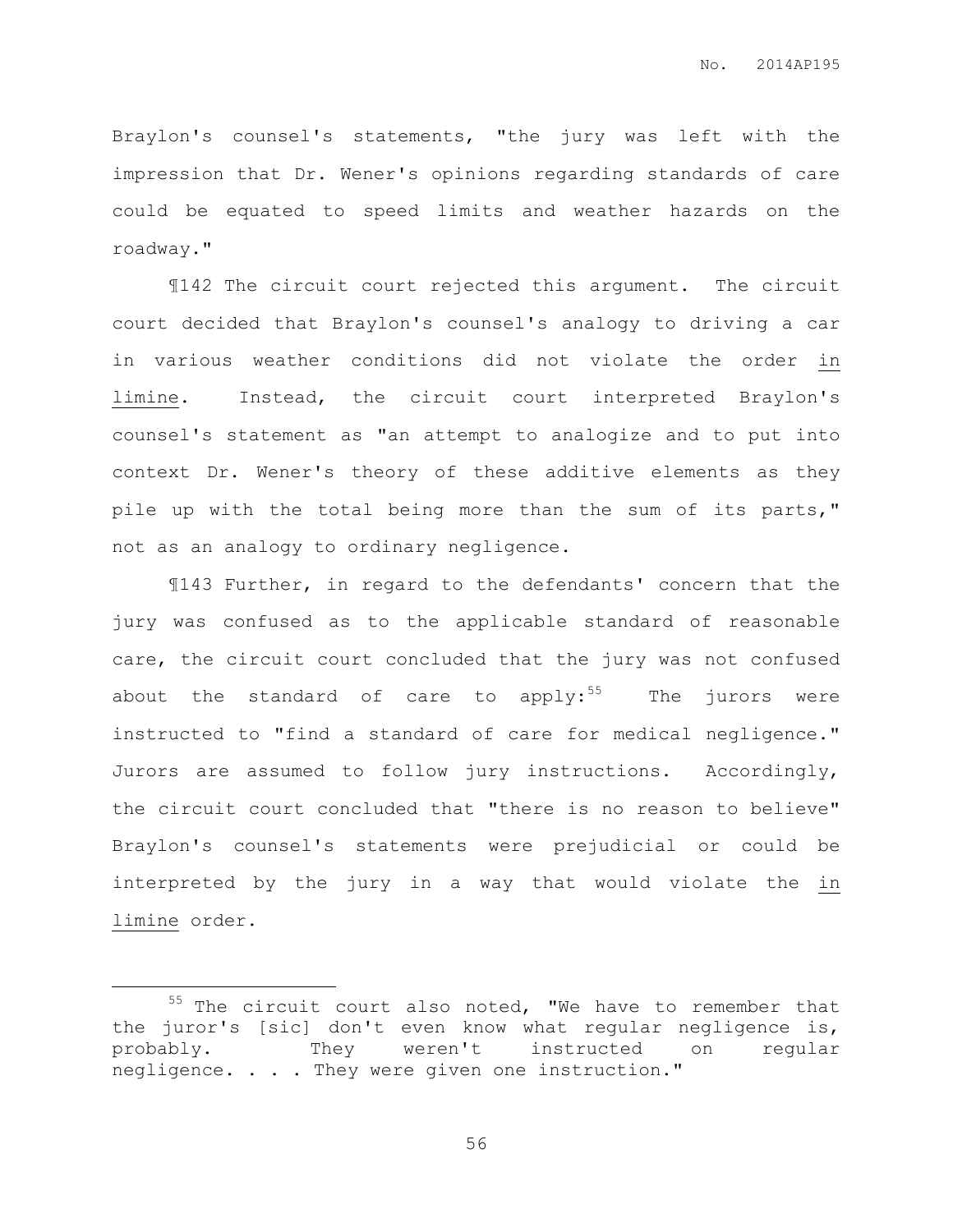Braylon's counsel's statements, "the jury was left with the impression that Dr. Wener's opinions regarding standards of care could be equated to speed limits and weather hazards on the roadway."

¶142 The circuit court rejected this argument. The circuit court decided that Braylon's counsel's analogy to driving a car in various weather conditions did not violate the order _in limine_. Instead, the circuit court interpreted Braylon's counsel's statement as "an attempt to analogize and to put into context Dr. Wener's theory of these additive elements as they pile up with the total being more than the sum of its parts," not as an analogy to ordinary negligence.

¶143 Further, in regard to the defendants' concern that the jury was confused as to the applicable standard of reasonable care, the circuit court concluded that the jury was not confused about the standard of care to apply:[55] The jurors were instructed to "find a standard of care for medical negligence." Jurors are assumed to follow jury instructions. Accordingly, the circuit court concluded that "there is no reason to believe" Braylon's counsel's statements were prejudicial or could be interpreted by the jury in a way that would violate the _in limine_ order.

---

[55] The circuit court also noted, "We have to remember that the juror's [sic] don't even know what regular negligence is, probably. They weren't instructed on regular negligence. . . . They were given one instruction."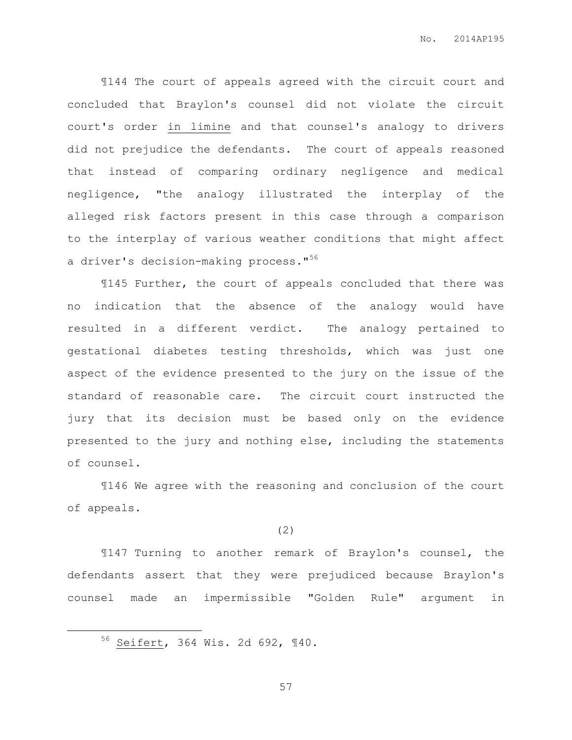¶144 The court of appeals agreed with the circuit court and concluded that Braylon's counsel did not violate the circuit court's order in limine and that counsel's analogy to drivers did not prejudice the defendants. The court of appeals reasoned that instead of comparing ordinary negligence and medical negligence, "the analogy illustrated the interplay of the alleged risk factors present in this case through a comparison to the interplay of various weather conditions that might affect a driver's decision-making process."[56]

¶145 Further, the court of appeals concluded that there was no indication that the absence of the analogy would have resulted in a different verdict. The analogy pertained to gestational diabetes testing thresholds, which was just one aspect of the evidence presented to the jury on the issue of the standard of reasonable care. The circuit court instructed the jury that its decision must be based only on the evidence presented to the jury and nothing else, including the statements of counsel.

¶146 We agree with the reasoning and conclusion of the court of appeals.

(2)

¶147 Turning to another remark of Braylon's counsel, the defendants assert that they were prejudiced because Braylon's counsel made an impermissible "Golden Rule" argument in

---

[56] Seifert, 364 Wis. 2d 692, ¶40.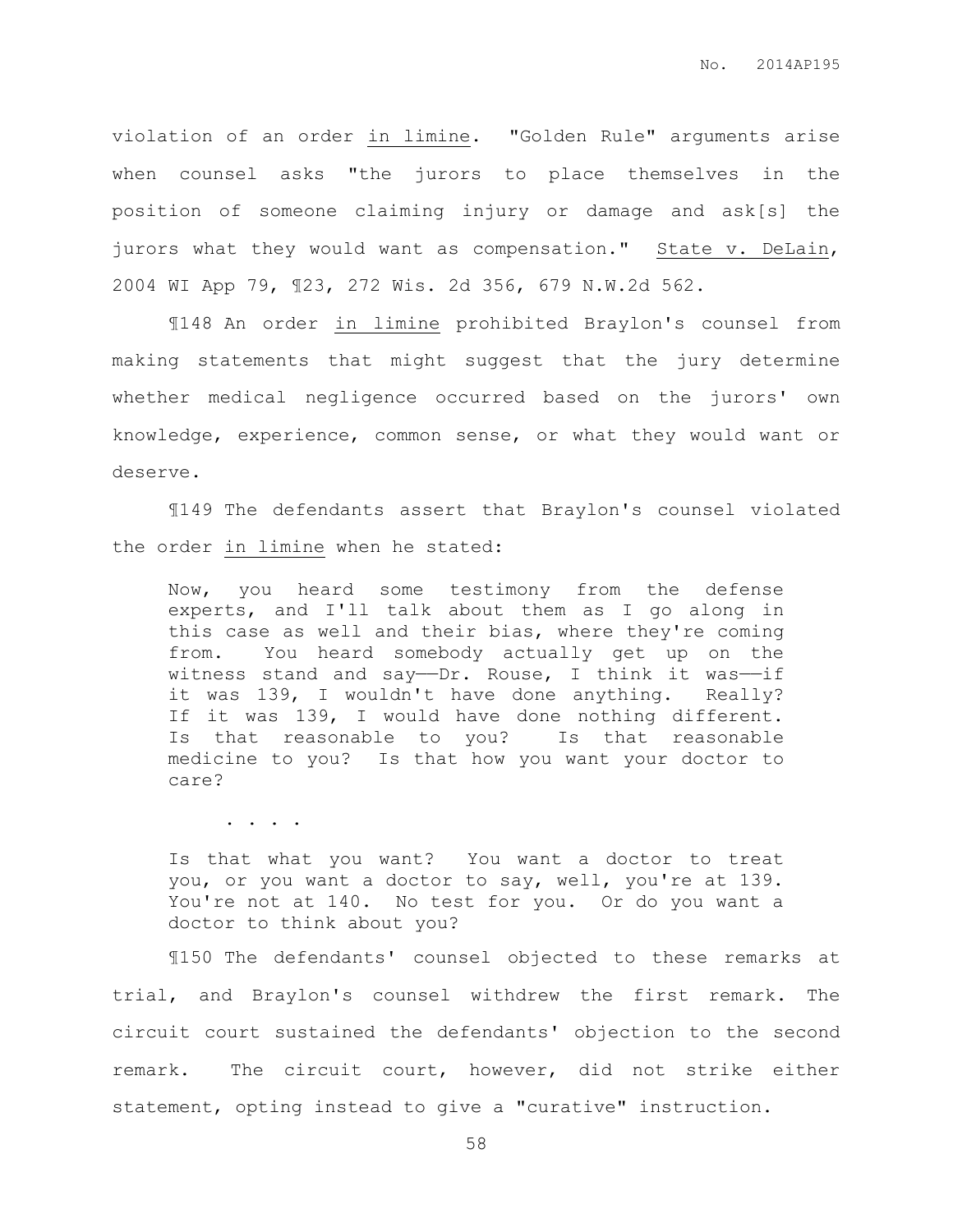violation of an order _in limine_. "Golden Rule" arguments arise when counsel asks "the jurors to place themselves in the position of someone claiming injury or damage and ask[s] the jurors what they would want as compensation." _State v. DeLain_, 2004 WI App 79, ¶23, 272 Wis. 2d 356, 679 N.W.2d 562.

¶148 An order _in limine_ prohibited Braylon's counsel from making statements that might suggest that the jury determine whether medical negligence occurred based on the jurors' own knowledge, experience, common sense, or what they would want or deserve.

¶149 The defendants assert that Braylon's counsel violated the order _in limine_ when he stated:

> Now, you heard some testimony from the defense experts, and I'll talk about them as I go along in this case as well and their bias, where they're coming from. You heard somebody actually get up on the witness stand and say——Dr. Rouse, I think it was——if it was 139, I wouldn't have done anything. Really? If it was 139, I would have done nothing different. Is that reasonable to you? Is that reasonable medicine to you? Is that how you want your doctor to care?
>
> . . . .
>
> Is that what you want? You want a doctor to treat you, or you want a doctor to say, well, you're at 139. You're not at 140. No test for you. Or do you want a doctor to think about you?

¶150 The defendants' counsel objected to these remarks at trial, and Braylon's counsel withdrew the first remark. The circuit court sustained the defendants' objection to the second remark. The circuit court, however, did not strike either statement, opting instead to give a "curative" instruction.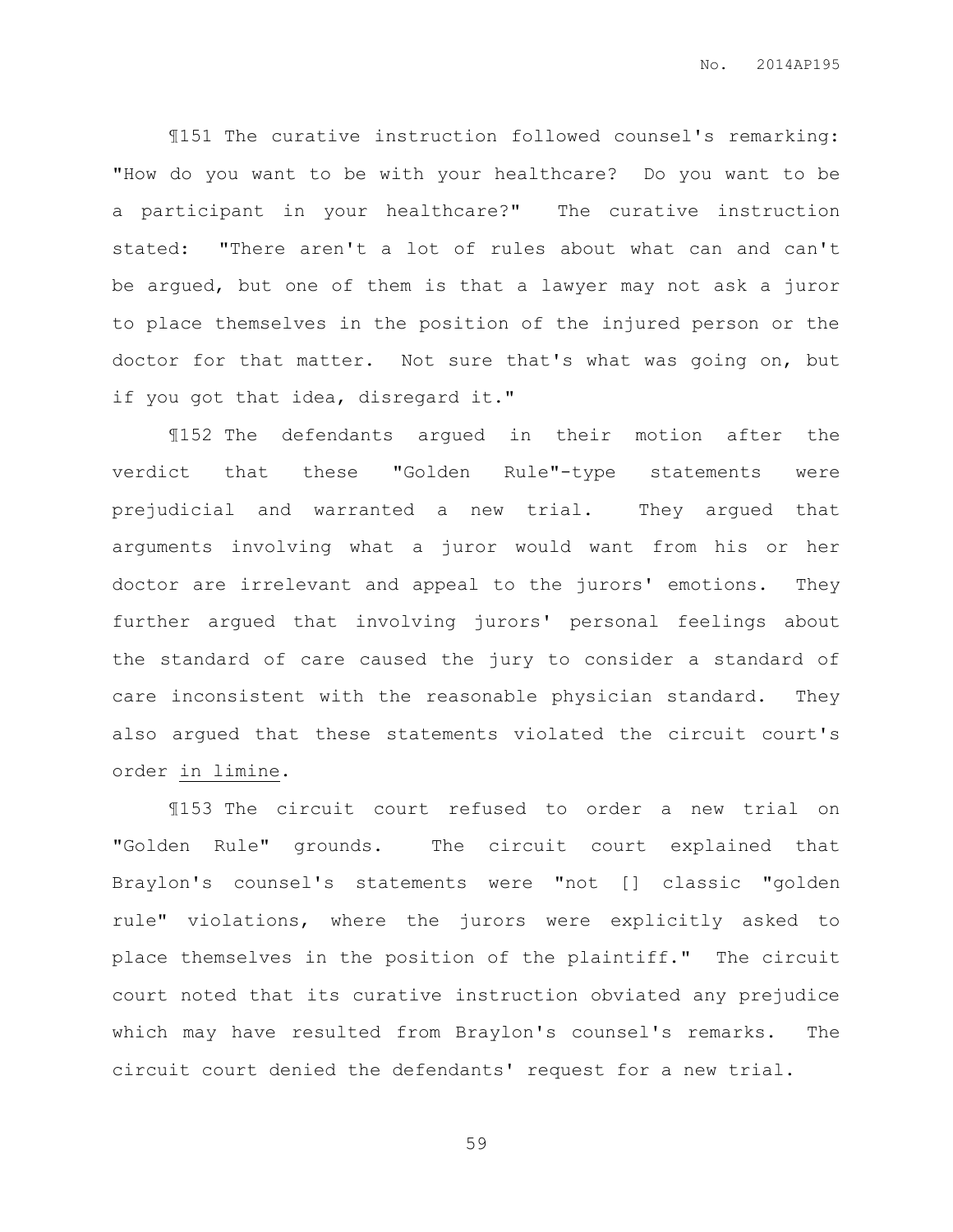¶151 The curative instruction followed counsel's remarking: "How do you want to be with your healthcare? Do you want to be a participant in your healthcare?" The curative instruction stated: "There aren't a lot of rules about what can and can't be argued, but one of them is that a lawyer may not ask a juror to place themselves in the position of the injured person or the doctor for that matter. Not sure that's what was going on, but if you got that idea, disregard it."

¶152 The defendants argued in their motion after the verdict that these "Golden Rule"-type statements were prejudicial and warranted a new trial. They argued that arguments involving what a juror would want from his or her doctor are irrelevant and appeal to the jurors' emotions. They further argued that involving jurors' personal feelings about the standard of care caused the jury to consider a standard of care inconsistent with the reasonable physician standard. They also argued that these statements violated the circuit court's order <u>in limine</u>.

¶153 The circuit court refused to order a new trial on "Golden Rule" grounds. The circuit court explained that Braylon's counsel's statements were "not [] classic "golden rule" violations, where the jurors were explicitly asked to place themselves in the position of the plaintiff." The circuit court noted that its curative instruction obviated any prejudice which may have resulted from Braylon's counsel's remarks. The circuit court denied the defendants' request for a new trial.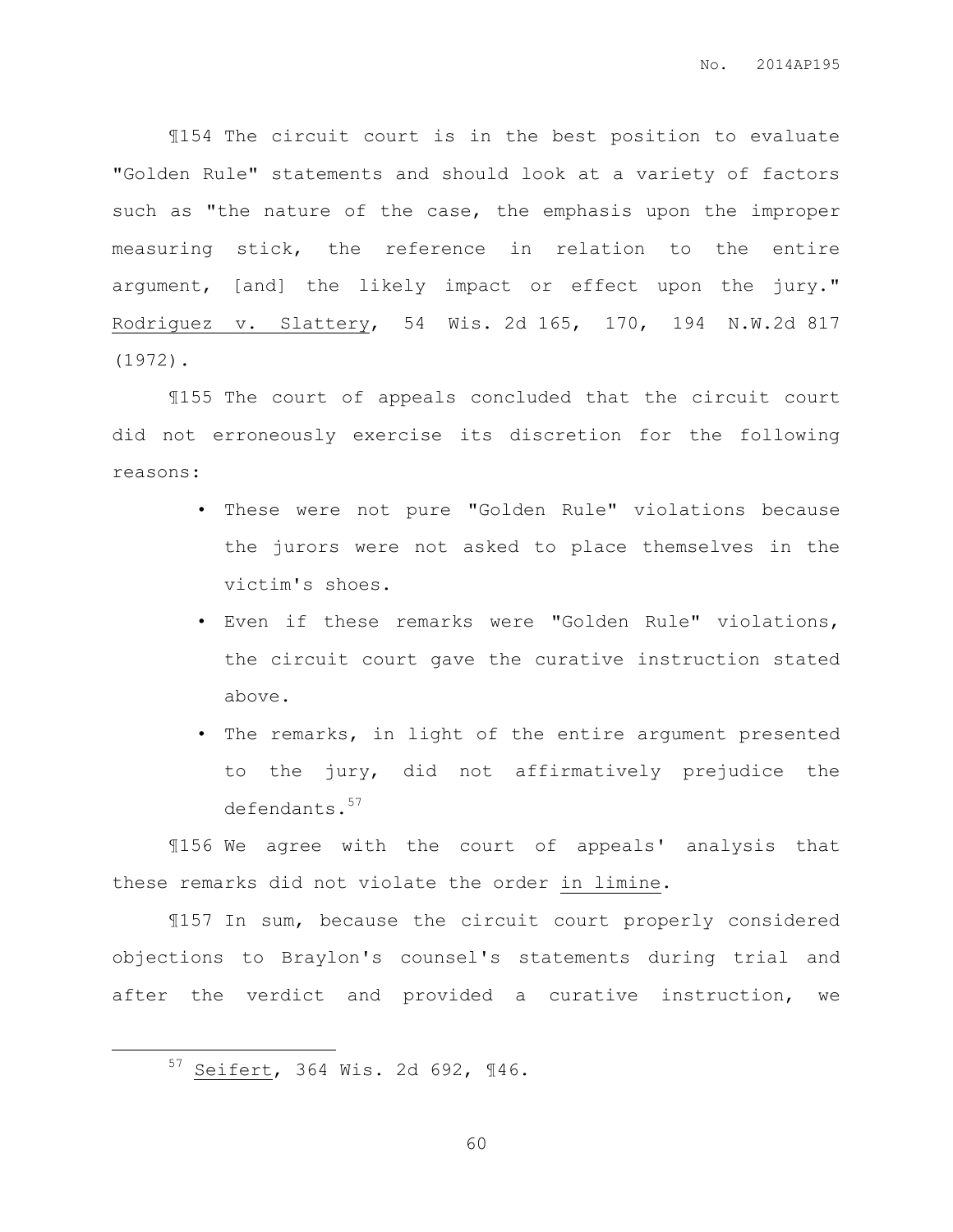¶154 The circuit court is in the best position to evaluate "Golden Rule" statements and should look at a variety of factors such as "the nature of the case, the emphasis upon the improper measuring stick, the reference in relation to the entire argument, [and] the likely impact or effect upon the jury." Rodriguez v. Slattery, 54 Wis. 2d 165, 170, 194 N.W.2d 817 (1972).

¶155 The court of appeals concluded that the circuit court did not erroneously exercise its discretion for the following reasons:

- These were not pure "Golden Rule" violations because the jurors were not asked to place themselves in the victim's shoes.
- Even if these remarks were "Golden Rule" violations, the circuit court gave the curative instruction stated above.
- The remarks, in light of the entire argument presented to the jury, did not affirmatively prejudice the defendants.[57]

¶156 We agree with the court of appeals' analysis that these remarks did not violate the order in limine.

¶157 In sum, because the circuit court properly considered objections to Braylon's counsel's statements during trial and after the verdict and provided a curative instruction, we

[57] Seifert, 364 Wis. 2d 692, ¶46.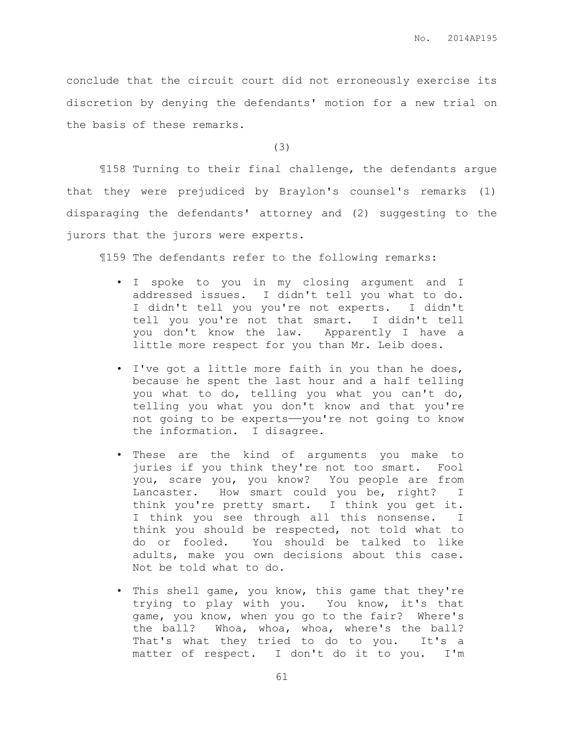conclude that the circuit court did not erroneously exercise its discretion by denying the defendants' motion for a new trial on the basis of these remarks.

(3)

¶158 Turning to their final challenge, the defendants argue that they were prejudiced by Braylon's counsel's remarks (1) disparaging the defendants' attorney and (2) suggesting to the jurors that the jurors were experts.

¶159 The defendants refer to the following remarks:

- I spoke to you in my closing argument and I addressed issues. I didn't tell you what to do. I didn't tell you you're not experts. I didn't tell you you're not that smart. I didn't tell you don't know the law. Apparently I have a little more respect for you than Mr. Leib does.

- I've got a little more faith in you than he does, because he spent the last hour and a half telling you what to do, telling you what you can't do, telling you what you don't know and that you're not going to be experts——you're not going to know the information. I disagree.

- These are the kind of arguments you make to juries if you think they're not too smart. Fool you, scare you, you know? You people are from Lancaster. How smart could you be, right? I think you're pretty smart. I think you get it. I think you see through all this nonsense. I think you should be respected, not told what to do or fooled. You should be talked to like adults, make you own decisions about this case. Not be told what to do.

- This shell game, you know, this game that they're trying to play with you. You know, it's that game, you know, when you go to the fair? Where's the ball? Whoa, whoa, whoa, where's the ball? That's what they tried to do to you. It's a matter of respect. I don't do it to you. I'm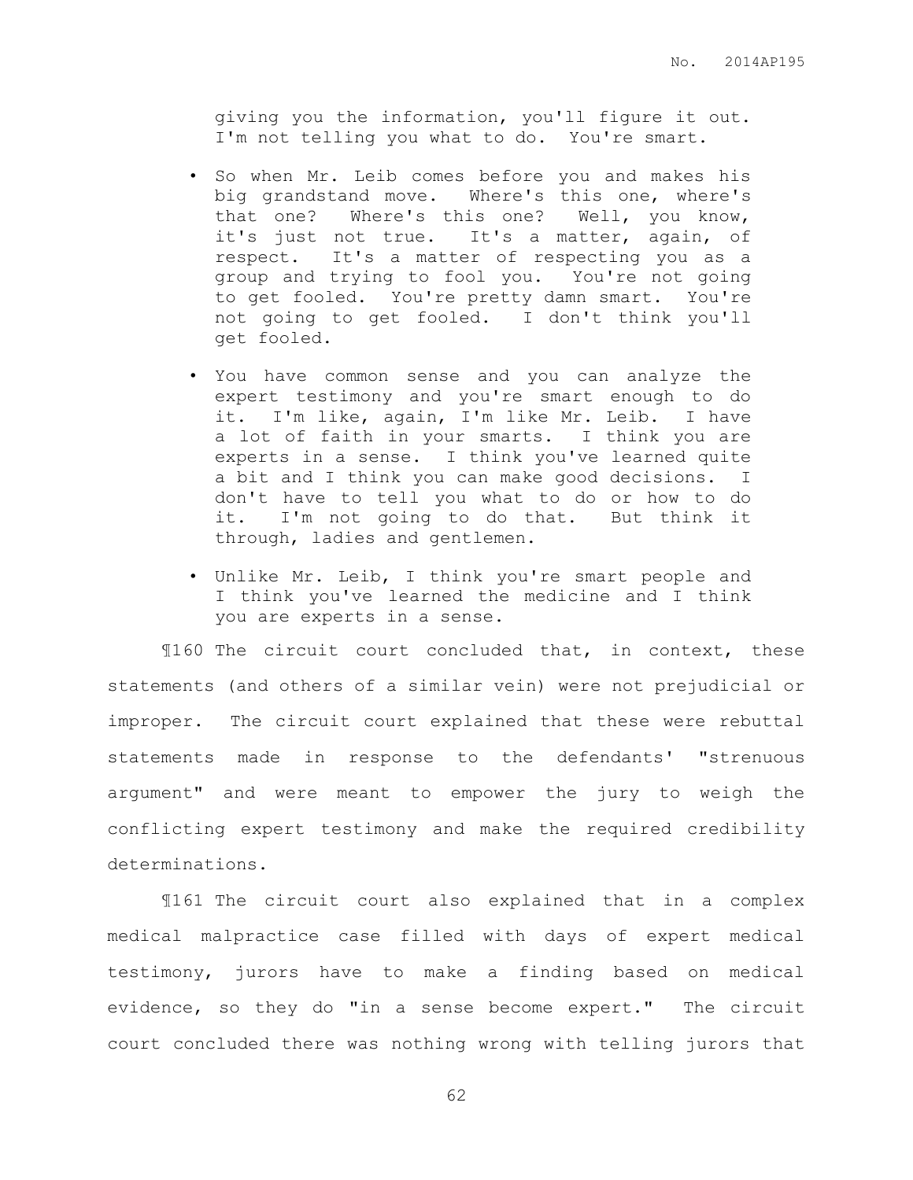giving you the information, you'll figure it out. I'm not telling you what to do. You're smart.

- So when Mr. Leib comes before you and makes his big grandstand move. Where's this one, where's that one? Where's this one? Well, you know, it's just not true. It's a matter, again, of respect. It's a matter of respecting you as a group and trying to fool you. You're not going to get fooled. You're pretty damn smart. You're not going to get fooled. I don't think you'll get fooled.
- You have common sense and you can analyze the expert testimony and you're smart enough to do it. I'm like, again, I'm like Mr. Leib. I have a lot of faith in your smarts. I think you are experts in a sense. I think you've learned quite a bit and I think you can make good decisions. I don't have to tell you what to do or how to do it. I'm not going to do that. But think it through, ladies and gentlemen.
- Unlike Mr. Leib, I think you're smart people and I think you've learned the medicine and I think you are experts in a sense.

¶160 The circuit court concluded that, in context, these statements (and others of a similar vein) were not prejudicial or improper. The circuit court explained that these were rebuttal statements made in response to the defendants' "strenuous argument" and were meant to empower the jury to weigh the conflicting expert testimony and make the required credibility determinations.

¶161 The circuit court also explained that in a complex medical malpractice case filled with days of expert medical testimony, jurors have to make a finding based on medical evidence, so they do "in a sense become expert." The circuit court concluded there was nothing wrong with telling jurors that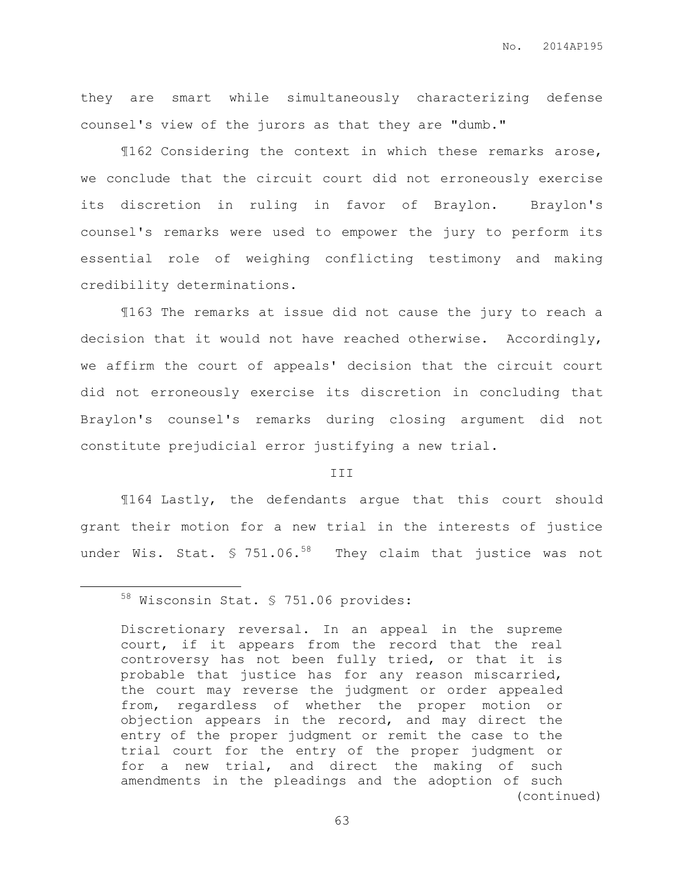they are smart while simultaneously characterizing defense counsel's view of the jurors as that they are "dumb."

¶162 Considering the context in which these remarks arose, we conclude that the circuit court did not erroneously exercise its discretion in ruling in favor of Braylon. Braylon's counsel's remarks were used to empower the jury to perform its essential role of weighing conflicting testimony and making credibility determinations.

¶163 The remarks at issue did not cause the jury to reach a decision that it would not have reached otherwise. Accordingly, we affirm the court of appeals' decision that the circuit court did not erroneously exercise its discretion in concluding that Braylon's counsel's remarks during closing argument did not constitute prejudicial error justifying a new trial.

III

¶164 Lastly, the defendants argue that this court should grant their motion for a new trial in the interests of justice under Wis. Stat. § 751.06.[58] They claim that justice was not

---

[58] Wisconsin Stat. § 751.06 provides:

> Discretionary reversal. In an appeal in the supreme court, if it appears from the record that the real controversy has not been fully tried, or that it is probable that justice has for any reason miscarried, the court may reverse the judgment or order appealed from, regardless of whether the proper motion or objection appears in the record, and may direct the entry of the proper judgment or remit the case to the trial court for the entry of the proper judgment or for a new trial, and direct the making of such amendments in the pleadings and the adoption of such

(continued)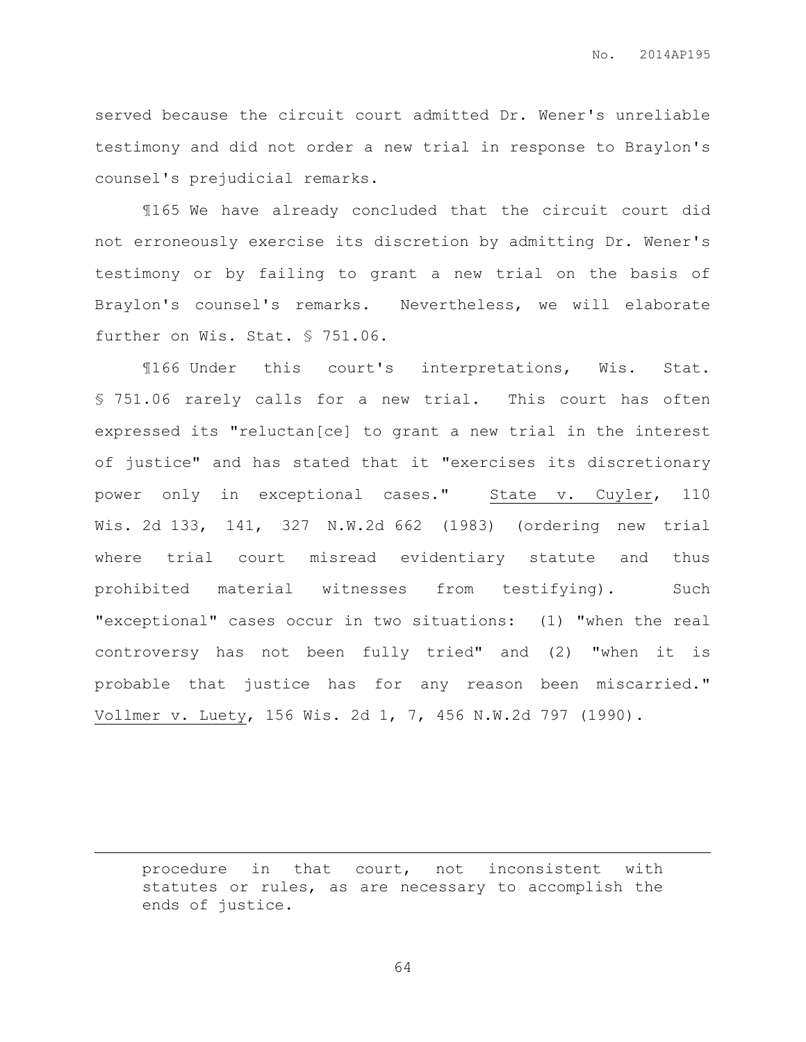served because the circuit court admitted Dr. Wener's unreliable testimony and did not order a new trial in response to Braylon's counsel's prejudicial remarks.

¶165 We have already concluded that the circuit court did not erroneously exercise its discretion by admitting Dr. Wener's testimony or by failing to grant a new trial on the basis of Braylon's counsel's remarks. Nevertheless, we will elaborate further on Wis. Stat. § 751.06.

¶166 Under this court's interpretations, Wis. Stat. § 751.06 rarely calls for a new trial. This court has often expressed its "reluctan[ce] to grant a new trial in the interest of justice" and has stated that it "exercises its discretionary power only in exceptional cases." State v. Cuyler, 110 Wis. 2d 133, 141, 327 N.W.2d 662 (1983) (ordering new trial where trial court misread evidentiary statute and thus prohibited material witnesses from testifying). Such "exceptional" cases occur in two situations: (1) "when the real controversy has not been fully tried" and (2) "when it is probable that justice has for any reason been miscarried." Vollmer v. Luety, 156 Wis. 2d 1, 7, 456 N.W.2d 797 (1990).

---

procedure in that court, not inconsistent with statutes or rules, as are necessary to accomplish the ends of justice.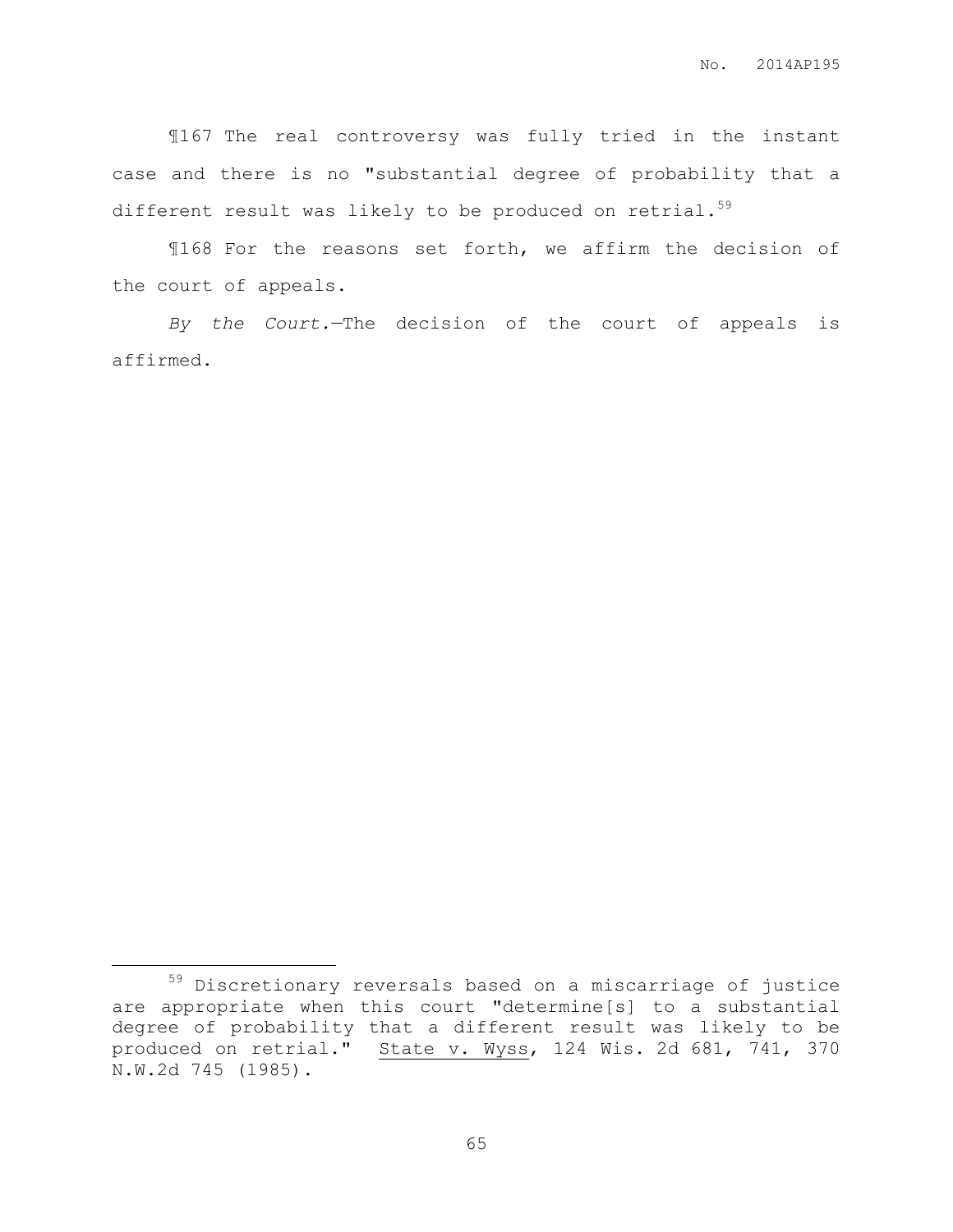¶167 The real controversy was fully tried in the instant case and there is no "substantial degree of probability that a different result was likely to be produced on retrial.[59]

¶168 For the reasons set forth, we affirm the decision of the court of appeals.

*By the Court.*—The decision of the court of appeals is affirmed.

---

[59] Discretionary reversals based on a miscarriage of justice are appropriate when this court "determine[s] to a substantial degree of probability that a different result was likely to be produced on retrial." State v. Wyss, 124 Wis. 2d 681, 741, 370 N.W.2d 745 (1985).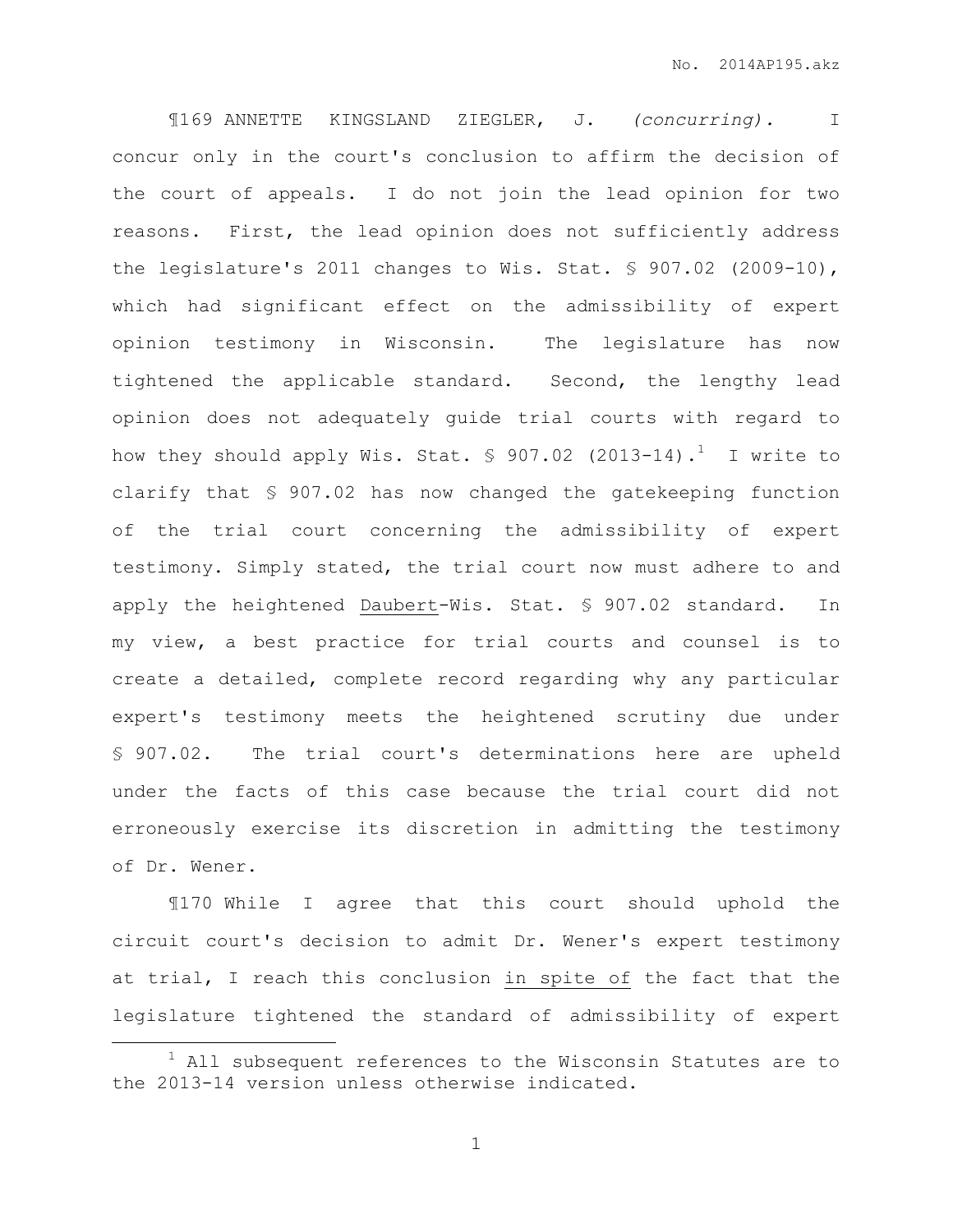¶169 ANNETTE KINGSLAND ZIEGLER, J. *(concurring).* I concur only in the court's conclusion to affirm the decision of the court of appeals. I do not join the lead opinion for two reasons. First, the lead opinion does not sufficiently address the legislature's 2011 changes to Wis. Stat. § 907.02 (2009-10), which had significant effect on the admissibility of expert opinion testimony in Wisconsin. The legislature has now tightened the applicable standard. Second, the lengthy lead opinion does not adequately guide trial courts with regard to how they should apply Wis. Stat. § 907.02 (2013-14).[1] I write to clarify that § 907.02 has now changed the gatekeeping function of the trial court concerning the admissibility of expert testimony. Simply stated, the trial court now must adhere to and apply the heightened Daubert-Wis. Stat. § 907.02 standard. In my view, a best practice for trial courts and counsel is to create a detailed, complete record regarding why any particular expert's testimony meets the heightened scrutiny due under § 907.02. The trial court's determinations here are upheld under the facts of this case because the trial court did not erroneously exercise its discretion in admitting the testimony of Dr. Wener.

¶170 While I agree that this court should uphold the circuit court's decision to admit Dr. Wener's expert testimony at trial, I reach this conclusion in spite of the fact that the legislature tightened the standard of admissibility of expert

[1] All subsequent references to the Wisconsin Statutes are to the 2013-14 version unless otherwise indicated.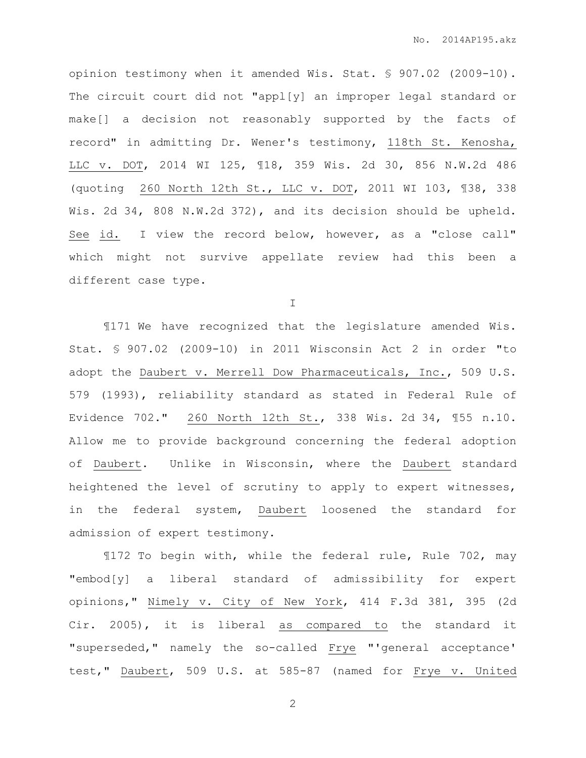opinion testimony when it amended Wis. Stat. § 907.02 (2009-10). The circuit court did not "appl[y] an improper legal standard or make[] a decision not reasonably supported by the facts of record" in admitting Dr. Wener's testimony, 118th St. Kenosha, LLC v. DOT, 2014 WI 125, ¶18, 359 Wis. 2d 30, 856 N.W.2d 486 (quoting 260 North 12th St., LLC v. DOT, 2011 WI 103, ¶38, 338 Wis. 2d 34, 808 N.W.2d 372), and its decision should be upheld. See id. I view the record below, however, as a "close call" which might not survive appellate review had this been a different case type.

I

¶171 We have recognized that the legislature amended Wis. Stat. § 907.02 (2009-10) in 2011 Wisconsin Act 2 in order "to adopt the Daubert v. Merrell Dow Pharmaceuticals, Inc., 509 U.S. 579 (1993), reliability standard as stated in Federal Rule of Evidence 702." 260 North 12th St., 338 Wis. 2d 34, ¶55 n.10. Allow me to provide background concerning the federal adoption of Daubert. Unlike in Wisconsin, where the Daubert standard heightened the level of scrutiny to apply to expert witnesses, in the federal system, Daubert loosened the standard for admission of expert testimony.

¶172 To begin with, while the federal rule, Rule 702, may "embod[y] a liberal standard of admissibility for expert opinions," Nimely v. City of New York, 414 F.3d 381, 395 (2d Cir. 2005), it is liberal as compared to the standard it "superseded," namely the so-called Frye "'general acceptance' test," Daubert, 509 U.S. at 585-87 (named for Frye v. United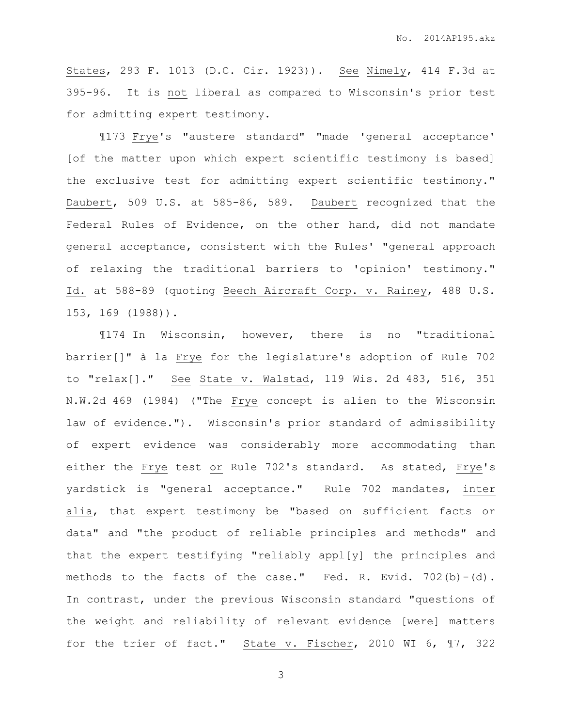States, 293 F. 1013 (D.C. Cir. 1923)). See Nimely, 414 F.3d at 395-96. It is not liberal as compared to Wisconsin's prior test for admitting expert testimony.

¶173 Frye's "austere standard" "made 'general acceptance' [of the matter upon which expert scientific testimony is based] the exclusive test for admitting expert scientific testimony." Daubert, 509 U.S. at 585-86, 589. Daubert recognized that the Federal Rules of Evidence, on the other hand, did not mandate general acceptance, consistent with the Rules' "general approach of relaxing the traditional barriers to 'opinion' testimony." Id. at 588-89 (quoting Beech Aircraft Corp. v. Rainey, 488 U.S. 153, 169 (1988)).

¶174 In Wisconsin, however, there is no "traditional barrier[]" à la Frye for the legislature's adoption of Rule 702 to "relax[]." See State v. Walstad, 119 Wis. 2d 483, 516, 351 N.W.2d 469 (1984) ("The Frye concept is alien to the Wisconsin law of evidence."). Wisconsin's prior standard of admissibility of expert evidence was considerably more accommodating than either the Frye test or Rule 702's standard. As stated, Frye's yardstick is "general acceptance." Rule 702 mandates, inter alia, that expert testimony be "based on sufficient facts or data" and "the product of reliable principles and methods" and that the expert testifying "reliably appl[y] the principles and methods to the facts of the case." Fed. R. Evid. 702(b)-(d). In contrast, under the previous Wisconsin standard "questions of the weight and reliability of relevant evidence [were] matters for the trier of fact." State v. Fischer, 2010 WI 6, ¶7, 322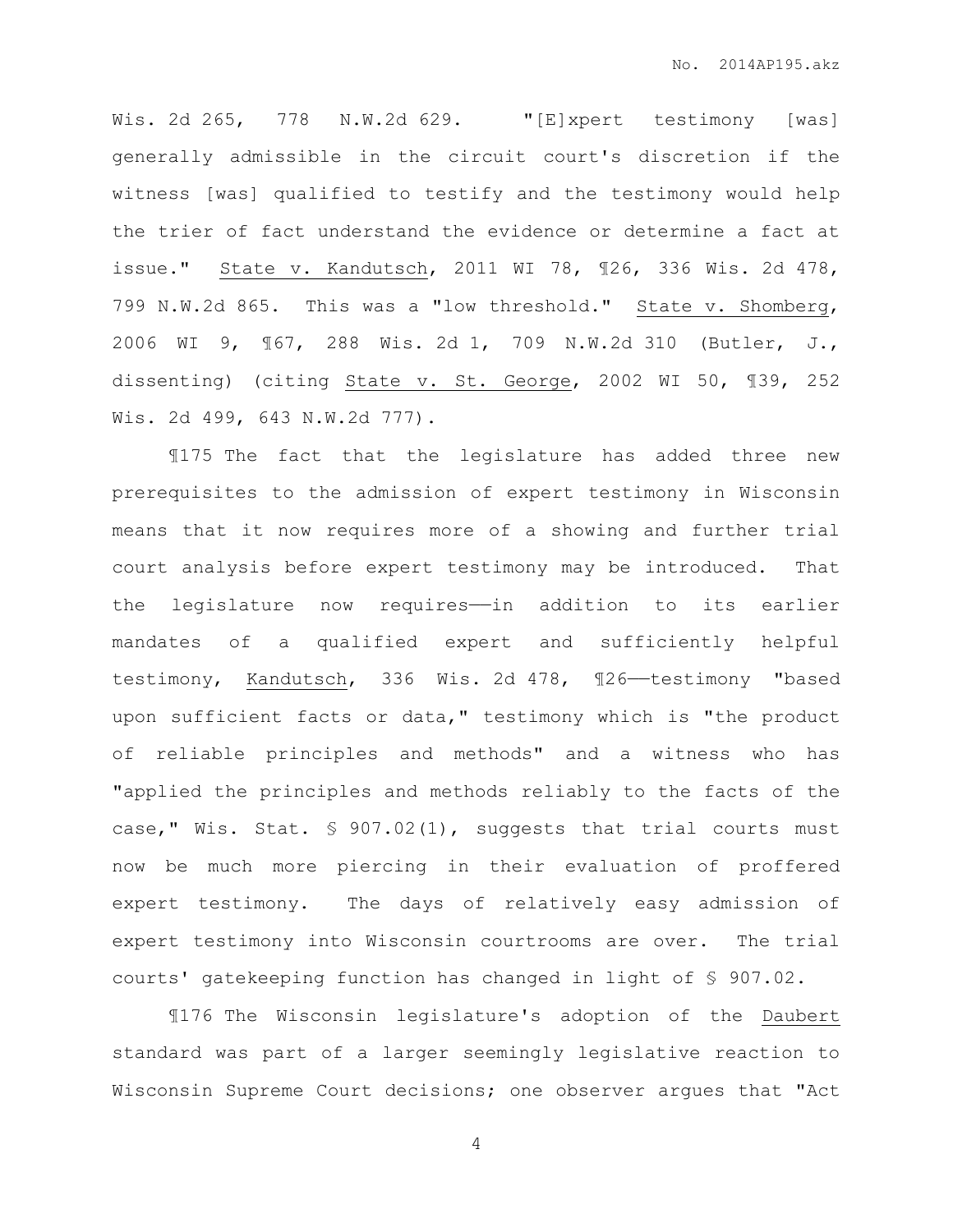Wis. 2d 265, 778 N.W.2d 629. "[E]xpert testimony [was] generally admissible in the circuit court's discretion if the witness [was] qualified to testify and the testimony would help the trier of fact understand the evidence or determine a fact at issue." State v. Kandutsch, 2011 WI 78, ¶26, 336 Wis. 2d 478, 799 N.W.2d 865. This was a "low threshold." State v. Shomberg, 2006 WI 9, ¶67, 288 Wis. 2d 1, 709 N.W.2d 310 (Butler, J., dissenting) (citing State v. St. George, 2002 WI 50, ¶39, 252 Wis. 2d 499, 643 N.W.2d 777).

¶175 The fact that the legislature has added three new prerequisites to the admission of expert testimony in Wisconsin means that it now requires more of a showing and further trial court analysis before expert testimony may be introduced. That the legislature now requires——in addition to its earlier mandates of a qualified expert and sufficiently helpful testimony, Kandutsch, 336 Wis. 2d 478, ¶26——testimony "based upon sufficient facts or data," testimony which is "the product of reliable principles and methods" and a witness who has "applied the principles and methods reliably to the facts of the case," Wis. Stat. § 907.02(1), suggests that trial courts must now be much more piercing in their evaluation of proffered expert testimony. The days of relatively easy admission of expert testimony into Wisconsin courtrooms are over. The trial courts' gatekeeping function has changed in light of § 907.02.

¶176 The Wisconsin legislature's adoption of the Daubert standard was part of a larger seemingly legislative reaction to Wisconsin Supreme Court decisions; one observer argues that "Act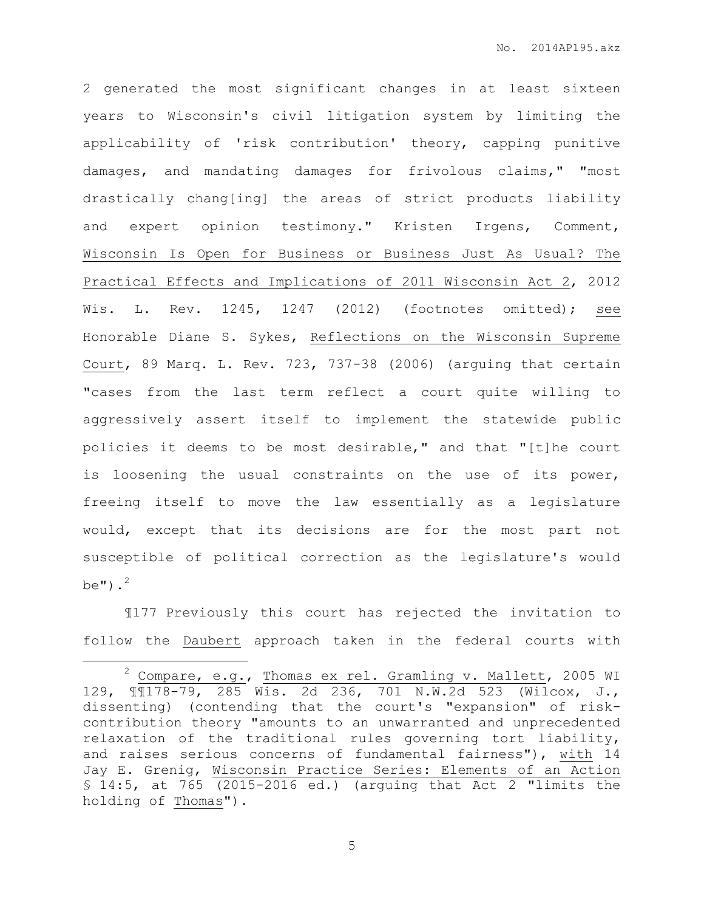2 generated the most significant changes in at least sixteen years to Wisconsin's civil litigation system by limiting the applicability of 'risk contribution' theory, capping punitive damages, and mandating damages for frivolous claims," "most drastically chang[ing] the areas of strict products liability and expert opinion testimony." Kristen Irgens, Comment, Wisconsin Is Open for Business or Business Just As Usual? The Practical Effects and Implications of 2011 Wisconsin Act 2, 2012 Wis. L. Rev. 1245, 1247 (2012) (footnotes omitted); see Honorable Diane S. Sykes, Reflections on the Wisconsin Supreme Court, 89 Marq. L. Rev. 723, 737-38 (2006) (arguing that certain "cases from the last term reflect a court quite willing to aggressively assert itself to implement the statewide public policies it deems to be most desirable," and that "[t]he court is loosening the usual constraints on the use of its power, freeing itself to move the law essentially as a legislature would, except that its decisions are for the most part not susceptible of political correction as the legislature's would be").[2]

¶177 Previously this court has rejected the invitation to follow the Daubert approach taken in the federal courts with

---

[2] Compare, e.g., Thomas ex rel. Gramling v. Mallett, 2005 WI 129, ¶¶178-79, 285 Wis. 2d 236, 701 N.W.2d 523 (Wilcox, J., dissenting) (contending that the court's "expansion" of risk-contribution theory "amounts to an unwarranted and unprecedented relaxation of the traditional rules governing tort liability, and raises serious concerns of fundamental fairness"), with 14 Jay E. Grenig, Wisconsin Practice Series: Elements of an Action § 14:5, at 765 (2015-2016 ed.) (arguing that Act 2 "limits the holding of Thomas").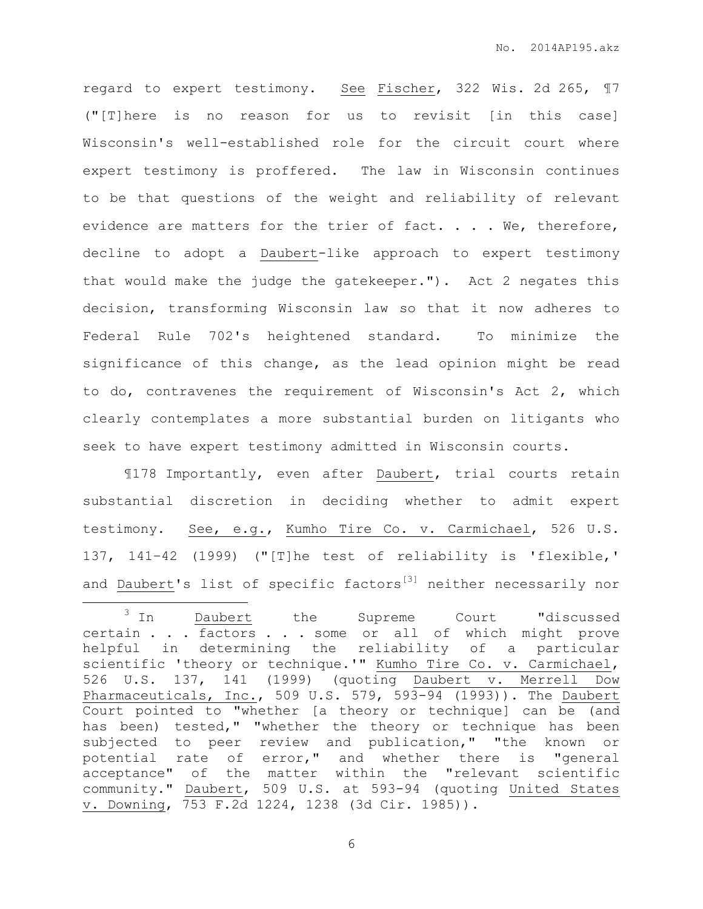regard to expert testimony. See Fischer, 322 Wis. 2d 265, ¶7 ("[T]here is no reason for us to revisit [in this case] Wisconsin's well-established role for the circuit court where expert testimony is proffered. The law in Wisconsin continues to be that questions of the weight and reliability of relevant evidence are matters for the trier of fact. . . . We, therefore, decline to adopt a Daubert-like approach to expert testimony that would make the judge the gatekeeper."). Act 2 negates this decision, transforming Wisconsin law so that it now adheres to Federal Rule 702's heightened standard. To minimize the significance of this change, as the lead opinion might be read to do, contravenes the requirement of Wisconsin's Act 2, which clearly contemplates a more substantial burden on litigants who seek to have expert testimony admitted in Wisconsin courts.

¶178 Importantly, even after Daubert, trial courts retain substantial discretion in deciding whether to admit expert testimony. See, e.g., Kumho Tire Co. v. Carmichael, 526 U.S. 137, 141–42 (1999) ("[T]he test of reliability is 'flexible,' and Daubert's list of specific factors[3] neither necessarily nor

---

[3] In Daubert the Supreme Court "discussed certain . . . factors . . . some or all of which might prove helpful in determining the reliability of a particular scientific 'theory or technique.'" Kumho Tire Co. v. Carmichael, 526 U.S. 137, 141 (1999) (quoting Daubert v. Merrell Dow Pharmaceuticals, Inc., 509 U.S. 579, 593-94 (1993)). The Daubert Court pointed to "whether [a theory or technique] can be (and has been) tested," "whether the theory or technique has been subjected to peer review and publication," "the known or potential rate of error," and whether there is "general acceptance" of the matter within the "relevant scientific community." Daubert, 509 U.S. at 593-94 (quoting United States v. Downing, 753 F.2d 1224, 1238 (3d Cir. 1985)).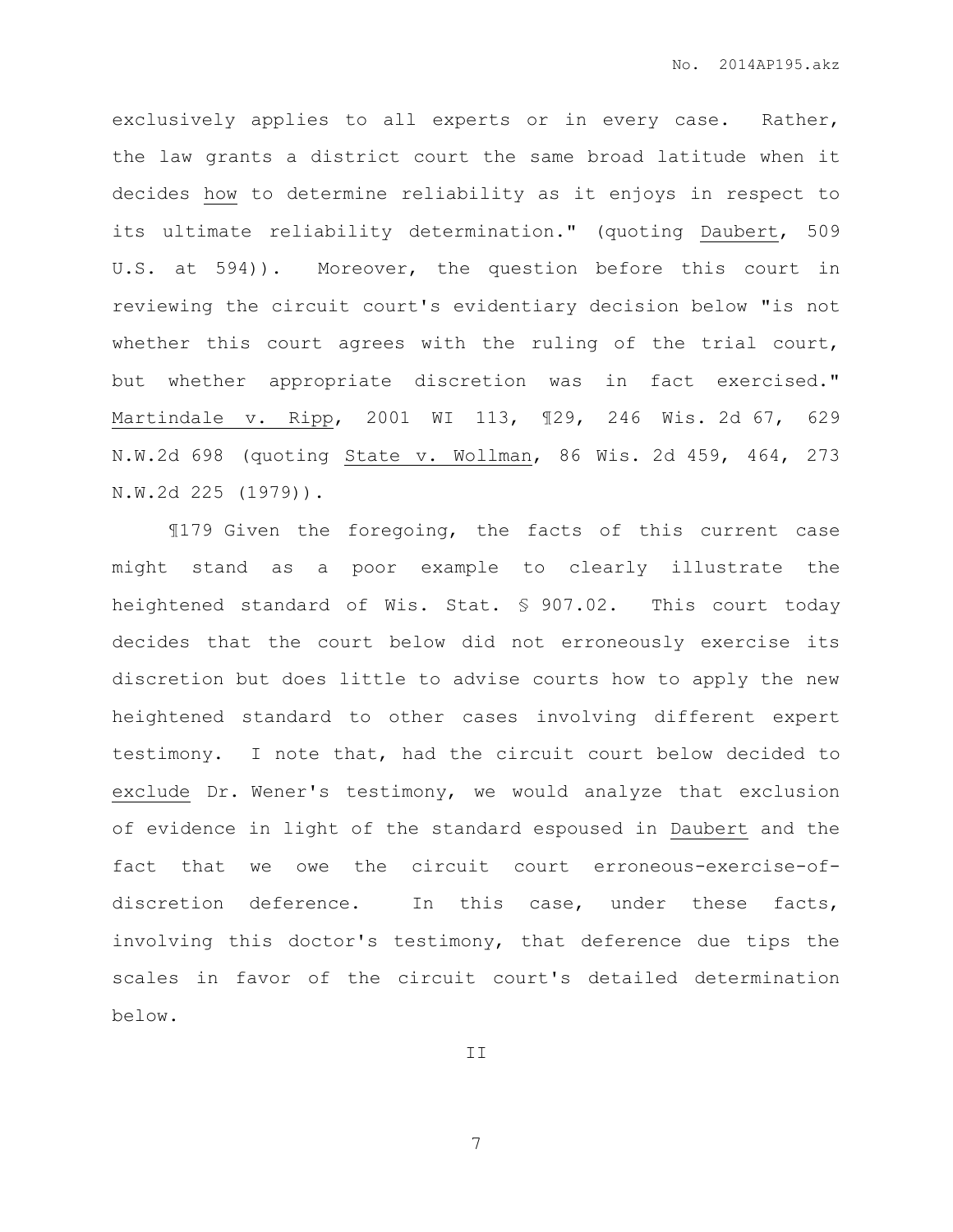exclusively applies to all experts or in every case. Rather, the law grants a district court the same broad latitude when it decides how to determine reliability as it enjoys in respect to its ultimate reliability determination." (quoting Daubert, 509 U.S. at 594)). Moreover, the question before this court in reviewing the circuit court's evidentiary decision below "is not whether this court agrees with the ruling of the trial court, but whether appropriate discretion was in fact exercised." Martindale v. Ripp, 2001 WI 113, ¶29, 246 Wis. 2d 67, 629 N.W.2d 698 (quoting State v. Wollman, 86 Wis. 2d 459, 464, 273 N.W.2d 225 (1979)).

¶179 Given the foregoing, the facts of this current case might stand as a poor example to clearly illustrate the heightened standard of Wis. Stat. § 907.02. This court today decides that the court below did not erroneously exercise its discretion but does little to advise courts how to apply the new heightened standard to other cases involving different expert testimony. I note that, had the circuit court below decided to exclude Dr. Wener's testimony, we would analyze that exclusion of evidence in light of the standard espoused in Daubert and the fact that we owe the circuit court erroneous-exercise-of-discretion deference. In this case, under these facts, involving this doctor's testimony, that deference due tips the scales in favor of the circuit court's detailed determination below.

## II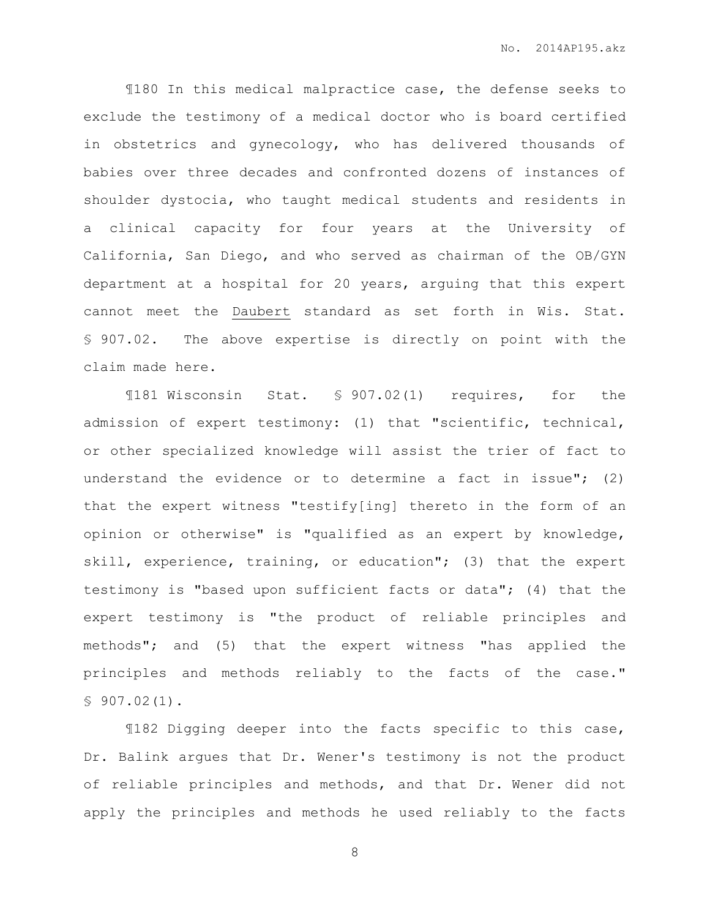¶180 In this medical malpractice case, the defense seeks to exclude the testimony of a medical doctor who is board certified in obstetrics and gynecology, who has delivered thousands of babies over three decades and confronted dozens of instances of shoulder dystocia, who taught medical students and residents in a clinical capacity for four years at the University of California, San Diego, and who served as chairman of the OB/GYN department at a hospital for 20 years, arguing that this expert cannot meet the Daubert standard as set forth in Wis. Stat. § 907.02. The above expertise is directly on point with the claim made here.

¶181 Wisconsin Stat. § 907.02(1) requires, for the admission of expert testimony: (1) that "scientific, technical, or other specialized knowledge will assist the trier of fact to understand the evidence or to determine a fact in issue"; (2) that the expert witness "testify[ing] thereto in the form of an opinion or otherwise" is "qualified as an expert by knowledge, skill, experience, training, or education"; (3) that the expert testimony is "based upon sufficient facts or data"; (4) that the expert testimony is "the product of reliable principles and methods"; and (5) that the expert witness "has applied the principles and methods reliably to the facts of the case." § 907.02(1).

¶182 Digging deeper into the facts specific to this case, Dr. Balink argues that Dr. Wener's testimony is not the product of reliable principles and methods, and that Dr. Wener did not apply the principles and methods he used reliably to the facts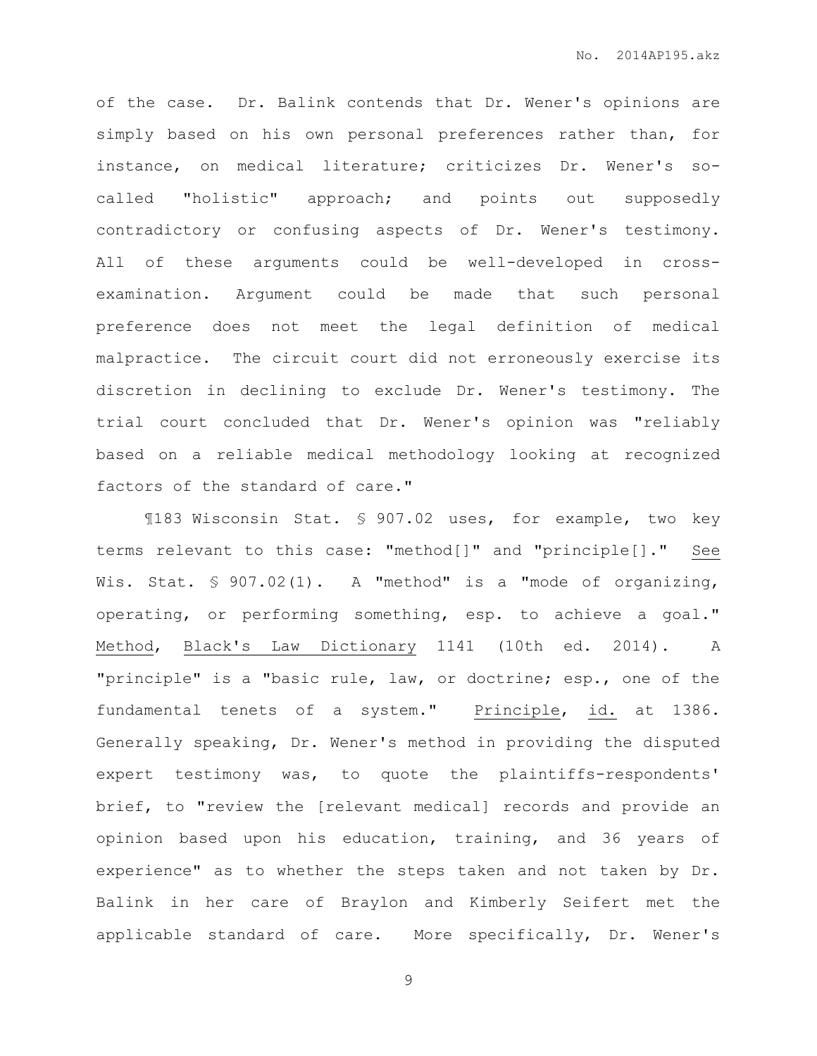of the case. Dr. Balink contends that Dr. Wener's opinions are simply based on his own personal preferences rather than, for instance, on medical literature; criticizes Dr. Wener's so-called "holistic" approach; and points out supposedly contradictory or confusing aspects of Dr. Wener's testimony. All of these arguments could be well-developed in cross-examination. Argument could be made that such personal preference does not meet the legal definition of medical malpractice. The circuit court did not erroneously exercise its discretion in declining to exclude Dr. Wener's testimony. The trial court concluded that Dr. Wener's opinion was "reliably based on a reliable medical methodology looking at recognized factors of the standard of care."

¶183 Wisconsin Stat. § 907.02 uses, for example, two key terms relevant to this case: "method[]" and "principle[]." See Wis. Stat. § 907.02(1). A "method" is a "mode of organizing, operating, or performing something, esp. to achieve a goal." Method, Black's Law Dictionary 1141 (10th ed. 2014). A "principle" is a "basic rule, law, or doctrine; esp., one of the fundamental tenets of a system." Principle, id. at 1386. Generally speaking, Dr. Wener's method in providing the disputed expert testimony was, to quote the plaintiffs-respondents' brief, to "review the [relevant medical] records and provide an opinion based upon his education, training, and 36 years of experience" as to whether the steps taken and not taken by Dr. Balink in her care of Braylon and Kimberly Seifert met the applicable standard of care. More specifically, Dr. Wener's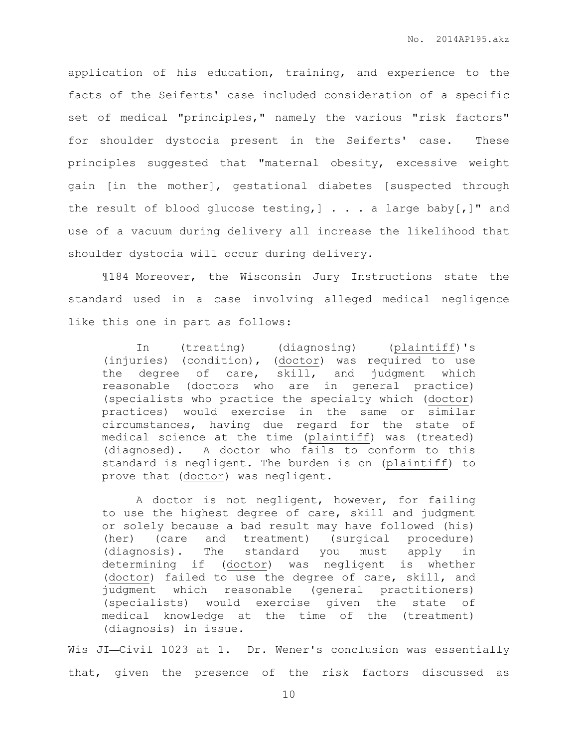application of his education, training, and experience to the facts of the Seiferts' case included consideration of a specific set of medical "principles," namely the various "risk factors" for shoulder dystocia present in the Seiferts' case. These principles suggested that "maternal obesity, excessive weight gain [in the mother], gestational diabetes [suspected through the result of blood glucose testing,] . . . a large baby[,]" and use of a vacuum during delivery all increase the likelihood that shoulder dystocia will occur during delivery.

¶184 Moreover, the Wisconsin Jury Instructions state the standard used in a case involving alleged medical negligence like this one in part as follows:

> In (treating) (diagnosing) (plaintiff)'s (injuries) (condition), (doctor) was required to use the degree of care, skill, and judgment which reasonable (doctors who are in general practice) (specialists who practice the specialty which (doctor) practices) would exercise in the same or similar circumstances, having due regard for the state of medical science at the time (plaintiff) was (treated) (diagnosed). A doctor who fails to conform to this standard is negligent. The burden is on (plaintiff) to prove that (doctor) was negligent.
>
> A doctor is not negligent, however, for failing to use the highest degree of care, skill and judgment or solely because a bad result may have followed (his) (her) (care and treatment) (surgical procedure) (diagnosis). The standard you must apply in determining if (doctor) was negligent is whether (doctor) failed to use the degree of care, skill, and judgment which reasonable (general practitioners) (specialists) would exercise given the state of medical knowledge at the time of the (treatment) (diagnosis) in issue.

Wis JI—Civil 1023 at 1. Dr. Wener's conclusion was essentially that, given the presence of the risk factors discussed as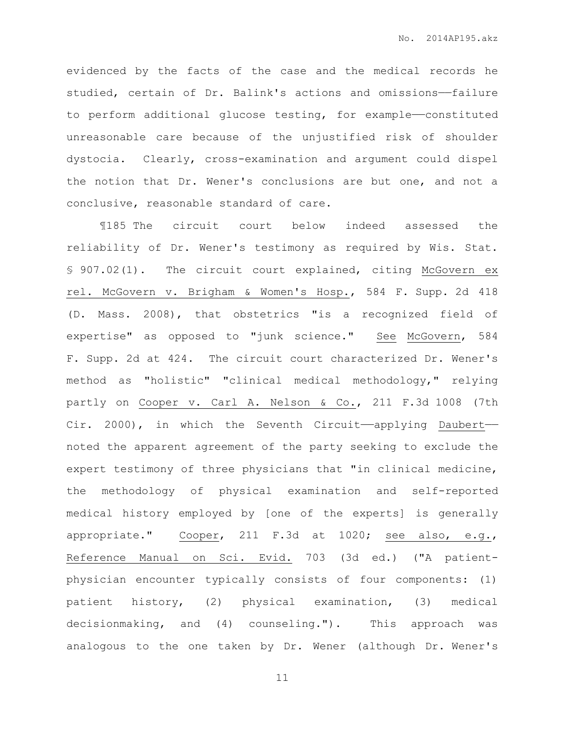evidenced by the facts of the case and the medical records he studied, certain of Dr. Balink's actions and omissions——failure to perform additional glucose testing, for example——constituted unreasonable care because of the unjustified risk of shoulder dystocia. Clearly, cross-examination and argument could dispel the notion that Dr. Wener's conclusions are but one, and not a conclusive, reasonable standard of care.

¶185 The circuit court below indeed assessed the reliability of Dr. Wener's testimony as required by Wis. Stat. § 907.02(1). The circuit court explained, citing McGovern ex rel. McGovern v. Brigham & Women's Hosp., 584 F. Supp. 2d 418 (D. Mass. 2008), that obstetrics "is a recognized field of expertise" as opposed to "junk science." See McGovern, 584 F. Supp. 2d at 424. The circuit court characterized Dr. Wener's method as "holistic" "clinical medical methodology," relying partly on Cooper v. Carl A. Nelson & Co., 211 F.3d 1008 (7th Cir. 2000), in which the Seventh Circuit——applying Daubert——noted the apparent agreement of the party seeking to exclude the expert testimony of three physicians that "in clinical medicine, the methodology of physical examination and self-reported medical history employed by [one of the experts] is generally appropriate." Cooper, 211 F.3d at 1020; see also, e.g., Reference Manual on Sci. Evid. 703 (3d ed.) ("A patient-physician encounter typically consists of four components: (1) patient history, (2) physical examination, (3) medical decisionmaking, and (4) counseling."). This approach was analogous to the one taken by Dr. Wener (although Dr. Wener's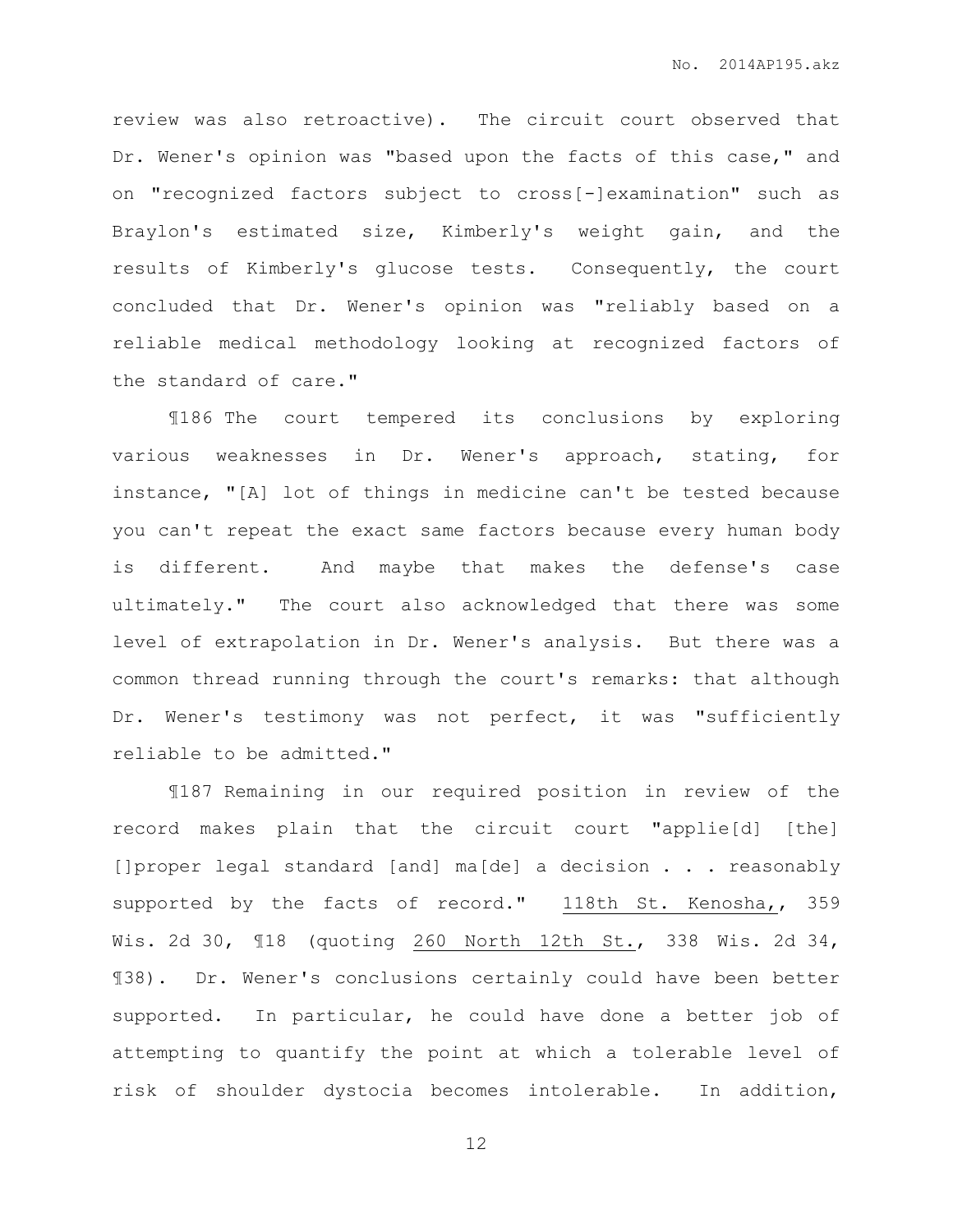review was also retroactive). The circuit court observed that Dr. Wener's opinion was "based upon the facts of this case," and on "recognized factors subject to cross[-]examination" such as Braylon's estimated size, Kimberly's weight gain, and the results of Kimberly's glucose tests. Consequently, the court concluded that Dr. Wener's opinion was "reliably based on a reliable medical methodology looking at recognized factors of the standard of care."

¶186 The court tempered its conclusions by exploring various weaknesses in Dr. Wener's approach, stating, for instance, "[A] lot of things in medicine can't be tested because you can't repeat the exact same factors because every human body is different. And maybe that makes the defense's case ultimately." The court also acknowledged that there was some level of extrapolation in Dr. Wener's analysis. But there was a common thread running through the court's remarks: that although Dr. Wener's testimony was not perfect, it was "sufficiently reliable to be admitted."

¶187 Remaining in our required position in review of the record makes plain that the circuit court "applie[d] [the] []proper legal standard [and] ma[de] a decision . . . reasonably supported by the facts of record." <u>118th St. Kenosha,</u>, 359 Wis. 2d 30, ¶18 (quoting <u>260 North 12th St.</u>, 338 Wis. 2d 34, ¶38). Dr. Wener's conclusions certainly could have been better supported. In particular, he could have done a better job of attempting to quantify the point at which a tolerable level of risk of shoulder dystocia becomes intolerable. In addition,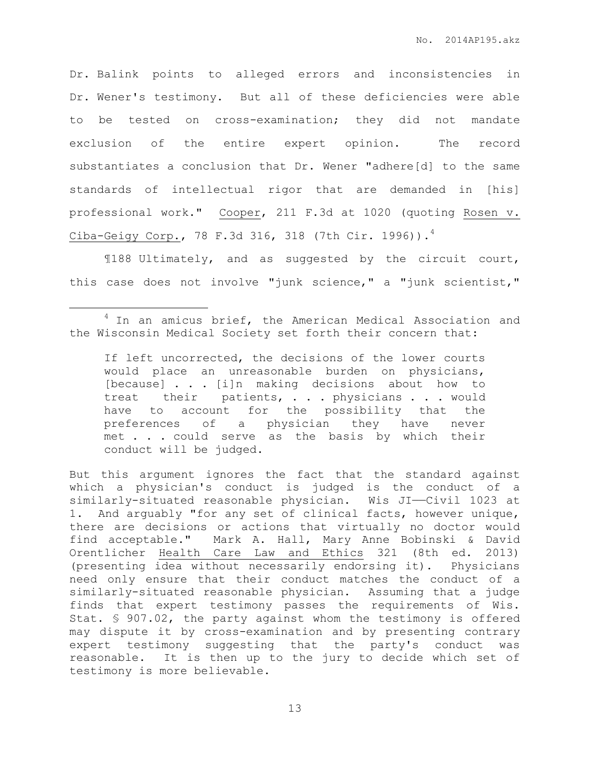Dr. Balink points to alleged errors and inconsistencies in Dr. Wener's testimony. But all of these deficiencies were able to be tested on cross-examination; they did not mandate exclusion of the entire expert opinion. The record substantiates a conclusion that Dr. Wener "adhere[d] to the same standards of intellectual rigor that are demanded in [his] professional work." Cooper, 211 F.3d at 1020 (quoting Rosen v. Ciba-Geigy Corp., 78 F.3d 316, 318 (7th Cir. 1996)).[4]

¶188 Ultimately, and as suggested by the circuit court, this case does not involve "junk science," a "junk scientist,"

---

[4] In an amicus brief, the American Medical Association and the Wisconsin Medical Society set forth their concern that:

> If left uncorrected, the decisions of the lower courts would place an unreasonable burden on physicians, [because] . . . [i]n making decisions about how to treat their patients, . . . physicians . . . would have to account for the possibility that the preferences of a physician they have never met . . . could serve as the basis by which their conduct will be judged.

But this argument ignores the fact that the standard against which a physician's conduct is judged is the conduct of a similarly-situated reasonable physician. Wis JI——Civil 1023 at 1. And arguably "for any set of clinical facts, however unique, there are decisions or actions that virtually no doctor would find acceptable." Mark A. Hall, Mary Anne Bobinski & David Orentlicher Health Care Law and Ethics 321 (8th ed. 2013) (presenting idea without necessarily endorsing it). Physicians need only ensure that their conduct matches the conduct of a similarly-situated reasonable physician. Assuming that a judge finds that expert testimony passes the requirements of Wis. Stat. § 907.02, the party against whom the testimony is offered may dispute it by cross-examination and by presenting contrary expert testimony suggesting that the party's conduct was reasonable. It is then up to the jury to decide which set of testimony is more believable.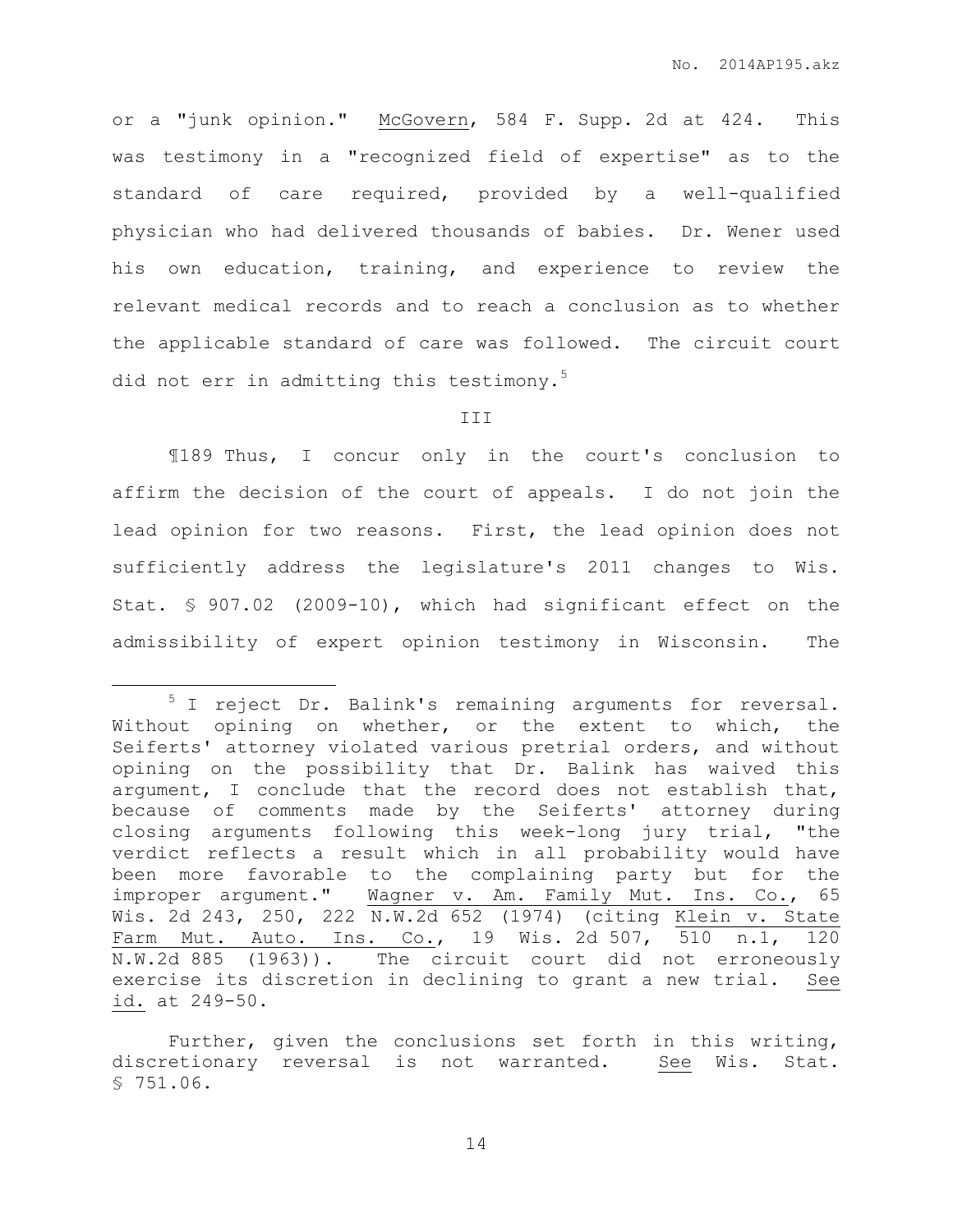or a "junk opinion." McGovern, 584 F. Supp. 2d at 424. This was testimony in a "recognized field of expertise" as to the standard of care required, provided by a well-qualified physician who had delivered thousands of babies. Dr. Wener used his own education, training, and experience to review the relevant medical records and to reach a conclusion as to whether the applicable standard of care was followed. The circuit court did not err in admitting this testimony.[5]

III

¶189 Thus, I concur only in the court's conclusion to affirm the decision of the court of appeals. I do not join the lead opinion for two reasons. First, the lead opinion does not sufficiently address the legislature's 2011 changes to Wis. Stat. § 907.02 (2009-10), which had significant effect on the admissibility of expert opinion testimony in Wisconsin. The

---

[5] I reject Dr. Balink's remaining arguments for reversal. Without opining on whether, or the extent to which, the Seiferts' attorney violated various pretrial orders, and without opining on the possibility that Dr. Balink has waived this argument, I conclude that the record does not establish that, because of comments made by the Seiferts' attorney during closing arguments following this week-long jury trial, "the verdict reflects a result which in all probability would have been more favorable to the complaining party but for the improper argument." Wagner v. Am. Family Mut. Ins. Co., 65 Wis. 2d 243, 250, 222 N.W.2d 652 (1974) (citing Klein v. State Farm Mut. Auto. Ins. Co., 19 Wis. 2d 507, 510 n.1, 120 N.W.2d 885 (1963)). The circuit court did not erroneously exercise its discretion in declining to grant a new trial. See id. at 249-50.

Further, given the conclusions set forth in this writing, discretionary reversal is not warranted. See Wis. Stat. § 751.06.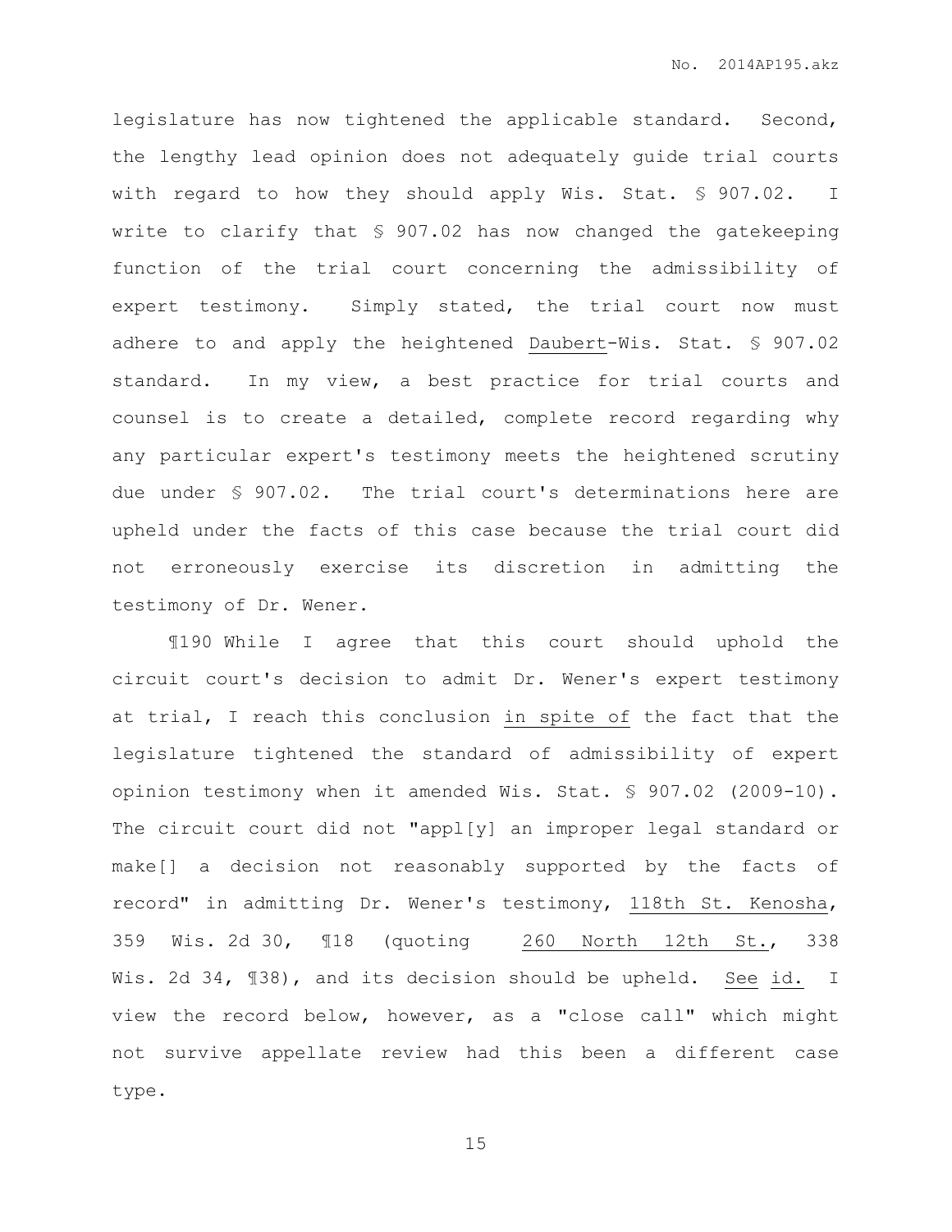legislature has now tightened the applicable standard. Second, the lengthy lead opinion does not adequately guide trial courts with regard to how they should apply Wis. Stat. § 907.02. I write to clarify that § 907.02 has now changed the gatekeeping function of the trial court concerning the admissibility of expert testimony. Simply stated, the trial court now must adhere to and apply the heightened Daubert-Wis. Stat. § 907.02 standard. In my view, a best practice for trial courts and counsel is to create a detailed, complete record regarding why any particular expert's testimony meets the heightened scrutiny due under § 907.02. The trial court's determinations here are upheld under the facts of this case because the trial court did not erroneously exercise its discretion in admitting the testimony of Dr. Wener.

¶190 While I agree that this court should uphold the circuit court's decision to admit Dr. Wener's expert testimony at trial, I reach this conclusion in spite of the fact that the legislature tightened the standard of admissibility of expert opinion testimony when it amended Wis. Stat. § 907.02 (2009-10). The circuit court did not "appl[y] an improper legal standard or make[] a decision not reasonably supported by the facts of record" in admitting Dr. Wener's testimony, 118th St. Kenosha, 359 Wis. 2d 30, ¶18 (quoting 260 North 12th St., 338 Wis. 2d 34, ¶38), and its decision should be upheld. See id. I view the record below, however, as a "close call" which might not survive appellate review had this been a different case type.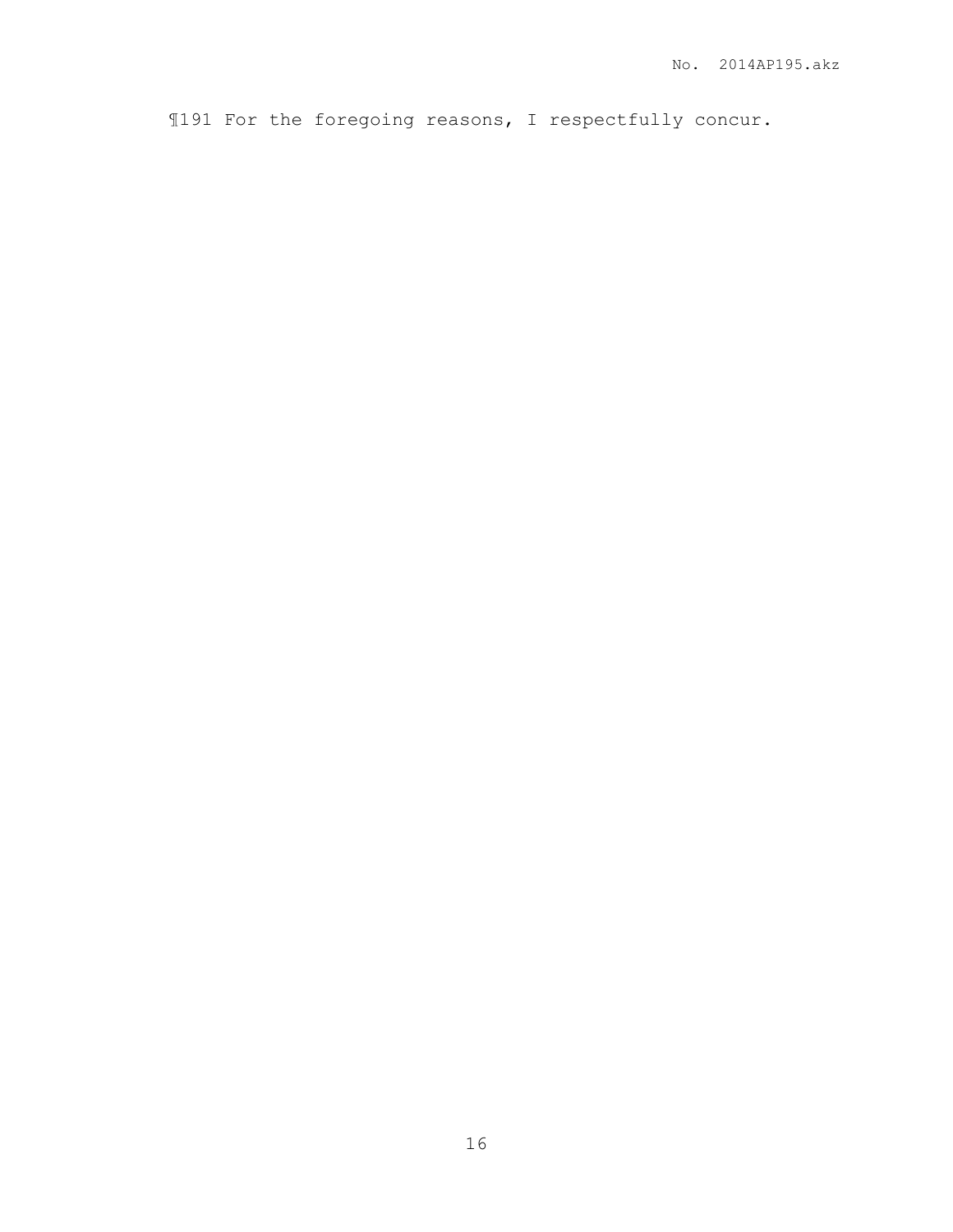¶191 For the foregoing reasons, I respectfully concur.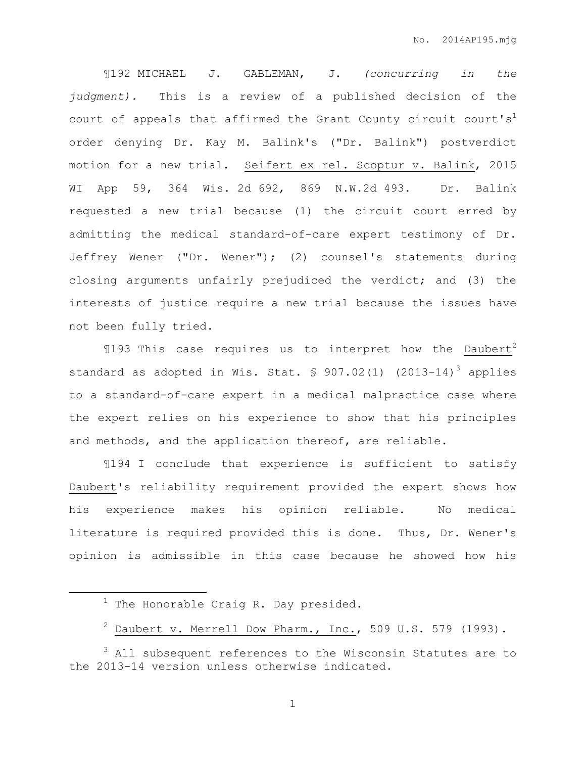¶192 MICHAEL J. GABLEMAN, J. *(concurring in the judgment).* This is a review of a published decision of the court of appeals that affirmed the Grant County circuit court's[1] order denying Dr. Kay M. Balink's ("Dr. Balink") postverdict motion for a new trial. Seifert ex rel. Scoptur v. Balink, 2015 WI App 59, 364 Wis. 2d 692, 869 N.W.2d 493. Dr. Balink requested a new trial because (1) the circuit court erred by admitting the medical standard-of-care expert testimony of Dr. Jeffrey Wener ("Dr. Wener"); (2) counsel's statements during closing arguments unfairly prejudiced the verdict; and (3) the interests of justice require a new trial because the issues have not been fully tried.

¶193 This case requires us to interpret how the Daubert[2] standard as adopted in Wis. Stat. § 907.02(1) (2013-14)[3] applies to a standard-of-care expert in a medical malpractice case where the expert relies on his experience to show that his principles and methods, and the application thereof, are reliable.

¶194 I conclude that experience is sufficient to satisfy Daubert's reliability requirement provided the expert shows how his experience makes his opinion reliable. No medical literature is required provided this is done. Thus, Dr. Wener's opinion is admissible in this case because he showed how his

---

[1] The Honorable Craig R. Day presided.

[2] Daubert v. Merrell Dow Pharm., Inc., 509 U.S. 579 (1993).

[3] All subsequent references to the Wisconsin Statutes are to the 2013-14 version unless otherwise indicated.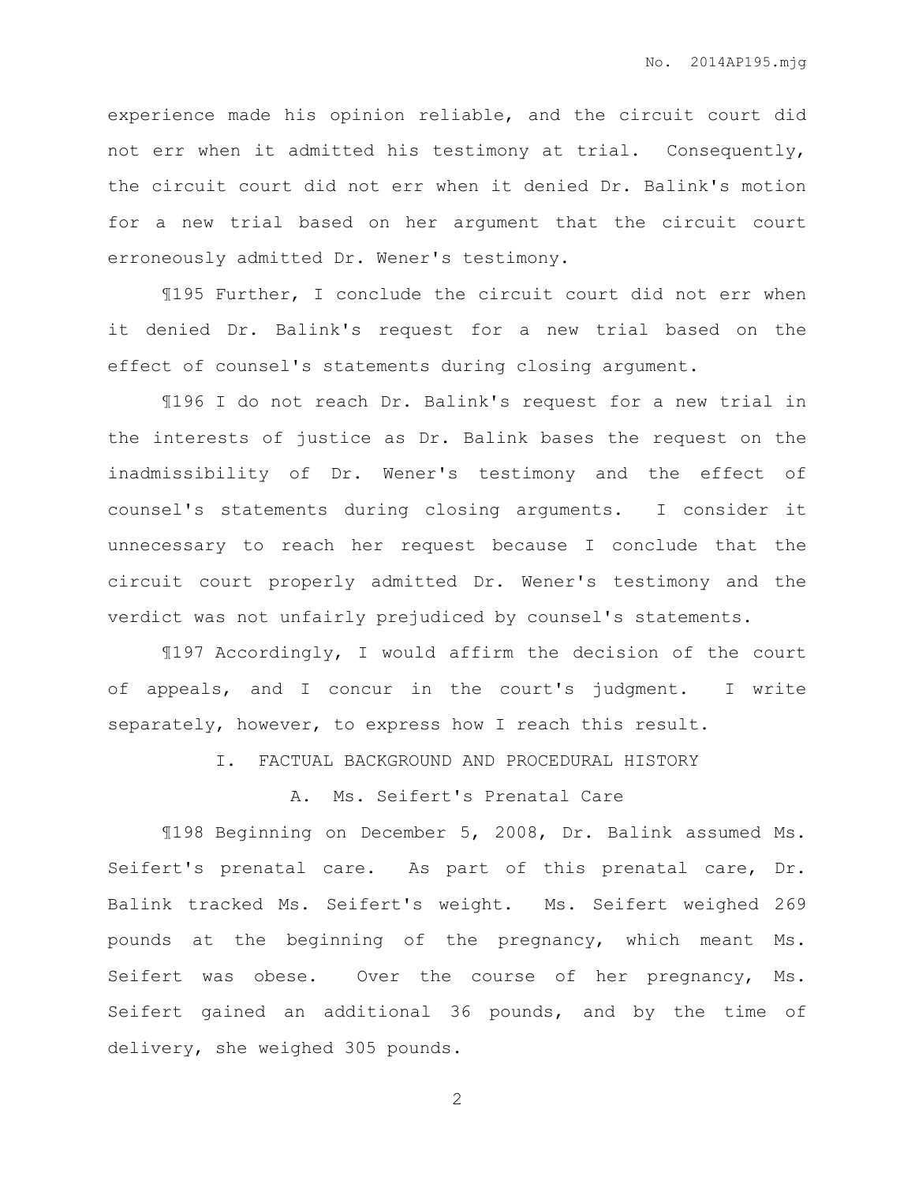experience made his opinion reliable, and the circuit court did not err when it admitted his testimony at trial. Consequently, the circuit court did not err when it denied Dr. Balink's motion for a new trial based on her argument that the circuit court erroneously admitted Dr. Wener's testimony.

¶195 Further, I conclude the circuit court did not err when it denied Dr. Balink's request for a new trial based on the effect of counsel's statements during closing argument.

¶196 I do not reach Dr. Balink's request for a new trial in the interests of justice as Dr. Balink bases the request on the inadmissibility of Dr. Wener's testimony and the effect of counsel's statements during closing arguments. I consider it unnecessary to reach her request because I conclude that the circuit court properly admitted Dr. Wener's testimony and the verdict was not unfairly prejudiced by counsel's statements.

¶197 Accordingly, I would affirm the decision of the court of appeals, and I concur in the court's judgment. I write separately, however, to express how I reach this result.

## I. FACTUAL BACKGROUND AND PROCEDURAL HISTORY

### A. Ms. Seifert's Prenatal Care

¶198 Beginning on December 5, 2008, Dr. Balink assumed Ms. Seifert's prenatal care. As part of this prenatal care, Dr. Balink tracked Ms. Seifert's weight. Ms. Seifert weighed 269 pounds at the beginning of the pregnancy, which meant Ms. Seifert was obese. Over the course of her pregnancy, Ms. Seifert gained an additional 36 pounds, and by the time of delivery, she weighed 305 pounds.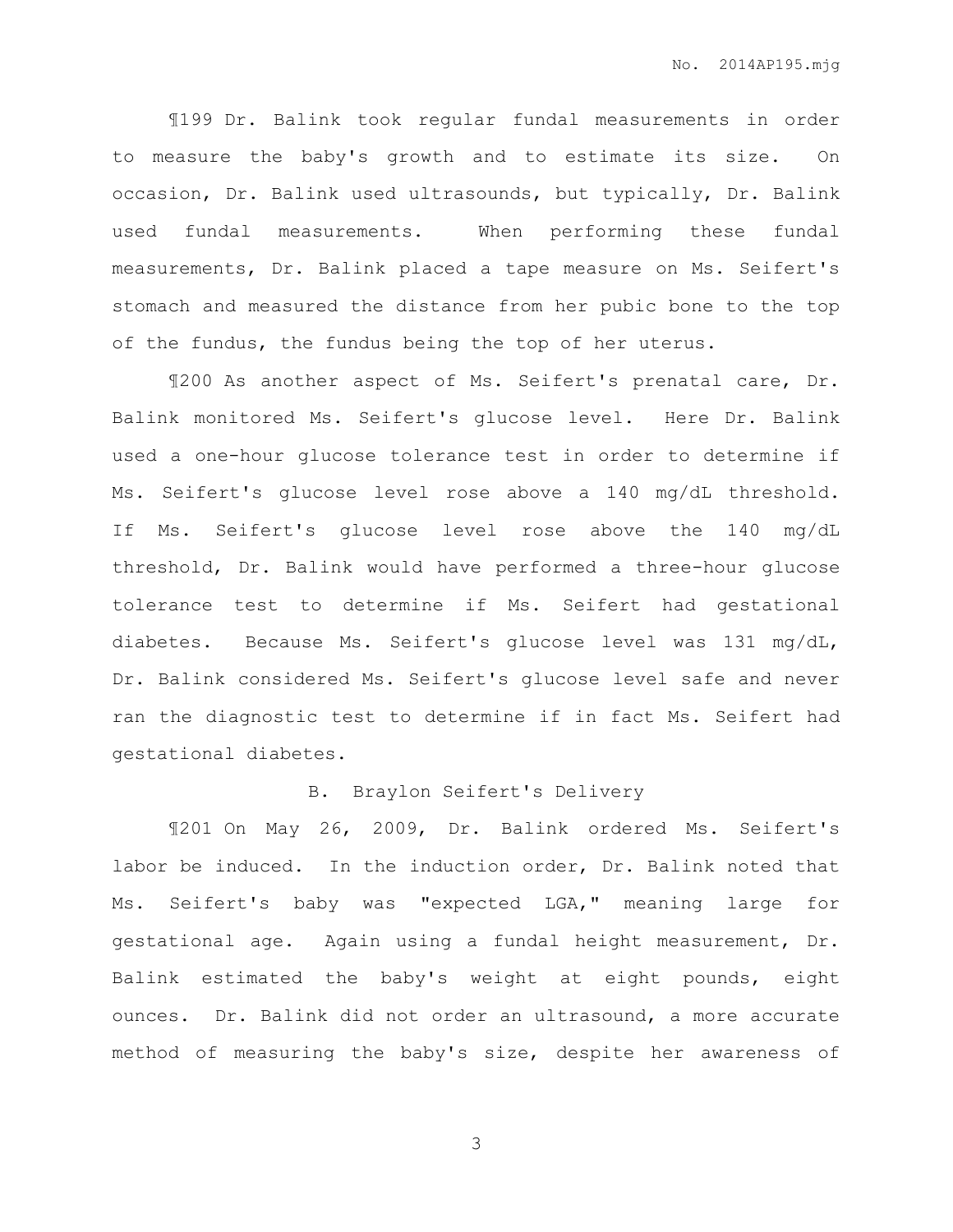¶199 Dr. Balink took regular fundal measurements in order to measure the baby's growth and to estimate its size. On occasion, Dr. Balink used ultrasounds, but typically, Dr. Balink used fundal measurements. When performing these fundal measurements, Dr. Balink placed a tape measure on Ms. Seifert's stomach and measured the distance from her pubic bone to the top of the fundus, the fundus being the top of her uterus.

¶200 As another aspect of Ms. Seifert's prenatal care, Dr. Balink monitored Ms. Seifert's glucose level. Here Dr. Balink used a one-hour glucose tolerance test in order to determine if Ms. Seifert's glucose level rose above a 140 mg/dL threshold. If Ms. Seifert's glucose level rose above the 140 mg/dL threshold, Dr. Balink would have performed a three-hour glucose tolerance test to determine if Ms. Seifert had gestational diabetes. Because Ms. Seifert's glucose level was 131 mg/dL, Dr. Balink considered Ms. Seifert's glucose level safe and never ran the diagnostic test to determine if in fact Ms. Seifert had gestational diabetes.

## B. Braylon Seifert's Delivery

¶201 On May 26, 2009, Dr. Balink ordered Ms. Seifert's labor be induced. In the induction order, Dr. Balink noted that Ms. Seifert's baby was "expected LGA," meaning large for gestational age. Again using a fundal height measurement, Dr. Balink estimated the baby's weight at eight pounds, eight ounces. Dr. Balink did not order an ultrasound, a more accurate method of measuring the baby's size, despite her awareness of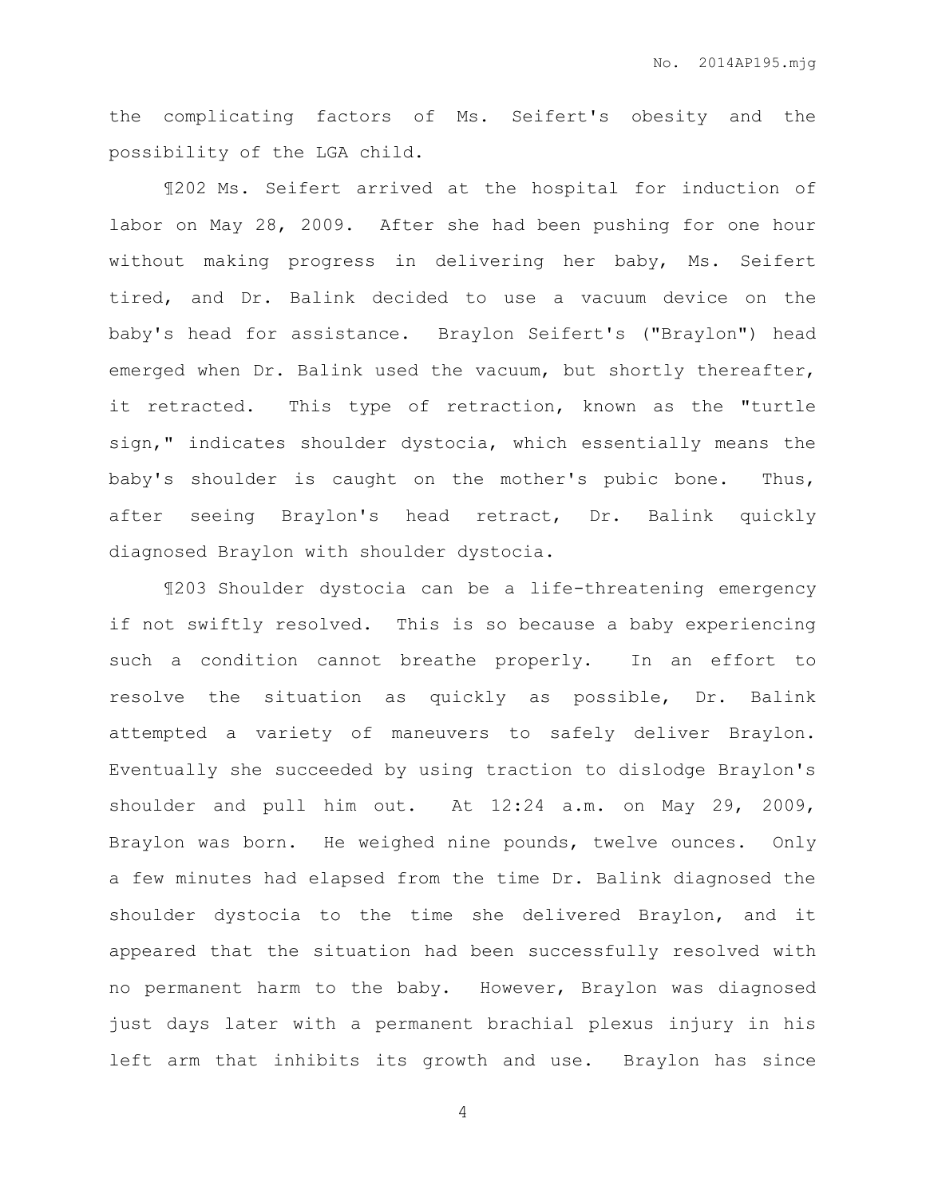the complicating factors of Ms. Seifert's obesity and the possibility of the LGA child.

¶202 Ms. Seifert arrived at the hospital for induction of labor on May 28, 2009. After she had been pushing for one hour without making progress in delivering her baby, Ms. Seifert tired, and Dr. Balink decided to use a vacuum device on the baby's head for assistance. Braylon Seifert's ("Braylon") head emerged when Dr. Balink used the vacuum, but shortly thereafter, it retracted. This type of retraction, known as the "turtle sign," indicates shoulder dystocia, which essentially means the baby's shoulder is caught on the mother's pubic bone. Thus, after seeing Braylon's head retract, Dr. Balink quickly diagnosed Braylon with shoulder dystocia.

¶203 Shoulder dystocia can be a life-threatening emergency if not swiftly resolved. This is so because a baby experiencing such a condition cannot breathe properly. In an effort to resolve the situation as quickly as possible, Dr. Balink attempted a variety of maneuvers to safely deliver Braylon. Eventually she succeeded by using traction to dislodge Braylon's shoulder and pull him out. At 12:24 a.m. on May 29, 2009, Braylon was born. He weighed nine pounds, twelve ounces. Only a few minutes had elapsed from the time Dr. Balink diagnosed the shoulder dystocia to the time she delivered Braylon, and it appeared that the situation had been successfully resolved with no permanent harm to the baby. However, Braylon was diagnosed just days later with a permanent brachial plexus injury in his left arm that inhibits its growth and use. Braylon has since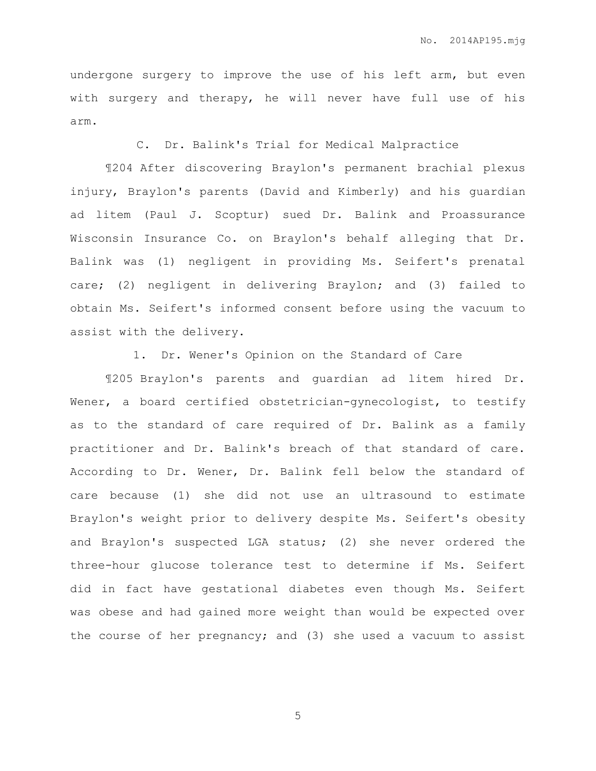undergone surgery to improve the use of his left arm, but even with surgery and therapy, he will never have full use of his arm.

### C. Dr. Balink's Trial for Medical Malpractice

¶204 After discovering Braylon's permanent brachial plexus injury, Braylon's parents (David and Kimberly) and his guardian ad litem (Paul J. Scoptur) sued Dr. Balink and Proassurance Wisconsin Insurance Co. on Braylon's behalf alleging that Dr. Balink was (1) negligent in providing Ms. Seifert's prenatal care; (2) negligent in delivering Braylon; and (3) failed to obtain Ms. Seifert's informed consent before using the vacuum to assist with the delivery.

#### 1. Dr. Wener's Opinion on the Standard of Care

¶205 Braylon's parents and guardian ad litem hired Dr. Wener, a board certified obstetrician-gynecologist, to testify as to the standard of care required of Dr. Balink as a family practitioner and Dr. Balink's breach of that standard of care. According to Dr. Wener, Dr. Balink fell below the standard of care because (1) she did not use an ultrasound to estimate Braylon's weight prior to delivery despite Ms. Seifert's obesity and Braylon's suspected LGA status; (2) she never ordered the three-hour glucose tolerance test to determine if Ms. Seifert did in fact have gestational diabetes even though Ms. Seifert was obese and had gained more weight than would be expected over the course of her pregnancy; and (3) she used a vacuum to assist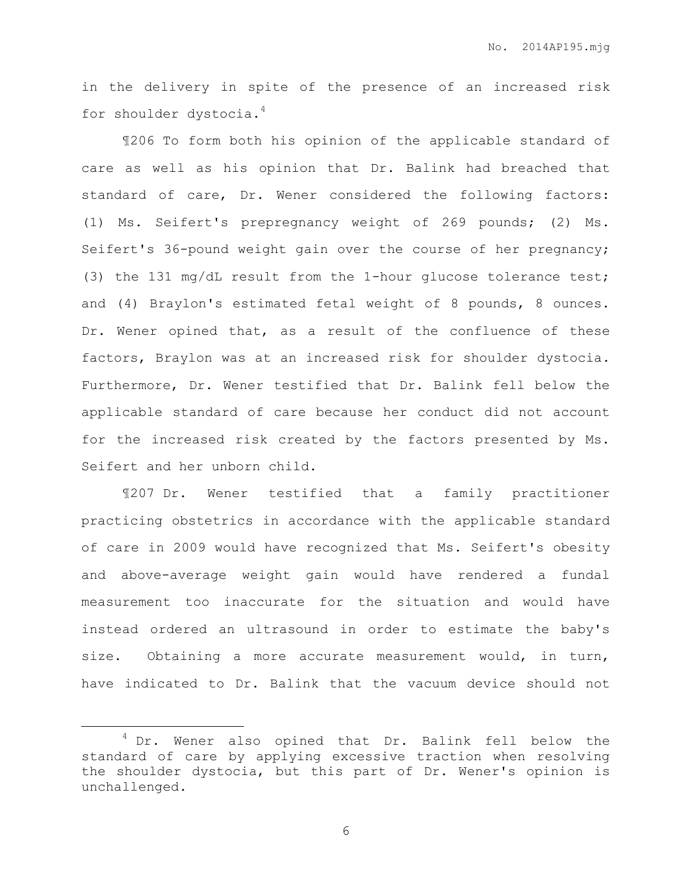in the delivery in spite of the presence of an increased risk for shoulder dystocia.[4]

¶206 To form both his opinion of the applicable standard of care as well as his opinion that Dr. Balink had breached that standard of care, Dr. Wener considered the following factors: (1) Ms. Seifert's prepregnancy weight of 269 pounds; (2) Ms. Seifert's 36-pound weight gain over the course of her pregnancy; (3) the 131 mg/dL result from the 1-hour glucose tolerance test; and (4) Braylon's estimated fetal weight of 8 pounds, 8 ounces. Dr. Wener opined that, as a result of the confluence of these factors, Braylon was at an increased risk for shoulder dystocia. Furthermore, Dr. Wener testified that Dr. Balink fell below the applicable standard of care because her conduct did not account for the increased risk created by the factors presented by Ms. Seifert and her unborn child.

¶207 Dr. Wener testified that a family practitioner practicing obstetrics in accordance with the applicable standard of care in 2009 would have recognized that Ms. Seifert's obesity and above-average weight gain would have rendered a fundal measurement too inaccurate for the situation and would have instead ordered an ultrasound in order to estimate the baby's size. Obtaining a more accurate measurement would, in turn, have indicated to Dr. Balink that the vacuum device should not

---

[4] Dr. Wener also opined that Dr. Balink fell below the standard of care by applying excessive traction when resolving the shoulder dystocia, but this part of Dr. Wener's opinion is unchallenged.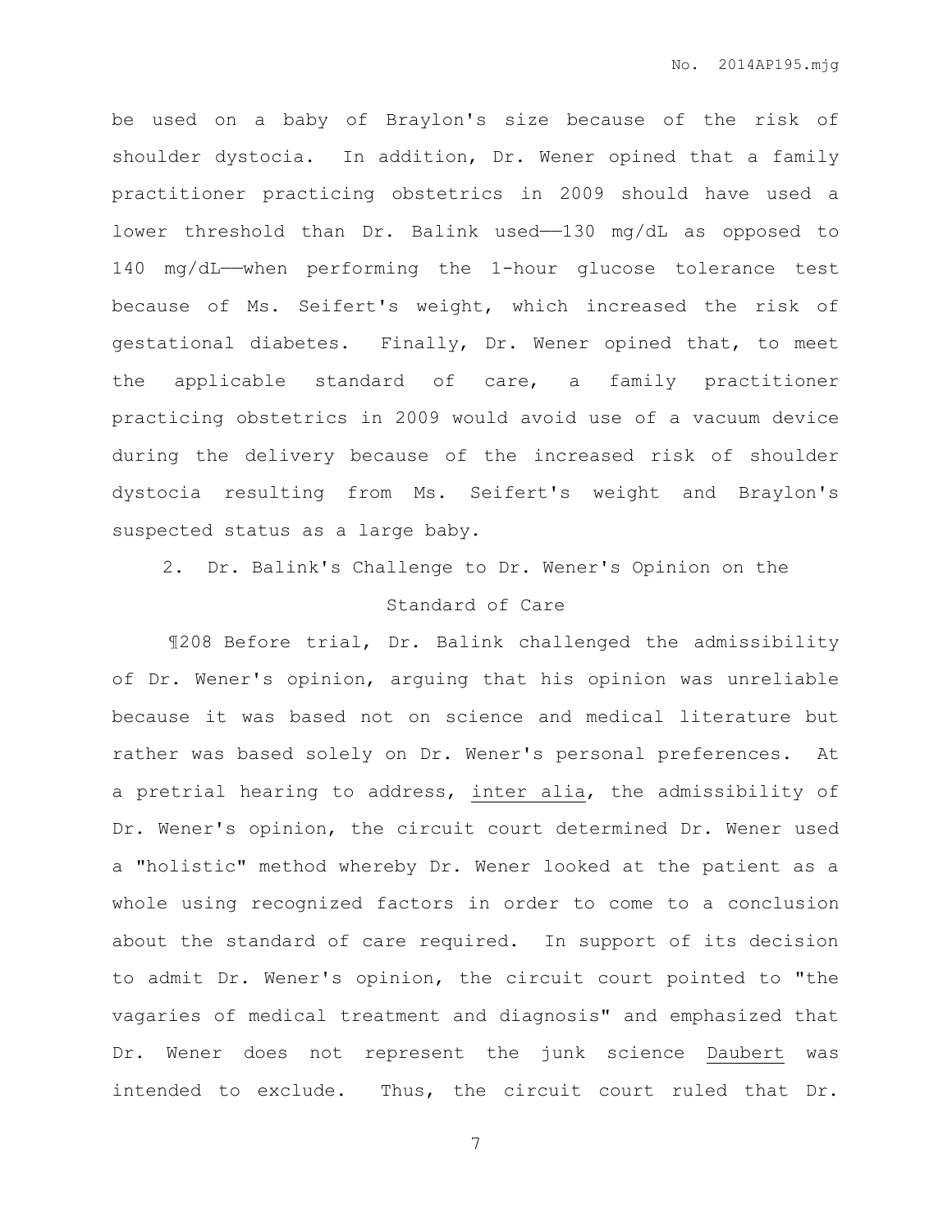be used on a baby of Braylon's size because of the risk of shoulder dystocia. In addition, Dr. Wener opined that a family practitioner practicing obstetrics in 2009 should have used a lower threshold than Dr. Balink used——130 mg/dL as opposed to 140 mg/dL——when performing the 1-hour glucose tolerance test because of Ms. Seifert's weight, which increased the risk of gestational diabetes. Finally, Dr. Wener opined that, to meet the applicable standard of care, a family practitioner practicing obstetrics in 2009 would avoid use of a vacuum device during the delivery because of the increased risk of shoulder dystocia resulting from Ms. Seifert's weight and Braylon's suspected status as a large baby.

2. Dr. Balink's Challenge to Dr. Wener's Opinion on the Standard of Care

¶208 Before trial, Dr. Balink challenged the admissibility of Dr. Wener's opinion, arguing that his opinion was unreliable because it was based not on science and medical literature but rather was based solely on Dr. Wener's personal preferences. At a pretrial hearing to address, inter alia, the admissibility of Dr. Wener's opinion, the circuit court determined Dr. Wener used a "holistic" method whereby Dr. Wener looked at the patient as a whole using recognized factors in order to come to a conclusion about the standard of care required. In support of its decision to admit Dr. Wener's opinion, the circuit court pointed to "the vagaries of medical treatment and diagnosis" and emphasized that Dr. Wener does not represent the junk science Daubert was intended to exclude. Thus, the circuit court ruled that Dr.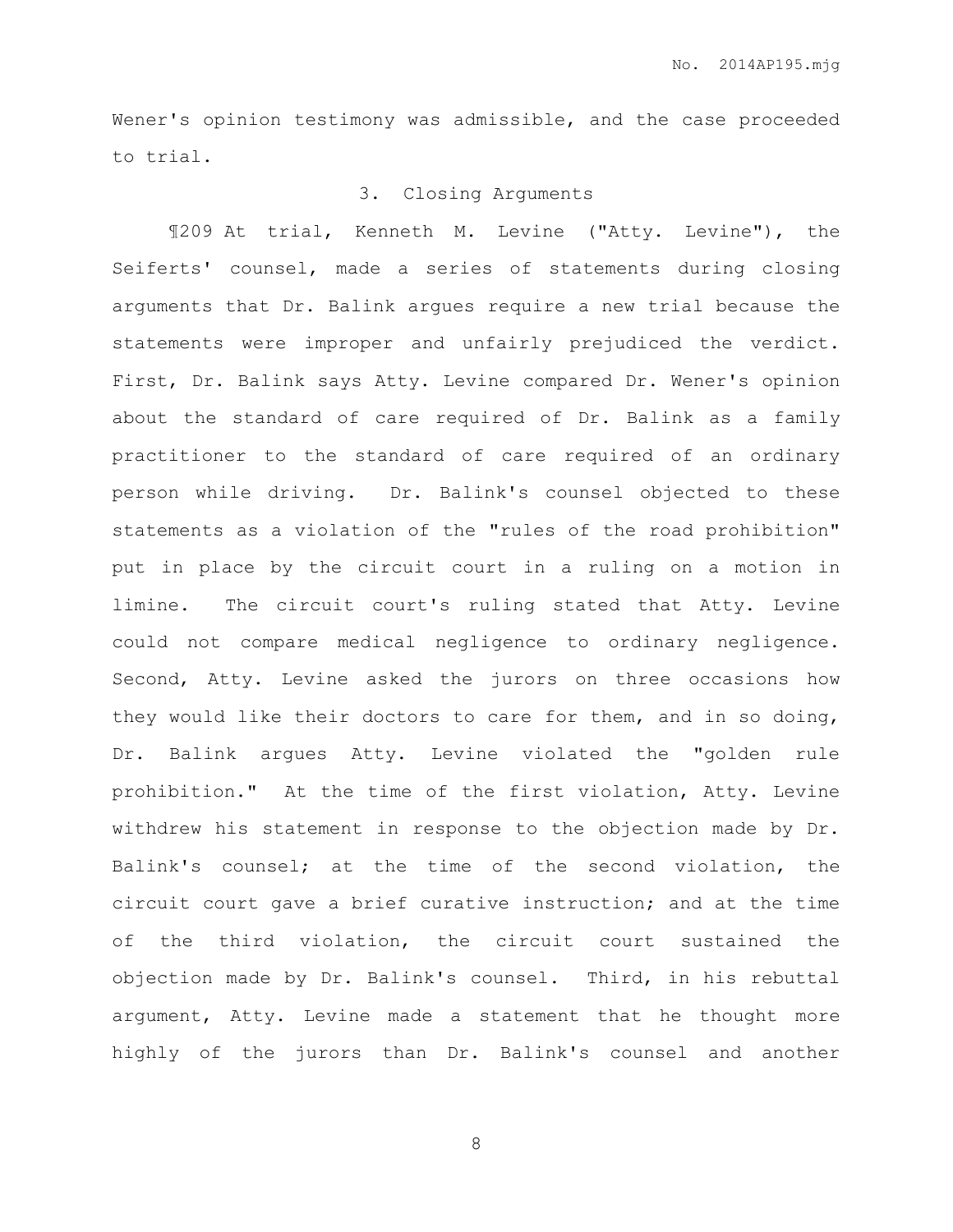Wener's opinion testimony was admissible, and the case proceeded to trial.

### 3. Closing Arguments

¶209 At trial, Kenneth M. Levine ("Atty. Levine"), the Seiferts' counsel, made a series of statements during closing arguments that Dr. Balink argues require a new trial because the statements were improper and unfairly prejudiced the verdict. First, Dr. Balink says Atty. Levine compared Dr. Wener's opinion about the standard of care required of Dr. Balink as a family practitioner to the standard of care required of an ordinary person while driving. Dr. Balink's counsel objected to these statements as a violation of the "rules of the road prohibition" put in place by the circuit court in a ruling on a motion in limine. The circuit court's ruling stated that Atty. Levine could not compare medical negligence to ordinary negligence. Second, Atty. Levine asked the jurors on three occasions how they would like their doctors to care for them, and in so doing, Dr. Balink argues Atty. Levine violated the "golden rule prohibition." At the time of the first violation, Atty. Levine withdrew his statement in response to the objection made by Dr. Balink's counsel; at the time of the second violation, the circuit court gave a brief curative instruction; and at the time of the third violation, the circuit court sustained the objection made by Dr. Balink's counsel. Third, in his rebuttal argument, Atty. Levine made a statement that he thought more highly of the jurors than Dr. Balink's counsel and another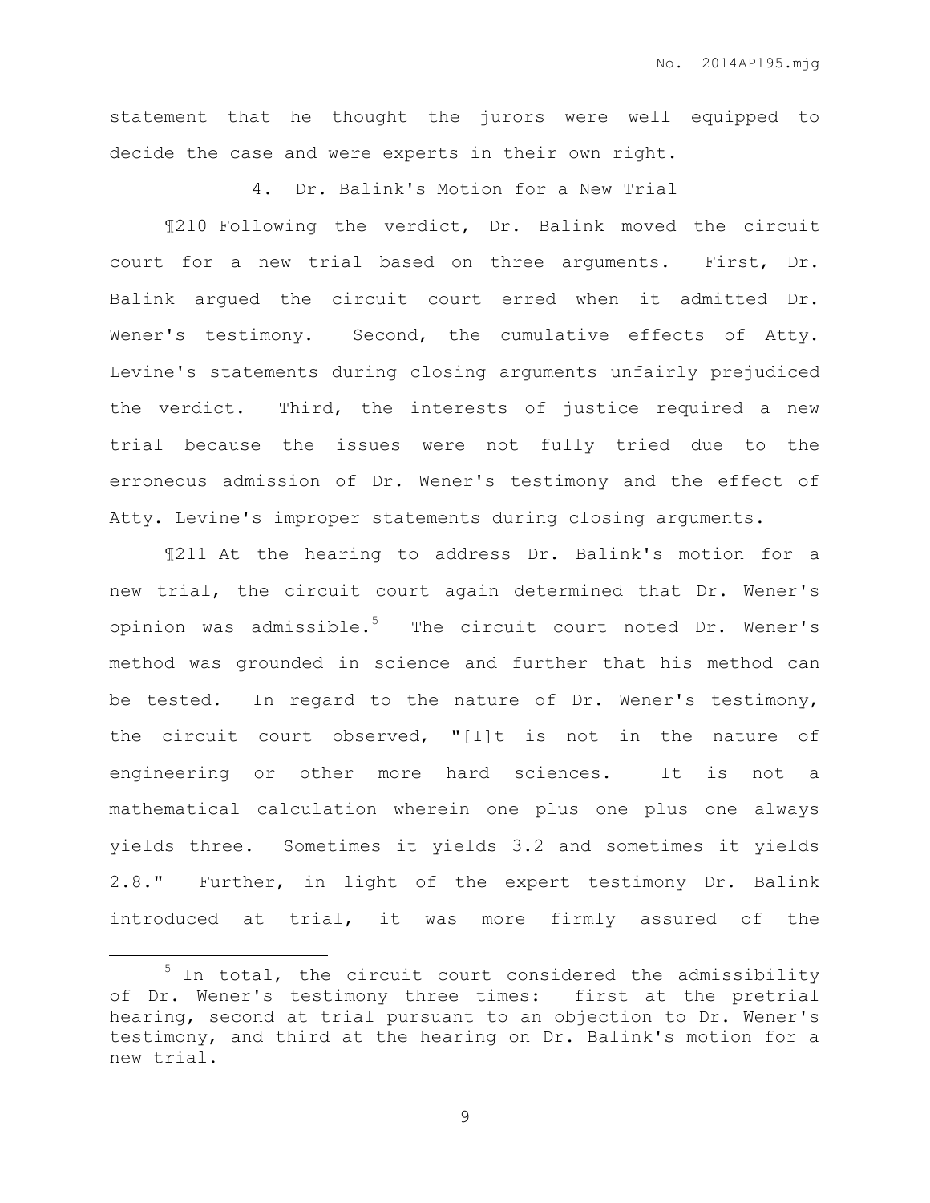statement that he thought the jurors were well equipped to decide the case and were experts in their own right.

4. Dr. Balink's Motion for a New Trial

¶210 Following the verdict, Dr. Balink moved the circuit court for a new trial based on three arguments. First, Dr. Balink argued the circuit court erred when it admitted Dr. Wener's testimony. Second, the cumulative effects of Atty. Levine's statements during closing arguments unfairly prejudiced the verdict. Third, the interests of justice required a new trial because the issues were not fully tried due to the erroneous admission of Dr. Wener's testimony and the effect of Atty. Levine's improper statements during closing arguments.

¶211 At the hearing to address Dr. Balink's motion for a new trial, the circuit court again determined that Dr. Wener's opinion was admissible.[5] The circuit court noted Dr. Wener's method was grounded in science and further that his method can be tested. In regard to the nature of Dr. Wener's testimony, the circuit court observed, "[I]t is not in the nature of engineering or other more hard sciences. It is not a mathematical calculation wherein one plus one plus one always yields three. Sometimes it yields 3.2 and sometimes it yields 2.8." Further, in light of the expert testimony Dr. Balink introduced at trial, it was more firmly assured of the

---

[5] In total, the circuit court considered the admissibility of Dr. Wener's testimony three times: first at the pretrial hearing, second at trial pursuant to an objection to Dr. Wener's testimony, and third at the hearing on Dr. Balink's motion for a new trial.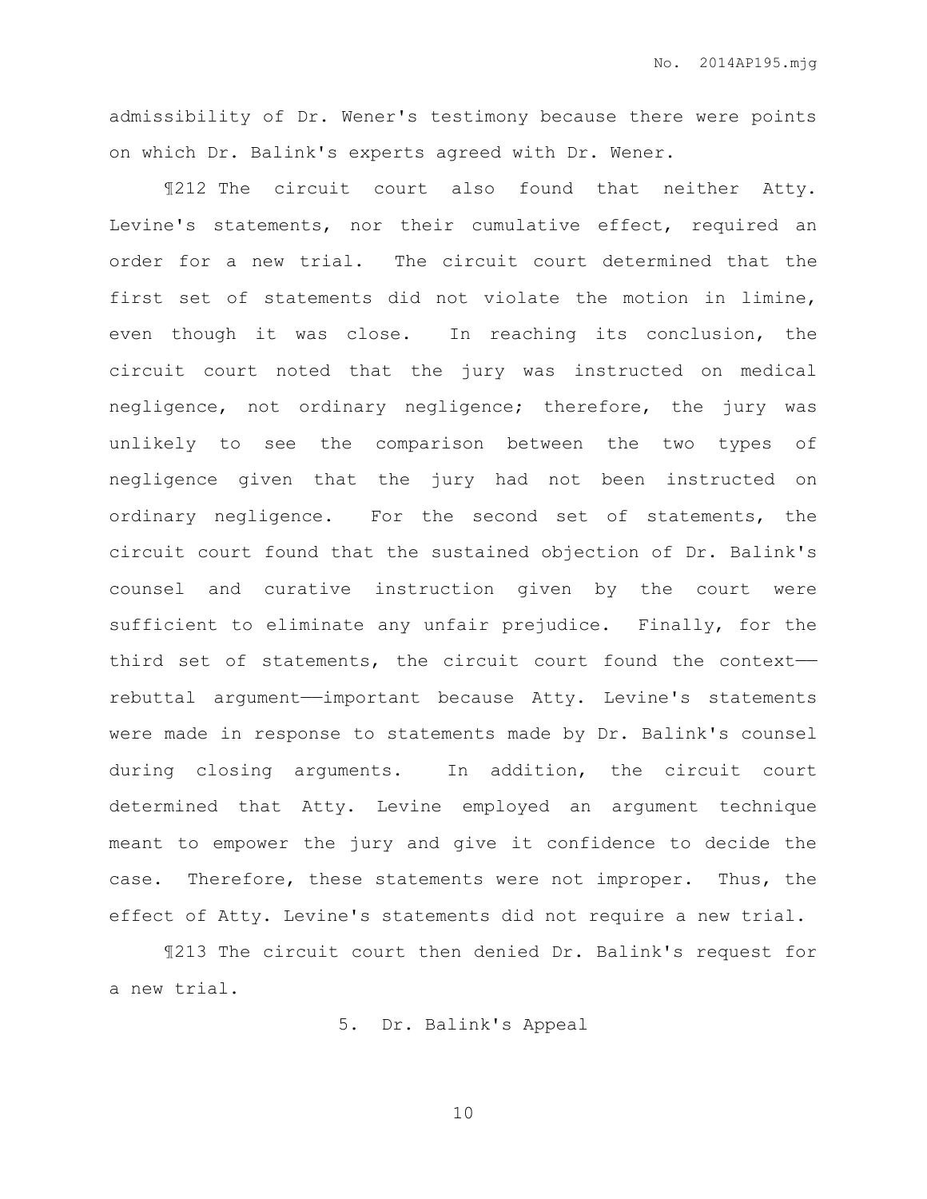admissibility of Dr. Wener's testimony because there were points on which Dr. Balink's experts agreed with Dr. Wener.

¶212 The circuit court also found that neither Atty. Levine's statements, nor their cumulative effect, required an order for a new trial. The circuit court determined that the first set of statements did not violate the motion in limine, even though it was close. In reaching its conclusion, the circuit court noted that the jury was instructed on medical negligence, not ordinary negligence; therefore, the jury was unlikely to see the comparison between the two types of negligence given that the jury had not been instructed on ordinary negligence. For the second set of statements, the circuit court found that the sustained objection of Dr. Balink's counsel and curative instruction given by the court were sufficient to eliminate any unfair prejudice. Finally, for the third set of statements, the circuit court found the context——rebuttal argument——important because Atty. Levine's statements were made in response to statements made by Dr. Balink's counsel during closing arguments. In addition, the circuit court determined that Atty. Levine employed an argument technique meant to empower the jury and give it confidence to decide the case. Therefore, these statements were not improper. Thus, the effect of Atty. Levine's statements did not require a new trial.

¶213 The circuit court then denied Dr. Balink's request for a new trial.

5. Dr. Balink's Appeal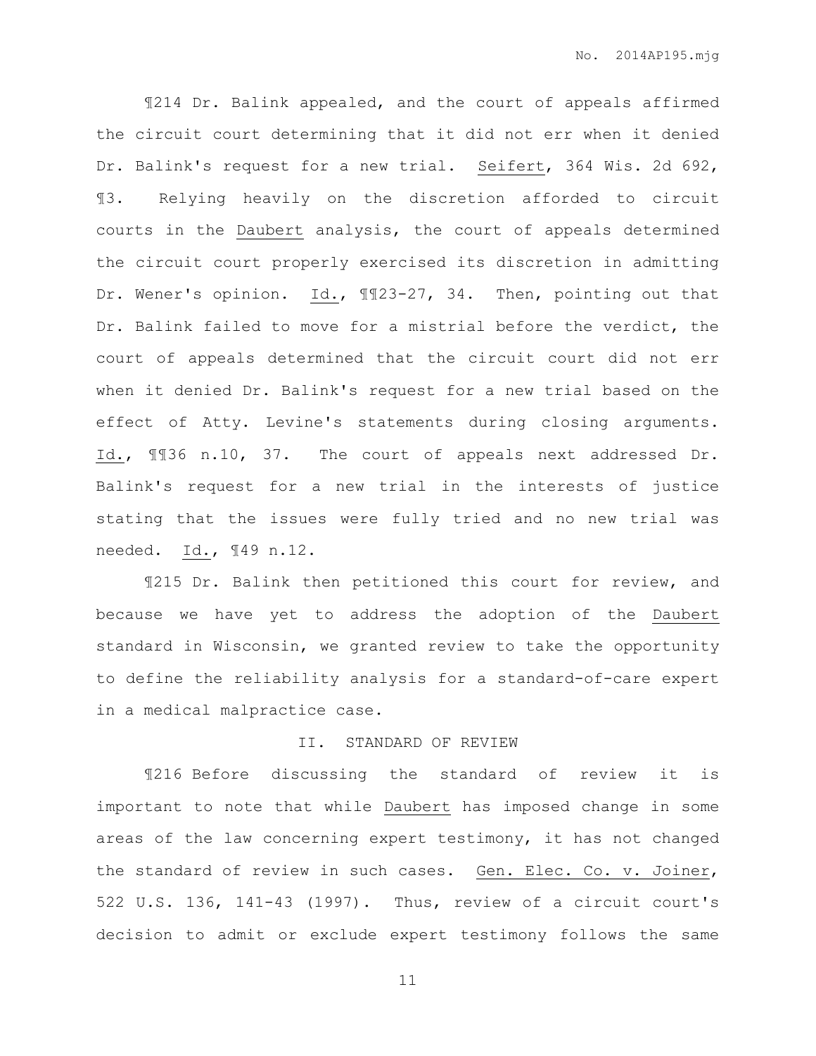¶214 Dr. Balink appealed, and the court of appeals affirmed the circuit court determining that it did not err when it denied Dr. Balink's request for a new trial. Seifert, 364 Wis. 2d 692, ¶3. Relying heavily on the discretion afforded to circuit courts in the Daubert analysis, the court of appeals determined the circuit court properly exercised its discretion in admitting Dr. Wener's opinion. Id., ¶¶23-27, 34. Then, pointing out that Dr. Balink failed to move for a mistrial before the verdict, the court of appeals determined that the circuit court did not err when it denied Dr. Balink's request for a new trial based on the effect of Atty. Levine's statements during closing arguments. Id., ¶¶36 n.10, 37. The court of appeals next addressed Dr. Balink's request for a new trial in the interests of justice stating that the issues were fully tried and no new trial was needed. Id., ¶49 n.12.

¶215 Dr. Balink then petitioned this court for review, and because we have yet to address the adoption of the Daubert standard in Wisconsin, we granted review to take the opportunity to define the reliability analysis for a standard-of-care expert in a medical malpractice case.

## II. STANDARD OF REVIEW

¶216 Before discussing the standard of review it is important to note that while Daubert has imposed change in some areas of the law concerning expert testimony, it has not changed the standard of review in such cases. Gen. Elec. Co. v. Joiner, 522 U.S. 136, 141-43 (1997). Thus, review of a circuit court's decision to admit or exclude expert testimony follows the same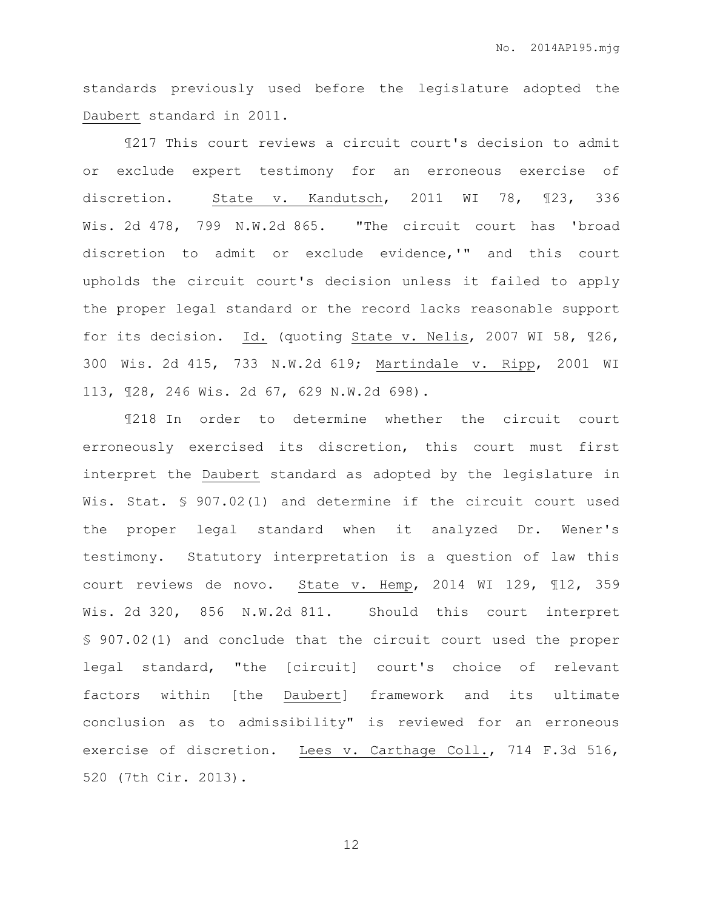standards previously used before the legislature adopted the Daubert standard in 2011.

¶217 This court reviews a circuit court's decision to admit or exclude expert testimony for an erroneous exercise of discretion. State v. Kandutsch, 2011 WI 78, ¶23, 336 Wis. 2d 478, 799 N.W.2d 865. "The circuit court has 'broad discretion to admit or exclude evidence,'" and this court upholds the circuit court's decision unless it failed to apply the proper legal standard or the record lacks reasonable support for its decision. Id. (quoting State v. Nelis, 2007 WI 58, ¶26, 300 Wis. 2d 415, 733 N.W.2d 619; Martindale v. Ripp, 2001 WI 113, ¶28, 246 Wis. 2d 67, 629 N.W.2d 698).

¶218 In order to determine whether the circuit court erroneously exercised its discretion, this court must first interpret the Daubert standard as adopted by the legislature in Wis. Stat. § 907.02(1) and determine if the circuit court used the proper legal standard when it analyzed Dr. Wener's testimony. Statutory interpretation is a question of law this court reviews de novo. State v. Hemp, 2014 WI 129, ¶12, 359 Wis. 2d 320, 856 N.W.2d 811. Should this court interpret § 907.02(1) and conclude that the circuit court used the proper legal standard, "the [circuit] court's choice of relevant factors within [the Daubert] framework and its ultimate conclusion as to admissibility" is reviewed for an erroneous exercise of discretion. Lees v. Carthage Coll., 714 F.3d 516, 520 (7th Cir. 2013).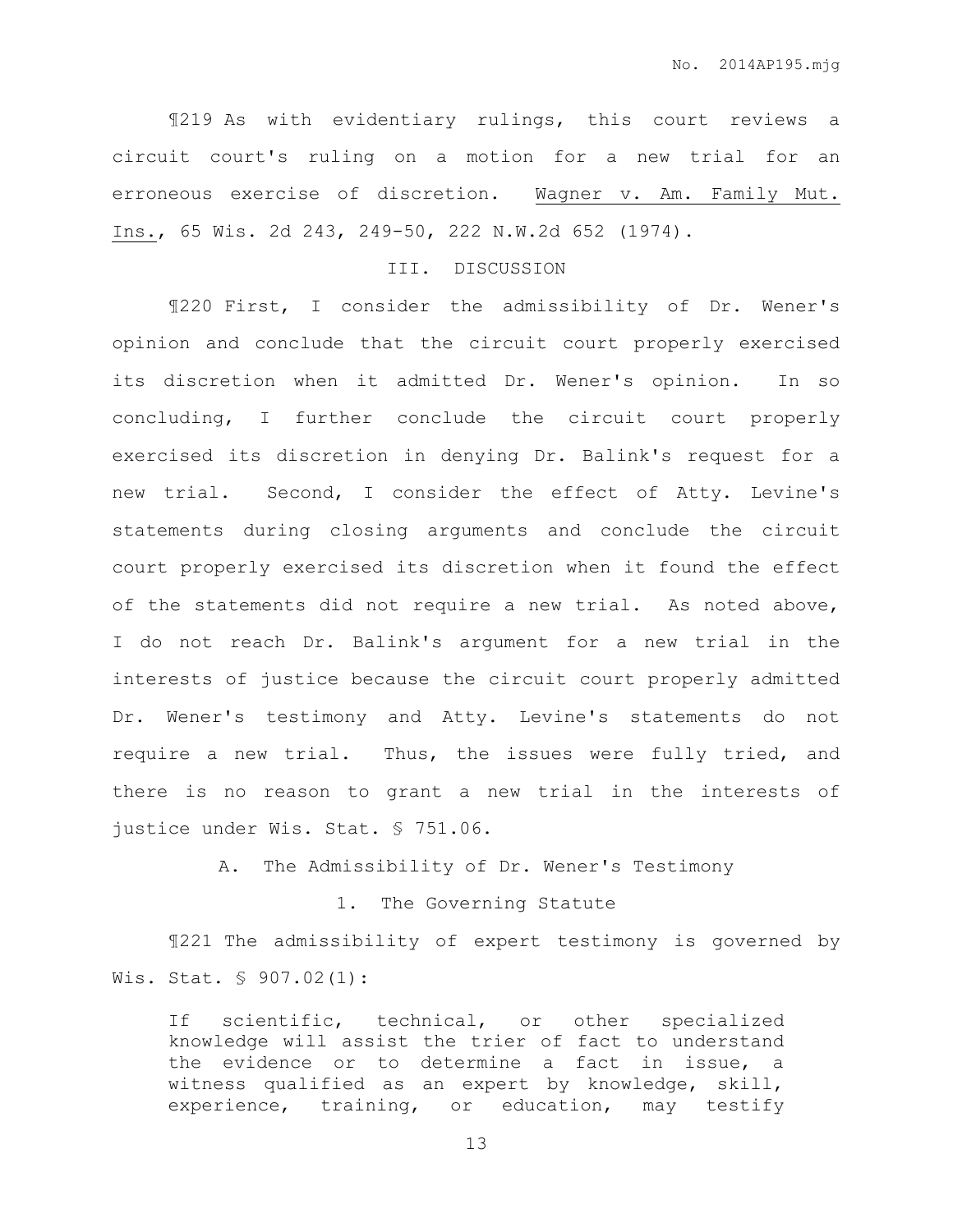¶219 As with evidentiary rulings, this court reviews a circuit court's ruling on a motion for a new trial for an erroneous exercise of discretion. Wagner v. Am. Family Mut. Ins., 65 Wis. 2d 243, 249-50, 222 N.W.2d 652 (1974).

### III. DISCUSSION

¶220 First, I consider the admissibility of Dr. Wener's opinion and conclude that the circuit court properly exercised its discretion when it admitted Dr. Wener's opinion. In so concluding, I further conclude the circuit court properly exercised its discretion in denying Dr. Balink's request for a new trial. Second, I consider the effect of Atty. Levine's statements during closing arguments and conclude the circuit court properly exercised its discretion when it found the effect of the statements did not require a new trial. As noted above, I do not reach Dr. Balink's argument for a new trial in the interests of justice because the circuit court properly admitted Dr. Wener's testimony and Atty. Levine's statements do not require a new trial. Thus, the issues were fully tried, and there is no reason to grant a new trial in the interests of justice under Wis. Stat. § 751.06.

#### A. The Admissibility of Dr. Wener's Testimony

##### 1. The Governing Statute

¶221 The admissibility of expert testimony is governed by Wis. Stat. § 907.02(1):

> If scientific, technical, or other specialized knowledge will assist the trier of fact to understand the evidence or to determine a fact in issue, a witness qualified as an expert by knowledge, skill, experience, training, or education, may testify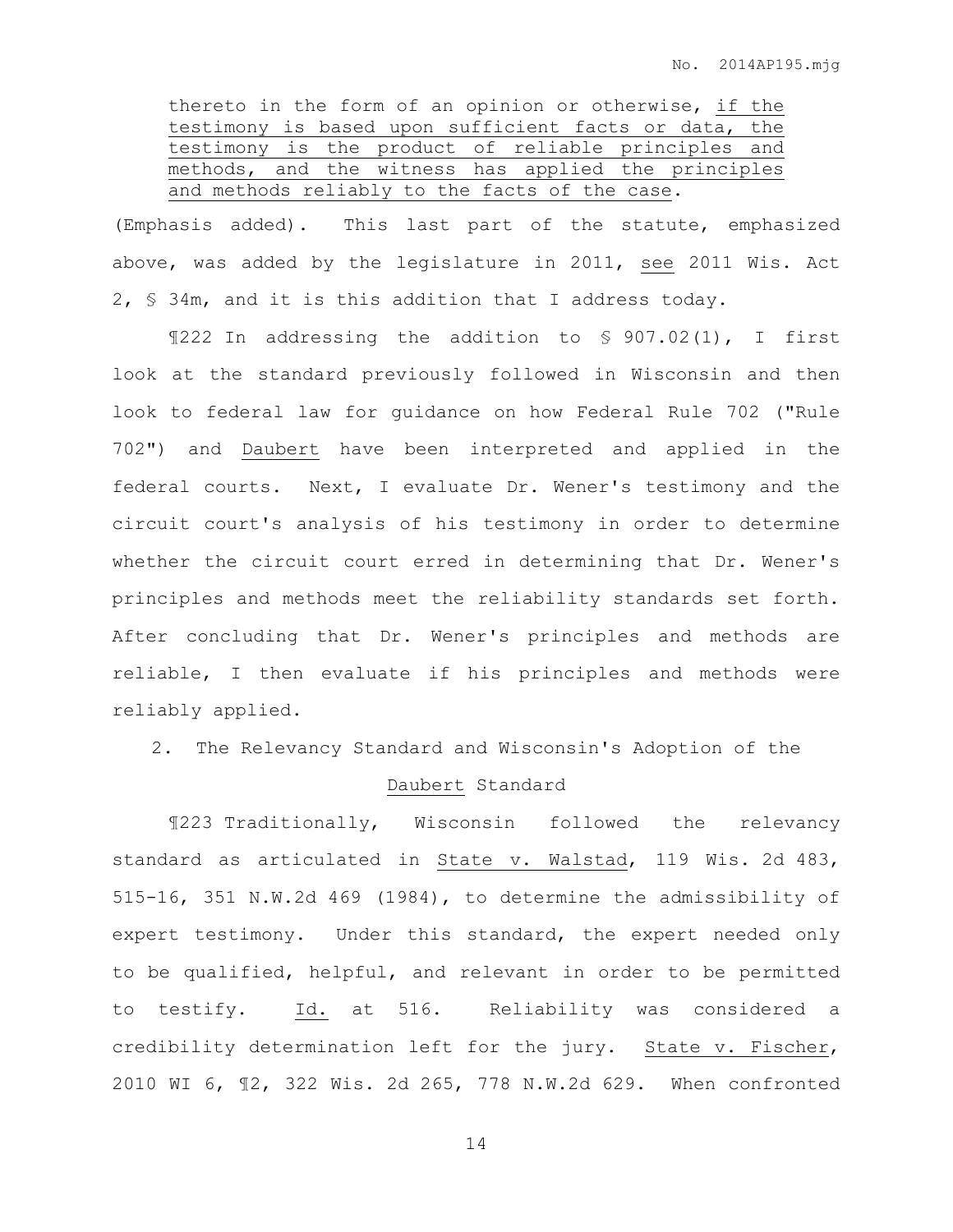> thereto in the form of an opinion or otherwise, <u>if the testimony is based upon sufficient facts or data, the testimony is the product of reliable principles and methods, and the witness has applied the principles and methods reliably to the facts of the case</u>.

(Emphasis added). This last part of the statute, emphasized above, was added by the legislature in 2011, <u>see</u> 2011 Wis. Act 2, § 34m, and it is this addition that I address today.

¶222 In addressing the addition to § 907.02(1), I first look at the standard previously followed in Wisconsin and then look to federal law for guidance on how Federal Rule 702 ("Rule 702") and <u>Daubert</u> have been interpreted and applied in the federal courts. Next, I evaluate Dr. Wener's testimony and the circuit court's analysis of his testimony in order to determine whether the circuit court erred in determining that Dr. Wener's principles and methods meet the reliability standards set forth. After concluding that Dr. Wener's principles and methods are reliable, I then evaluate if his principles and methods were reliably applied.

2. The Relevancy Standard and Wisconsin's Adoption of the <u>Daubert</u> Standard

¶223 Traditionally, Wisconsin followed the relevancy standard as articulated in <u>State v. Walstad</u>, 119 Wis. 2d 483, 515-16, 351 N.W.2d 469 (1984), to determine the admissibility of expert testimony. Under this standard, the expert needed only to be qualified, helpful, and relevant in order to be permitted to testify. <u>Id.</u> at 516. Reliability was considered a credibility determination left for the jury. <u>State v. Fischer</u>, 2010 WI 6, ¶2, 322 Wis. 2d 265, 778 N.W.2d 629. When confronted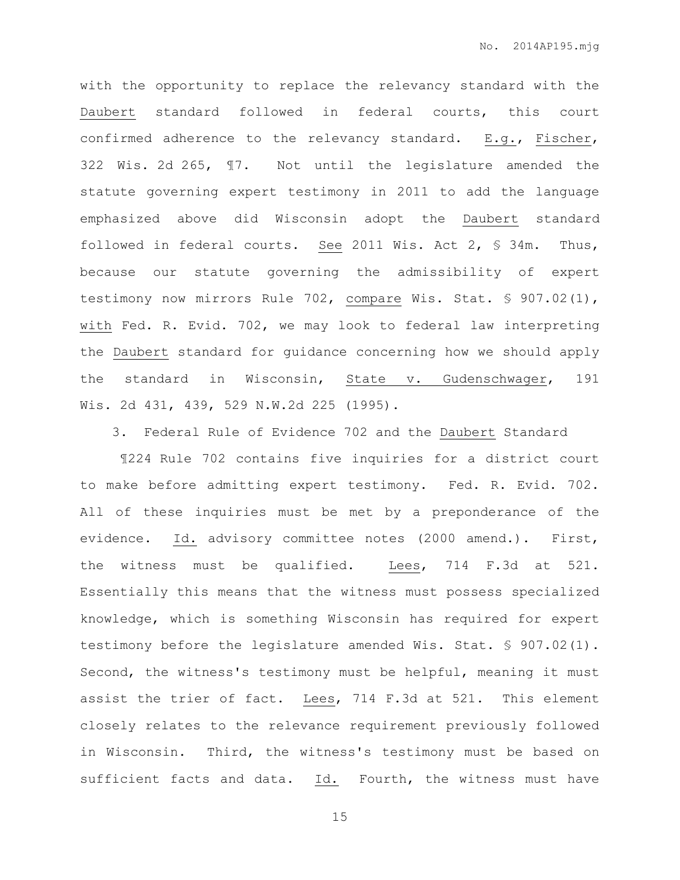with the opportunity to replace the relevancy standard with the Daubert standard followed in federal courts, this court confirmed adherence to the relevancy standard. E.g., Fischer, 322 Wis. 2d 265, ¶7. Not until the legislature amended the statute governing expert testimony in 2011 to add the language emphasized above did Wisconsin adopt the Daubert standard followed in federal courts. See 2011 Wis. Act 2, § 34m. Thus, because our statute governing the admissibility of expert testimony now mirrors Rule 702, compare Wis. Stat. § 907.02(1), with Fed. R. Evid. 702, we may look to federal law interpreting the Daubert standard for guidance concerning how we should apply the standard in Wisconsin, State v. Gudenschwager, 191 Wis. 2d 431, 439, 529 N.W.2d 225 (1995).

3. Federal Rule of Evidence 702 and the Daubert Standard

¶224 Rule 702 contains five inquiries for a district court to make before admitting expert testimony. Fed. R. Evid. 702. All of these inquiries must be met by a preponderance of the evidence. Id. advisory committee notes (2000 amend.). First, the witness must be qualified. Lees, 714 F.3d at 521. Essentially this means that the witness must possess specialized knowledge, which is something Wisconsin has required for expert testimony before the legislature amended Wis. Stat. § 907.02(1). Second, the witness's testimony must be helpful, meaning it must assist the trier of fact. Lees, 714 F.3d at 521. This element closely relates to the relevance requirement previously followed in Wisconsin. Third, the witness's testimony must be based on sufficient facts and data. Id. Fourth, the witness must have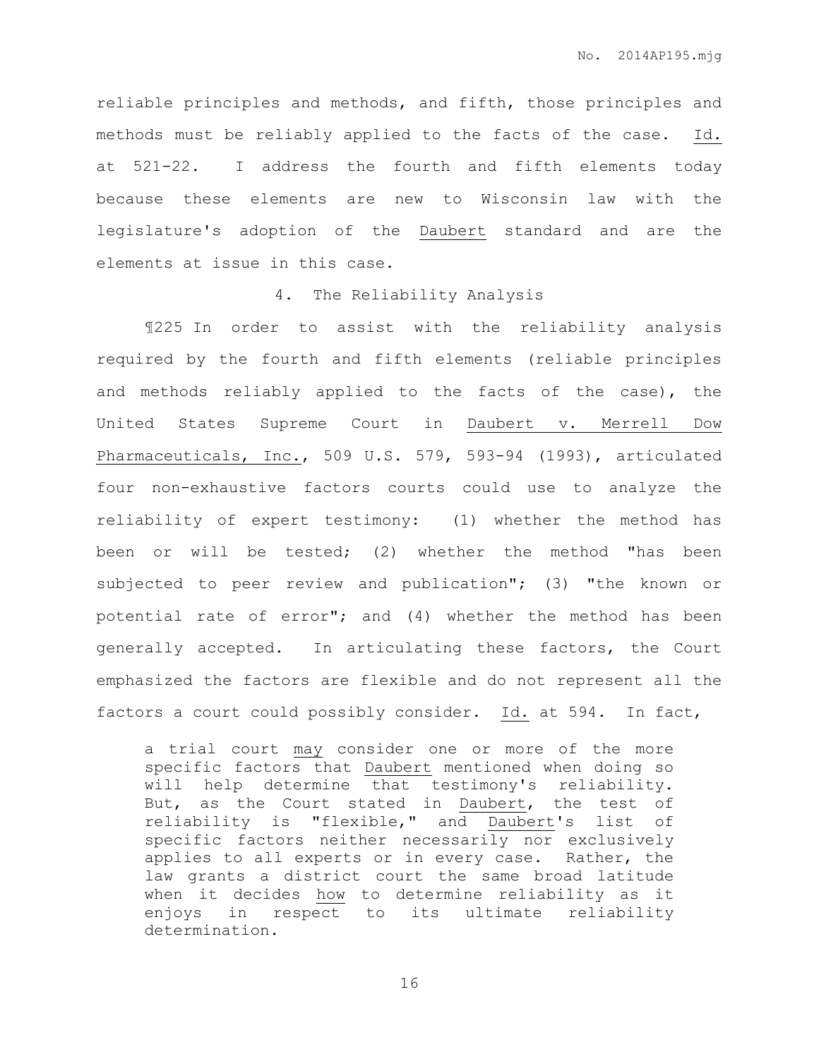reliable principles and methods, and fifth, those principles and methods must be reliably applied to the facts of the case. Id. at 521-22. I address the fourth and fifth elements today because these elements are new to Wisconsin law with the legislature's adoption of the Daubert standard and are the elements at issue in this case.

### 4. The Reliability Analysis

¶225 In order to assist with the reliability analysis required by the fourth and fifth elements (reliable principles and methods reliably applied to the facts of the case), the United States Supreme Court in Daubert v. Merrell Dow Pharmaceuticals, Inc., 509 U.S. 579, 593-94 (1993), articulated four non-exhaustive factors courts could use to analyze the reliability of expert testimony: (1) whether the method has been or will be tested; (2) whether the method "has been subjected to peer review and publication"; (3) "the known or potential rate of error"; and (4) whether the method has been generally accepted. In articulating these factors, the Court emphasized the factors are flexible and do not represent all the factors a court could possibly consider. Id. at 594. In fact,

> a trial court may consider one or more of the more specific factors that Daubert mentioned when doing so will help determine that testimony's reliability. But, as the Court stated in Daubert, the test of reliability is "flexible," and Daubert's list of specific factors neither necessarily nor exclusively applies to all experts or in every case. Rather, the law grants a district court the same broad latitude when it decides how to determine reliability as it enjoys in respect to its ultimate reliability determination.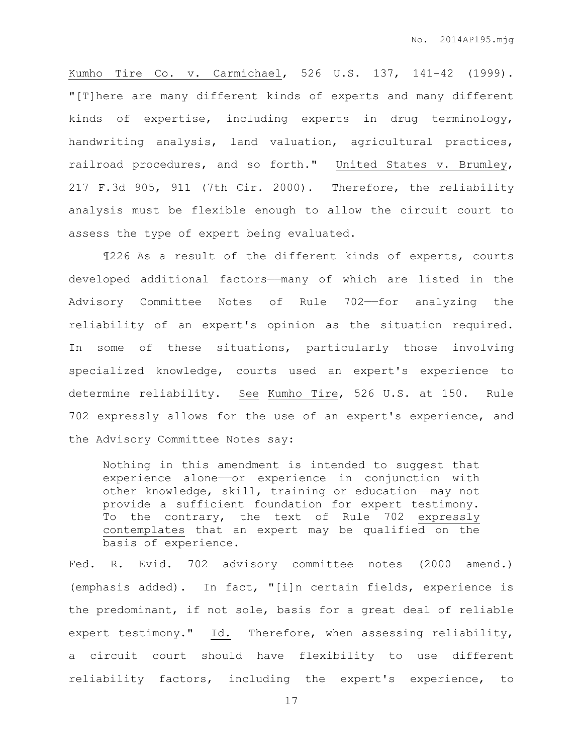Kumho Tire Co. v. Carmichael, 526 U.S. 137, 141-42 (1999). "[T]here are many different kinds of experts and many different kinds of expertise, including experts in drug terminology, handwriting analysis, land valuation, agricultural practices, railroad procedures, and so forth." United States v. Brumley, 217 F.3d 905, 911 (7th Cir. 2000). Therefore, the reliability analysis must be flexible enough to allow the circuit court to assess the type of expert being evaluated.

¶226 As a result of the different kinds of experts, courts developed additional factors——many of which are listed in the Advisory Committee Notes of Rule 702——for analyzing the reliability of an expert's opinion as the situation required. In some of these situations, particularly those involving specialized knowledge, courts used an expert's experience to determine reliability. See Kumho Tire, 526 U.S. at 150. Rule 702 expressly allows for the use of an expert's experience, and the Advisory Committee Notes say:

> Nothing in this amendment is intended to suggest that experience alone——or experience in conjunction with other knowledge, skill, training or education——may not provide a sufficient foundation for expert testimony. To the contrary, the text of Rule 702 expressly contemplates that an expert may be qualified on the basis of experience.

Fed. R. Evid. 702 advisory committee notes (2000 amend.) (emphasis added). In fact, "[i]n certain fields, experience is the predominant, if not sole, basis for a great deal of reliable expert testimony." Id. Therefore, when assessing reliability, a circuit court should have flexibility to use different reliability factors, including the expert's experience, to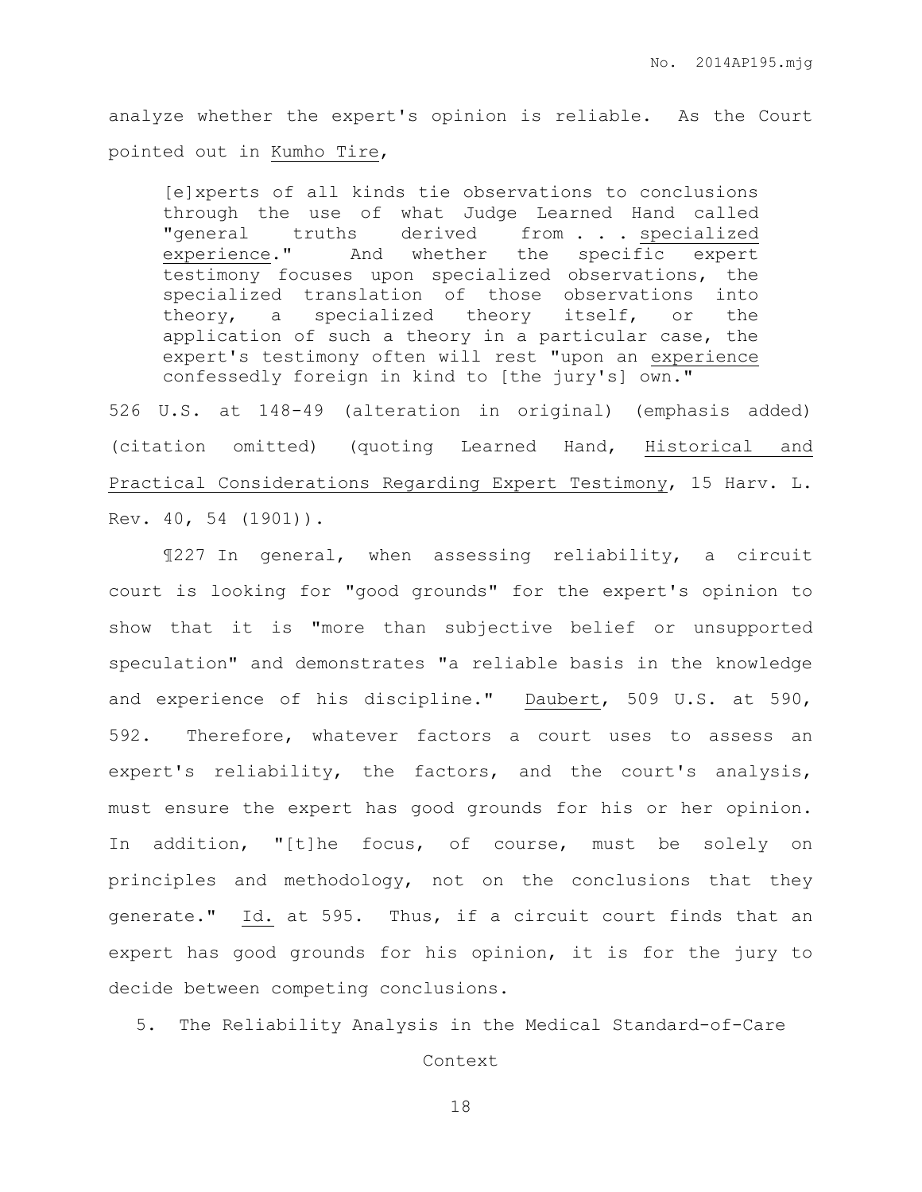analyze whether the expert's opinion is reliable. As the Court pointed out in Kumho Tire,

> [e]xperts of all kinds tie observations to conclusions through the use of what Judge Learned Hand called "general truths derived from . . . specialized experience." And whether the specific expert testimony focuses upon specialized observations, the specialized translation of those observations into theory, a specialized theory itself, or the application of such a theory in a particular case, the expert's testimony often will rest "upon an experience confessedly foreign in kind to [the jury's] own."

526 U.S. at 148-49 (alteration in original) (emphasis added) (citation omitted) (quoting Learned Hand, Historical and Practical Considerations Regarding Expert Testimony, 15 Harv. L. Rev. 40, 54 (1901)).

¶227 In general, when assessing reliability, a circuit court is looking for "good grounds" for the expert's opinion to show that it is "more than subjective belief or unsupported speculation" and demonstrates "a reliable basis in the knowledge and experience of his discipline." Daubert, 509 U.S. at 590, 592. Therefore, whatever factors a court uses to assess an expert's reliability, the factors, and the court's analysis, must ensure the expert has good grounds for his or her opinion. In addition, "[t]he focus, of course, must be solely on principles and methodology, not on the conclusions that they generate." Id. at 595. Thus, if a circuit court finds that an expert has good grounds for his opinion, it is for the jury to decide between competing conclusions.

5. The Reliability Analysis in the Medical Standard-of-Care Context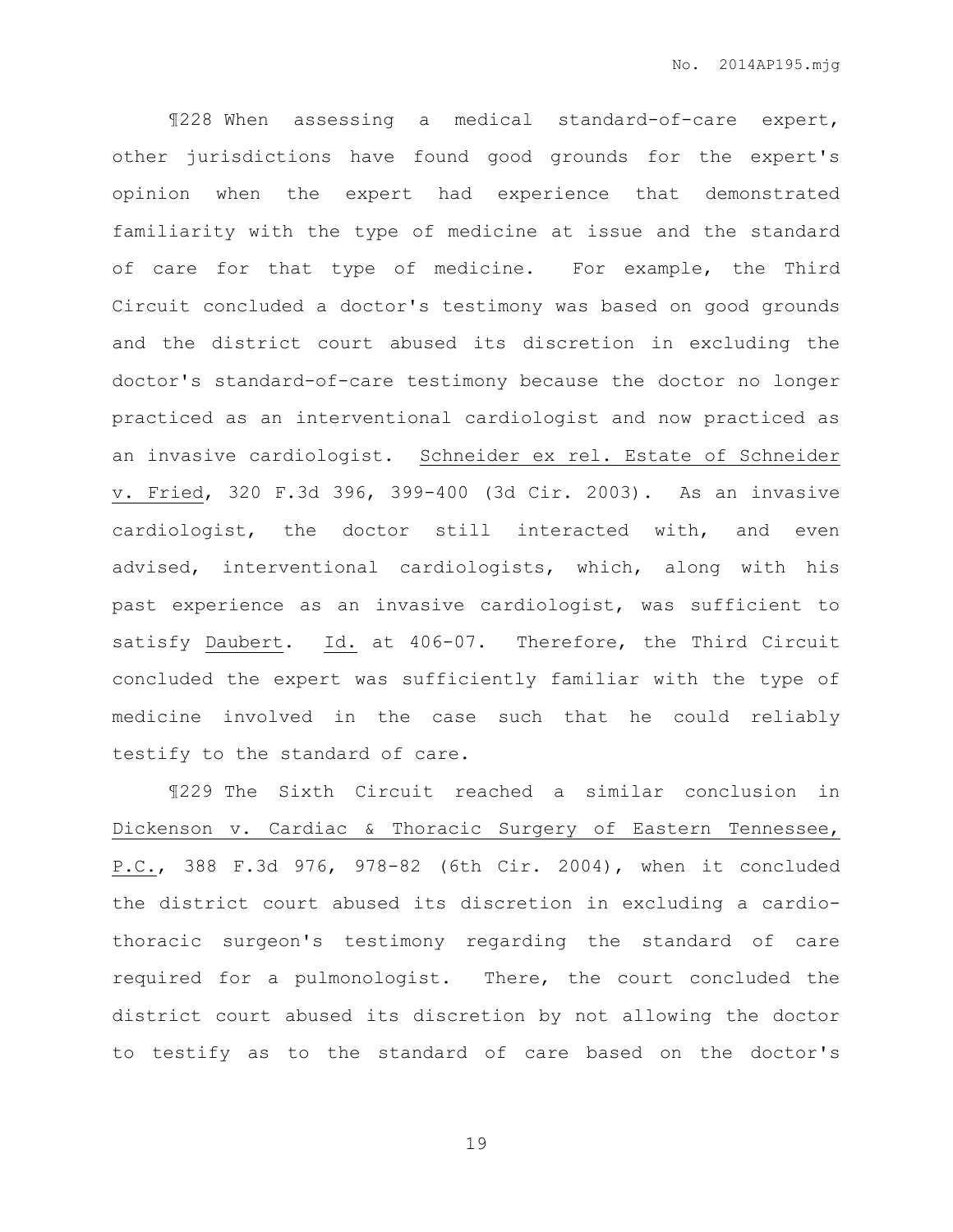¶228 When assessing a medical standard-of-care expert, other jurisdictions have found good grounds for the expert's opinion when the expert had experience that demonstrated familiarity with the type of medicine at issue and the standard of care for that type of medicine. For example, the Third Circuit concluded a doctor's testimony was based on good grounds and the district court abused its discretion in excluding the doctor's standard-of-care testimony because the doctor no longer practiced as an interventional cardiologist and now practiced as an invasive cardiologist. Schneider ex rel. Estate of Schneider v. Fried, 320 F.3d 396, 399-400 (3d Cir. 2003). As an invasive cardiologist, the doctor still interacted with, and even advised, interventional cardiologists, which, along with his past experience as an invasive cardiologist, was sufficient to satisfy Daubert. Id. at 406-07. Therefore, the Third Circuit concluded the expert was sufficiently familiar with the type of medicine involved in the case such that he could reliably testify to the standard of care.

¶229 The Sixth Circuit reached a similar conclusion in Dickenson v. Cardiac & Thoracic Surgery of Eastern Tennessee, P.C., 388 F.3d 976, 978-82 (6th Cir. 2004), when it concluded the district court abused its discretion in excluding a cardio-thoracic surgeon's testimony regarding the standard of care required for a pulmonologist. There, the court concluded the district court abused its discretion by not allowing the doctor to testify as to the standard of care based on the doctor's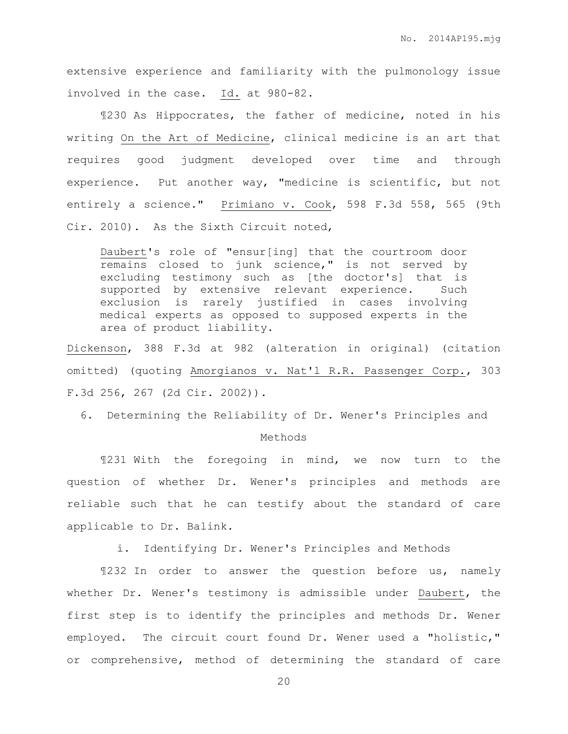extensive experience and familiarity with the pulmonology issue involved in the case. Id. at 980-82.

¶230 As Hippocrates, the father of medicine, noted in his writing On the Art of Medicine, clinical medicine is an art that requires good judgment developed over time and through experience. Put another way, "medicine is scientific, but not entirely a science." Primiano v. Cook, 598 F.3d 558, 565 (9th Cir. 2010). As the Sixth Circuit noted,

> Daubert's role of "ensur[ing] that the courtroom door remains closed to junk science," is not served by excluding testimony such as [the doctor's] that is supported by extensive relevant experience. Such exclusion is rarely justified in cases involving medical experts as opposed to supposed experts in the area of product liability.

Dickenson, 388 F.3d at 982 (alteration in original) (citation omitted) (quoting Amorgianos v. Nat'l R.R. Passenger Corp., 303 F.3d 256, 267 (2d Cir. 2002)).

### 6. Determining the Reliability of Dr. Wener's Principles and Methods

¶231 With the foregoing in mind, we now turn to the question of whether Dr. Wener's principles and methods are reliable such that he can testify about the standard of care applicable to Dr. Balink.

#### i. Identifying Dr. Wener's Principles and Methods

¶232 In order to answer the question before us, namely whether Dr. Wener's testimony is admissible under Daubert, the first step is to identify the principles and methods Dr. Wener employed. The circuit court found Dr. Wener used a "holistic," or comprehensive, method of determining the standard of care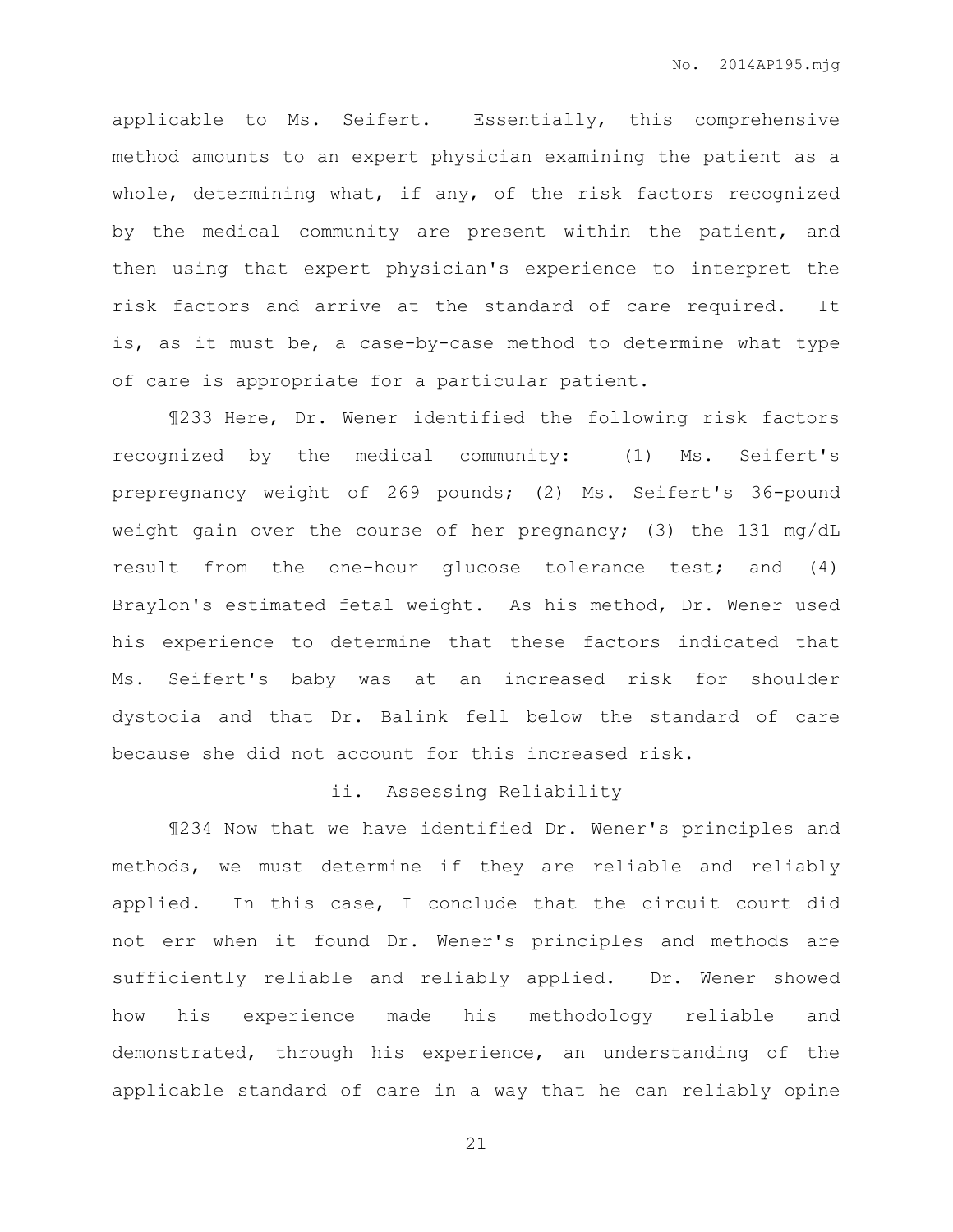applicable to Ms. Seifert. Essentially, this comprehensive method amounts to an expert physician examining the patient as a whole, determining what, if any, of the risk factors recognized by the medical community are present within the patient, and then using that expert physician's experience to interpret the risk factors and arrive at the standard of care required. It is, as it must be, a case-by-case method to determine what type of care is appropriate for a particular patient.

¶233 Here, Dr. Wener identified the following risk factors recognized by the medical community: (1) Ms. Seifert's prepregnancy weight of 269 pounds; (2) Ms. Seifert's 36-pound weight gain over the course of her pregnancy; (3) the 131 mg/dL result from the one-hour glucose tolerance test; and (4) Braylon's estimated fetal weight. As his method, Dr. Wener used his experience to determine that these factors indicated that Ms. Seifert's baby was at an increased risk for shoulder dystocia and that Dr. Balink fell below the standard of care because she did not account for this increased risk.

ii. Assessing Reliability

¶234 Now that we have identified Dr. Wener's principles and methods, we must determine if they are reliable and reliably applied. In this case, I conclude that the circuit court did not err when it found Dr. Wener's principles and methods are sufficiently reliable and reliably applied. Dr. Wener showed how his experience made his methodology reliable and demonstrated, through his experience, an understanding of the applicable standard of care in a way that he can reliably opine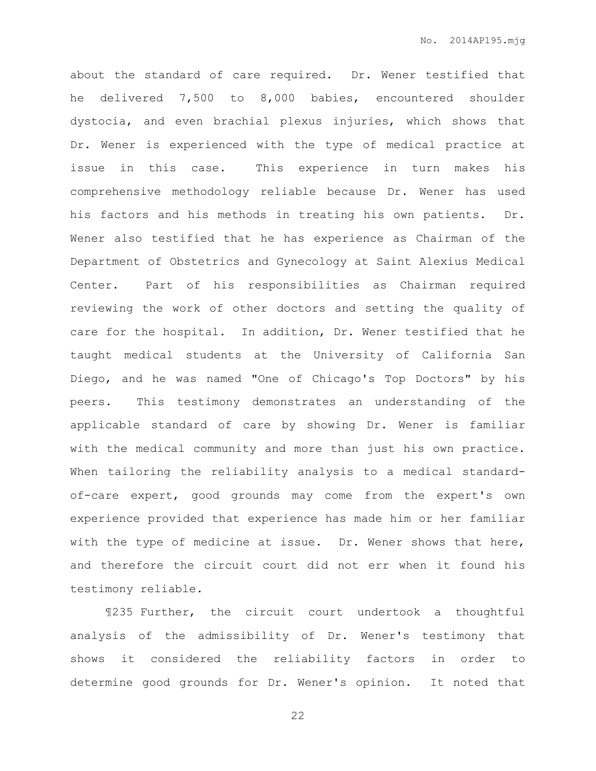about the standard of care required. Dr. Wener testified that he delivered 7,500 to 8,000 babies, encountered shoulder dystocia, and even brachial plexus injuries, which shows that Dr. Wener is experienced with the type of medical practice at issue in this case. This experience in turn makes his comprehensive methodology reliable because Dr. Wener has used his factors and his methods in treating his own patients. Dr. Wener also testified that he has experience as Chairman of the Department of Obstetrics and Gynecology at Saint Alexius Medical Center. Part of his responsibilities as Chairman required reviewing the work of other doctors and setting the quality of care for the hospital. In addition, Dr. Wener testified that he taught medical students at the University of California San Diego, and he was named "One of Chicago's Top Doctors" by his peers. This testimony demonstrates an understanding of the applicable standard of care by showing Dr. Wener is familiar with the medical community and more than just his own practice. When tailoring the reliability analysis to a medical standard-of-care expert, good grounds may come from the expert's own experience provided that experience has made him or her familiar with the type of medicine at issue. Dr. Wener shows that here, and therefore the circuit court did not err when it found his testimony reliable.

¶235 Further, the circuit court undertook a thoughtful analysis of the admissibility of Dr. Wener's testimony that shows it considered the reliability factors in order to determine good grounds for Dr. Wener's opinion. It noted that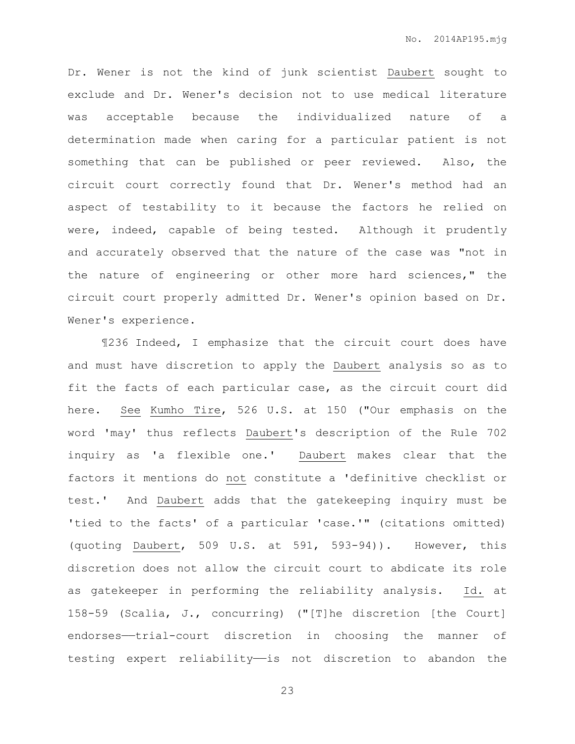Dr. Wener is not the kind of junk scientist Daubert sought to exclude and Dr. Wener's decision not to use medical literature was acceptable because the individualized nature of a determination made when caring for a particular patient is not something that can be published or peer reviewed. Also, the circuit court correctly found that Dr. Wener's method had an aspect of testability to it because the factors he relied on were, indeed, capable of being tested. Although it prudently and accurately observed that the nature of the case was "not in the nature of engineering or other more hard sciences," the circuit court properly admitted Dr. Wener's opinion based on Dr. Wener's experience.

¶236 Indeed, I emphasize that the circuit court does have and must have discretion to apply the Daubert analysis so as to fit the facts of each particular case, as the circuit court did here. See Kumho Tire, 526 U.S. at 150 ("Our emphasis on the word 'may' thus reflects Daubert's description of the Rule 702 inquiry as 'a flexible one.' Daubert makes clear that the factors it mentions do not constitute a 'definitive checklist or test.' And Daubert adds that the gatekeeping inquiry must be 'tied to the facts' of a particular 'case.'" (citations omitted) (quoting Daubert, 509 U.S. at 591, 593-94)). However, this discretion does not allow the circuit court to abdicate its role as gatekeeper in performing the reliability analysis. Id. at 158-59 (Scalia, J., concurring) ("[T]he discretion [the Court] endorses——trial-court discretion in choosing the manner of testing expert reliability——is not discretion to abandon the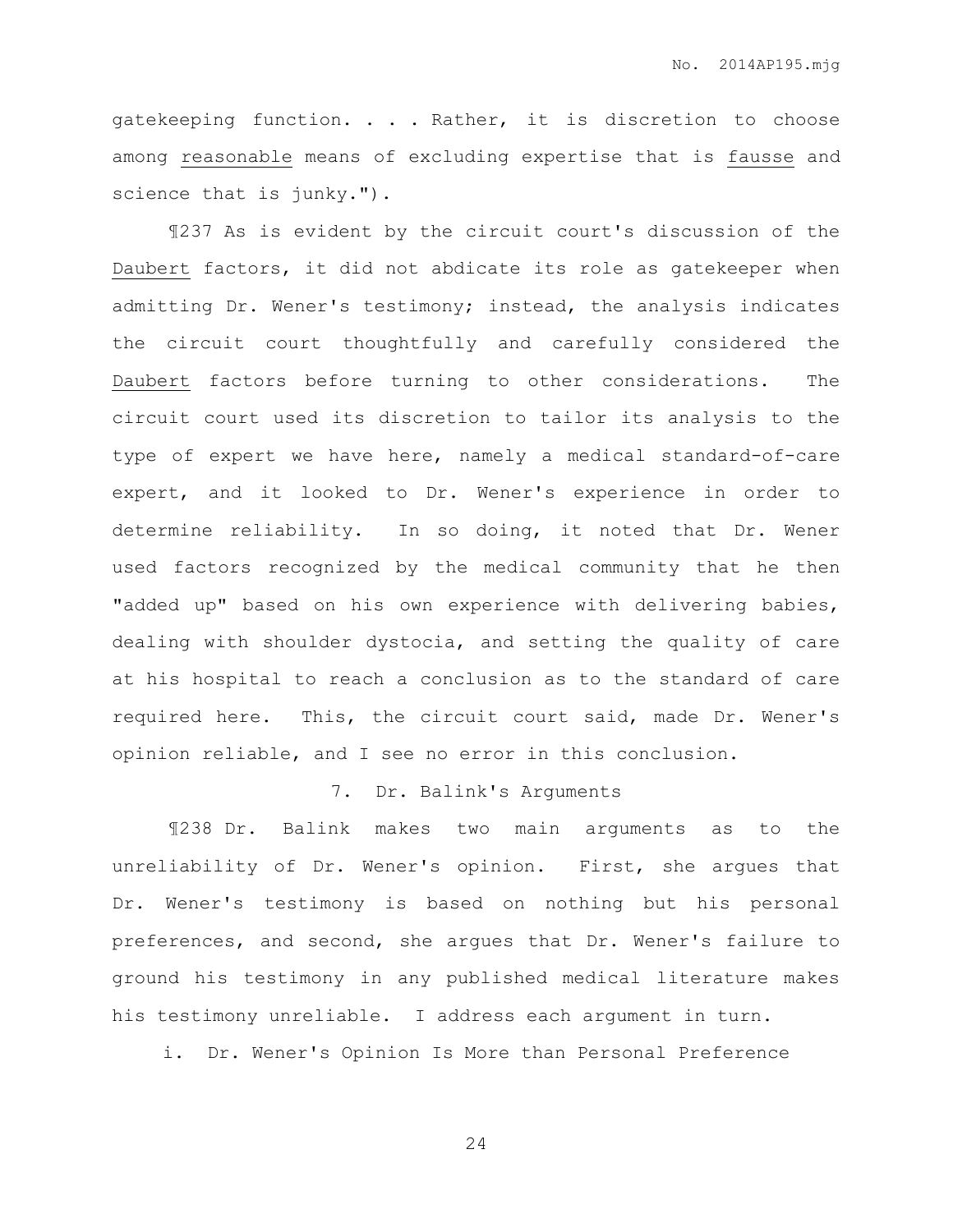gatekeeping function. . . . Rather, it is discretion to choose among reasonable means of excluding expertise that is fausse and science that is junky.").

¶237 As is evident by the circuit court's discussion of the Daubert factors, it did not abdicate its role as gatekeeper when admitting Dr. Wener's testimony; instead, the analysis indicates the circuit court thoughtfully and carefully considered the Daubert factors before turning to other considerations. The circuit court used its discretion to tailor its analysis to the type of expert we have here, namely a medical standard-of-care expert, and it looked to Dr. Wener's experience in order to determine reliability. In so doing, it noted that Dr. Wener used factors recognized by the medical community that he then "added up" based on his own experience with delivering babies, dealing with shoulder dystocia, and setting the quality of care at his hospital to reach a conclusion as to the standard of care required here. This, the circuit court said, made Dr. Wener's opinion reliable, and I see no error in this conclusion.

7. Dr. Balink's Arguments

¶238 Dr. Balink makes two main arguments as to the unreliability of Dr. Wener's opinion. First, she argues that Dr. Wener's testimony is based on nothing but his personal preferences, and second, she argues that Dr. Wener's failure to ground his testimony in any published medical literature makes his testimony unreliable. I address each argument in turn.

i. Dr. Wener's Opinion Is More than Personal Preference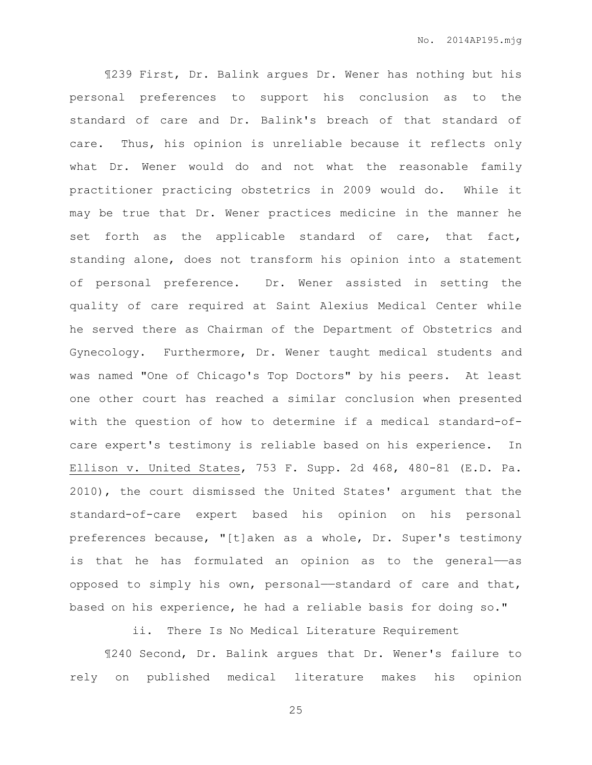¶239 First, Dr. Balink argues Dr. Wener has nothing but his personal preferences to support his conclusion as to the standard of care and Dr. Balink's breach of that standard of care. Thus, his opinion is unreliable because it reflects only what Dr. Wener would do and not what the reasonable family practitioner practicing obstetrics in 2009 would do. While it may be true that Dr. Wener practices medicine in the manner he set forth as the applicable standard of care, that fact, standing alone, does not transform his opinion into a statement of personal preference. Dr. Wener assisted in setting the quality of care required at Saint Alexius Medical Center while he served there as Chairman of the Department of Obstetrics and Gynecology. Furthermore, Dr. Wener taught medical students and was named "One of Chicago's Top Doctors" by his peers. At least one other court has reached a similar conclusion when presented with the question of how to determine if a medical standard-of-care expert's testimony is reliable based on his experience. In Ellison v. United States, 753 F. Supp. 2d 468, 480-81 (E.D. Pa. 2010), the court dismissed the United States' argument that the standard-of-care expert based his opinion on his personal preferences because, "[t]aken as a whole, Dr. Super's testimony is that he has formulated an opinion as to the general——as opposed to simply his own, personal——standard of care and that, based on his experience, he had a reliable basis for doing so."

ii. There Is No Medical Literature Requirement

¶240 Second, Dr. Balink argues that Dr. Wener's failure to rely on published medical literature makes his opinion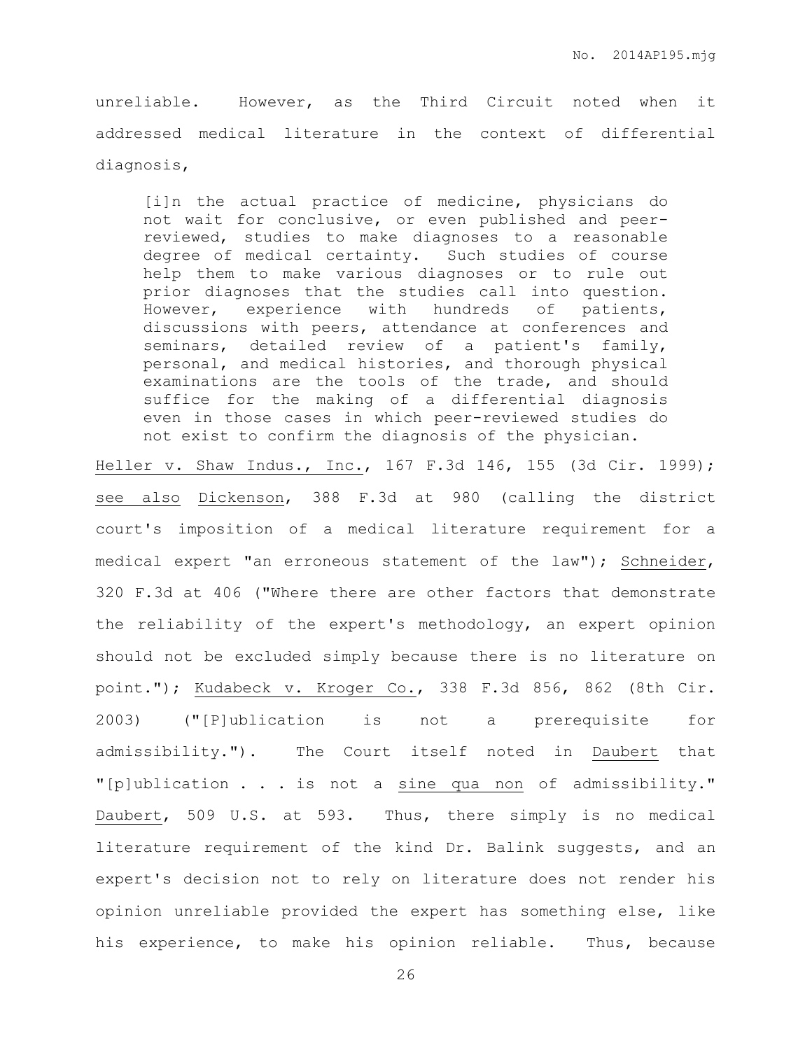unreliable. However, as the Third Circuit noted when it addressed medical literature in the context of differential diagnosis,

> [i]n the actual practice of medicine, physicians do not wait for conclusive, or even published and peer-reviewed, studies to make diagnoses to a reasonable degree of medical certainty. Such studies of course help them to make various diagnoses or to rule out prior diagnoses that the studies call into question. However, experience with hundreds of patients, discussions with peers, attendance at conferences and seminars, detailed review of a patient's family, personal, and medical histories, and thorough physical examinations are the tools of the trade, and should suffice for the making of a differential diagnosis even in those cases in which peer-reviewed studies do not exist to confirm the diagnosis of the physician.

Heller v. Shaw Indus., Inc., 167 F.3d 146, 155 (3d Cir. 1999); see also Dickenson, 388 F.3d at 980 (calling the district court's imposition of a medical literature requirement for a medical expert "an erroneous statement of the law"); Schneider, 320 F.3d at 406 ("Where there are other factors that demonstrate the reliability of the expert's methodology, an expert opinion should not be excluded simply because there is no literature on point."); Kudabeck v. Kroger Co., 338 F.3d 856, 862 (8th Cir. 2003) ("[P]ublication is not a prerequisite for admissibility."). The Court itself noted in Daubert that "[p]ublication . . . is not a sine qua non of admissibility." Daubert, 509 U.S. at 593. Thus, there simply is no medical literature requirement of the kind Dr. Balink suggests, and an expert's decision not to rely on literature does not render his opinion unreliable provided the expert has something else, like his experience, to make his opinion reliable. Thus, because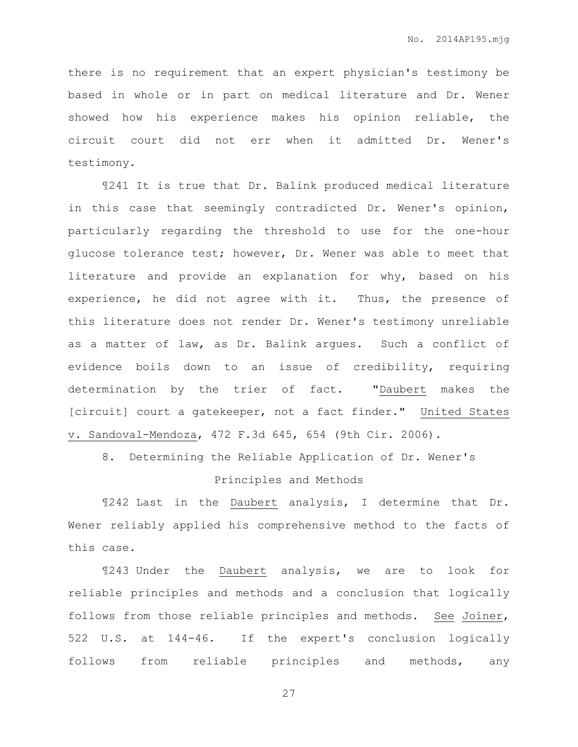there is no requirement that an expert physician's testimony be based in whole or in part on medical literature and Dr. Wener showed how his experience makes his opinion reliable, the circuit court did not err when it admitted Dr. Wener's testimony.

¶241 It is true that Dr. Balink produced medical literature in this case that seemingly contradicted Dr. Wener's opinion, particularly regarding the threshold to use for the one-hour glucose tolerance test; however, Dr. Wener was able to meet that literature and provide an explanation for why, based on his experience, he did not agree with it. Thus, the presence of this literature does not render Dr. Wener's testimony unreliable as a matter of law, as Dr. Balink argues. Such a conflict of evidence boils down to an issue of credibility, requiring determination by the trier of fact. "Daubert makes the [circuit] court a gatekeeper, not a fact finder." United States v. Sandoval-Mendoza, 472 F.3d 645, 654 (9th Cir. 2006).

8. Determining the Reliable Application of Dr. Wener's Principles and Methods

¶242 Last in the Daubert analysis, I determine that Dr. Wener reliably applied his comprehensive method to the facts of this case.

¶243 Under the Daubert analysis, we are to look for reliable principles and methods and a conclusion that logically follows from those reliable principles and methods. See Joiner, 522 U.S. at 144-46. If the expert's conclusion logically follows from reliable principles and methods, any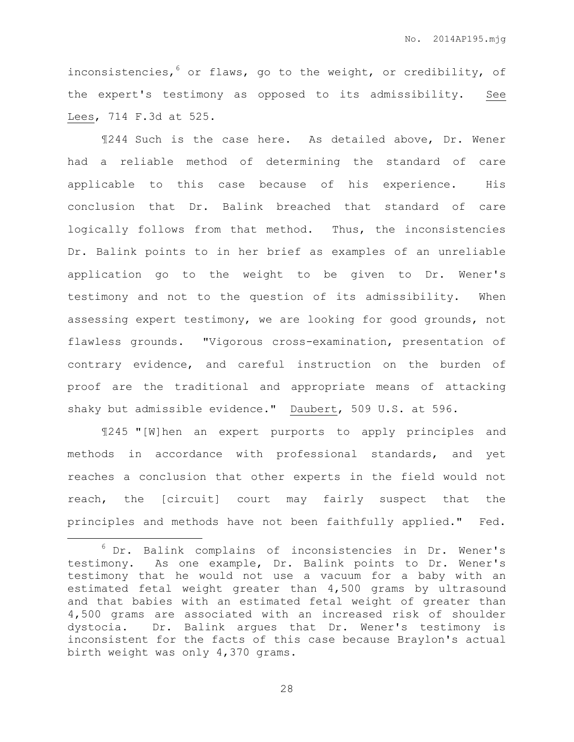inconsistencies,[6] or flaws, go to the weight, or credibility, of the expert's testimony as opposed to its admissibility. See Lees, 714 F.3d at 525.

¶244 Such is the case here. As detailed above, Dr. Wener had a reliable method of determining the standard of care applicable to this case because of his experience. His conclusion that Dr. Balink breached that standard of care logically follows from that method. Thus, the inconsistencies Dr. Balink points to in her brief as examples of an unreliable application go to the weight to be given to Dr. Wener's testimony and not to the question of its admissibility. When assessing expert testimony, we are looking for good grounds, not flawless grounds. "Vigorous cross-examination, presentation of contrary evidence, and careful instruction on the burden of proof are the traditional and appropriate means of attacking shaky but admissible evidence." Daubert, 509 U.S. at 596.

¶245 "[W]hen an expert purports to apply principles and methods in accordance with professional standards, and yet reaches a conclusion that other experts in the field would not reach, the [circuit] court may fairly suspect that the principles and methods have not been faithfully applied." Fed.

---

[6] Dr. Balink complains of inconsistencies in Dr. Wener's testimony. As one example, Dr. Balink points to Dr. Wener's testimony that he would not use a vacuum for a baby with an estimated fetal weight greater than 4,500 grams by ultrasound and that babies with an estimated fetal weight of greater than 4,500 grams are associated with an increased risk of shoulder dystocia. Dr. Balink argues that Dr. Wener's testimony is inconsistent for the facts of this case because Braylon's actual birth weight was only 4,370 grams.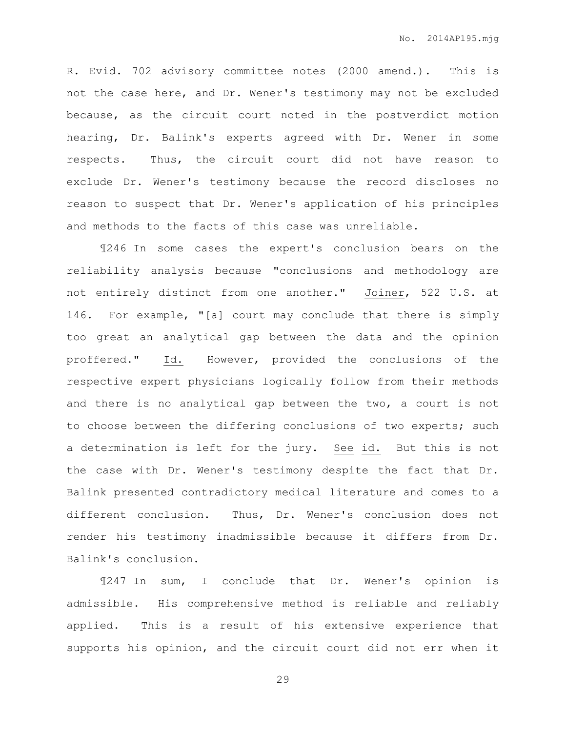R. Evid. 702 advisory committee notes (2000 amend.). This is not the case here, and Dr. Wener's testimony may not be excluded because, as the circuit court noted in the postverdict motion hearing, Dr. Balink's experts agreed with Dr. Wener in some respects. Thus, the circuit court did not have reason to exclude Dr. Wener's testimony because the record discloses no reason to suspect that Dr. Wener's application of his principles and methods to the facts of this case was unreliable.

¶246 In some cases the expert's conclusion bears on the reliability analysis because "conclusions and methodology are not entirely distinct from one another." Joiner, 522 U.S. at 146. For example, "[a] court may conclude that there is simply too great an analytical gap between the data and the opinion proffered." Id. However, provided the conclusions of the respective expert physicians logically follow from their methods and there is no analytical gap between the two, a court is not to choose between the differing conclusions of two experts; such a determination is left for the jury. See id. But this is not the case with Dr. Wener's testimony despite the fact that Dr. Balink presented contradictory medical literature and comes to a different conclusion. Thus, Dr. Wener's conclusion does not render his testimony inadmissible because it differs from Dr. Balink's conclusion.

¶247 In sum, I conclude that Dr. Wener's opinion is admissible. His comprehensive method is reliable and reliably applied. This is a result of his extensive experience that supports his opinion, and the circuit court did not err when it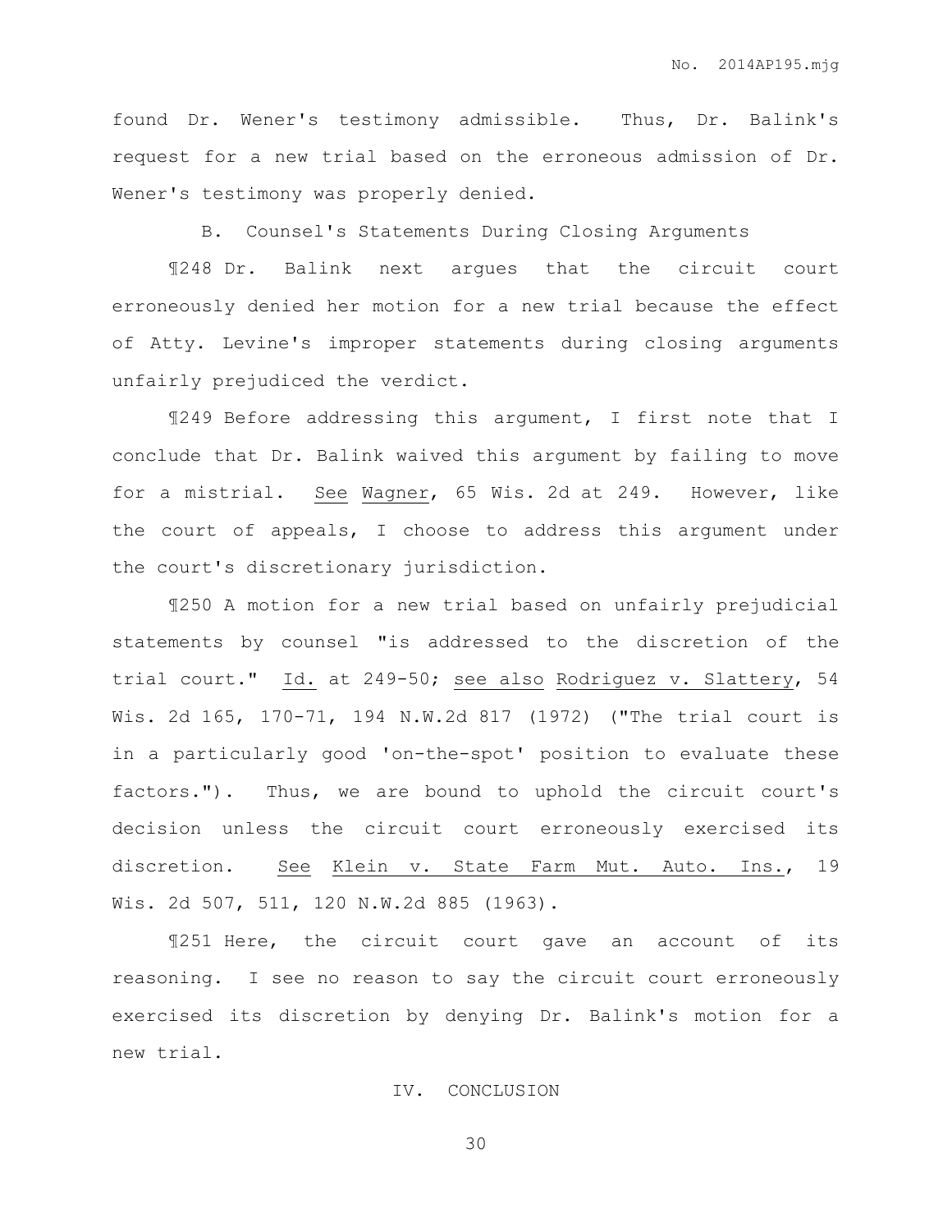found Dr. Wener's testimony admissible. Thus, Dr. Balink's request for a new trial based on the erroneous admission of Dr. Wener's testimony was properly denied.

B. Counsel's Statements During Closing Arguments

¶248 Dr. Balink next argues that the circuit court erroneously denied her motion for a new trial because the effect of Atty. Levine's improper statements during closing arguments unfairly prejudiced the verdict.

¶249 Before addressing this argument, I first note that I conclude that Dr. Balink waived this argument by failing to move for a mistrial. See Wagner, 65 Wis. 2d at 249. However, like the court of appeals, I choose to address this argument under the court's discretionary jurisdiction.

¶250 A motion for a new trial based on unfairly prejudicial statements by counsel "is addressed to the discretion of the trial court." Id. at 249-50; see also Rodriguez v. Slattery, 54 Wis. 2d 165, 170-71, 194 N.W.2d 817 (1972) ("The trial court is in a particularly good 'on-the-spot' position to evaluate these factors."). Thus, we are bound to uphold the circuit court's decision unless the circuit court erroneously exercised its discretion. See Klein v. State Farm Mut. Auto. Ins., 19 Wis. 2d 507, 511, 120 N.W.2d 885 (1963).

¶251 Here, the circuit court gave an account of its reasoning. I see no reason to say the circuit court erroneously exercised its discretion by denying Dr. Balink's motion for a new trial.

IV. CONCLUSION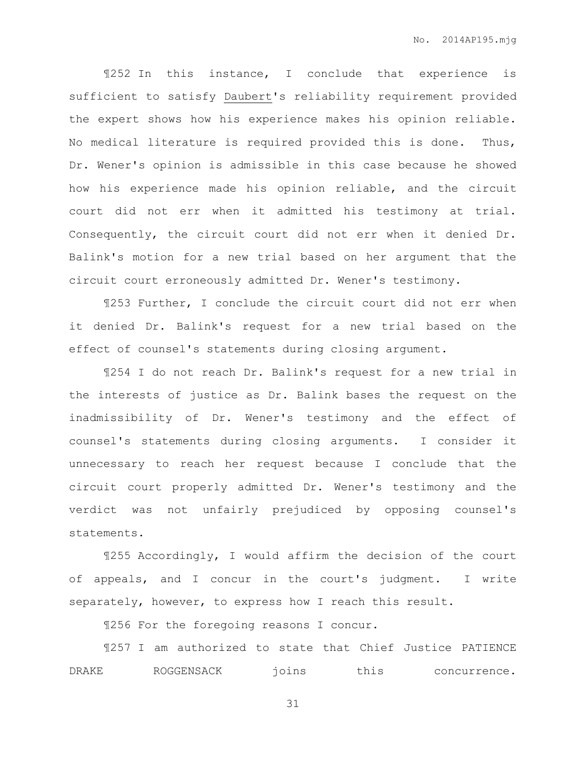¶252 In this instance, I conclude that experience is sufficient to satisfy _Daubert_'s reliability requirement provided the expert shows how his experience makes his opinion reliable. No medical literature is required provided this is done. Thus, Dr. Wener's opinion is admissible in this case because he showed how his experience made his opinion reliable, and the circuit court did not err when it admitted his testimony at trial. Consequently, the circuit court did not err when it denied Dr. Balink's motion for a new trial based on her argument that the circuit court erroneously admitted Dr. Wener's testimony.

¶253 Further, I conclude the circuit court did not err when it denied Dr. Balink's request for a new trial based on the effect of counsel's statements during closing argument.

¶254 I do not reach Dr. Balink's request for a new trial in the interests of justice as Dr. Balink bases the request on the inadmissibility of Dr. Wener's testimony and the effect of counsel's statements during closing arguments. I consider it unnecessary to reach her request because I conclude that the circuit court properly admitted Dr. Wener's testimony and the verdict was not unfairly prejudiced by opposing counsel's statements.

¶255 Accordingly, I would affirm the decision of the court of appeals, and I concur in the court's judgment. I write separately, however, to express how I reach this result.

¶256 For the foregoing reasons I concur.

¶257 I am authorized to state that Chief Justice PATIENCE DRAKE ROGGENSACK joins this concurrence.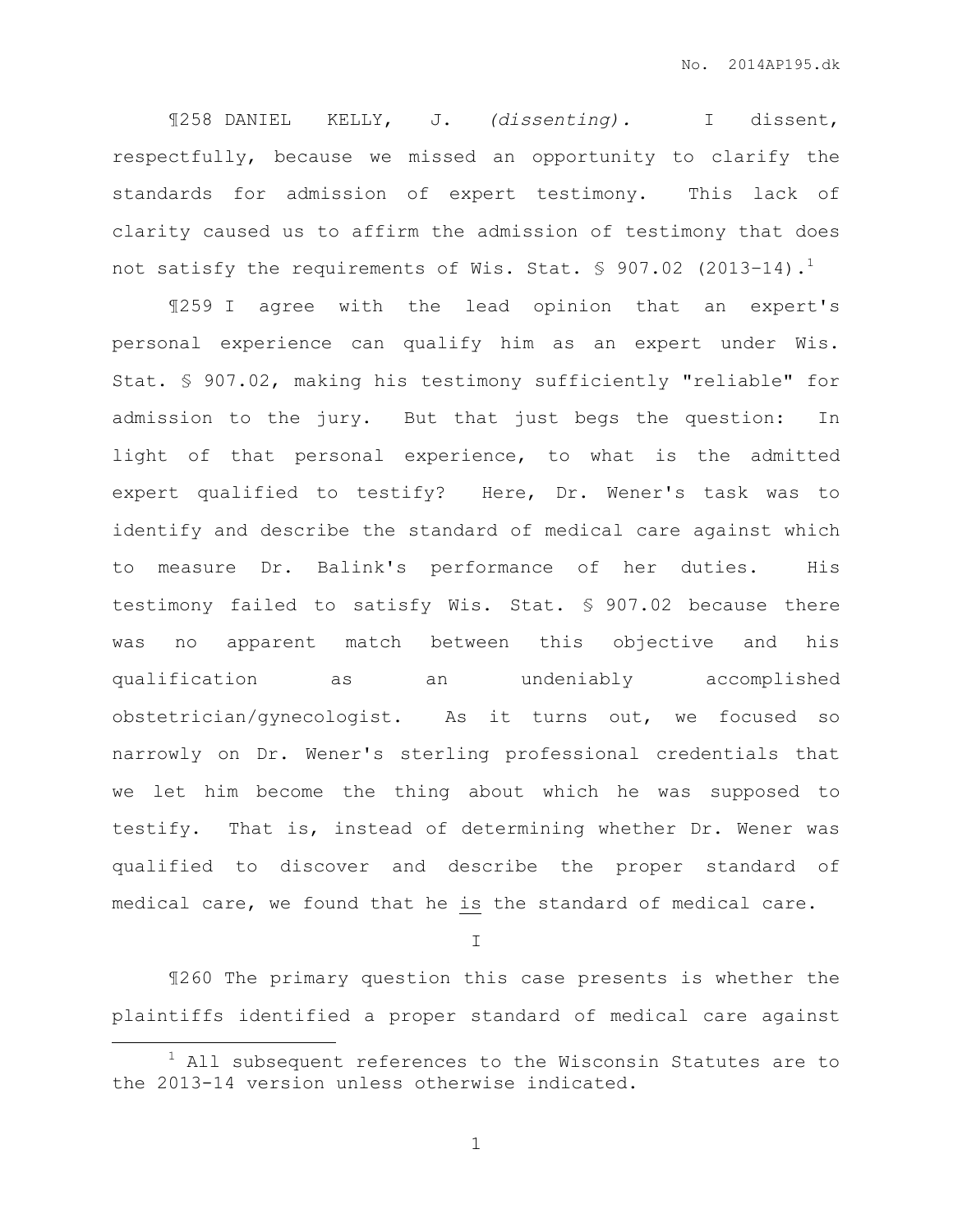¶258 DANIEL KELLY, J. *(dissenting).* I dissent, respectfully, because we missed an opportunity to clarify the standards for admission of expert testimony. This lack of clarity caused us to affirm the admission of testimony that does not satisfy the requirements of Wis. Stat. § 907.02 (2013–14).[1]

¶259 I agree with the lead opinion that an expert's personal experience can qualify him as an expert under Wis. Stat. § 907.02, making his testimony sufficiently "reliable" for admission to the jury. But that just begs the question: In light of that personal experience, to what is the admitted expert qualified to testify? Here, Dr. Wener's task was to identify and describe the standard of medical care against which to measure Dr. Balink's performance of her duties. His testimony failed to satisfy Wis. Stat. § 907.02 because there was no apparent match between this objective and his qualification as an undeniably accomplished obstetrician/gynecologist. As it turns out, we focused so narrowly on Dr. Wener's sterling professional credentials that we let him become the thing about which he was supposed to testify. That is, instead of determining whether Dr. Wener was qualified to discover and describe the proper standard of medical care, we found that he <u>is</u> the standard of medical care.

## I

¶260 The primary question this case presents is whether the plaintiffs identified a proper standard of medical care against

---

[1] All subsequent references to the Wisconsin Statutes are to the 2013-14 version unless otherwise indicated.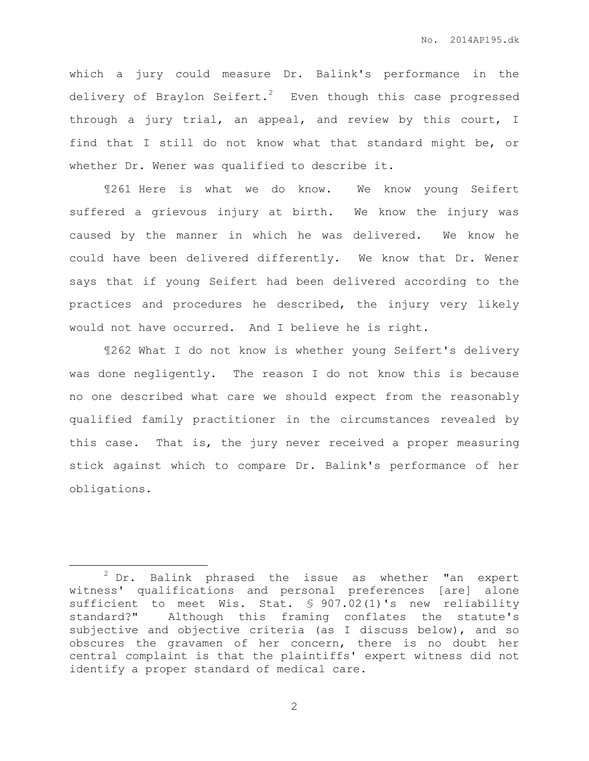which a jury could measure Dr. Balink's performance in the delivery of Braylon Seifert.[2] Even though this case progressed through a jury trial, an appeal, and review by this court, I find that I still do not know what that standard might be, or whether Dr. Wener was qualified to describe it.

¶261 Here is what we do know. We know young Seifert suffered a grievous injury at birth. We know the injury was caused by the manner in which he was delivered. We know he could have been delivered differently. We know that Dr. Wener says that if young Seifert had been delivered according to the practices and procedures he described, the injury very likely would not have occurred. And I believe he is right.

¶262 What I do not know is whether young Seifert's delivery was done negligently. The reason I do not know this is because no one described what care we should expect from the reasonably qualified family practitioner in the circumstances revealed by this case. That is, the jury never received a proper measuring stick against which to compare Dr. Balink's performance of her obligations.

---

[2] Dr. Balink phrased the issue as whether "an expert witness' qualifications and personal preferences [are] alone sufficient to meet Wis. Stat. § 907.02(1)'s new reliability standard?" Although this framing conflates the statute's subjective and objective criteria (as I discuss below), and so obscures the gravamen of her concern, there is no doubt her central complaint is that the plaintiffs' expert witness did not identify a proper standard of medical care.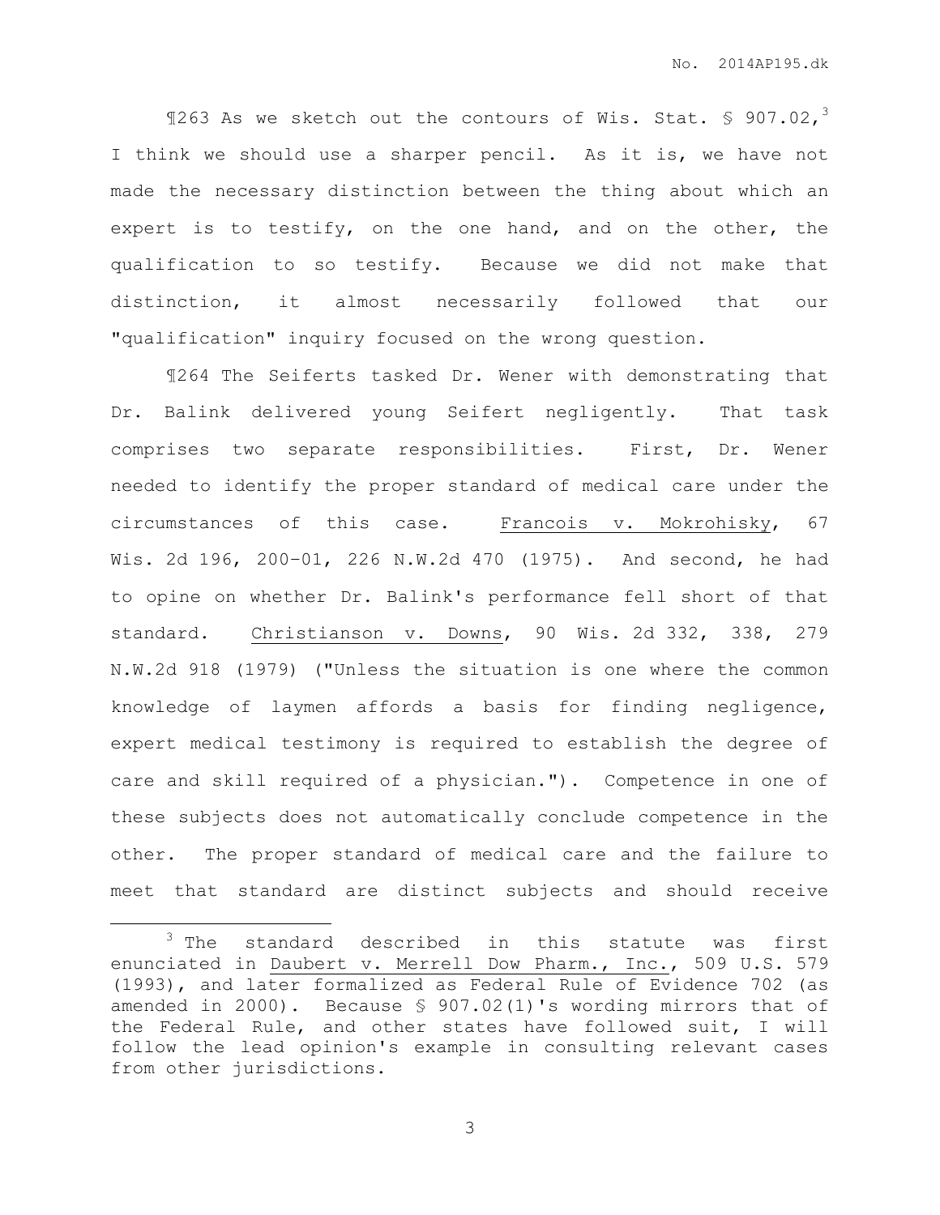¶263 As we sketch out the contours of Wis. Stat. § 907.02,[3] I think we should use a sharper pencil. As it is, we have not made the necessary distinction between the thing about which an expert is to testify, on the one hand, and on the other, the qualification to so testify. Because we did not make that distinction, it almost necessarily followed that our "qualification" inquiry focused on the wrong question.

¶264 The Seiferts tasked Dr. Wener with demonstrating that Dr. Balink delivered young Seifert negligently. That task comprises two separate responsibilities. First, Dr. Wener needed to identify the proper standard of medical care under the circumstances of this case. Francois v. Mokrohisky, 67 Wis. 2d 196, 200-01, 226 N.W.2d 470 (1975). And second, he had to opine on whether Dr. Balink's performance fell short of that standard. Christianson v. Downs, 90 Wis. 2d 332, 338, 279 N.W.2d 918 (1979) ("Unless the situation is one where the common knowledge of laymen affords a basis for finding negligence, expert medical testimony is required to establish the degree of care and skill required of a physician."). Competence in one of these subjects does not automatically conclude competence in the other. The proper standard of medical care and the failure to meet that standard are distinct subjects and should receive

---

[3] The standard described in this statute was first enunciated in Daubert v. Merrell Dow Pharm., Inc., 509 U.S. 579 (1993), and later formalized as Federal Rule of Evidence 702 (as amended in 2000). Because § 907.02(1)'s wording mirrors that of the Federal Rule, and other states have followed suit, I will follow the lead opinion's example in consulting relevant cases from other jurisdictions.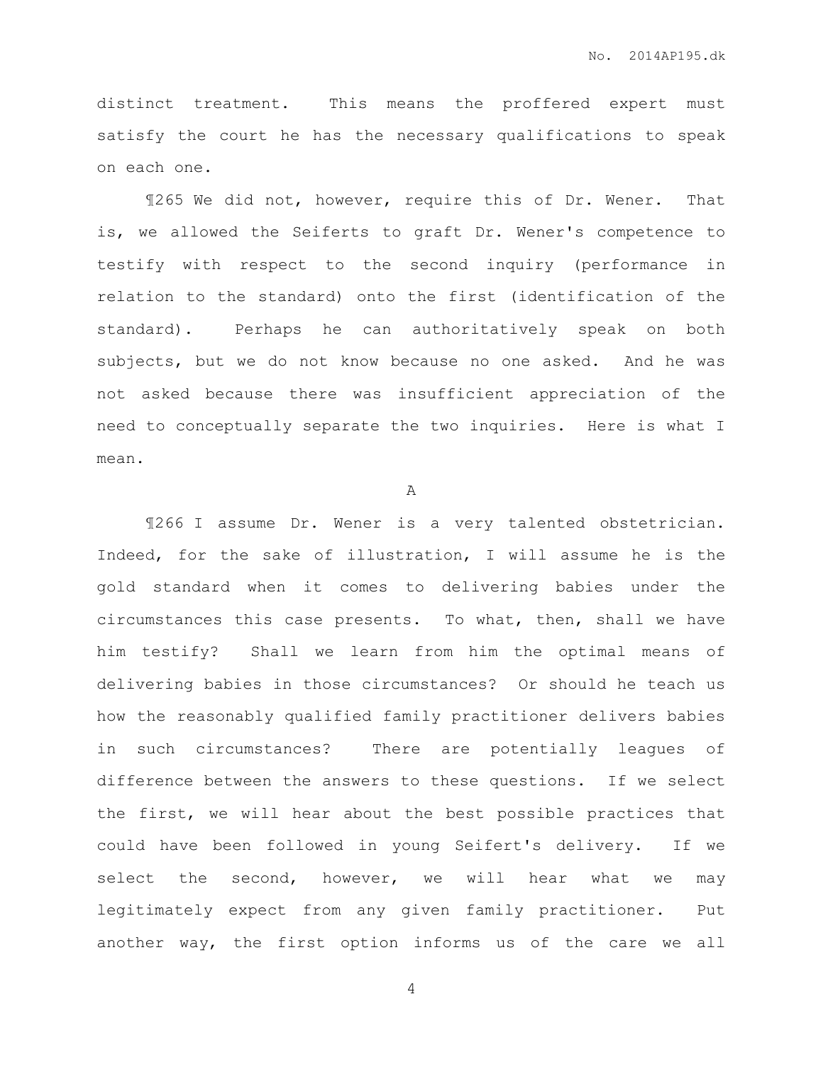distinct treatment. This means the proffered expert must satisfy the court he has the necessary qualifications to speak on each one.

¶265 We did not, however, require this of Dr. Wener. That is, we allowed the Seiferts to graft Dr. Wener's competence to testify with respect to the second inquiry (performance in relation to the standard) onto the first (identification of the standard). Perhaps he can authoritatively speak on both subjects, but we do not know because no one asked. And he was not asked because there was insufficient appreciation of the need to conceptually separate the two inquiries. Here is what I mean.

A

¶266 I assume Dr. Wener is a very talented obstetrician. Indeed, for the sake of illustration, I will assume he is the gold standard when it comes to delivering babies under the circumstances this case presents. To what, then, shall we have him testify? Shall we learn from him the optimal means of delivering babies in those circumstances? Or should he teach us how the reasonably qualified family practitioner delivers babies in such circumstances? There are potentially leagues of difference between the answers to these questions. If we select the first, we will hear about the best possible practices that could have been followed in young Seifert's delivery. If we select the second, however, we will hear what we may legitimately expect from any given family practitioner. Put another way, the first option informs us of the care we all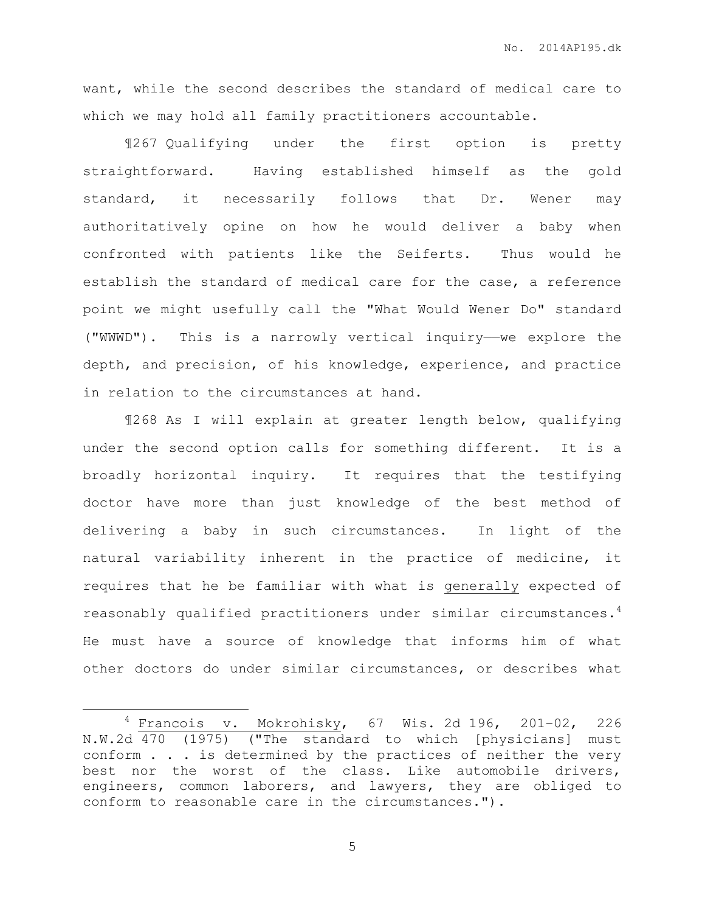want, while the second describes the standard of medical care to which we may hold all family practitioners accountable.

¶267 Qualifying under the first option is pretty straightforward. Having established himself as the gold standard, it necessarily follows that Dr. Wener may authoritatively opine on how he would deliver a baby when confronted with patients like the Seiferts. Thus would he establish the standard of medical care for the case, a reference point we might usefully call the "What Would Wener Do" standard ("WWWD"). This is a narrowly vertical inquiry——we explore the depth, and precision, of his knowledge, experience, and practice in relation to the circumstances at hand.

¶268 As I will explain at greater length below, qualifying under the second option calls for something different. It is a broadly horizontal inquiry. It requires that the testifying doctor have more than just knowledge of the best method of delivering a baby in such circumstances. In light of the natural variability inherent in the practice of medicine, it requires that he be familiar with what is generally expected of reasonably qualified practitioners under similar circumstances.[4] He must have a source of knowledge that informs him of what other doctors do under similar circumstances, or describes what

---

[4] Francois v. Mokrohisky, 67 Wis. 2d 196, 201–02, 226 N.W.2d 470 (1975) ("The standard to which [physicians] must conform . . . is determined by the practices of neither the very best nor the worst of the class. Like automobile drivers, engineers, common laborers, and lawyers, they are obliged to conform to reasonable care in the circumstances.").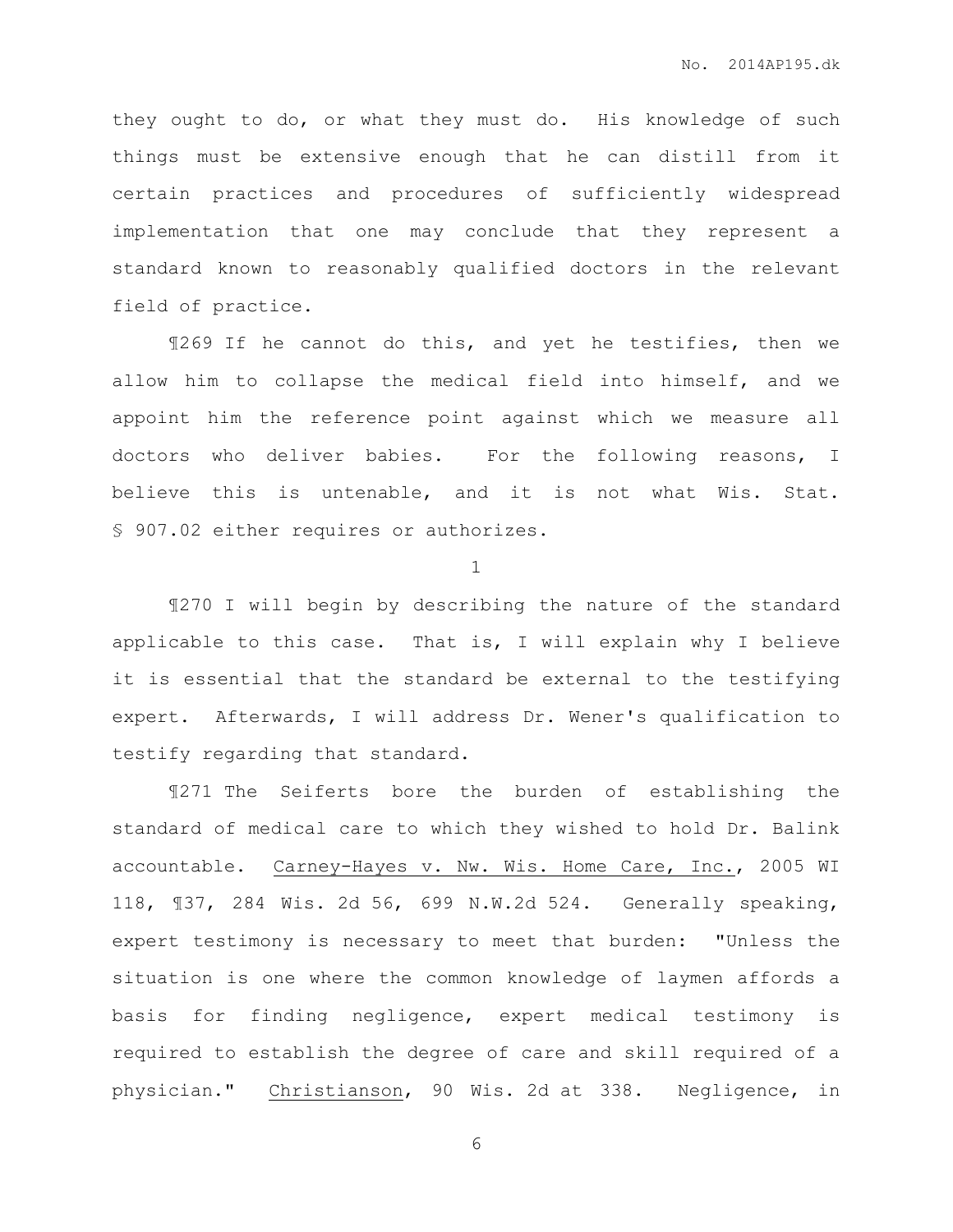they ought to do, or what they must do. His knowledge of such things must be extensive enough that he can distill from it certain practices and procedures of sufficiently widespread implementation that one may conclude that they represent a standard known to reasonably qualified doctors in the relevant field of practice.

¶269 If he cannot do this, and yet he testifies, then we allow him to collapse the medical field into himself, and we appoint him the reference point against which we measure all doctors who deliver babies. For the following reasons, I believe this is untenable, and it is not what Wis. Stat. § 907.02 either requires or authorizes.

1

¶270 I will begin by describing the nature of the standard applicable to this case. That is, I will explain why I believe it is essential that the standard be external to the testifying expert. Afterwards, I will address Dr. Wener's qualification to testify regarding that standard.

¶271 The Seiferts bore the burden of establishing the standard of medical care to which they wished to hold Dr. Balink accountable. Carney-Hayes v. Nw. Wis. Home Care, Inc., 2005 WI 118, ¶37, 284 Wis. 2d 56, 699 N.W.2d 524. Generally speaking, expert testimony is necessary to meet that burden: "Unless the situation is one where the common knowledge of laymen affords a basis for finding negligence, expert medical testimony is required to establish the degree of care and skill required of a physician." Christianson, 90 Wis. 2d at 338. Negligence, in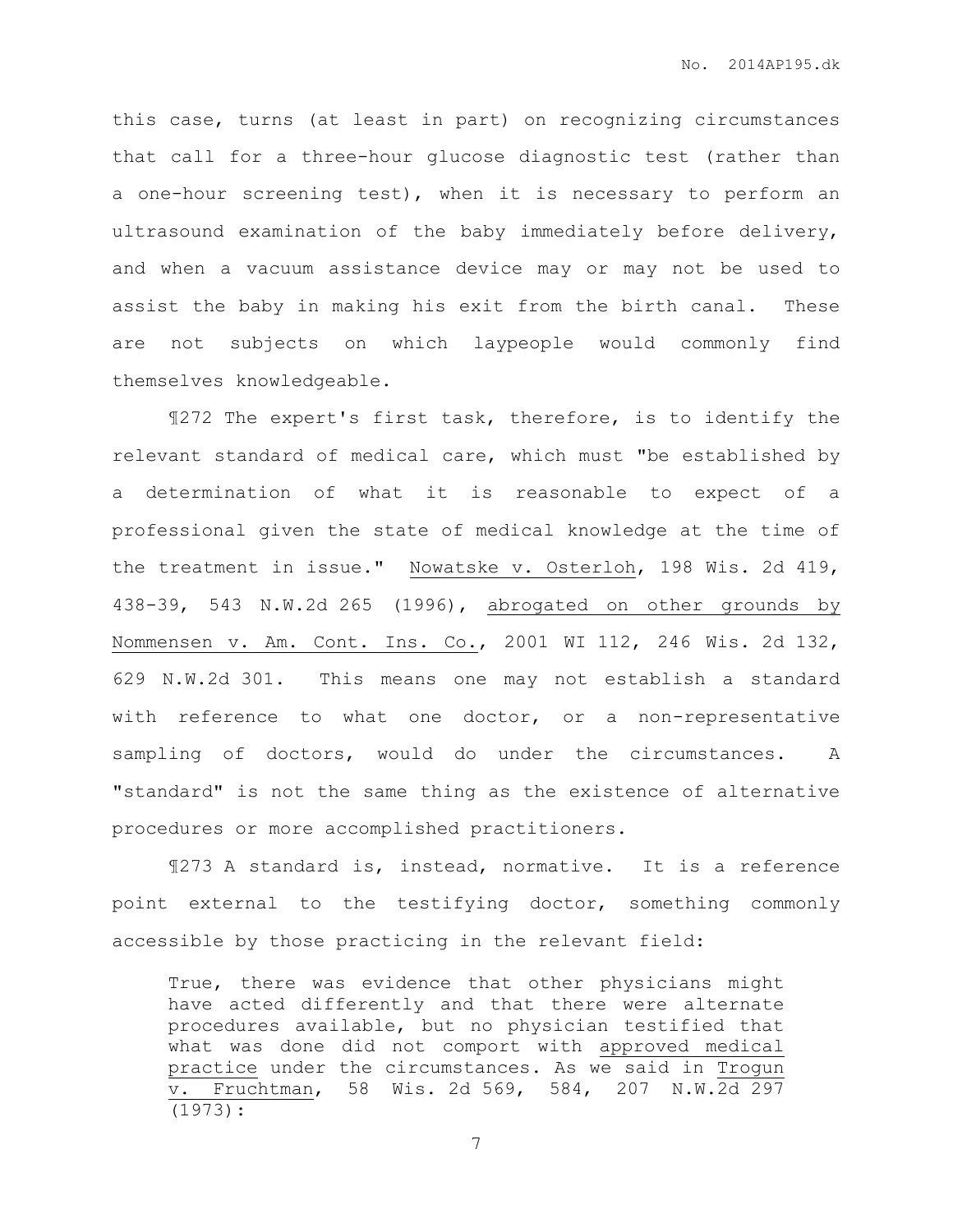this case, turns (at least in part) on recognizing circumstances that call for a three-hour glucose diagnostic test (rather than a one-hour screening test), when it is necessary to perform an ultrasound examination of the baby immediately before delivery, and when a vacuum assistance device may or may not be used to assist the baby in making his exit from the birth canal. These are not subjects on which laypeople would commonly find themselves knowledgeable.

¶272 The expert's first task, therefore, is to identify the relevant standard of medical care, which must "be established by a determination of what it is reasonable to expect of a professional given the state of medical knowledge at the time of the treatment in issue." Nowatske v. Osterloh, 198 Wis. 2d 419, 438-39, 543 N.W.2d 265 (1996), abrogated on other grounds by Nommensen v. Am. Cont. Ins. Co., 2001 WI 112, 246 Wis. 2d 132, 629 N.W.2d 301. This means one may not establish a standard with reference to what one doctor, or a non-representative sampling of doctors, would do under the circumstances. A "standard" is not the same thing as the existence of alternative procedures or more accomplished practitioners.

¶273 A standard is, instead, normative. It is a reference point external to the testifying doctor, something commonly accessible by those practicing in the relevant field:

> True, there was evidence that other physicians might have acted differently and that there were alternate procedures available, but no physician testified that what was done did not comport with approved medical practice under the circumstances. As we said in Trogun v. Fruchtman, 58 Wis. 2d 569, 584, 207 N.W.2d 297 (1973):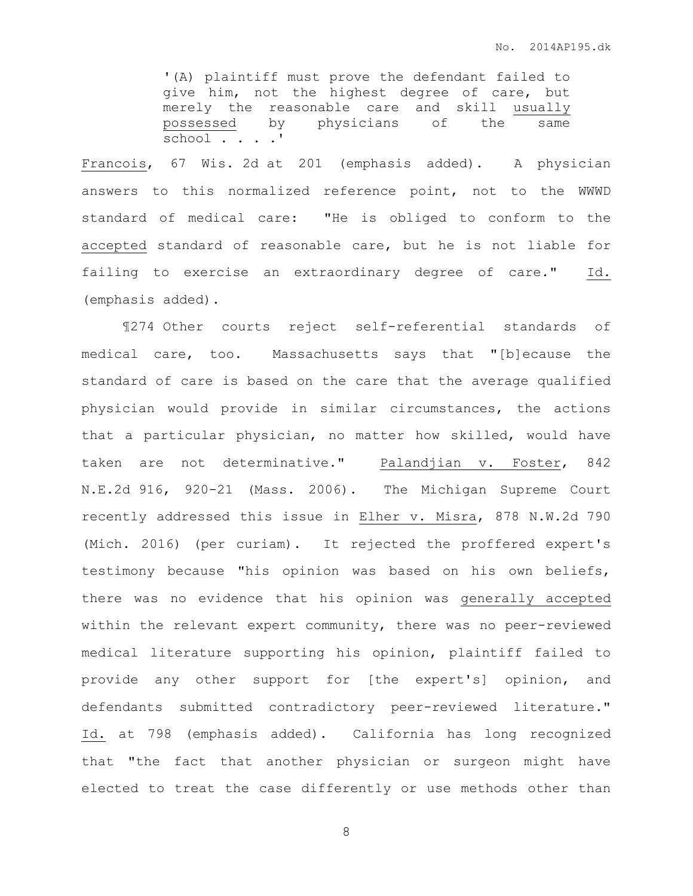> '(A) plaintiff must prove the defendant failed to give him, not the highest degree of care, but merely the reasonable care and skill usually possessed by physicians of the same school . . . .'

Francois, 67 Wis. 2d at 201 (emphasis added). A physician answers to this normalized reference point, not to the WWWD standard of medical care: "He is obliged to conform to the accepted standard of reasonable care, but he is not liable for failing to exercise an extraordinary degree of care." Id. (emphasis added).

¶274 Other courts reject self-referential standards of medical care, too. Massachusetts says that "[b]ecause the standard of care is based on the care that the average qualified physician would provide in similar circumstances, the actions that a particular physician, no matter how skilled, would have taken are not determinative." Palandjian v. Foster, 842 N.E.2d 916, 920-21 (Mass. 2006). The Michigan Supreme Court recently addressed this issue in Elher v. Misra, 878 N.W.2d 790 (Mich. 2016) (per curiam). It rejected the proffered expert's testimony because "his opinion was based on his own beliefs, there was no evidence that his opinion was generally accepted within the relevant expert community, there was no peer-reviewed medical literature supporting his opinion, plaintiff failed to provide any other support for [the expert's] opinion, and defendants submitted contradictory peer-reviewed literature." Id. at 798 (emphasis added). California has long recognized that "the fact that another physician or surgeon might have elected to treat the case differently or use methods other than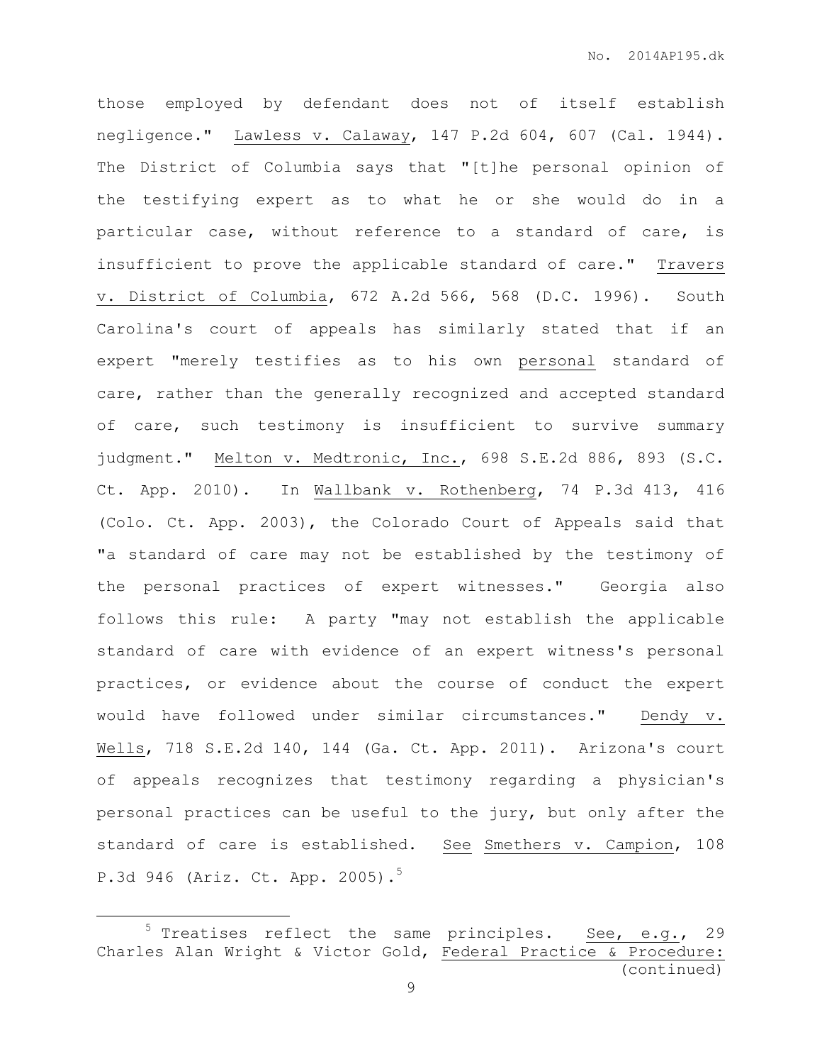those employed by defendant does not of itself establish negligence." Lawless v. Calaway, 147 P.2d 604, 607 (Cal. 1944). The District of Columbia says that "[t]he personal opinion of the testifying expert as to what he or she would do in a particular case, without reference to a standard of care, is insufficient to prove the applicable standard of care." Travers v. District of Columbia, 672 A.2d 566, 568 (D.C. 1996). South Carolina's court of appeals has similarly stated that if an expert "merely testifies as to his own personal standard of care, rather than the generally recognized and accepted standard of care, such testimony is insufficient to survive summary judgment." Melton v. Medtronic, Inc., 698 S.E.2d 886, 893 (S.C. Ct. App. 2010). In Wallbank v. Rothenberg, 74 P.3d 413, 416 (Colo. Ct. App. 2003), the Colorado Court of Appeals said that "a standard of care may not be established by the testimony of the personal practices of expert witnesses." Georgia also follows this rule: A party "may not establish the applicable standard of care with evidence of an expert witness's personal practices, or evidence about the course of conduct the expert would have followed under similar circumstances." Dendy v. Wells, 718 S.E.2d 140, 144 (Ga. Ct. App. 2011). Arizona's court of appeals recognizes that testimony regarding a physician's personal practices can be useful to the jury, but only after the standard of care is established. See Smethers v. Campion, 108 P.3d 946 (Ariz. Ct. App. 2005).[5]

[5] Treatises reflect the same principles. See, e.g., 29 Charles Alan Wright & Victor Gold, Federal Practice & Procedure: (continued)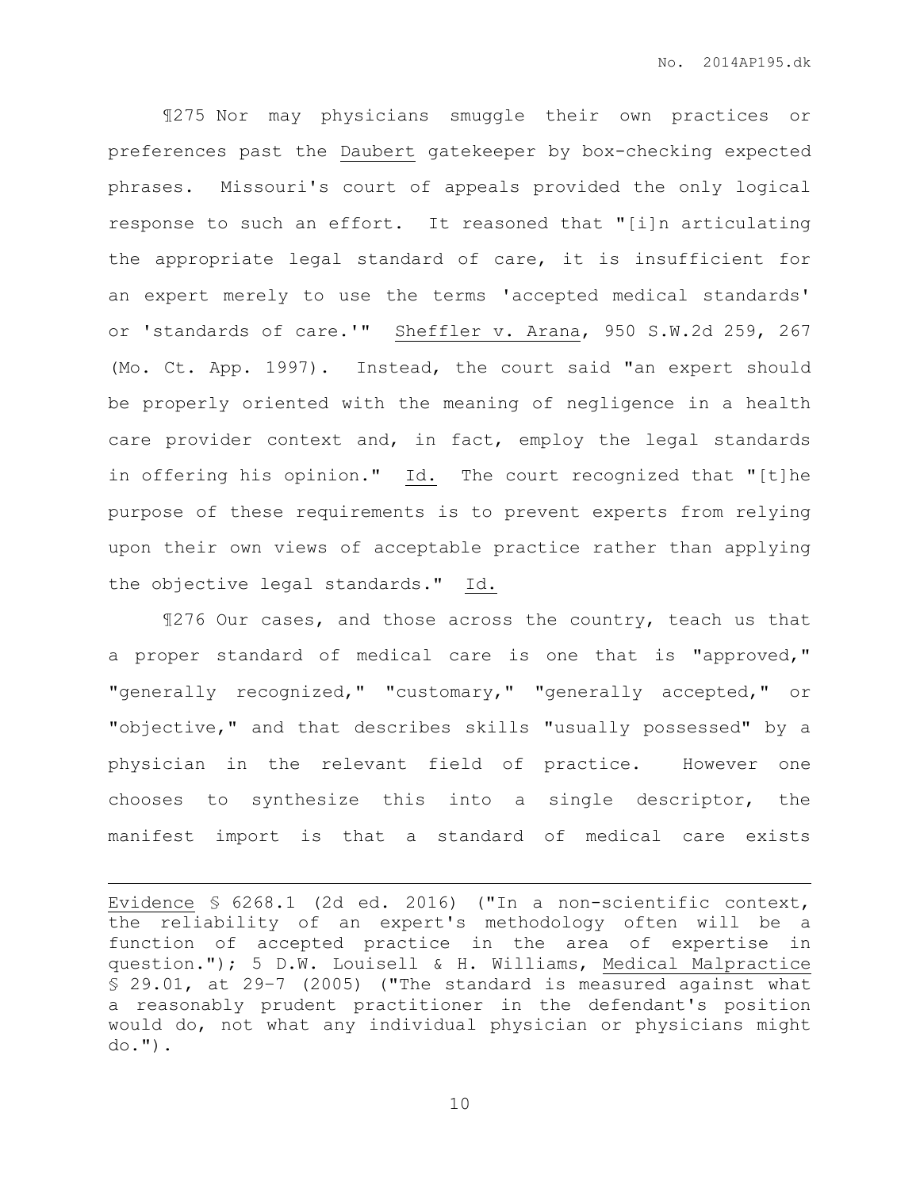¶275 Nor may physicians smuggle their own practices or preferences past the Daubert gatekeeper by box-checking expected phrases. Missouri's court of appeals provided the only logical response to such an effort. It reasoned that "[i]n articulating the appropriate legal standard of care, it is insufficient for an expert merely to use the terms 'accepted medical standards' or 'standards of care.'" Sheffler v. Arana, 950 S.W.2d 259, 267 (Mo. Ct. App. 1997). Instead, the court said "an expert should be properly oriented with the meaning of negligence in a health care provider context and, in fact, employ the legal standards in offering his opinion." Id. The court recognized that "[t]he purpose of these requirements is to prevent experts from relying upon their own views of acceptable practice rather than applying the objective legal standards." Id.

¶276 Our cases, and those across the country, teach us that a proper standard of medical care is one that is "approved," "generally recognized," "customary," "generally accepted," or "objective," and that describes skills "usually possessed" by a physician in the relevant field of practice. However one chooses to synthesize this into a single descriptor, the manifest import is that a standard of medical care exists

---

Evidence § 6268.1 (2d ed. 2016) ("In a non-scientific context, the reliability of an expert's methodology often will be a function of accepted practice in the area of expertise in question."); 5 D.W. Louisell & H. Williams, Medical Malpractice § 29.01, at 29-7 (2005) ("The standard is measured against what a reasonably prudent practitioner in the defendant's position would do, not what any individual physician or physicians might do.").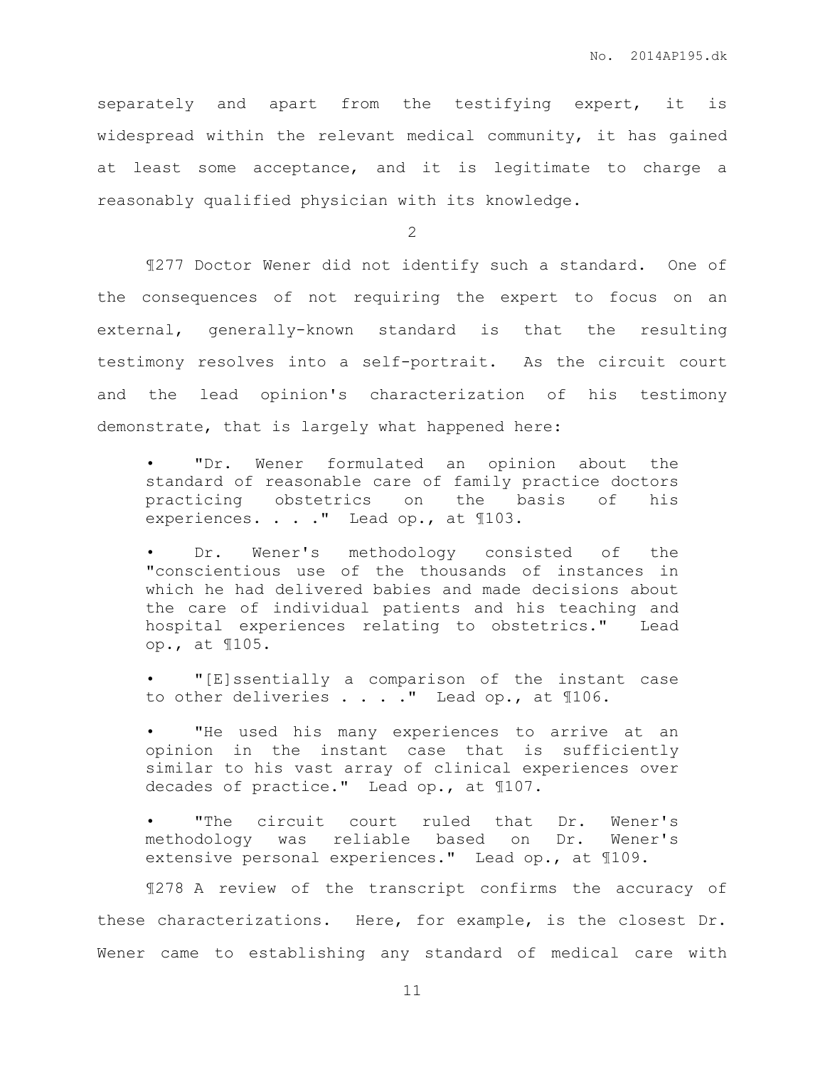separately and apart from the testifying expert, it is widespread within the relevant medical community, it has gained at least some acceptance, and it is legitimate to charge a reasonably qualified physician with its knowledge.

2

¶277 Doctor Wener did not identify such a standard. One of the consequences of not requiring the expert to focus on an external, generally-known standard is that the resulting testimony resolves into a self-portrait. As the circuit court and the lead opinion's characterization of his testimony demonstrate, that is largely what happened here:

- "Dr. Wener formulated an opinion about the standard of reasonable care of family practice doctors practicing obstetrics on the basis of his experiences. . . ." Lead op., at ¶103.

- Dr. Wener's methodology consisted of the "conscientious use of the thousands of instances in which he had delivered babies and made decisions about the care of individual patients and his teaching and hospital experiences relating to obstetrics." Lead op., at ¶105.

- "[E]ssentially a comparison of the instant case to other deliveries . . . ." Lead op., at ¶106.

- "He used his many experiences to arrive at an opinion in the instant case that is sufficiently similar to his vast array of clinical experiences over decades of practice." Lead op., at ¶107.

- "The circuit court ruled that Dr. Wener's methodology was reliable based on Dr. Wener's extensive personal experiences." Lead op., at ¶109.

¶278 A review of the transcript confirms the accuracy of these characterizations. Here, for example, is the closest Dr. Wener came to establishing any standard of medical care with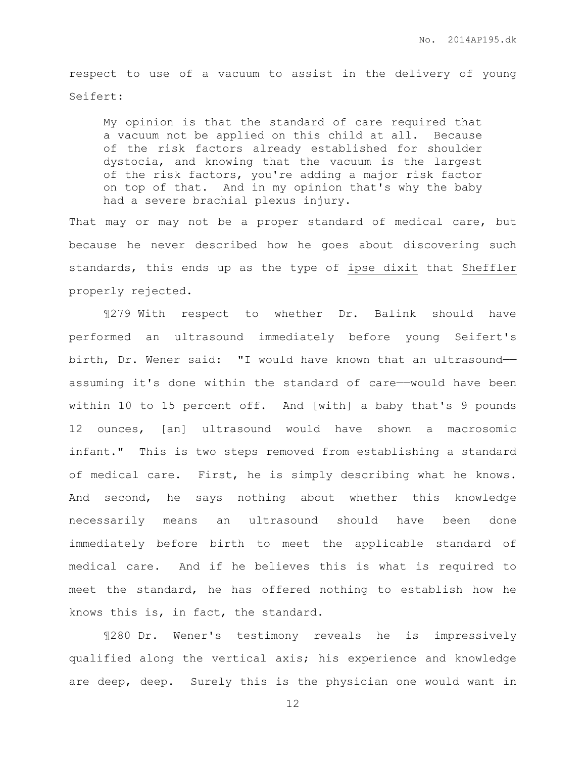respect to use of a vacuum to assist in the delivery of young Seifert:

> My opinion is that the standard of care required that a vacuum not be applied on this child at all. Because of the risk factors already established for shoulder dystocia, and knowing that the vacuum is the largest of the risk factors, you're adding a major risk factor on top of that. And in my opinion that's why the baby had a severe brachial plexus injury.

That may or may not be a proper standard of medical care, but because he never described how he goes about discovering such standards, this ends up as the type of ipse dixit that Sheffler properly rejected.

¶279 With respect to whether Dr. Balink should have performed an ultrasound immediately before young Seifert's birth, Dr. Wener said: "I would have known that an ultrasound——assuming it's done within the standard of care——would have been within 10 to 15 percent off. And [with] a baby that's 9 pounds 12 ounces, [an] ultrasound would have shown a macrosomic infant." This is two steps removed from establishing a standard of medical care. First, he is simply describing what he knows. And second, he says nothing about whether this knowledge necessarily means an ultrasound should have been done immediately before birth to meet the applicable standard of medical care. And if he believes this is what is required to meet the standard, he has offered nothing to establish how he knows this is, in fact, the standard.

¶280 Dr. Wener's testimony reveals he is impressively qualified along the vertical axis; his experience and knowledge are deep, deep. Surely this is the physician one would want in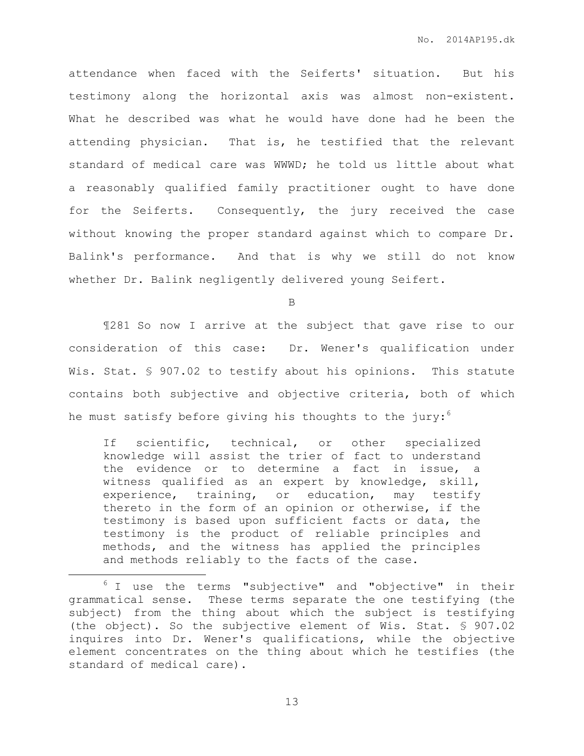attendance when faced with the Seiferts' situation. But his testimony along the horizontal axis was almost non-existent. What he described was what he would have done had he been the attending physician. That is, he testified that the relevant standard of medical care was WWWD; he told us little about what a reasonably qualified family practitioner ought to have done for the Seiferts. Consequently, the jury received the case without knowing the proper standard against which to compare Dr. Balink's performance. And that is why we still do not know whether Dr. Balink negligently delivered young Seifert.

B

¶281 So now I arrive at the subject that gave rise to our consideration of this case: Dr. Wener's qualification under Wis. Stat. § 907.02 to testify about his opinions. This statute contains both subjective and objective criteria, both of which he must satisfy before giving his thoughts to the jury:[6]

> If scientific, technical, or other specialized knowledge will assist the trier of fact to understand the evidence or to determine a fact in issue, a witness qualified as an expert by knowledge, skill, experience, training, or education, may testify thereto in the form of an opinion or otherwise, if the testimony is based upon sufficient facts or data, the testimony is the product of reliable principles and methods, and the witness has applied the principles and methods reliably to the facts of the case.

---

[6] I use the terms "subjective" and "objective" in their grammatical sense. These terms separate the one testifying (the subject) from the thing about which the subject is testifying (the object). So the subjective element of Wis. Stat. § 907.02 inquires into Dr. Wener's qualifications, while the objective element concentrates on the thing about which he testifies (the standard of medical care).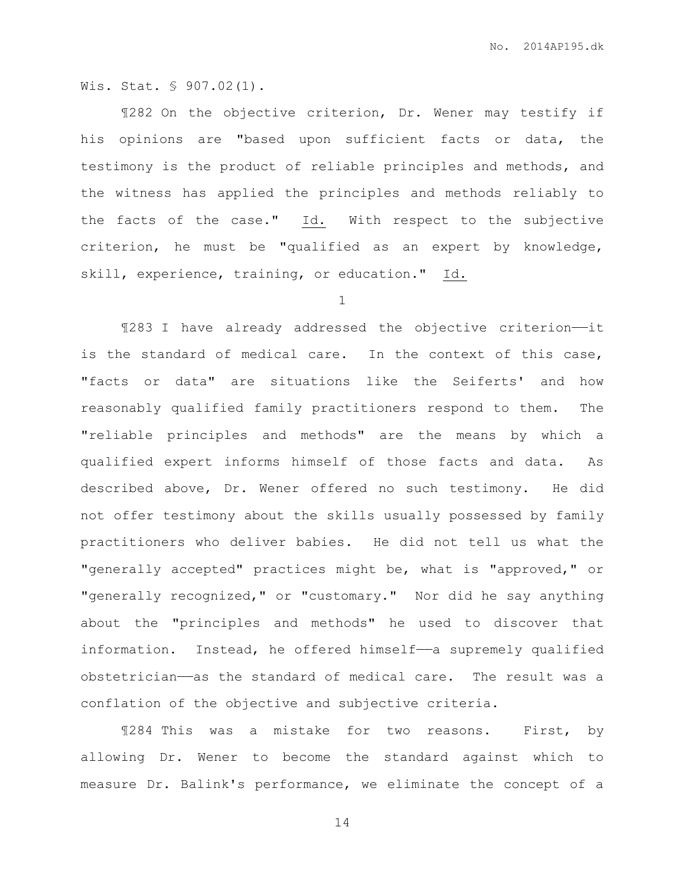Wis. Stat. § 907.02(1).

¶282 On the objective criterion, Dr. Wener may testify if his opinions are "based upon sufficient facts or data, the testimony is the product of reliable principles and methods, and the witness has applied the principles and methods reliably to the facts of the case." Id. With respect to the subjective criterion, he must be "qualified as an expert by knowledge, skill, experience, training, or education." Id.

1

¶283 I have already addressed the objective criterion——it is the standard of medical care. In the context of this case, "facts or data" are situations like the Seiferts' and how reasonably qualified family practitioners respond to them. The "reliable principles and methods" are the means by which a qualified expert informs himself of those facts and data. As described above, Dr. Wener offered no such testimony. He did not offer testimony about the skills usually possessed by family practitioners who deliver babies. He did not tell us what the "generally accepted" practices might be, what is "approved," or "generally recognized," or "customary." Nor did he say anything about the "principles and methods" he used to discover that information. Instead, he offered himself——a supremely qualified obstetrician——as the standard of medical care. The result was a conflation of the objective and subjective criteria.

¶284 This was a mistake for two reasons. First, by allowing Dr. Wener to become the standard against which to measure Dr. Balink's performance, we eliminate the concept of a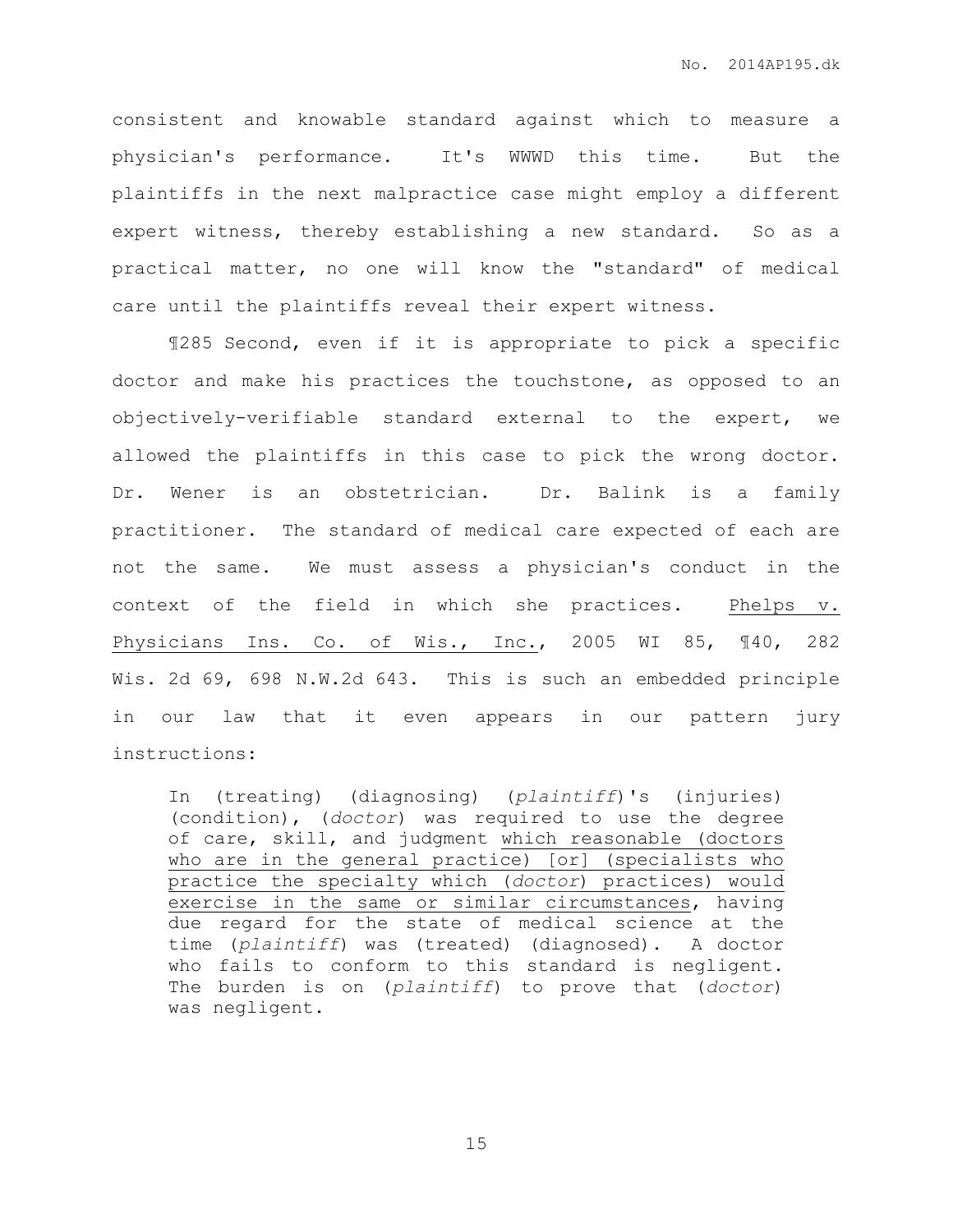consistent and knowable standard against which to measure a physician's performance. It's WWWD this time. But the plaintiffs in the next malpractice case might employ a different expert witness, thereby establishing a new standard. So as a practical matter, no one will know the "standard" of medical care until the plaintiffs reveal their expert witness.

¶285 Second, even if it is appropriate to pick a specific doctor and make his practices the touchstone, as opposed to an objectively-verifiable standard external to the expert, we allowed the plaintiffs in this case to pick the wrong doctor. Dr. Wener is an obstetrician. Dr. Balink is a family practitioner. The standard of medical care expected of each are not the same. We must assess a physician's conduct in the context of the field in which she practices. Phelps v. Physicians Ins. Co. of Wis., Inc., 2005 WI 85, ¶40, 282 Wis. 2d 69, 698 N.W.2d 643. This is such an embedded principle in our law that it even appears in our pattern jury instructions:

> In (treating) (diagnosing) (*plaintiff*)'s (injuries) (condition), (*doctor*) was required to use the degree of care, skill, and judgment <u>which reasonable (doctors who are in the general practice) [or] (specialists who practice the specialty which (*doctor*) practices) would exercise in the same or similar circumstances</u>, having due regard for the state of medical science at the time (*plaintiff*) was (treated) (diagnosed). A doctor who fails to conform to this standard is negligent. The burden is on (*plaintiff*) to prove that (*doctor*) was negligent.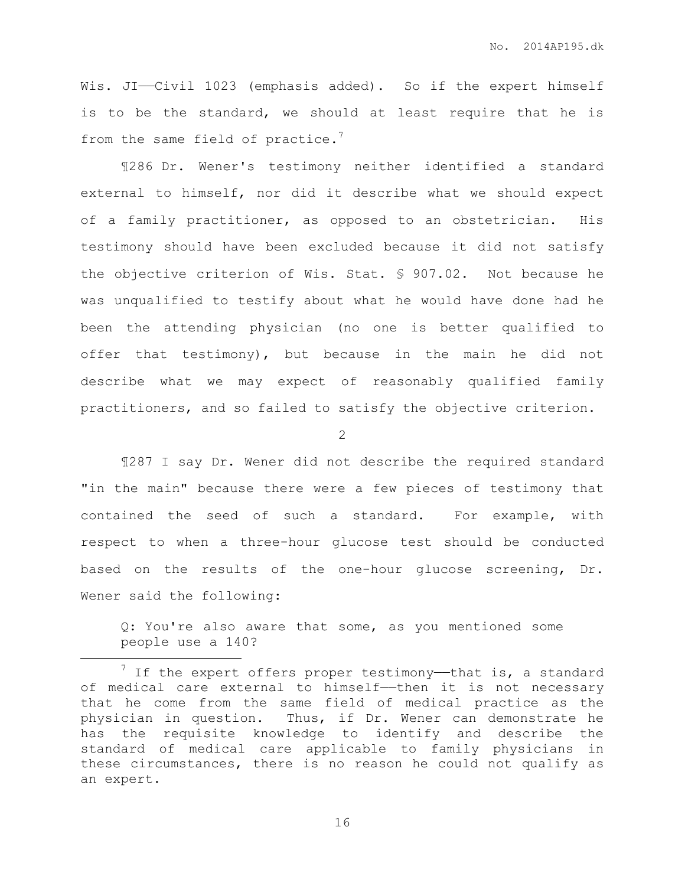Wis. JI——Civil 1023 (emphasis added). So if the expert himself is to be the standard, we should at least require that he is from the same field of practice.[7]

¶286 Dr. Wener's testimony neither identified a standard external to himself, nor did it describe what we should expect of a family practitioner, as opposed to an obstetrician. His testimony should have been excluded because it did not satisfy the objective criterion of Wis. Stat. § 907.02. Not because he was unqualified to testify about what he would have done had he been the attending physician (no one is better qualified to offer that testimony), but because in the main he did not describe what we may expect of reasonably qualified family practitioners, and so failed to satisfy the objective criterion.

2

¶287 I say Dr. Wener did not describe the required standard "in the main" because there were a few pieces of testimony that contained the seed of such a standard. For example, with respect to when a three-hour glucose test should be conducted based on the results of the one-hour glucose screening, Dr. Wener said the following:

> Q: You're also aware that some, as you mentioned some people use a 140?

[7] If the expert offers proper testimony——that is, a standard of medical care external to himself——then it is not necessary that he come from the same field of medical practice as the physician in question. Thus, if Dr. Wener can demonstrate he has the requisite knowledge to identify and describe the standard of medical care applicable to family physicians in these circumstances, there is no reason he could not qualify as an expert.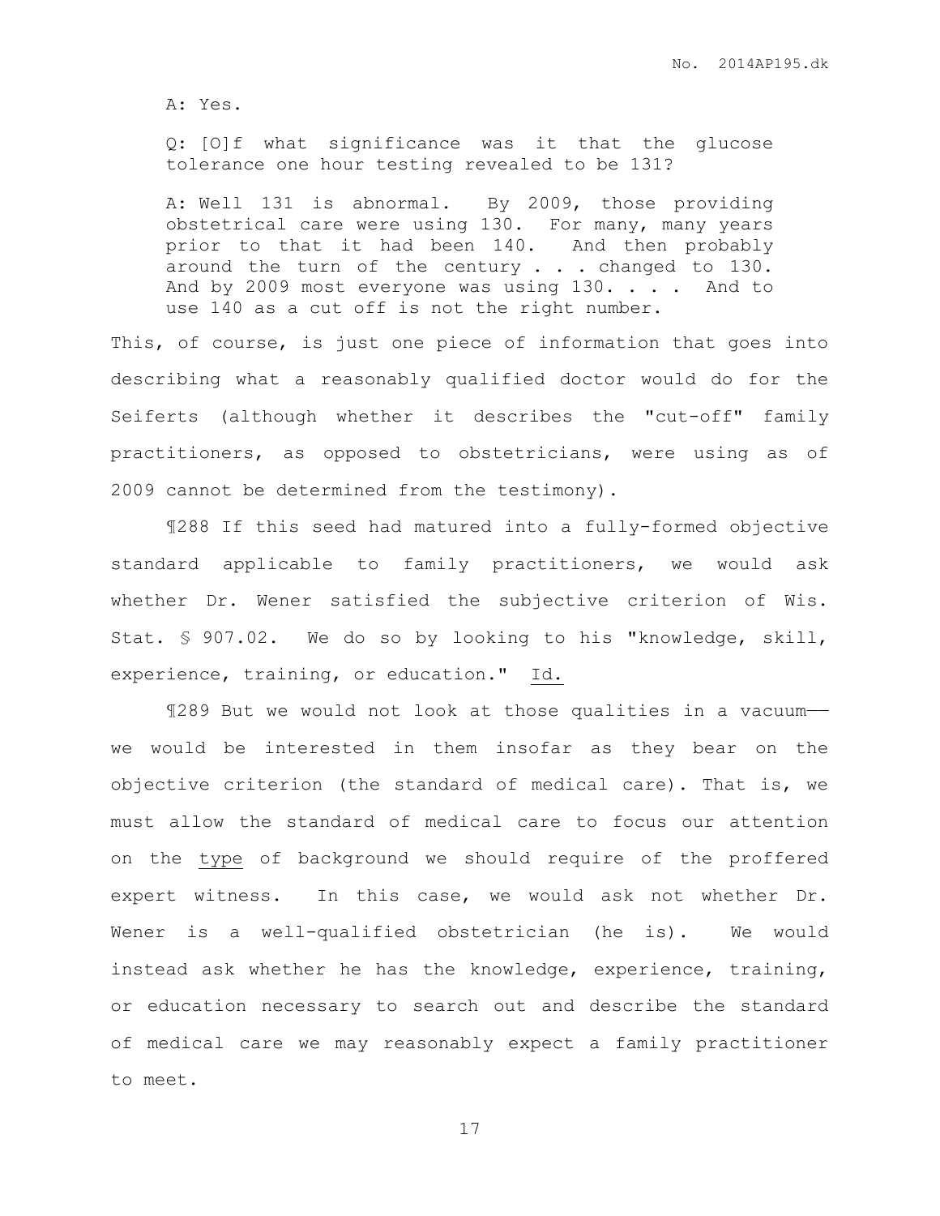A: Yes.

Q: [O]f what significance was it that the glucose tolerance one hour testing revealed to be 131?

A: Well 131 is abnormal. By 2009, those providing obstetrical care were using 130. For many, many years prior to that it had been 140. And then probably around the turn of the century . . . changed to 130. And by 2009 most everyone was using 130. . . . And to use 140 as a cut off is not the right number.

This, of course, is just one piece of information that goes into describing what a reasonably qualified doctor would do for the Seiferts (although whether it describes the "cut-off" family practitioners, as opposed to obstetricians, were using as of 2009 cannot be determined from the testimony).

¶288 If this seed had matured into a fully-formed objective standard applicable to family practitioners, we would ask whether Dr. Wener satisfied the subjective criterion of Wis. Stat. § 907.02. We do so by looking to his "knowledge, skill, experience, training, or education." Id.

¶289 But we would not look at those qualities in a vacuum—— we would be interested in them insofar as they bear on the objective criterion (the standard of medical care). That is, we must allow the standard of medical care to focus our attention on the type of background we should require of the proffered expert witness. In this case, we would ask not whether Dr. Wener is a well-qualified obstetrician (he is). We would instead ask whether he has the knowledge, experience, training, or education necessary to search out and describe the standard of medical care we may reasonably expect a family practitioner to meet.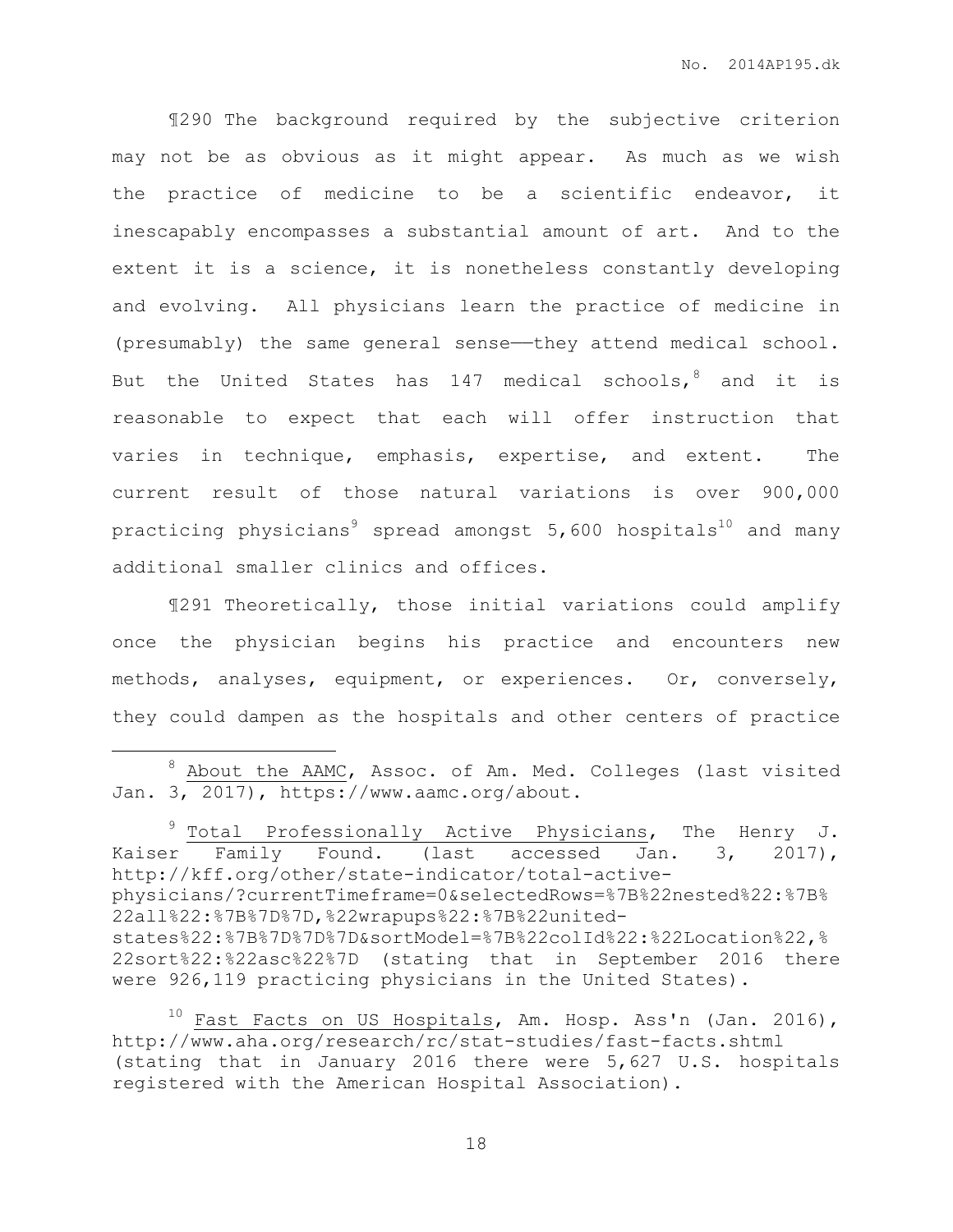¶290 The background required by the subjective criterion may not be as obvious as it might appear. As much as we wish the practice of medicine to be a scientific endeavor, it inescapably encompasses a substantial amount of art. And to the extent it is a science, it is nonetheless constantly developing and evolving. All physicians learn the practice of medicine in (presumably) the same general sense——they attend medical school. But the United States has 147 medical schools,[8] and it is reasonable to expect that each will offer instruction that varies in technique, emphasis, expertise, and extent. The current result of those natural variations is over 900,000 practicing physicians[9] spread amongst 5,600 hospitals[10] and many additional smaller clinics and offices.

¶291 Theoretically, those initial variations could amplify once the physician begins his practice and encounters new methods, analyses, equipment, or experiences. Or, conversely, they could dampen as the hospitals and other centers of practice

---

[8] About the AAMC, Assoc. of Am. Med. Colleges (last visited Jan. 3, 2017), https://www.aamc.org/about.

[9] Total Professionally Active Physicians, The Henry J. Kaiser Family Found. (last accessed Jan. 3, 2017), http://kff.org/other/state-indicator/total-active-physicians/?currentTimeframe=0&selectedRows=%7B%22nested%22:%7B%22all%22:%7B%7D%7D,%22wrapups%22:%7B%22united-states%22:%7B%7D%7D%7D&sortModel=%7B%22colId%22:%22Location%22,%22sort%22:%22asc%22%7D (stating that in September 2016 there were 926,119 practicing physicians in the United States).

[10] Fast Facts on US Hospitals, Am. Hosp. Ass'n (Jan. 2016), http://www.aha.org/research/rc/stat-studies/fast-facts.shtml (stating that in January 2016 there were 5,627 U.S. hospitals registered with the American Hospital Association).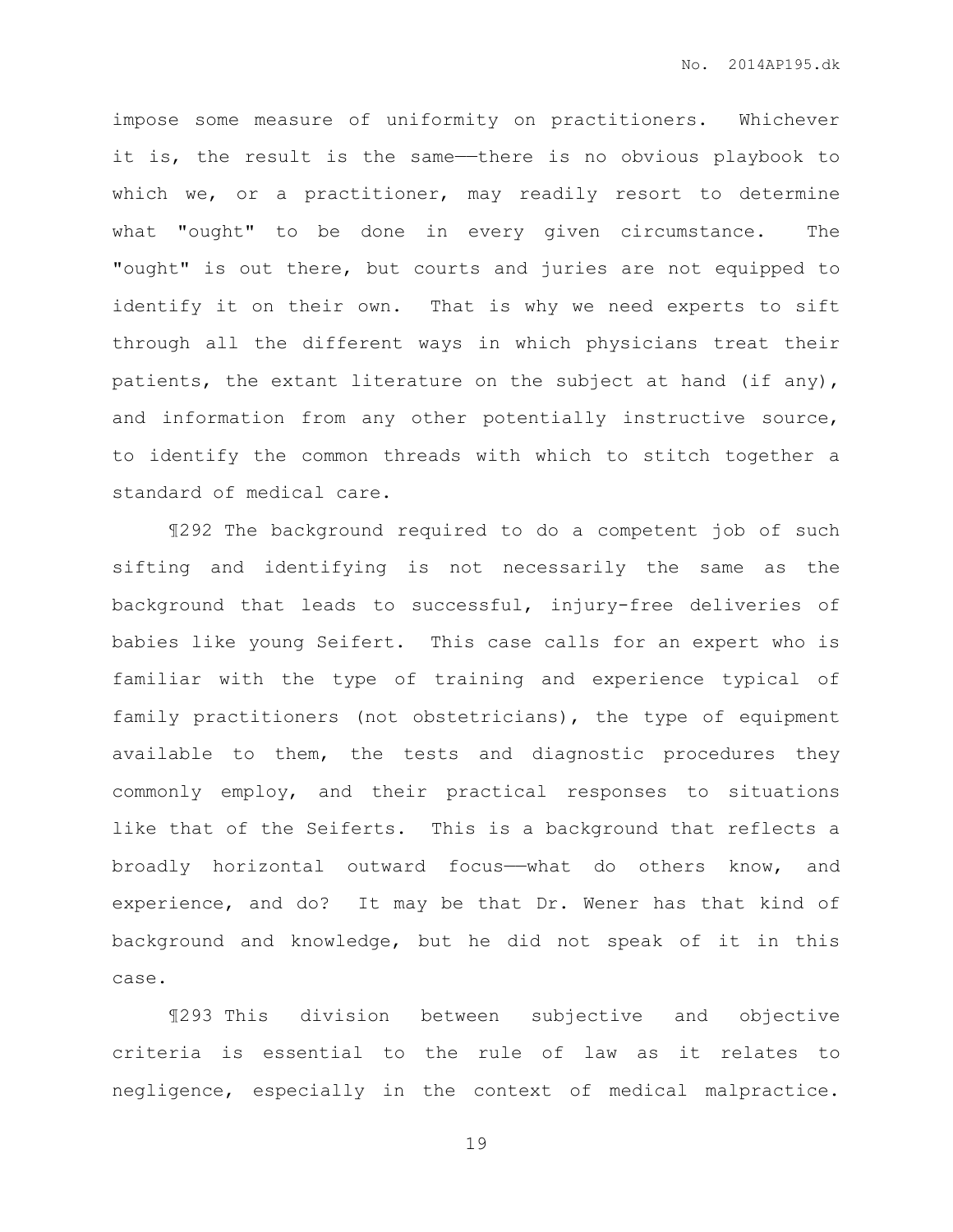impose some measure of uniformity on practitioners. Whichever it is, the result is the same——there is no obvious playbook to which we, or a practitioner, may readily resort to determine what "ought" to be done in every given circumstance. The "ought" is out there, but courts and juries are not equipped to identify it on their own. That is why we need experts to sift through all the different ways in which physicians treat their patients, the extant literature on the subject at hand (if any), and information from any other potentially instructive source, to identify the common threads with which to stitch together a standard of medical care.

¶292 The background required to do a competent job of such sifting and identifying is not necessarily the same as the background that leads to successful, injury-free deliveries of babies like young Seifert. This case calls for an expert who is familiar with the type of training and experience typical of family practitioners (not obstetricians), the type of equipment available to them, the tests and diagnostic procedures they commonly employ, and their practical responses to situations like that of the Seiferts. This is a background that reflects a broadly horizontal outward focus——what do others know, and experience, and do? It may be that Dr. Wener has that kind of background and knowledge, but he did not speak of it in this case.

¶293 This division between subjective and objective criteria is essential to the rule of law as it relates to negligence, especially in the context of medical malpractice.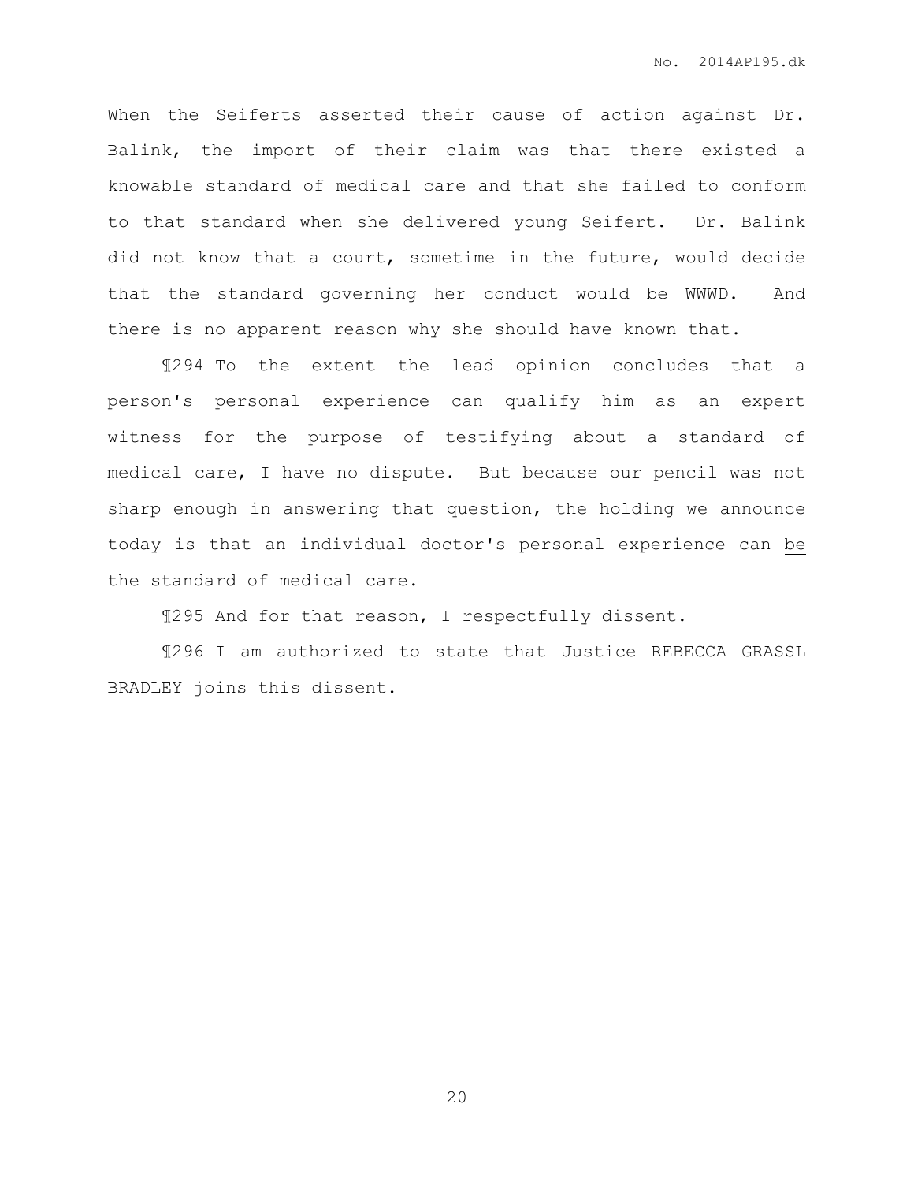When the Seiferts asserted their cause of action against Dr. Balink, the import of their claim was that there existed a knowable standard of medical care and that she failed to conform to that standard when she delivered young Seifert. Dr. Balink did not know that a court, sometime in the future, would decide that the standard governing her conduct would be WWWD. And there is no apparent reason why she should have known that.

¶294 To the extent the lead opinion concludes that a person's personal experience can qualify him as an expert witness for the purpose of testifying about a standard of medical care, I have no dispute. But because our pencil was not sharp enough in answering that question, the holding we announce today is that an individual doctor's personal experience can <u>be</u> the standard of medical care.

¶295 And for that reason, I respectfully dissent.

¶296 I am authorized to state that Justice REBECCA GRASSL BRADLEY joins this dissent.